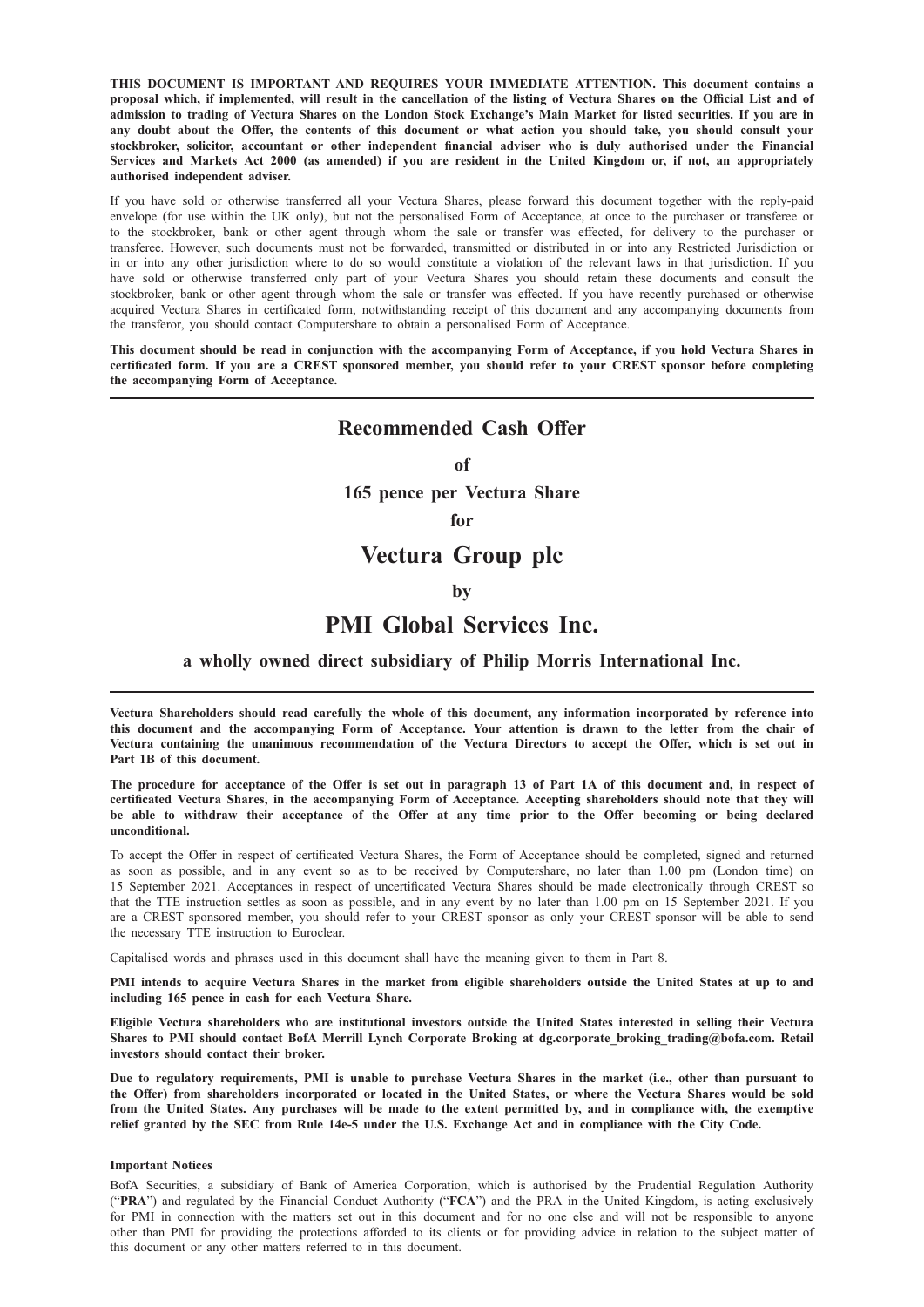**THIS DOCUMENT IS IMPORTANT AND REQUIRES YOUR IMMEDIATE ATTENTION. This document contains a proposal which, if implemented, will result in the cancellation of the listing of Vectura Shares on the Official List and of admission to trading of Vectura Shares on the London Stock Exchange's Main Market for listed securities. If you are in any doubt about the Offer, the contents of this document or what action you should take, you should consult your stockbroker, solicitor, accountant or other independent financial adviser who is duly authorised under the Financial Services and Markets Act 2000 (as amended) if you are resident in the United Kingdom or, if not, an appropriately authorised independent adviser.**

If you have sold or otherwise transferred all your Vectura Shares, please forward this document together with the reply-paid envelope (for use within the UK only), but not the personalised Form of Acceptance, at once to the purchaser or transferee or to the stockbroker, bank or other agent through whom the sale or transfer was effected, for delivery to the purchaser or transferee. However, such documents must not be forwarded, transmitted or distributed in or into any Restricted Jurisdiction or in or into any other jurisdiction where to do so would constitute a violation of the relevant laws in that jurisdiction. If you have sold or otherwise transferred only part of your Vectura Shares you should retain these documents and consult the stockbroker, bank or other agent through whom the sale or transfer was effected. If you have recently purchased or otherwise acquired Vectura Shares in certificated form, notwithstanding receipt of this document and any accompanying documents from the transferor, you should contact Computershare to obtain a personalised Form of Acceptance.

**This document should be read in conjunction with the accompanying Form of Acceptance, if you hold Vectura Shares in certificated form. If you are a CREST sponsored member, you should refer to your CREST sponsor before completing the accompanying Form of Acceptance.**

---

# Recommended Cash Offer

**of**

**165 pence per Vectura Share**

**for**

# Vectura Group plc

**by**

# PMI Global Services Inc.

**a wholly owned direct subsidiary of Philip Morris International Inc.**

---

**Vectura Shareholders should read carefully the whole of this document, any information incorporated by reference into this document and the accompanying Form of Acceptance. Your attention is drawn to the letter from the chair of Vectura containing the unanimous recommendation of the Vectura Directors to accept the Offer, which is set out in Part 1B of this document.**

**The procedure for acceptance of the Offer is set out in paragraph 13 of Part 1A of this document and, in respect of certificated Vectura Shares, in the accompanying Form of Acceptance. Accepting shareholders should note that they will be able to withdraw their acceptance of the Offer at any time prior to the Offer becoming or being declared unconditional.**

To accept the Offer in respect of certificated Vectura Shares, the Form of Acceptance should be completed, signed and returned as soon as possible, and in any event so as to be received by Computershare, no later than 1.00 pm (London time) on 15 September 2021. Acceptances in respect of uncertificated Vectura Shares should be made electronically through CREST so that the TTE instruction settles as soon as possible, and in any event by no later than 1.00 pm on 15 September 2021. If you are a CREST sponsored member, you should refer to your CREST sponsor as only your CREST sponsor will be able to send the necessary TTE instruction to Euroclear.

Capitalised words and phrases used in this document shall have the meaning given to them in Part 8.

**PMI intends to acquire Vectura Shares in the market from eligible shareholders outside the United States at up to and including 165 pence in cash for each Vectura Share.**

**Eligible Vectura shareholders who are institutional investors outside the United States interested in selling their Vectura Shares to PMI should contact BofA Merrill Lynch Corporate Broking at dg.corporate_broking_trading@bofa.com. Retail investors should contact their broker.**

**Due to regulatory requirements, PMI is unable to purchase Vectura Shares in the market (i.e., other than pursuant to the Offer) from shareholders incorporated or located in the United States, or where the Vectura Shares would be sold from the United States. Any purchases will be made to the extent permitted by, and in compliance with, the exemptive relief granted by the SEC from Rule 14e-5 under the U.S. Exchange Act and in compliance with the City Code.**

**Important Notices**

BofA Securities, a subsidiary of Bank of America Corporation, which is authorised by the Prudential Regulation Authority ("**PRA**") and regulated by the Financial Conduct Authority ("**FCA**") and the PRA in the United Kingdom, is acting exclusively for PMI in connection with the matters set out in this document and for no one else and will not be responsible to anyone other than PMI for providing the protections afforded to its clients or for providing advice in relation to the subject matter of this document or any other matters referred to in this document.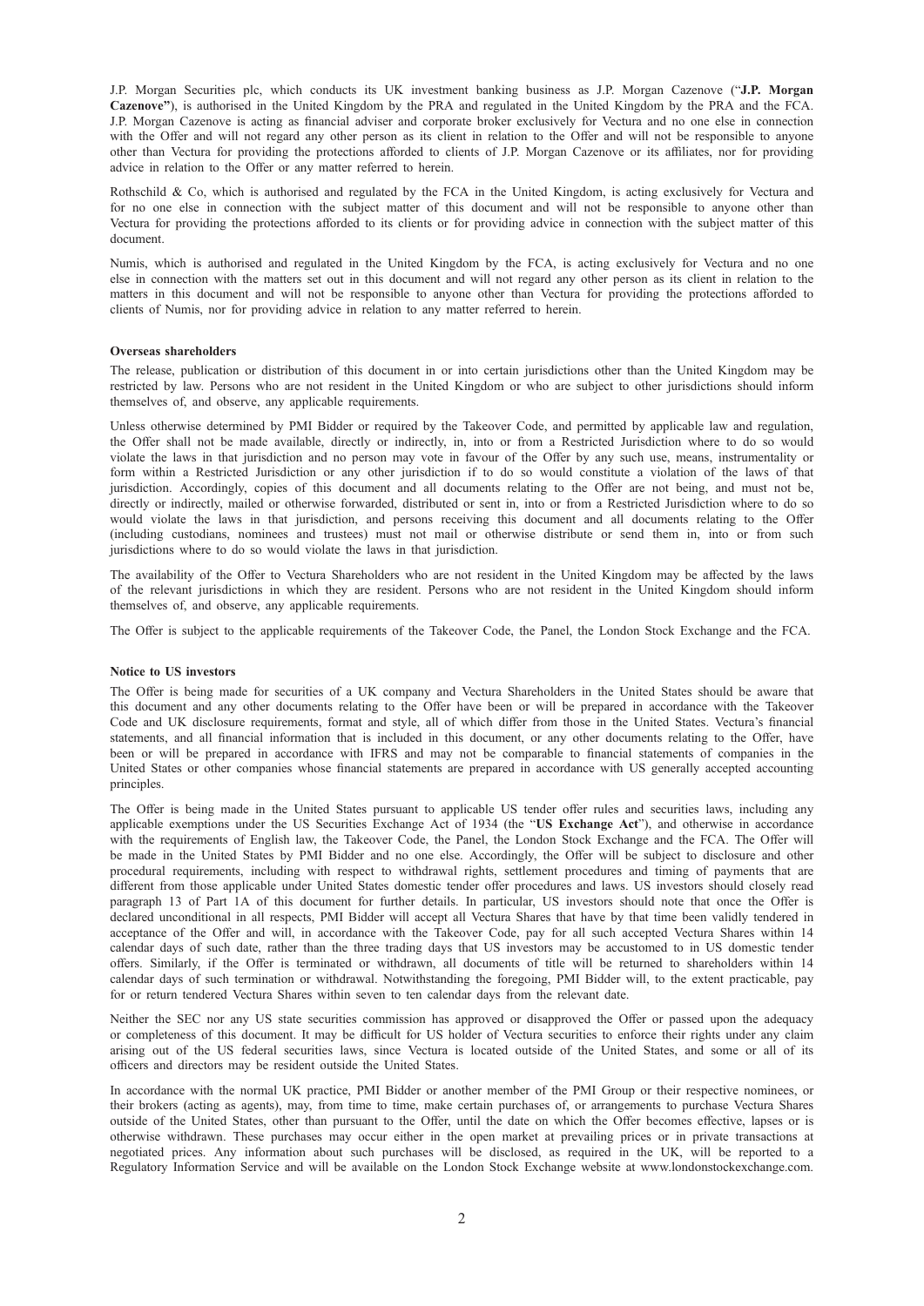J.P. Morgan Securities plc, which conducts its UK investment banking business as J.P. Morgan Cazenove ("**J.P. Morgan Cazenove"**), is authorised in the United Kingdom by the PRA and regulated in the United Kingdom by the PRA and the FCA. J.P. Morgan Cazenove is acting as financial adviser and corporate broker exclusively for Vectura and no one else in connection with the Offer and will not regard any other person as its client in relation to the Offer and will not be responsible to anyone other than Vectura for providing the protections afforded to clients of J.P. Morgan Cazenove or its affiliates, nor for providing advice in relation to the Offer or any matter referred to herein.

Rothschild & Co, which is authorised and regulated by the FCA in the United Kingdom, is acting exclusively for Vectura and for no one else in connection with the subject matter of this document and will not be responsible to anyone other than Vectura for providing the protections afforded to its clients or for providing advice in connection with the subject matter of this document.

Numis, which is authorised and regulated in the United Kingdom by the FCA, is acting exclusively for Vectura and no one else in connection with the matters set out in this document and will not regard any other person as its client in relation to the matters in this document and will not be responsible to anyone other than Vectura for providing the protections afforded to clients of Numis, nor for providing advice in relation to any matter referred to herein.

**Overseas shareholders**

The release, publication or distribution of this document in or into certain jurisdictions other than the United Kingdom may be restricted by law. Persons who are not resident in the United Kingdom or who are subject to other jurisdictions should inform themselves of, and observe, any applicable requirements.

Unless otherwise determined by PMI Bidder or required by the Takeover Code, and permitted by applicable law and regulation, the Offer shall not be made available, directly or indirectly, in, into or from a Restricted Jurisdiction where to do so would violate the laws in that jurisdiction and no person may vote in favour of the Offer by any such use, means, instrumentality or form within a Restricted Jurisdiction or any other jurisdiction if to do so would constitute a violation of the laws of that jurisdiction. Accordingly, copies of this document and all documents relating to the Offer are not being, and must not be, directly or indirectly, mailed or otherwise forwarded, distributed or sent in, into or from a Restricted Jurisdiction where to do so would violate the laws in that jurisdiction, and persons receiving this document and all documents relating to the Offer (including custodians, nominees and trustees) must not mail or otherwise distribute or send them in, into or from such jurisdictions where to do so would violate the laws in that jurisdiction.

The availability of the Offer to Vectura Shareholders who are not resident in the United Kingdom may be affected by the laws of the relevant jurisdictions in which they are resident. Persons who are not resident in the United Kingdom should inform themselves of, and observe, any applicable requirements.

The Offer is subject to the applicable requirements of the Takeover Code, the Panel, the London Stock Exchange and the FCA.

**Notice to US investors**

The Offer is being made for securities of a UK company and Vectura Shareholders in the United States should be aware that this document and any other documents relating to the Offer have been or will be prepared in accordance with the Takeover Code and UK disclosure requirements, format and style, all of which differ from those in the United States. Vectura's financial statements, and all financial information that is included in this document, or any other documents relating to the Offer, have been or will be prepared in accordance with IFRS and may not be comparable to financial statements of companies in the United States or other companies whose financial statements are prepared in accordance with US generally accepted accounting principles.

The Offer is being made in the United States pursuant to applicable US tender offer rules and securities laws, including any applicable exemptions under the US Securities Exchange Act of 1934 (the "**US Exchange Act**"), and otherwise in accordance with the requirements of English law, the Takeover Code, the Panel, the London Stock Exchange and the FCA. The Offer will be made in the United States by PMI Bidder and no one else. Accordingly, the Offer will be subject to disclosure and other procedural requirements, including with respect to withdrawal rights, settlement procedures and timing of payments that are different from those applicable under United States domestic tender offer procedures and laws. US investors should closely read paragraph 13 of Part 1A of this document for further details. In particular, US investors should note that once the Offer is declared unconditional in all respects, PMI Bidder will accept all Vectura Shares that have by that time been validly tendered in acceptance of the Offer and will, in accordance with the Takeover Code, pay for all such accepted Vectura Shares within 14 calendar days of such date, rather than the three trading days that US investors may be accustomed to in US domestic tender offers. Similarly, if the Offer is terminated or withdrawn, all documents of title will be returned to shareholders within 14 calendar days of such termination or withdrawal. Notwithstanding the foregoing, PMI Bidder will, to the extent practicable, pay for or return tendered Vectura Shares within seven to ten calendar days from the relevant date.

Neither the SEC nor any US state securities commission has approved or disapproved the Offer or passed upon the adequacy or completeness of this document. It may be difficult for US holder of Vectura securities to enforce their rights under any claim arising out of the US federal securities laws, since Vectura is located outside of the United States, and some or all of its officers and directors may be resident outside the United States.

In accordance with the normal UK practice, PMI Bidder or another member of the PMI Group or their respective nominees, or their brokers (acting as agents), may, from time to time, make certain purchases of, or arrangements to purchase Vectura Shares outside of the United States, other than pursuant to the Offer, until the date on which the Offer becomes effective, lapses or is otherwise withdrawn. These purchases may occur either in the open market at prevailing prices or in private transactions at negotiated prices. Any information about such purchases will be disclosed, as required in the UK, will be reported to a Regulatory Information Service and will be available on the London Stock Exchange website at www.londonstockexchange.com.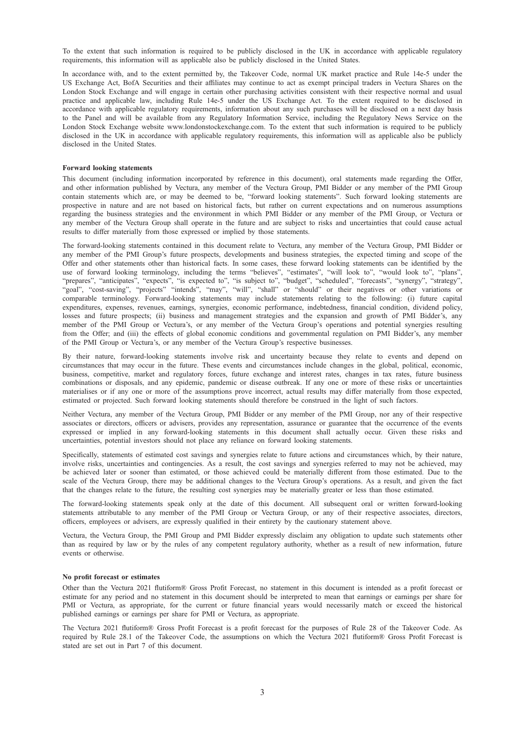To the extent that such information is required to be publicly disclosed in the UK in accordance with applicable regulatory requirements, this information will as applicable also be publicly disclosed in the United States.

In accordance with, and to the extent permitted by, the Takeover Code, normal UK market practice and Rule 14e-5 under the US Exchange Act, BofA Securities and their affiliates may continue to act as exempt principal traders in Vectura Shares on the London Stock Exchange and will engage in certain other purchasing activities consistent with their respective normal and usual practice and applicable law, including Rule 14e-5 under the US Exchange Act. To the extent required to be disclosed in accordance with applicable regulatory requirements, information about any such purchases will be disclosed on a next day basis to the Panel and will be available from any Regulatory Information Service, including the Regulatory News Service on the London Stock Exchange website www.londonstockexchange.com. To the extent that such information is required to be publicly disclosed in the UK in accordance with applicable regulatory requirements, this information will as applicable also be publicly disclosed in the United States.

**Forward looking statements**

This document (including information incorporated by reference in this document), oral statements made regarding the Offer, and other information published by Vectura, any member of the Vectura Group, PMI Bidder or any member of the PMI Group contain statements which are, or may be deemed to be, "forward looking statements". Such forward looking statements are prospective in nature and are not based on historical facts, but rather on current expectations and on numerous assumptions regarding the business strategies and the environment in which PMI Bidder or any member of the PMI Group, or Vectura or any member of the Vectura Group shall operate in the future and are subject to risks and uncertainties that could cause actual results to differ materially from those expressed or implied by those statements.

The forward-looking statements contained in this document relate to Vectura, any member of the Vectura Group, PMI Bidder or any member of the PMI Group's future prospects, developments and business strategies, the expected timing and scope of the Offer and other statements other than historical facts. In some cases, these forward looking statements can be identified by the use of forward looking terminology, including the terms "believes", "estimates", "will look to", "would look to", "plans", "prepares", "anticipates", "expects", "is expected to", "is subject to", "budget", "scheduled", "forecasts", "synergy", "strategy", "goal", "cost-saving", "projects" "intends", "may", "will", "shall" or "should" or their negatives or other variations or comparable terminology. Forward-looking statements may include statements relating to the following: (i) future capital expenditures, expenses, revenues, earnings, synergies, economic performance, indebtedness, financial condition, dividend policy, losses and future prospects; (ii) business and management strategies and the expansion and growth of PMI Bidder's, any member of the PMI Group or Vectura's, or any member of the Vectura Group's operations and potential synergies resulting from the Offer; and (iii) the effects of global economic conditions and governmental regulation on PMI Bidder's, any member of the PMI Group or Vectura's, or any member of the Vectura Group's respective businesses.

By their nature, forward-looking statements involve risk and uncertainty because they relate to events and depend on circumstances that may occur in the future. These events and circumstances include changes in the global, political, economic, business, competitive, market and regulatory forces, future exchange and interest rates, changes in tax rates, future business combinations or disposals, and any epidemic, pandemic or disease outbreak. If any one or more of these risks or uncertainties materialises or if any one or more of the assumptions prove incorrect, actual results may differ materially from those expected, estimated or projected. Such forward looking statements should therefore be construed in the light of such factors.

Neither Vectura, any member of the Vectura Group, PMI Bidder or any member of the PMI Group, nor any of their respective associates or directors, officers or advisers, provides any representation, assurance or guarantee that the occurrence of the events expressed or implied in any forward-looking statements in this document shall actually occur. Given these risks and uncertainties, potential investors should not place any reliance on forward looking statements.

Specifically, statements of estimated cost savings and synergies relate to future actions and circumstances which, by their nature, involve risks, uncertainties and contingencies. As a result, the cost savings and synergies referred to may not be achieved, may be achieved later or sooner than estimated, or those achieved could be materially different from those estimated. Due to the scale of the Vectura Group, there may be additional changes to the Vectura Group's operations. As a result, and given the fact that the changes relate to the future, the resulting cost synergies may be materially greater or less than those estimated.

The forward-looking statements speak only at the date of this document. All subsequent oral or written forward-looking statements attributable to any member of the PMI Group or Vectura Group, or any of their respective associates, directors, officers, employees or advisers, are expressly qualified in their entirety by the cautionary statement above.

Vectura, the Vectura Group, the PMI Group and PMI Bidder expressly disclaim any obligation to update such statements other than as required by law or by the rules of any competent regulatory authority, whether as a result of new information, future events or otherwise.

**No profit forecast or estimates**

Other than the Vectura 2021 flutiform® Gross Profit Forecast, no statement in this document is intended as a profit forecast or estimate for any period and no statement in this document should be interpreted to mean that earnings or earnings per share for PMI or Vectura, as appropriate, for the current or future financial years would necessarily match or exceed the historical published earnings or earnings per share for PMI or Vectura, as appropriate.

The Vectura 2021 flutiform® Gross Profit Forecast is a profit forecast for the purposes of Rule 28 of the Takeover Code. As required by Rule 28.1 of the Takeover Code, the assumptions on which the Vectura 2021 flutiform® Gross Profit Forecast is stated are set out in Part 7 of this document.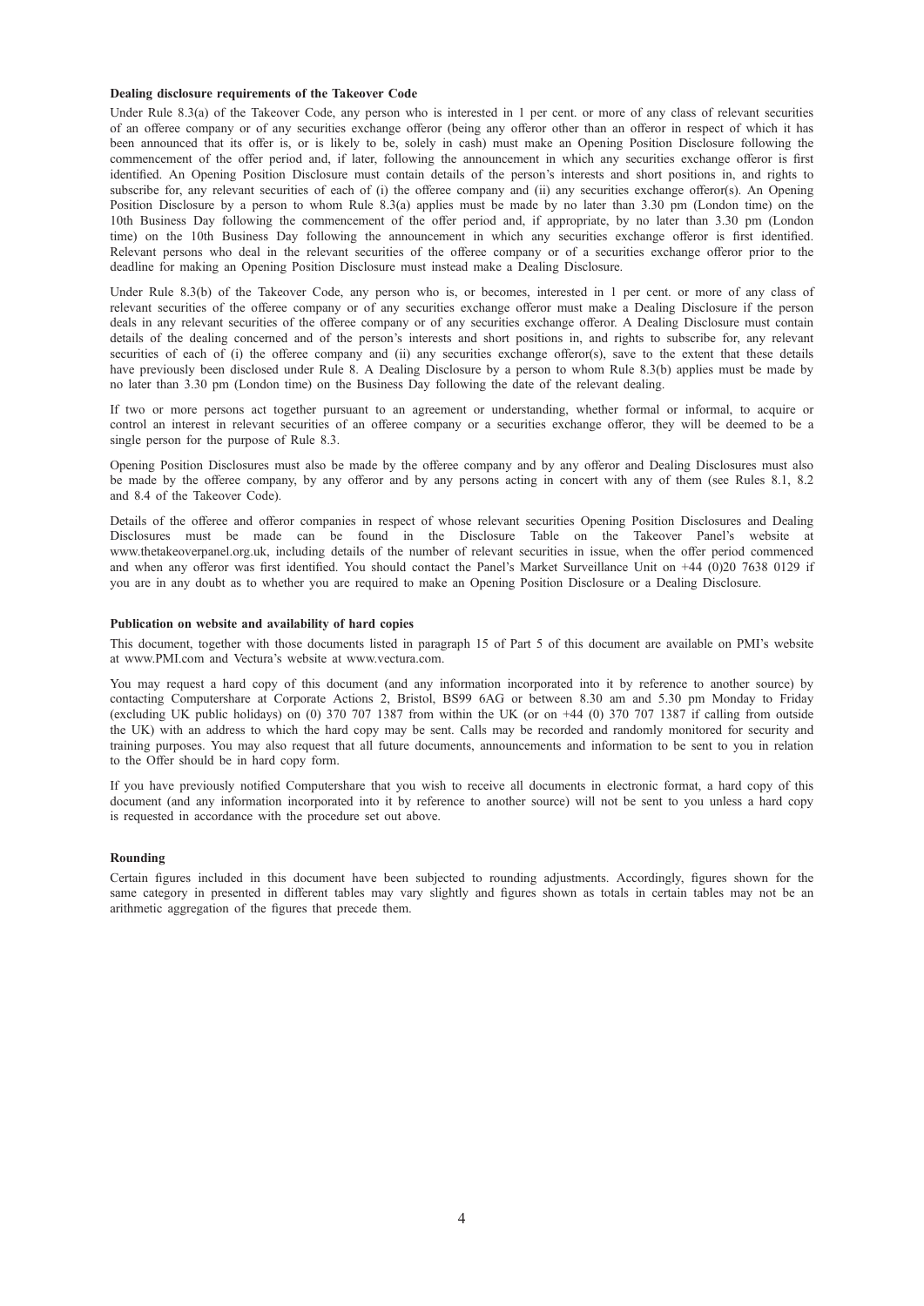**Dealing disclosure requirements of the Takeover Code**

Under Rule 8.3(a) of the Takeover Code, any person who is interested in 1 per cent. or more of any class of relevant securities of an offeree company or of any securities exchange offeror (being any offeror other than an offeror in respect of which it has been announced that its offer is, or is likely to be, solely in cash) must make an Opening Position Disclosure following the commencement of the offer period and, if later, following the announcement in which any securities exchange offeror is first identified. An Opening Position Disclosure must contain details of the person's interests and short positions in, and rights to subscribe for, any relevant securities of each of (i) the offeree company and (ii) any securities exchange offeror(s). An Opening Position Disclosure by a person to whom Rule 8.3(a) applies must be made by no later than 3.30 pm (London time) on the 10th Business Day following the commencement of the offer period and, if appropriate, by no later than 3.30 pm (London time) on the 10th Business Day following the announcement in which any securities exchange offeror is first identified. Relevant persons who deal in the relevant securities of the offeree company or of a securities exchange offeror prior to the deadline for making an Opening Position Disclosure must instead make a Dealing Disclosure.

Under Rule 8.3(b) of the Takeover Code, any person who is, or becomes, interested in 1 per cent. or more of any class of relevant securities of the offeree company or of any securities exchange offeror must make a Dealing Disclosure if the person deals in any relevant securities of the offeree company or of any securities exchange offeror. A Dealing Disclosure must contain details of the dealing concerned and of the person's interests and short positions in, and rights to subscribe for, any relevant securities of each of (i) the offeree company and (ii) any securities exchange offeror(s), save to the extent that these details have previously been disclosed under Rule 8. A Dealing Disclosure by a person to whom Rule 8.3(b) applies must be made by no later than 3.30 pm (London time) on the Business Day following the date of the relevant dealing.

If two or more persons act together pursuant to an agreement or understanding, whether formal or informal, to acquire or control an interest in relevant securities of an offeree company or a securities exchange offeror, they will be deemed to be a single person for the purpose of Rule 8.3.

Opening Position Disclosures must also be made by the offeree company and by any offeror and Dealing Disclosures must also be made by the offeree company, by any offeror and by any persons acting in concert with any of them (see Rules 8.1, 8.2 and 8.4 of the Takeover Code).

Details of the offeree and offeror companies in respect of whose relevant securities Opening Position Disclosures and Dealing Disclosures must be made can be found in the Disclosure Table on the Takeover Panel's website at www.thetakeoverpanel.org.uk, including details of the number of relevant securities in issue, when the offer period commenced and when any offeror was first identified. You should contact the Panel's Market Surveillance Unit on +44 (0)20 7638 0129 if you are in any doubt as to whether you are required to make an Opening Position Disclosure or a Dealing Disclosure.

**Publication on website and availability of hard copies**

This document, together with those documents listed in paragraph 15 of Part 5 of this document are available on PMI's website at www.PMI.com and Vectura's website at www.vectura.com.

You may request a hard copy of this document (and any information incorporated into it by reference to another source) by contacting Computershare at Corporate Actions 2, Bristol, BS99 6AG or between 8.30 am and 5.30 pm Monday to Friday (excluding UK public holidays) on (0) 370 707 1387 from within the UK (or on +44 (0) 370 707 1387 if calling from outside the UK) with an address to which the hard copy may be sent. Calls may be recorded and randomly monitored for security and training purposes. You may also request that all future documents, announcements and information to be sent to you in relation to the Offer should be in hard copy form.

If you have previously notified Computershare that you wish to receive all documents in electronic format, a hard copy of this document (and any information incorporated into it by reference to another source) will not be sent to you unless a hard copy is requested in accordance with the procedure set out above.

**Rounding**

Certain figures included in this document have been subjected to rounding adjustments. Accordingly, figures shown for the same category in presented in different tables may vary slightly and figures shown as totals in certain tables may not be an arithmetic aggregation of the figures that precede them.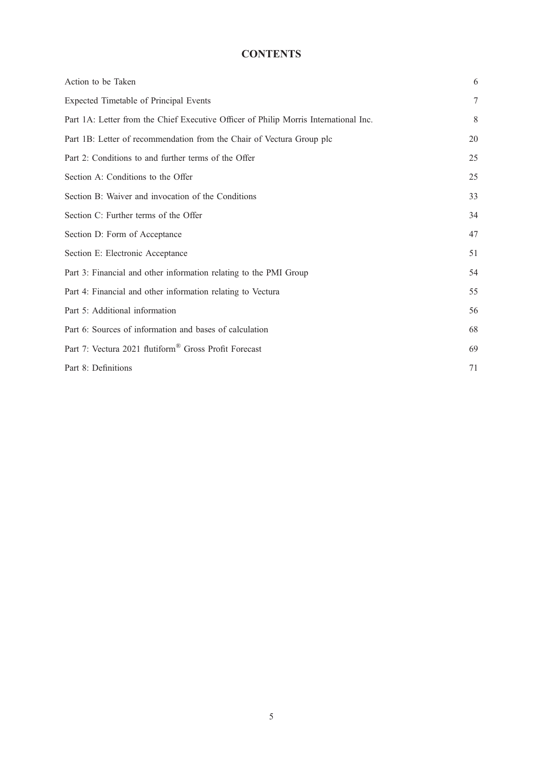# CONTENTS

| | |
|---|---|
| Action to be Taken | 6 |
| Expected Timetable of Principal Events | 7 |
| Part 1A: Letter from the Chief Executive Officer of Philip Morris International Inc. | 8 |
| Part 1B: Letter of recommendation from the Chair of Vectura Group plc | 20 |
| Part 2: Conditions to and further terms of the Offer | 25 |
| Section A: Conditions to the Offer | 25 |
| Section B: Waiver and invocation of the Conditions | 33 |
| Section C: Further terms of the Offer | 34 |
| Section D: Form of Acceptance | 47 |
| Section E: Electronic Acceptance | 51 |
| Part 3: Financial and other information relating to the PMI Group | 54 |
| Part 4: Financial and other information relating to Vectura | 55 |
| Part 5: Additional information | 56 |
| Part 6: Sources of information and bases of calculation | 68 |
| Part 7: Vectura 2021 flutiform® Gross Profit Forecast | 69 |
| Part 8: Definitions | 71 |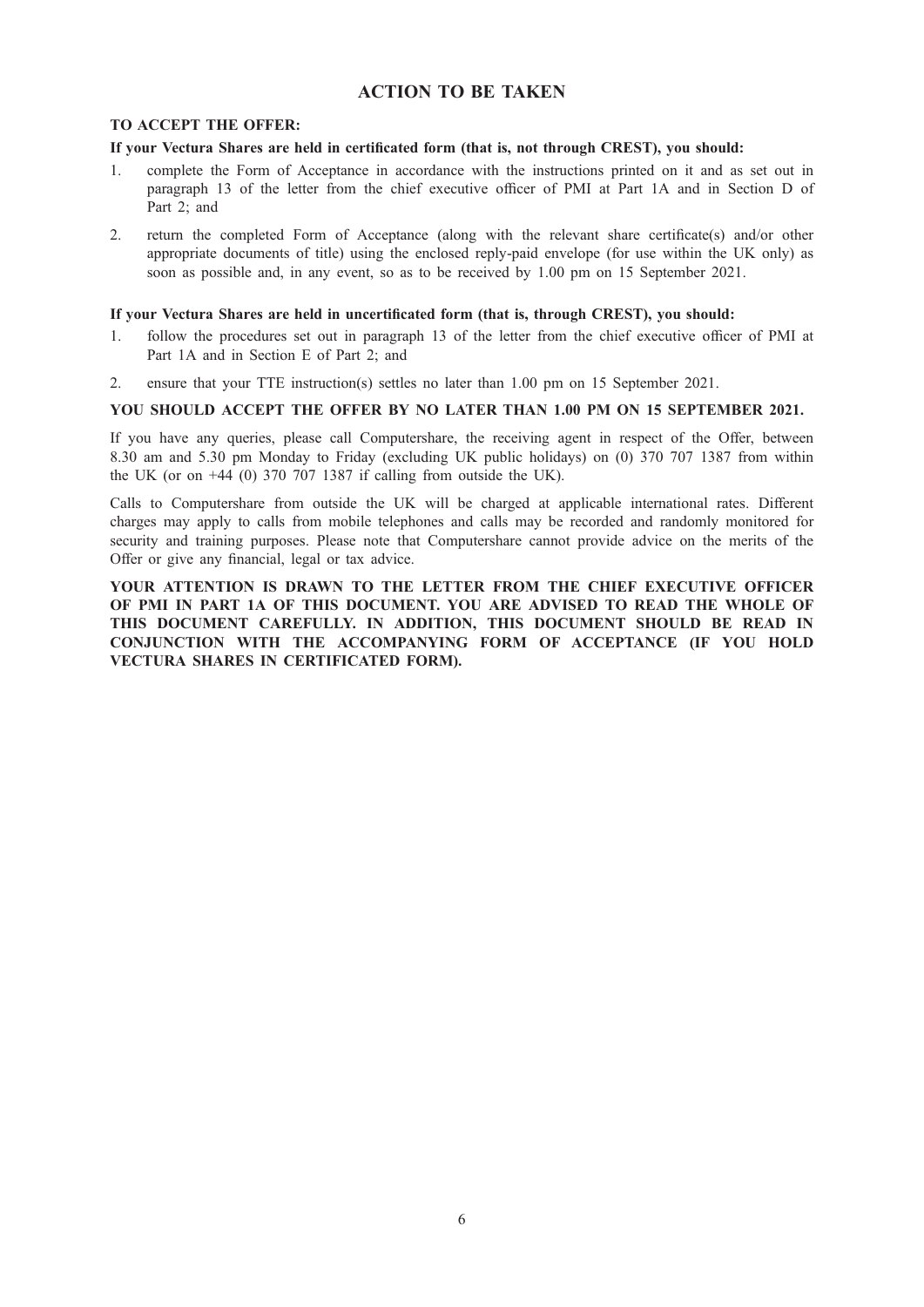# ACTION TO BE TAKEN

**TO ACCEPT THE OFFER:**

**If your Vectura Shares are held in certificated form (that is, not through CREST), you should:**

1. complete the Form of Acceptance in accordance with the instructions printed on it and as set out in paragraph 13 of the letter from the chief executive officer of PMI at Part 1A and in Section D of Part 2; and
2. return the completed Form of Acceptance (along with the relevant share certificate(s) and/or other appropriate documents of title) using the enclosed reply-paid envelope (for use within the UK only) as soon as possible and, in any event, so as to be received by 1.00 pm on 15 September 2021.

**If your Vectura Shares are held in uncertificated form (that is, through CREST), you should:**

1. follow the procedures set out in paragraph 13 of the letter from the chief executive officer of PMI at Part 1A and in Section E of Part 2; and
2. ensure that your TTE instruction(s) settles no later than 1.00 pm on 15 September 2021.

**YOU SHOULD ACCEPT THE OFFER BY NO LATER THAN 1.00 PM ON 15 SEPTEMBER 2021.**

If you have any queries, please call Computershare, the receiving agent in respect of the Offer, between 8.30 am and 5.30 pm Monday to Friday (excluding UK public holidays) on (0) 370 707 1387 from within the UK (or on +44 (0) 370 707 1387 if calling from outside the UK).

Calls to Computershare from outside the UK will be charged at applicable international rates. Different charges may apply to calls from mobile telephones and calls may be recorded and randomly monitored for security and training purposes. Please note that Computershare cannot provide advice on the merits of the Offer or give any financial, legal or tax advice.

**YOUR ATTENTION IS DRAWN TO THE LETTER FROM THE CHIEF EXECUTIVE OFFICER OF PMI IN PART 1A OF THIS DOCUMENT. YOU ARE ADVISED TO READ THE WHOLE OF THIS DOCUMENT CAREFULLY. IN ADDITION, THIS DOCUMENT SHOULD BE READ IN CONJUNCTION WITH THE ACCOMPANYING FORM OF ACCEPTANCE (IF YOU HOLD VECTURA SHARES IN CERTIFICATED FORM).**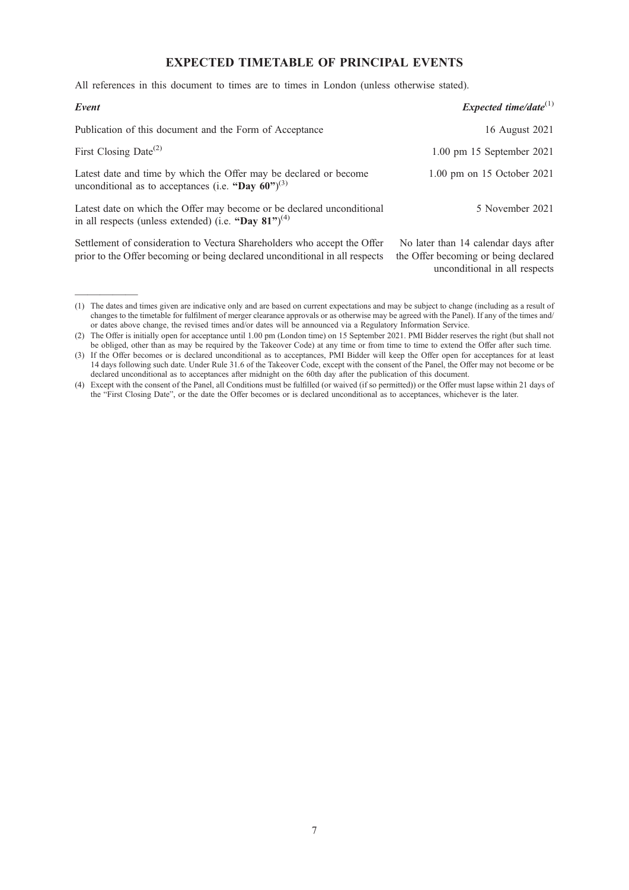## EXPECTED TIMETABLE OF PRINCIPAL EVENTS

All references in this document to times are to times in London (unless otherwise stated).

| ***Event*** | ***Expected time/date***[(1)] |
|---|---|
| Publication of this document and the Form of Acceptance | 16 August 2021 |
| First Closing Date[(2)] | 1.00 pm 15 September 2021 |
| Latest date and time by which the Offer may be declared or become unconditional as to acceptances (i.e. **"Day 60"**)[(3)] | 1.00 pm on 15 October 2021 |
| Latest date on which the Offer may become or be declared unconditional in all respects (unless extended) (i.e. **"Day 81"**)[(4)] | 5 November 2021 |
| Settlement of consideration to Vectura Shareholders who accept the Offer prior to the Offer becoming or being declared unconditional in all respects | No later than 14 calendar days after the Offer becoming or being declared unconditional in all respects |

---

(1) The dates and times given are indicative only and are based on current expectations and may be subject to change (including as a result of changes to the timetable for fulfilment of merger clearance approvals or as otherwise may be agreed with the Panel). If any of the times and/or dates above change, the revised times and/or dates will be announced via a Regulatory Information Service.

(2) The Offer is initially open for acceptance until 1.00 pm (London time) on 15 September 2021. PMI Bidder reserves the right (but shall not be obliged, other than as may be required by the Takeover Code) at any time or from time to time to extend the Offer after such time.

(3) If the Offer becomes or is declared unconditional as to acceptances, PMI Bidder will keep the Offer open for acceptances for at least 14 days following such date. Under Rule 31.6 of the Takeover Code, except with the consent of the Panel, the Offer may not become or be declared unconditional as to acceptances after midnight on the 60th day after the publication of this document.

(4) Except with the consent of the Panel, all Conditions must be fulfilled (or waived (if so permitted)) or the Offer must lapse within 21 days of the "First Closing Date", or the date the Offer becomes or is declared unconditional as to acceptances, whichever is the later.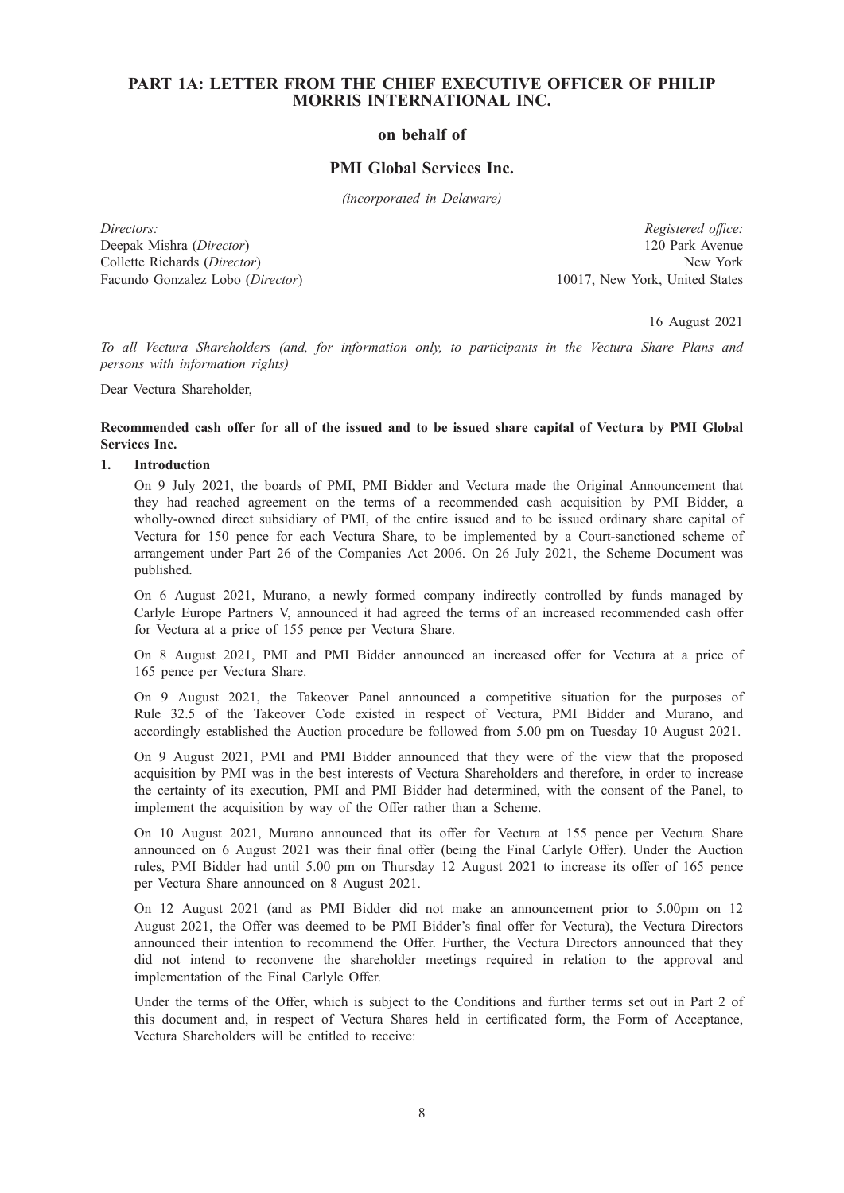# PART 1A: LETTER FROM THE CHIEF EXECUTIVE OFFICER OF PHILIP MORRIS INTERNATIONAL INC.

**on behalf of**

## PMI Global Services Inc.

*(incorporated in Delaware)*

*Directors:*
Deepak Mishra (*Director*)
Collette Richards (*Director*)
Facundo Gonzalez Lobo (*Director*)

*Registered office:*
120 Park Avenue
New York
10017, New York, United States

16 August 2021

*To all Vectura Shareholders (and, for information only, to participants in the Vectura Share Plans and persons with information rights)*

Dear Vectura Shareholder,

**Recommended cash offer for all of the issued and to be issued share capital of Vectura by PMI Global Services Inc.**

**1. Introduction**

On 9 July 2021, the boards of PMI, PMI Bidder and Vectura made the Original Announcement that they had reached agreement on the terms of a recommended cash acquisition by PMI Bidder, a wholly-owned direct subsidiary of PMI, of the entire issued and to be issued ordinary share capital of Vectura for 150 pence for each Vectura Share, to be implemented by a Court-sanctioned scheme of arrangement under Part 26 of the Companies Act 2006. On 26 July 2021, the Scheme Document was published.

On 6 August 2021, Murano, a newly formed company indirectly controlled by funds managed by Carlyle Europe Partners V, announced it had agreed the terms of an increased recommended cash offer for Vectura at a price of 155 pence per Vectura Share.

On 8 August 2021, PMI and PMI Bidder announced an increased offer for Vectura at a price of 165 pence per Vectura Share.

On 9 August 2021, the Takeover Panel announced a competitive situation for the purposes of Rule 32.5 of the Takeover Code existed in respect of Vectura, PMI Bidder and Murano, and accordingly established the Auction procedure be followed from 5.00 pm on Tuesday 10 August 2021.

On 9 August 2021, PMI and PMI Bidder announced that they were of the view that the proposed acquisition by PMI was in the best interests of Vectura Shareholders and therefore, in order to increase the certainty of its execution, PMI and PMI Bidder had determined, with the consent of the Panel, to implement the acquisition by way of the Offer rather than a Scheme.

On 10 August 2021, Murano announced that its offer for Vectura at 155 pence per Vectura Share announced on 6 August 2021 was their final offer (being the Final Carlyle Offer). Under the Auction rules, PMI Bidder had until 5.00 pm on Thursday 12 August 2021 to increase its offer of 165 pence per Vectura Share announced on 8 August 2021.

On 12 August 2021 (and as PMI Bidder did not make an announcement prior to 5.00pm on 12 August 2021, the Offer was deemed to be PMI Bidder's final offer for Vectura), the Vectura Directors announced their intention to recommend the Offer. Further, the Vectura Directors announced that they did not intend to reconvene the shareholder meetings required in relation to the approval and implementation of the Final Carlyle Offer.

Under the terms of the Offer, which is subject to the Conditions and further terms set out in Part 2 of this document and, in respect of Vectura Shares held in certificated form, the Form of Acceptance, Vectura Shareholders will be entitled to receive: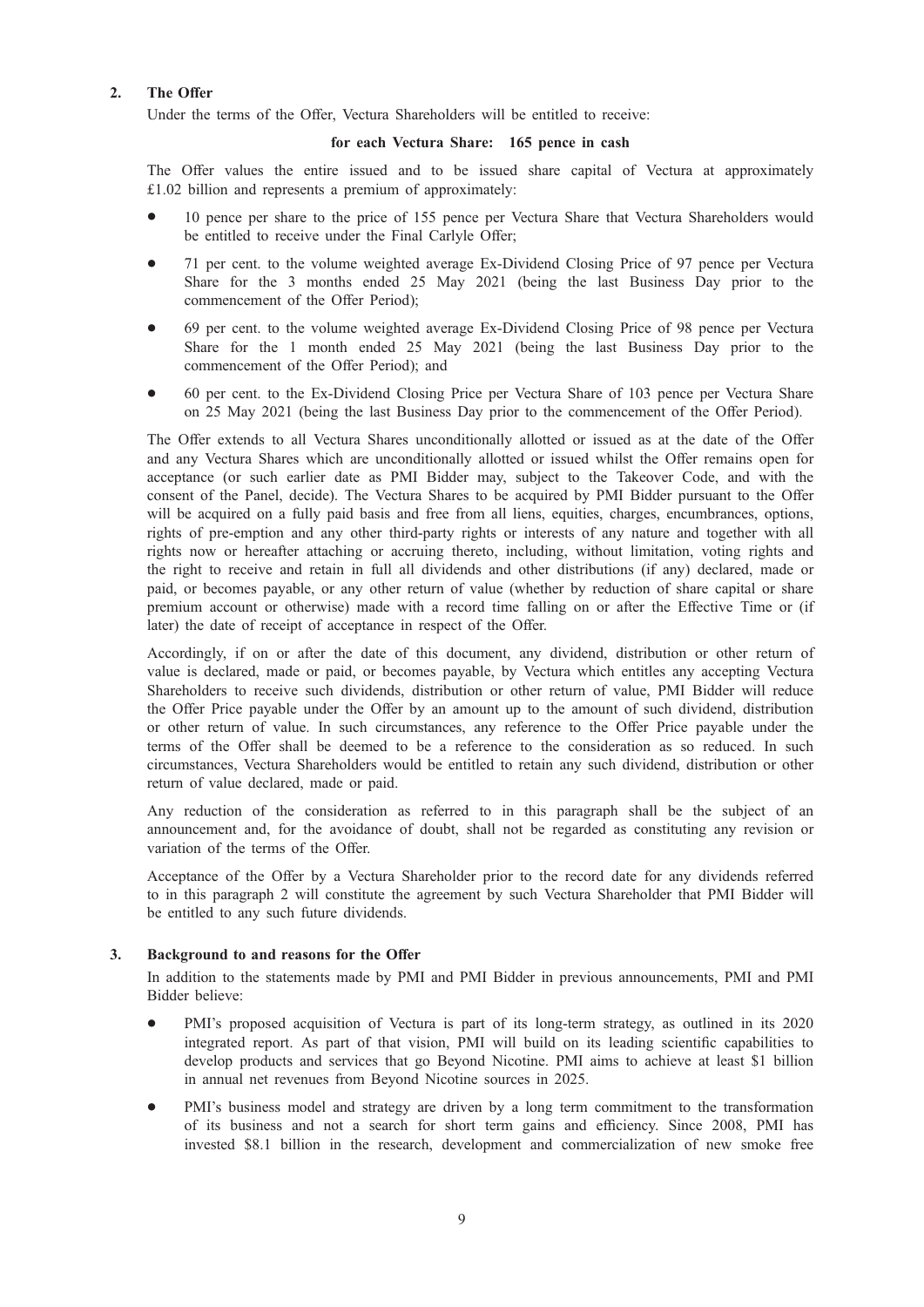## 2. The Offer

Under the terms of the Offer, Vectura Shareholders will be entitled to receive:

**for each Vectura Share: 165 pence in cash**

The Offer values the entire issued and to be issued share capital of Vectura at approximately £1.02 billion and represents a premium of approximately:

- 10 pence per share to the price of 155 pence per Vectura Share that Vectura Shareholders would be entitled to receive under the Final Carlyle Offer;
- 71 per cent. to the volume weighted average Ex-Dividend Closing Price of 97 pence per Vectura Share for the 3 months ended 25 May 2021 (being the last Business Day prior to the commencement of the Offer Period);
- 69 per cent. to the volume weighted average Ex-Dividend Closing Price of 98 pence per Vectura Share for the 1 month ended 25 May 2021 (being the last Business Day prior to the commencement of the Offer Period); and
- 60 per cent. to the Ex-Dividend Closing Price per Vectura Share of 103 pence per Vectura Share on 25 May 2021 (being the last Business Day prior to the commencement of the Offer Period).

The Offer extends to all Vectura Shares unconditionally allotted or issued as at the date of the Offer and any Vectura Shares which are unconditionally allotted or issued whilst the Offer remains open for acceptance (or such earlier date as PMI Bidder may, subject to the Takeover Code, and with the consent of the Panel, decide). The Vectura Shares to be acquired by PMI Bidder pursuant to the Offer will be acquired on a fully paid basis and free from all liens, equities, charges, encumbrances, options, rights of pre-emption and any other third-party rights or interests of any nature and together with all rights now or hereafter attaching or accruing thereto, including, without limitation, voting rights and the right to receive and retain in full all dividends and other distributions (if any) declared, made or paid, or becomes payable, or any other return of value (whether by reduction of share capital or share premium account or otherwise) made with a record time falling on or after the Effective Time or (if later) the date of receipt of acceptance in respect of the Offer.

Accordingly, if on or after the date of this document, any dividend, distribution or other return of value is declared, made or paid, or becomes payable, by Vectura which entitles any accepting Vectura Shareholders to receive such dividends, distribution or other return of value, PMI Bidder will reduce the Offer Price payable under the Offer by an amount up to the amount of such dividend, distribution or other return of value. In such circumstances, any reference to the Offer Price payable under the terms of the Offer shall be deemed to be a reference to the consideration as so reduced. In such circumstances, Vectura Shareholders would be entitled to retain any such dividend, distribution or other return of value declared, made or paid.

Any reduction of the consideration as referred to in this paragraph shall be the subject of an announcement and, for the avoidance of doubt, shall not be regarded as constituting any revision or variation of the terms of the Offer.

Acceptance of the Offer by a Vectura Shareholder prior to the record date for any dividends referred to in this paragraph 2 will constitute the agreement by such Vectura Shareholder that PMI Bidder will be entitled to any such future dividends.

## 3. Background to and reasons for the Offer

In addition to the statements made by PMI and PMI Bidder in previous announcements, PMI and PMI Bidder believe:

- PMI's proposed acquisition of Vectura is part of its long-term strategy, as outlined in its 2020 integrated report. As part of that vision, PMI will build on its leading scientific capabilities to develop products and services that go Beyond Nicotine. PMI aims to achieve at least $1 billion in annual net revenues from Beyond Nicotine sources in 2025.
- PMI's business model and strategy are driven by a long term commitment to the transformation of its business and not a search for short term gains and efficiency. Since 2008, PMI has invested $8.1 billion in the research, development and commercialization of new smoke free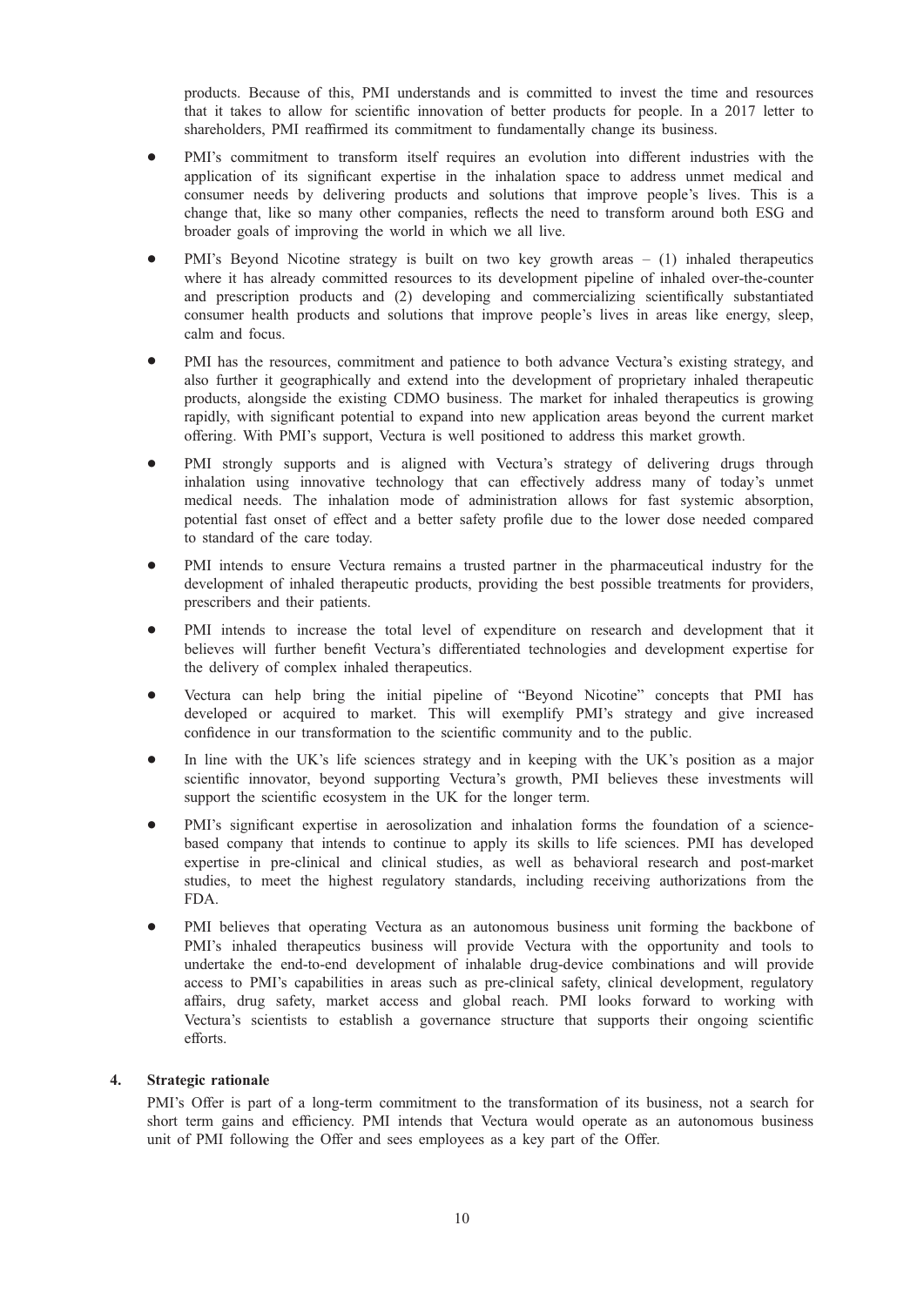products. Because of this, PMI understands and is committed to invest the time and resources that it takes to allow for scientific innovation of better products for people. In a 2017 letter to shareholders, PMI reaffirmed its commitment to fundamentally change its business.

- PMI's commitment to transform itself requires an evolution into different industries with the application of its significant expertise in the inhalation space to address unmet medical and consumer needs by delivering products and solutions that improve people's lives. This is a change that, like so many other companies, reflects the need to transform around both ESG and broader goals of improving the world in which we all live.
- PMI's Beyond Nicotine strategy is built on two key growth areas – (1) inhaled therapeutics where it has already committed resources to its development pipeline of inhaled over-the-counter and prescription products and (2) developing and commercializing scientifically substantiated consumer health products and solutions that improve people's lives in areas like energy, sleep, calm and focus.
- PMI has the resources, commitment and patience to both advance Vectura's existing strategy, and also further it geographically and extend into the development of proprietary inhaled therapeutic products, alongside the existing CDMO business. The market for inhaled therapeutics is growing rapidly, with significant potential to expand into new application areas beyond the current market offering. With PMI's support, Vectura is well positioned to address this market growth.
- PMI strongly supports and is aligned with Vectura's strategy of delivering drugs through inhalation using innovative technology that can effectively address many of today's unmet medical needs. The inhalation mode of administration allows for fast systemic absorption, potential fast onset of effect and a better safety profile due to the lower dose needed compared to standard of the care today.
- PMI intends to ensure Vectura remains a trusted partner in the pharmaceutical industry for the development of inhaled therapeutic products, providing the best possible treatments for providers, prescribers and their patients.
- PMI intends to increase the total level of expenditure on research and development that it believes will further benefit Vectura's differentiated technologies and development expertise for the delivery of complex inhaled therapeutics.
- Vectura can help bring the initial pipeline of "Beyond Nicotine" concepts that PMI has developed or acquired to market. This will exemplify PMI's strategy and give increased confidence in our transformation to the scientific community and to the public.
- In line with the UK's life sciences strategy and in keeping with the UK's position as a major scientific innovator, beyond supporting Vectura's growth, PMI believes these investments will support the scientific ecosystem in the UK for the longer term.
- PMI's significant expertise in aerosolization and inhalation forms the foundation of a science-based company that intends to continue to apply its skills to life sciences. PMI has developed expertise in pre-clinical and clinical studies, as well as behavioral research and post-market studies, to meet the highest regulatory standards, including receiving authorizations from the FDA.
- PMI believes that operating Vectura as an autonomous business unit forming the backbone of PMI's inhaled therapeutics business will provide Vectura with the opportunity and tools to undertake the end-to-end development of inhalable drug-device combinations and will provide access to PMI's capabilities in areas such as pre-clinical safety, clinical development, regulatory affairs, drug safety, market access and global reach. PMI looks forward to working with Vectura's scientists to establish a governance structure that supports their ongoing scientific efforts.

## 4. Strategic rationale

PMI's Offer is part of a long-term commitment to the transformation of its business, not a search for short term gains and efficiency. PMI intends that Vectura would operate as an autonomous business unit of PMI following the Offer and sees employees as a key part of the Offer.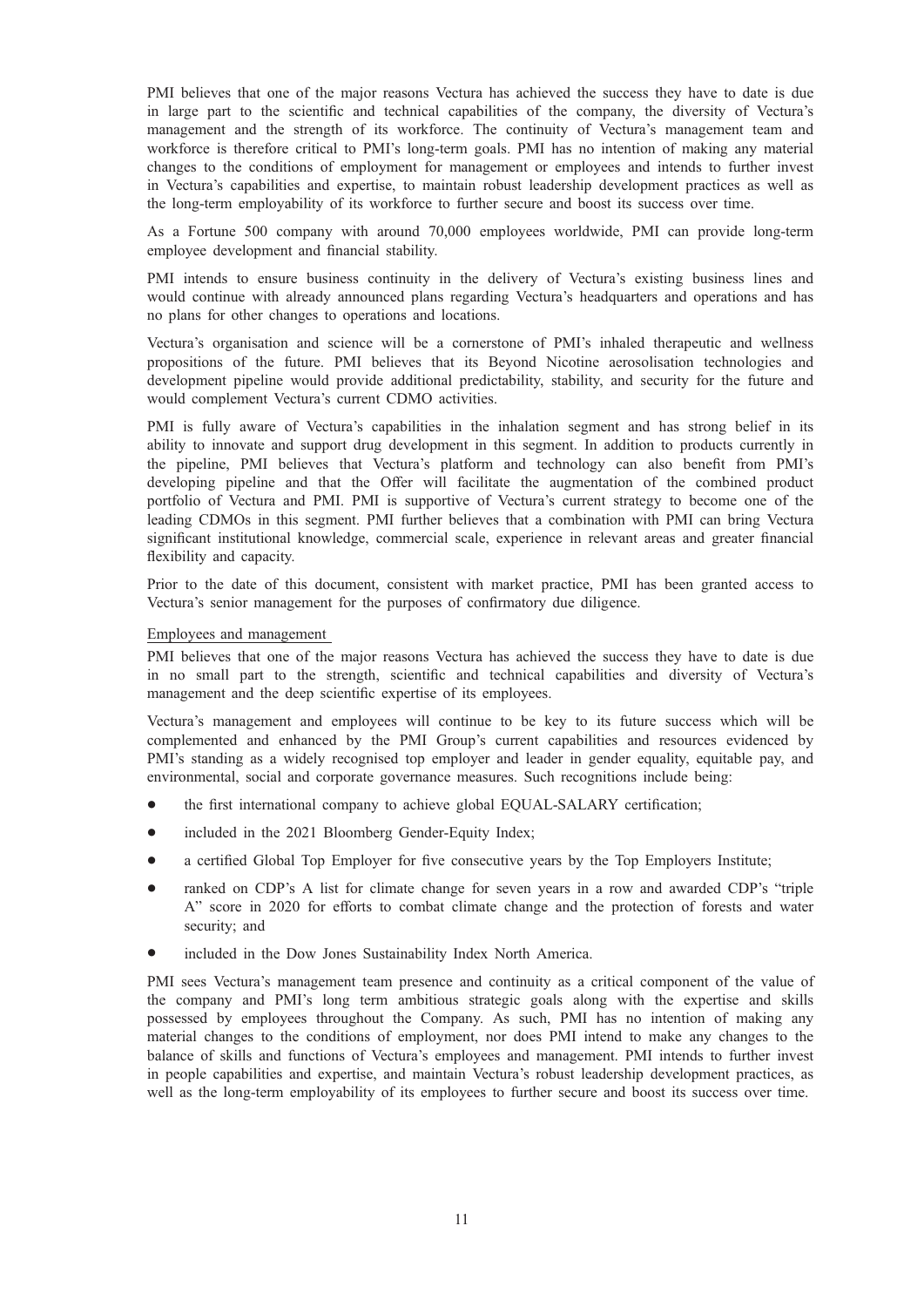PMI believes that one of the major reasons Vectura has achieved the success they have to date is due in large part to the scientific and technical capabilities of the company, the diversity of Vectura's management and the strength of its workforce. The continuity of Vectura's management team and workforce is therefore critical to PMI's long-term goals. PMI has no intention of making any material changes to the conditions of employment for management or employees and intends to further invest in Vectura's capabilities and expertise, to maintain robust leadership development practices as well as the long-term employability of its workforce to further secure and boost its success over time.

As a Fortune 500 company with around 70,000 employees worldwide, PMI can provide long-term employee development and financial stability.

PMI intends to ensure business continuity in the delivery of Vectura's existing business lines and would continue with already announced plans regarding Vectura's headquarters and operations and has no plans for other changes to operations and locations.

Vectura's organisation and science will be a cornerstone of PMI's inhaled therapeutic and wellness propositions of the future. PMI believes that its Beyond Nicotine aerosolisation technologies and development pipeline would provide additional predictability, stability, and security for the future and would complement Vectura's current CDMO activities.

PMI is fully aware of Vectura's capabilities in the inhalation segment and has strong belief in its ability to innovate and support drug development in this segment. In addition to products currently in the pipeline, PMI believes that Vectura's platform and technology can also benefit from PMI's developing pipeline and that the Offer will facilitate the augmentation of the combined product portfolio of Vectura and PMI. PMI is supportive of Vectura's current strategy to become one of the leading CDMOs in this segment. PMI further believes that a combination with PMI can bring Vectura significant institutional knowledge, commercial scale, experience in relevant areas and greater financial flexibility and capacity.

Prior to the date of this document, consistent with market practice, PMI has been granted access to Vectura's senior management for the purposes of confirmatory due diligence.

Employees and management

PMI believes that one of the major reasons Vectura has achieved the success they have to date is due in no small part to the strength, scientific and technical capabilities and diversity of Vectura's management and the deep scientific expertise of its employees.

Vectura's management and employees will continue to be key to its future success which will be complemented and enhanced by the PMI Group's current capabilities and resources evidenced by PMI's standing as a widely recognised top employer and leader in gender equality, equitable pay, and environmental, social and corporate governance measures. Such recognitions include being:

- the first international company to achieve global EQUAL-SALARY certification;
- included in the 2021 Bloomberg Gender-Equity Index;
- a certified Global Top Employer for five consecutive years by the Top Employers Institute;
- ranked on CDP's A list for climate change for seven years in a row and awarded CDP's "triple A" score in 2020 for efforts to combat climate change and the protection of forests and water security; and
- included in the Dow Jones Sustainability Index North America.

PMI sees Vectura's management team presence and continuity as a critical component of the value of the company and PMI's long term ambitious strategic goals along with the expertise and skills possessed by employees throughout the Company. As such, PMI has no intention of making any material changes to the conditions of employment, nor does PMI intend to make any changes to the balance of skills and functions of Vectura's employees and management. PMI intends to further invest in people capabilities and expertise, and maintain Vectura's robust leadership development practices, as well as the long-term employability of its employees to further secure and boost its success over time.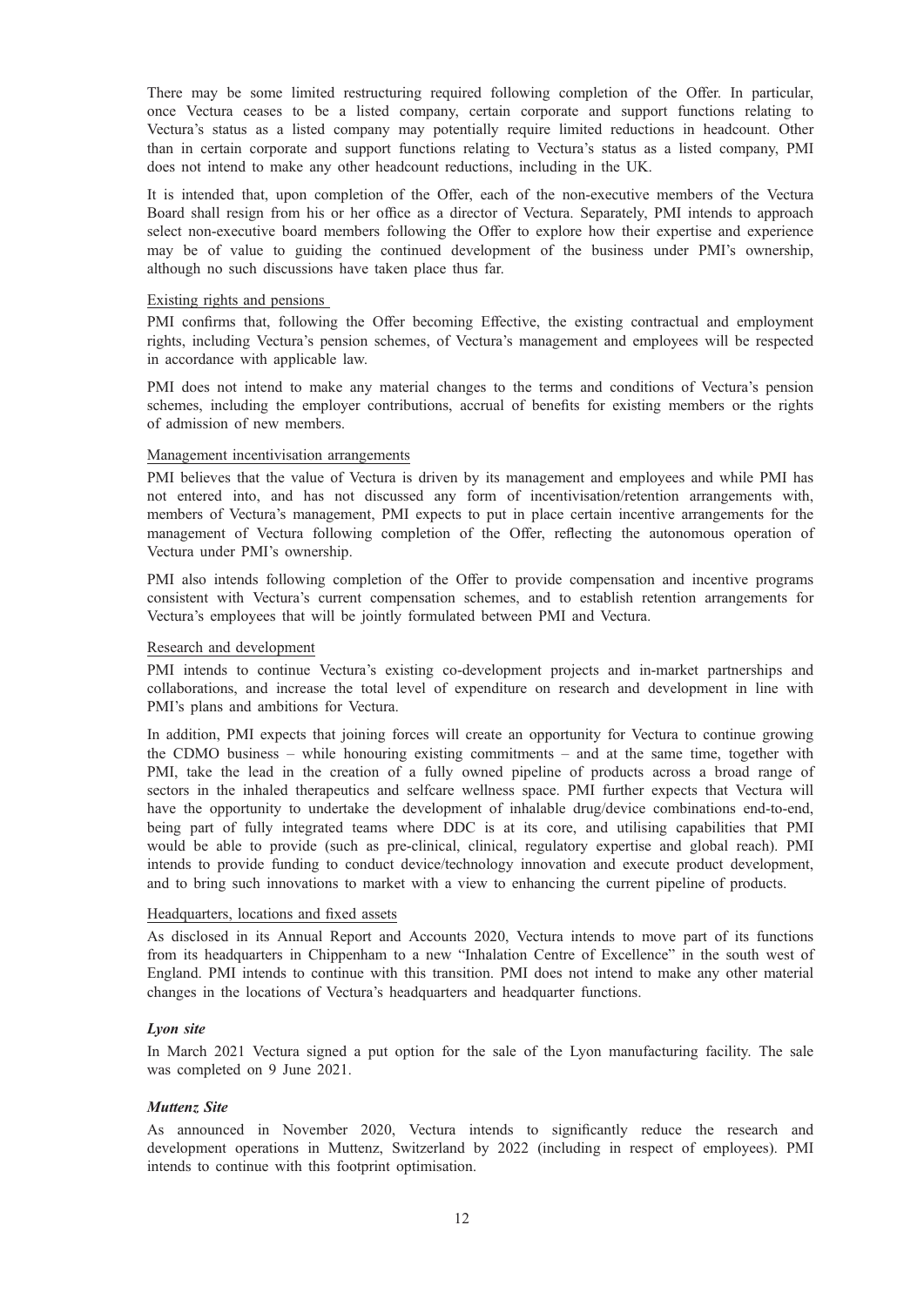There may be some limited restructuring required following completion of the Offer. In particular, once Vectura ceases to be a listed company, certain corporate and support functions relating to Vectura's status as a listed company may potentially require limited reductions in headcount. Other than in certain corporate and support functions relating to Vectura's status as a listed company, PMI does not intend to make any other headcount reductions, including in the UK.

It is intended that, upon completion of the Offer, each of the non-executive members of the Vectura Board shall resign from his or her office as a director of Vectura. Separately, PMI intends to approach select non-executive board members following the Offer to explore how their expertise and experience may be of value to guiding the continued development of the business under PMI's ownership, although no such discussions have taken place thus far.

Existing rights and pensions

PMI confirms that, following the Offer becoming Effective, the existing contractual and employment rights, including Vectura's pension schemes, of Vectura's management and employees will be respected in accordance with applicable law.

PMI does not intend to make any material changes to the terms and conditions of Vectura's pension schemes, including the employer contributions, accrual of benefits for existing members or the rights of admission of new members.

Management incentivisation arrangements

PMI believes that the value of Vectura is driven by its management and employees and while PMI has not entered into, and has not discussed any form of incentivisation/retention arrangements with, members of Vectura's management, PMI expects to put in place certain incentive arrangements for the management of Vectura following completion of the Offer, reflecting the autonomous operation of Vectura under PMI's ownership.

PMI also intends following completion of the Offer to provide compensation and incentive programs consistent with Vectura's current compensation schemes, and to establish retention arrangements for Vectura's employees that will be jointly formulated between PMI and Vectura.

Research and development

PMI intends to continue Vectura's existing co-development projects and in-market partnerships and collaborations, and increase the total level of expenditure on research and development in line with PMI's plans and ambitions for Vectura.

In addition, PMI expects that joining forces will create an opportunity for Vectura to continue growing the CDMO business – while honouring existing commitments – and at the same time, together with PMI, take the lead in the creation of a fully owned pipeline of products across a broad range of sectors in the inhaled therapeutics and selfcare wellness space. PMI further expects that Vectura will have the opportunity to undertake the development of inhalable drug/device combinations end-to-end, being part of fully integrated teams where DDC is at its core, and utilising capabilities that PMI would be able to provide (such as pre-clinical, clinical, regulatory expertise and global reach). PMI intends to provide funding to conduct device/technology innovation and execute product development, and to bring such innovations to market with a view to enhancing the current pipeline of products.

Headquarters, locations and fixed assets

As disclosed in its Annual Report and Accounts 2020, Vectura intends to move part of its functions from its headquarters in Chippenham to a new "Inhalation Centre of Excellence" in the south west of England. PMI intends to continue with this transition. PMI does not intend to make any other material changes in the locations of Vectura's headquarters and headquarter functions.

***Lyon site***

In March 2021 Vectura signed a put option for the sale of the Lyon manufacturing facility. The sale was completed on 9 June 2021.

***Muttenz Site***

As announced in November 2020, Vectura intends to significantly reduce the research and development operations in Muttenz, Switzerland by 2022 (including in respect of employees). PMI intends to continue with this footprint optimisation.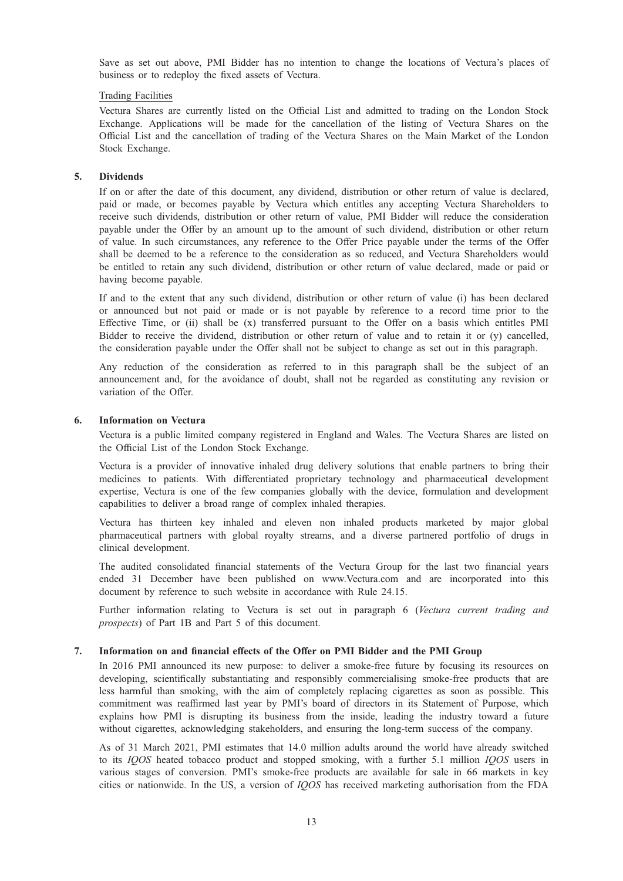Save as set out above, PMI Bidder has no intention to change the locations of Vectura's places of business or to redeploy the fixed assets of Vectura.

Trading Facilities

Vectura Shares are currently listed on the Official List and admitted to trading on the London Stock Exchange. Applications will be made for the cancellation of the listing of Vectura Shares on the Official List and the cancellation of trading of the Vectura Shares on the Main Market of the London Stock Exchange.

## 5. Dividends

If on or after the date of this document, any dividend, distribution or other return of value is declared, paid or made, or becomes payable by Vectura which entitles any accepting Vectura Shareholders to receive such dividends, distribution or other return of value, PMI Bidder will reduce the consideration payable under the Offer by an amount up to the amount of such dividend, distribution or other return of value. In such circumstances, any reference to the Offer Price payable under the terms of the Offer shall be deemed to be a reference to the consideration as so reduced, and Vectura Shareholders would be entitled to retain any such dividend, distribution or other return of value declared, made or paid or having become payable.

If and to the extent that any such dividend, distribution or other return of value (i) has been declared or announced but not paid or made or is not payable by reference to a record time prior to the Effective Time, or (ii) shall be (x) transferred pursuant to the Offer on a basis which entitles PMI Bidder to receive the dividend, distribution or other return of value and to retain it or (y) cancelled, the consideration payable under the Offer shall not be subject to change as set out in this paragraph.

Any reduction of the consideration as referred to in this paragraph shall be the subject of an announcement and, for the avoidance of doubt, shall not be regarded as constituting any revision or variation of the Offer.

## 6. Information on Vectura

Vectura is a public limited company registered in England and Wales. The Vectura Shares are listed on the Official List of the London Stock Exchange.

Vectura is a provider of innovative inhaled drug delivery solutions that enable partners to bring their medicines to patients. With differentiated proprietary technology and pharmaceutical development expertise, Vectura is one of the few companies globally with the device, formulation and development capabilities to deliver a broad range of complex inhaled therapies.

Vectura has thirteen key inhaled and eleven non inhaled products marketed by major global pharmaceutical partners with global royalty streams, and a diverse partnered portfolio of drugs in clinical development.

The audited consolidated financial statements of the Vectura Group for the last two financial years ended 31 December have been published on www.Vectura.com and are incorporated into this document by reference to such website in accordance with Rule 24.15.

Further information relating to Vectura is set out in paragraph 6 (*Vectura current trading and prospects*) of Part 1B and Part 5 of this document.

## 7. Information on and financial effects of the Offer on PMI Bidder and the PMI Group

In 2016 PMI announced its new purpose: to deliver a smoke-free future by focusing its resources on developing, scientifically substantiating and responsibly commercialising smoke-free products that are less harmful than smoking, with the aim of completely replacing cigarettes as soon as possible. This commitment was reaffirmed last year by PMI's board of directors in its Statement of Purpose, which explains how PMI is disrupting its business from the inside, leading the industry toward a future without cigarettes, acknowledging stakeholders, and ensuring the long-term success of the company.

As of 31 March 2021, PMI estimates that 14.0 million adults around the world have already switched to its *IQOS* heated tobacco product and stopped smoking, with a further 5.1 million *IQOS* users in various stages of conversion. PMI's smoke-free products are available for sale in 66 markets in key cities or nationwide. In the US, a version of *IQOS* has received marketing authorisation from the FDA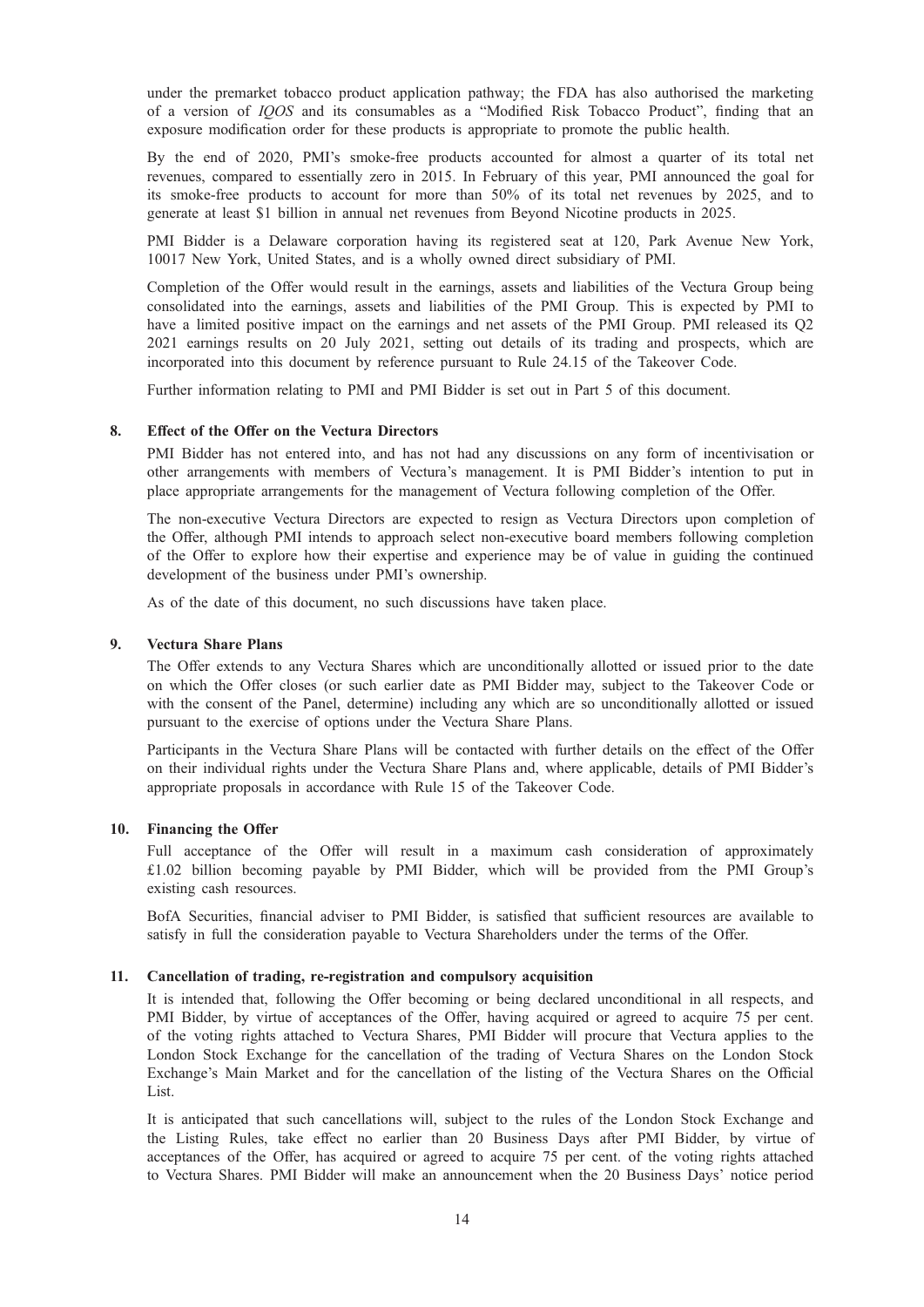under the premarket tobacco product application pathway; the FDA has also authorised the marketing of a version of *IQOS* and its consumables as a "Modified Risk Tobacco Product", finding that an exposure modification order for these products is appropriate to promote the public health.

By the end of 2020, PMI's smoke-free products accounted for almost a quarter of its total net revenues, compared to essentially zero in 2015. In February of this year, PMI announced the goal for its smoke-free products to account for more than 50% of its total net revenues by 2025, and to generate at least \$1 billion in annual net revenues from Beyond Nicotine products in 2025.

PMI Bidder is a Delaware corporation having its registered seat at 120, Park Avenue New York, 10017 New York, United States, and is a wholly owned direct subsidiary of PMI.

Completion of the Offer would result in the earnings, assets and liabilities of the Vectura Group being consolidated into the earnings, assets and liabilities of the PMI Group. This is expected by PMI to have a limited positive impact on the earnings and net assets of the PMI Group. PMI released its Q2 2021 earnings results on 20 July 2021, setting out details of its trading and prospects, which are incorporated into this document by reference pursuant to Rule 24.15 of the Takeover Code.

Further information relating to PMI and PMI Bidder is set out in Part 5 of this document.

## 8. Effect of the Offer on the Vectura Directors

PMI Bidder has not entered into, and has not had any discussions on any form of incentivisation or other arrangements with members of Vectura's management. It is PMI Bidder's intention to put in place appropriate arrangements for the management of Vectura following completion of the Offer.

The non-executive Vectura Directors are expected to resign as Vectura Directors upon completion of the Offer, although PMI intends to approach select non-executive board members following completion of the Offer to explore how their expertise and experience may be of value in guiding the continued development of the business under PMI's ownership.

As of the date of this document, no such discussions have taken place.

## 9. Vectura Share Plans

The Offer extends to any Vectura Shares which are unconditionally allotted or issued prior to the date on which the Offer closes (or such earlier date as PMI Bidder may, subject to the Takeover Code or with the consent of the Panel, determine) including any which are so unconditionally allotted or issued pursuant to the exercise of options under the Vectura Share Plans.

Participants in the Vectura Share Plans will be contacted with further details on the effect of the Offer on their individual rights under the Vectura Share Plans and, where applicable, details of PMI Bidder's appropriate proposals in accordance with Rule 15 of the Takeover Code.

## 10. Financing the Offer

Full acceptance of the Offer will result in a maximum cash consideration of approximately £1.02 billion becoming payable by PMI Bidder, which will be provided from the PMI Group's existing cash resources.

BofA Securities, financial adviser to PMI Bidder, is satisfied that sufficient resources are available to satisfy in full the consideration payable to Vectura Shareholders under the terms of the Offer.

## 11. Cancellation of trading, re-registration and compulsory acquisition

It is intended that, following the Offer becoming or being declared unconditional in all respects, and PMI Bidder, by virtue of acceptances of the Offer, having acquired or agreed to acquire 75 per cent. of the voting rights attached to Vectura Shares, PMI Bidder will procure that Vectura applies to the London Stock Exchange for the cancellation of the trading of Vectura Shares on the London Stock Exchange's Main Market and for the cancellation of the listing of the Vectura Shares on the Official List.

It is anticipated that such cancellations will, subject to the rules of the London Stock Exchange and the Listing Rules, take effect no earlier than 20 Business Days after PMI Bidder, by virtue of acceptances of the Offer, has acquired or agreed to acquire 75 per cent. of the voting rights attached to Vectura Shares. PMI Bidder will make an announcement when the 20 Business Days' notice period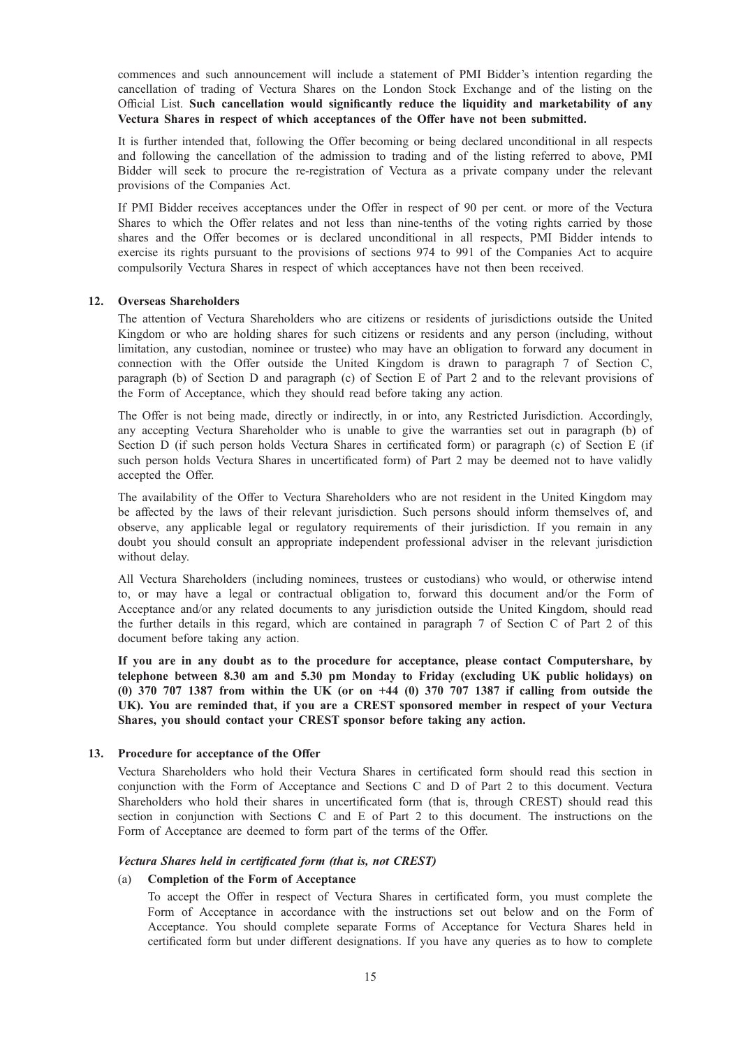commences and such announcement will include a statement of PMI Bidder's intention regarding the cancellation of trading of Vectura Shares on the London Stock Exchange and of the listing on the Official List. **Such cancellation would significantly reduce the liquidity and marketability of any Vectura Shares in respect of which acceptances of the Offer have not been submitted.**

It is further intended that, following the Offer becoming or being declared unconditional in all respects and following the cancellation of the admission to trading and of the listing referred to above, PMI Bidder will seek to procure the re-registration of Vectura as a private company under the relevant provisions of the Companies Act.

If PMI Bidder receives acceptances under the Offer in respect of 90 per cent. or more of the Vectura Shares to which the Offer relates and not less than nine-tenths of the voting rights carried by those shares and the Offer becomes or is declared unconditional in all respects, PMI Bidder intends to exercise its rights pursuant to the provisions of sections 974 to 991 of the Companies Act to acquire compulsorily Vectura Shares in respect of which acceptances have not then been received.

## 12. Overseas Shareholders

The attention of Vectura Shareholders who are citizens or residents of jurisdictions outside the United Kingdom or who are holding shares for such citizens or residents and any person (including, without limitation, any custodian, nominee or trustee) who may have an obligation to forward any document in connection with the Offer outside the United Kingdom is drawn to paragraph 7 of Section C, paragraph (b) of Section D and paragraph (c) of Section E of Part 2 and to the relevant provisions of the Form of Acceptance, which they should read before taking any action.

The Offer is not being made, directly or indirectly, in or into, any Restricted Jurisdiction. Accordingly, any accepting Vectura Shareholder who is unable to give the warranties set out in paragraph (b) of Section D (if such person holds Vectura Shares in certificated form) or paragraph (c) of Section E (if such person holds Vectura Shares in uncertificated form) of Part 2 may be deemed not to have validly accepted the Offer.

The availability of the Offer to Vectura Shareholders who are not resident in the United Kingdom may be affected by the laws of their relevant jurisdiction. Such persons should inform themselves of, and observe, any applicable legal or regulatory requirements of their jurisdiction. If you remain in any doubt you should consult an appropriate independent professional adviser in the relevant jurisdiction without delay.

All Vectura Shareholders (including nominees, trustees or custodians) who would, or otherwise intend to, or may have a legal or contractual obligation to, forward this document and/or the Form of Acceptance and/or any related documents to any jurisdiction outside the United Kingdom, should read the further details in this regard, which are contained in paragraph 7 of Section C of Part 2 of this document before taking any action.

**If you are in any doubt as to the procedure for acceptance, please contact Computershare, by telephone between 8.30 am and 5.30 pm Monday to Friday (excluding UK public holidays) on (0) 370 707 1387 from within the UK (or on +44 (0) 370 707 1387 if calling from outside the UK). You are reminded that, if you are a CREST sponsored member in respect of your Vectura Shares, you should contact your CREST sponsor before taking any action.**

## 13. Procedure for acceptance of the Offer

Vectura Shareholders who hold their Vectura Shares in certificated form should read this section in conjunction with the Form of Acceptance and Sections C and D of Part 2 to this document. Vectura Shareholders who hold their shares in uncertificated form (that is, through CREST) should read this section in conjunction with Sections C and E of Part 2 to this document. The instructions on the Form of Acceptance are deemed to form part of the terms of the Offer.

***Vectura Shares held in certificated form (that is, not CREST)***

(a) **Completion of the Form of Acceptance**

To accept the Offer in respect of Vectura Shares in certificated form, you must complete the Form of Acceptance in accordance with the instructions set out below and on the Form of Acceptance. You should complete separate Forms of Acceptance for Vectura Shares held in certificated form but under different designations. If you have any queries as to how to complete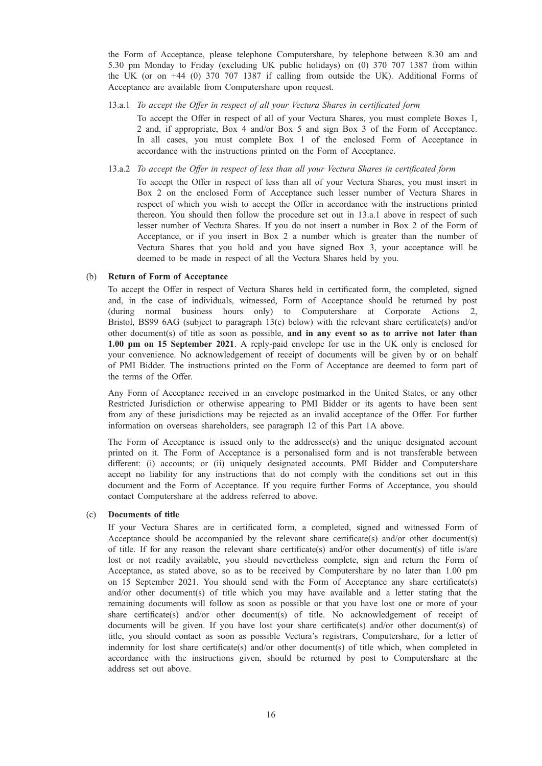the Form of Acceptance, please telephone Computershare, by telephone between 8.30 am and 5.30 pm Monday to Friday (excluding UK public holidays) on (0) 370 707 1387 from within the UK (or on +44 (0) 370 707 1387 if calling from outside the UK). Additional Forms of Acceptance are available from Computershare upon request.

13.a.1 *To accept the Offer in respect of all your Vectura Shares in certificated form*

To accept the Offer in respect of all of your Vectura Shares, you must complete Boxes 1, 2 and, if appropriate, Box 4 and/or Box 5 and sign Box 3 of the Form of Acceptance. In all cases, you must complete Box 1 of the enclosed Form of Acceptance in accordance with the instructions printed on the Form of Acceptance.

13.a.2 *To accept the Offer in respect of less than all your Vectura Shares in certificated form*

To accept the Offer in respect of less than all of your Vectura Shares, you must insert in Box 2 on the enclosed Form of Acceptance such lesser number of Vectura Shares in respect of which you wish to accept the Offer in accordance with the instructions printed thereon. You should then follow the procedure set out in 13.a.1 above in respect of such lesser number of Vectura Shares. If you do not insert a number in Box 2 of the Form of Acceptance, or if you insert in Box 2 a number which is greater than the number of Vectura Shares that you hold and you have signed Box 3, your acceptance will be deemed to be made in respect of all the Vectura Shares held by you.

(b) **Return of Form of Acceptance**

To accept the Offer in respect of Vectura Shares held in certificated form, the completed, signed and, in the case of individuals, witnessed, Form of Acceptance should be returned by post (during normal business hours only) to Computershare at Corporate Actions 2, Bristol, BS99 6AG (subject to paragraph 13(c) below) with the relevant share certificate(s) and/or other document(s) of title as soon as possible, **and in any event so as to arrive not later than 1.00 pm on 15 September 2021**. A reply-paid envelope for use in the UK only is enclosed for your convenience. No acknowledgement of receipt of documents will be given by or on behalf of PMI Bidder. The instructions printed on the Form of Acceptance are deemed to form part of the terms of the Offer.

Any Form of Acceptance received in an envelope postmarked in the United States, or any other Restricted Jurisdiction or otherwise appearing to PMI Bidder or its agents to have been sent from any of these jurisdictions may be rejected as an invalid acceptance of the Offer. For further information on overseas shareholders, see paragraph 12 of this Part 1A above.

The Form of Acceptance is issued only to the addressee(s) and the unique designated account printed on it. The Form of Acceptance is a personalised form and is not transferable between different: (i) accounts; or (ii) uniquely designated accounts. PMI Bidder and Computershare accept no liability for any instructions that do not comply with the conditions set out in this document and the Form of Acceptance. If you require further Forms of Acceptance, you should contact Computershare at the address referred to above.

(c) **Documents of title**

If your Vectura Shares are in certificated form, a completed, signed and witnessed Form of Acceptance should be accompanied by the relevant share certificate(s) and/or other document(s) of title. If for any reason the relevant share certificate(s) and/or other document(s) of title is/are lost or not readily available, you should nevertheless complete, sign and return the Form of Acceptance, as stated above, so as to be received by Computershare by no later than 1.00 pm on 15 September 2021. You should send with the Form of Acceptance any share certificate(s) and/or other document(s) of title which you may have available and a letter stating that the remaining documents will follow as soon as possible or that you have lost one or more of your share certificate(s) and/or other document(s) of title. No acknowledgement of receipt of documents will be given. If you have lost your share certificate(s) and/or other document(s) of title, you should contact as soon as possible Vectura's registrars, Computershare, for a letter of indemnity for lost share certificate(s) and/or other document(s) of title which, when completed in accordance with the instructions given, should be returned by post to Computershare at the address set out above.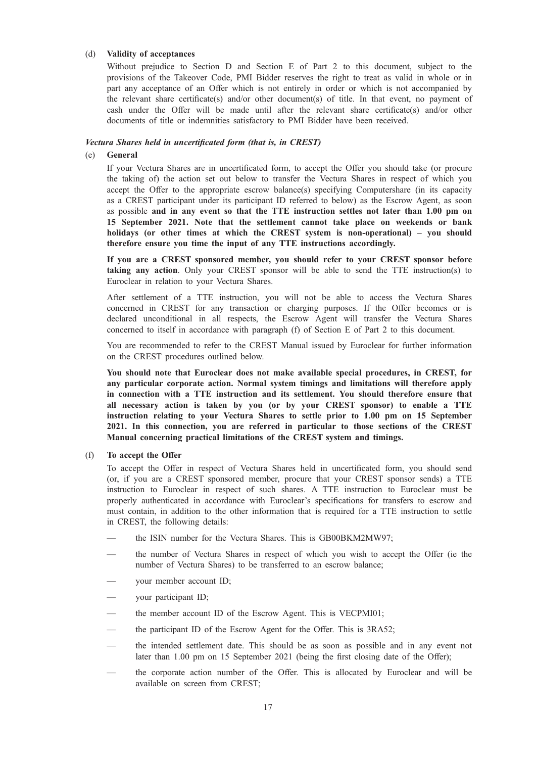(d) **Validity of acceptances**

Without prejudice to Section D and Section E of Part 2 to this document, subject to the provisions of the Takeover Code, PMI Bidder reserves the right to treat as valid in whole or in part any acceptance of an Offer which is not entirely in order or which is not accompanied by the relevant share certificate(s) and/or other document(s) of title. In that event, no payment of cash under the Offer will be made until after the relevant share certificate(s) and/or other documents of title or indemnities satisfactory to PMI Bidder have been received.

***Vectura Shares held in uncertificated form (that is, in CREST)***

(e) **General**

If your Vectura Shares are in uncertificated form, to accept the Offer you should take (or procure the taking of) the action set out below to transfer the Vectura Shares in respect of which you accept the Offer to the appropriate escrow balance(s) specifying Computershare (in its capacity as a CREST participant under its participant ID referred to below) as the Escrow Agent, as soon as possible **and in any event so that the TTE instruction settles not later than 1.00 pm on 15 September 2021. Note that the settlement cannot take place on weekends or bank holidays (or other times at which the CREST system is non-operational) – you should therefore ensure you time the input of any TTE instructions accordingly.**

**If you are a CREST sponsored member, you should refer to your CREST sponsor before taking any action**. Only your CREST sponsor will be able to send the TTE instruction(s) to Euroclear in relation to your Vectura Shares.

After settlement of a TTE instruction, you will not be able to access the Vectura Shares concerned in CREST for any transaction or charging purposes. If the Offer becomes or is declared unconditional in all respects, the Escrow Agent will transfer the Vectura Shares concerned to itself in accordance with paragraph (f) of Section E of Part 2 to this document.

You are recommended to refer to the CREST Manual issued by Euroclear for further information on the CREST procedures outlined below.

**You should note that Euroclear does not make available special procedures, in CREST, for any particular corporate action. Normal system timings and limitations will therefore apply in connection with a TTE instruction and its settlement. You should therefore ensure that all necessary action is taken by you (or by your CREST sponsor) to enable a TTE instruction relating to your Vectura Shares to settle prior to 1.00 pm on 15 September 2021. In this connection, you are referred in particular to those sections of the CREST Manual concerning practical limitations of the CREST system and timings.**

(f) **To accept the Offer**

To accept the Offer in respect of Vectura Shares held in uncertificated form, you should send (or, if you are a CREST sponsored member, procure that your CREST sponsor sends) a TTE instruction to Euroclear in respect of such shares. A TTE instruction to Euroclear must be properly authenticated in accordance with Euroclear's specifications for transfers to escrow and must contain, in addition to the other information that is required for a TTE instruction to settle in CREST, the following details:

- the ISIN number for the Vectura Shares. This is GB00BKM2MW97;
- the number of Vectura Shares in respect of which you wish to accept the Offer (ie the number of Vectura Shares) to be transferred to an escrow balance;
- your member account ID;
- your participant ID;
- the member account ID of the Escrow Agent. This is VECPMI01;
- the participant ID of the Escrow Agent for the Offer. This is 3RA52;
- the intended settlement date. This should be as soon as possible and in any event not later than 1.00 pm on 15 September 2021 (being the first closing date of the Offer);
- the corporate action number of the Offer. This is allocated by Euroclear and will be available on screen from CREST;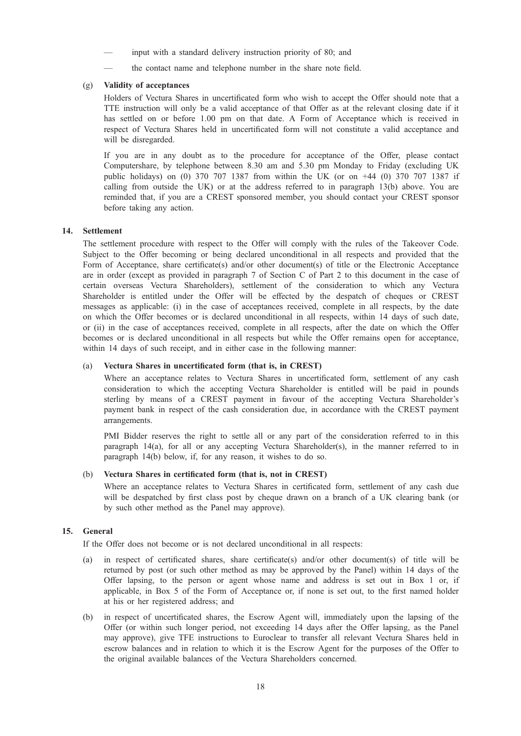- input with a standard delivery instruction priority of 80; and
- the contact name and telephone number in the share note field.

(g) **Validity of acceptances**

Holders of Vectura Shares in uncertificated form who wish to accept the Offer should note that a TTE instruction will only be a valid acceptance of that Offer as at the relevant closing date if it has settled on or before 1.00 pm on that date. A Form of Acceptance which is received in respect of Vectura Shares held in uncertificated form will not constitute a valid acceptance and will be disregarded.

If you are in any doubt as to the procedure for acceptance of the Offer, please contact Computershare, by telephone between 8.30 am and 5.30 pm Monday to Friday (excluding UK public holidays) on (0) 370 707 1387 from within the UK (or on +44 (0) 370 707 1387 if calling from outside the UK) or at the address referred to in paragraph 13(b) above. You are reminded that, if you are a CREST sponsored member, you should contact your CREST sponsor before taking any action.

## 14. Settlement

The settlement procedure with respect to the Offer will comply with the rules of the Takeover Code. Subject to the Offer becoming or being declared unconditional in all respects and provided that the Form of Acceptance, share certificate(s) and/or other document(s) of title or the Electronic Acceptance are in order (except as provided in paragraph 7 of Section C of Part 2 to this document in the case of certain overseas Vectura Shareholders), settlement of the consideration to which any Vectura Shareholder is entitled under the Offer will be effected by the despatch of cheques or CREST messages as applicable: (i) in the case of acceptances received, complete in all respects, by the date on which the Offer becomes or is declared unconditional in all respects, within 14 days of such date, or (ii) in the case of acceptances received, complete in all respects, after the date on which the Offer becomes or is declared unconditional in all respects but while the Offer remains open for acceptance, within 14 days of such receipt, and in either case in the following manner:

(a) **Vectura Shares in uncertificated form (that is, in CREST)**

Where an acceptance relates to Vectura Shares in uncertificated form, settlement of any cash consideration to which the accepting Vectura Shareholder is entitled will be paid in pounds sterling by means of a CREST payment in favour of the accepting Vectura Shareholder's payment bank in respect of the cash consideration due, in accordance with the CREST payment arrangements.

PMI Bidder reserves the right to settle all or any part of the consideration referred to in this paragraph 14(a), for all or any accepting Vectura Shareholder(s), in the manner referred to in paragraph 14(b) below, if, for any reason, it wishes to do so.

(b) **Vectura Shares in certificated form (that is, not in CREST)**

Where an acceptance relates to Vectura Shares in certificated form, settlement of any cash due will be despatched by first class post by cheque drawn on a branch of a UK clearing bank (or by such other method as the Panel may approve).

## 15. General

If the Offer does not become or is not declared unconditional in all respects:

(a) in respect of certificated shares, share certificate(s) and/or other document(s) of title will be returned by post (or such other method as may be approved by the Panel) within 14 days of the Offer lapsing, to the person or agent whose name and address is set out in Box 1 or, if applicable, in Box 5 of the Form of Acceptance or, if none is set out, to the first named holder at his or her registered address; and

(b) in respect of uncertificated shares, the Escrow Agent will, immediately upon the lapsing of the Offer (or within such longer period, not exceeding 14 days after the Offer lapsing, as the Panel may approve), give TFE instructions to Euroclear to transfer all relevant Vectura Shares held in escrow balances and in relation to which it is the Escrow Agent for the purposes of the Offer to the original available balances of the Vectura Shareholders concerned.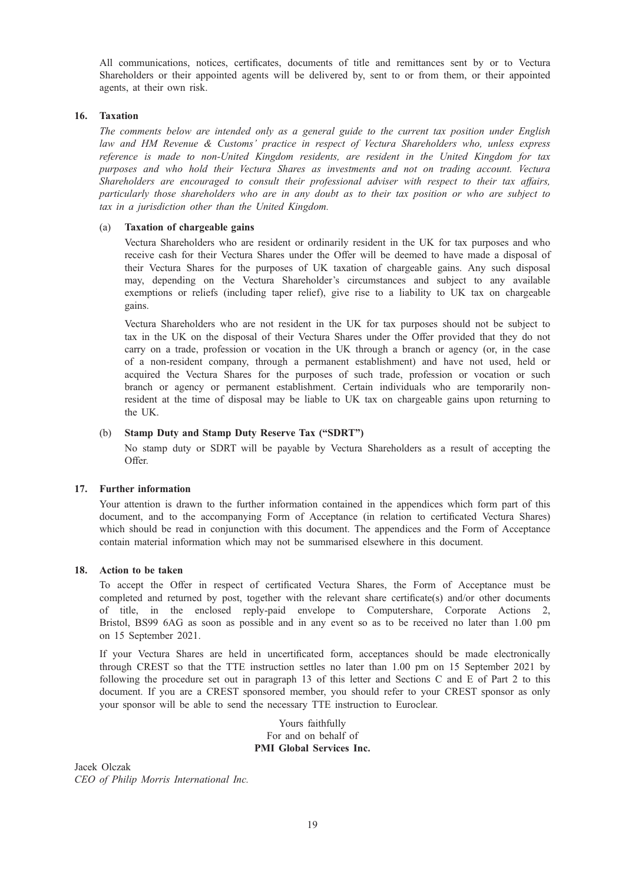All communications, notices, certificates, documents of title and remittances sent by or to Vectura Shareholders or their appointed agents will be delivered by, sent to or from them, or their appointed agents, at their own risk.

## 16. Taxation

*The comments below are intended only as a general guide to the current tax position under English law and HM Revenue & Customs' practice in respect of Vectura Shareholders who, unless express reference is made to non-United Kingdom residents, are resident in the United Kingdom for tax purposes and who hold their Vectura Shares as investments and not on trading account. Vectura Shareholders are encouraged to consult their professional adviser with respect to their tax affairs, particularly those shareholders who are in any doubt as to their tax position or who are subject to tax in a jurisdiction other than the United Kingdom.*

### (a) Taxation of chargeable gains

Vectura Shareholders who are resident or ordinarily resident in the UK for tax purposes and who receive cash for their Vectura Shares under the Offer will be deemed to have made a disposal of their Vectura Shares for the purposes of UK taxation of chargeable gains. Any such disposal may, depending on the Vectura Shareholder's circumstances and subject to any available exemptions or reliefs (including taper relief), give rise to a liability to UK tax on chargeable gains.

Vectura Shareholders who are not resident in the UK for tax purposes should not be subject to tax in the UK on the disposal of their Vectura Shares under the Offer provided that they do not carry on a trade, profession or vocation in the UK through a branch or agency (or, in the case of a non-resident company, through a permanent establishment) and have not used, held or acquired the Vectura Shares for the purposes of such trade, profession or vocation or such branch or agency or permanent establishment. Certain individuals who are temporarily non-resident at the time of disposal may be liable to UK tax on chargeable gains upon returning to the UK.

### (b) Stamp Duty and Stamp Duty Reserve Tax ("SDRT")

No stamp duty or SDRT will be payable by Vectura Shareholders as a result of accepting the Offer.

## 17. Further information

Your attention is drawn to the further information contained in the appendices which form part of this document, and to the accompanying Form of Acceptance (in relation to certificated Vectura Shares) which should be read in conjunction with this document. The appendices and the Form of Acceptance contain material information which may not be summarised elsewhere in this document.

## 18. Action to be taken

To accept the Offer in respect of certificated Vectura Shares, the Form of Acceptance must be completed and returned by post, together with the relevant share certificate(s) and/or other documents of title, in the enclosed reply-paid envelope to Computershare, Corporate Actions 2, Bristol, BS99 6AG as soon as possible and in any event so as to be received no later than 1.00 pm on 15 September 2021.

If your Vectura Shares are held in uncertificated form, acceptances should be made electronically through CREST so that the TTE instruction settles no later than 1.00 pm on 15 September 2021 by following the procedure set out in paragraph 13 of this letter and Sections C and E of Part 2 to this document. If you are a CREST sponsored member, you should refer to your CREST sponsor as only your sponsor will be able to send the necessary TTE instruction to Euroclear.

Yours faithfully
For and on behalf of
**PMI Global Services Inc.**

Jacek Olczak
*CEO of Philip Morris International Inc.*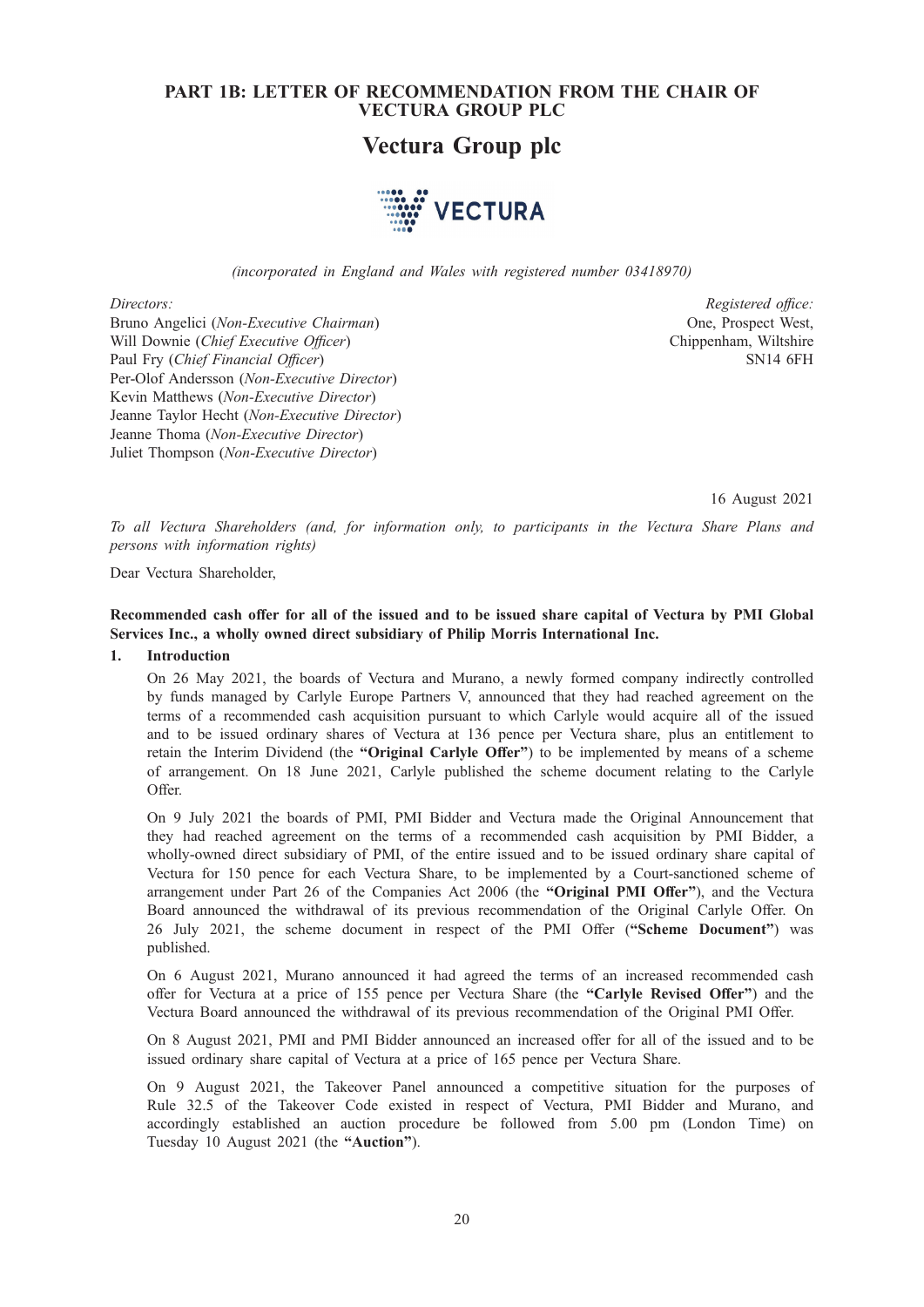## PART 1B: LETTER OF RECOMMENDATION FROM THE CHAIR OF VECTURA GROUP PLC

# Vectura Group plc

*(incorporated in England and Wales with registered number 03418970)*

*Directors:*
Bruno Angelici (*Non-Executive Chairman*)
Will Downie (*Chief Executive Officer*)
Paul Fry (*Chief Financial Officer*)
Per-Olof Andersson (*Non-Executive Director*)
Kevin Matthews (*Non-Executive Director*)
Jeanne Taylor Hecht (*Non-Executive Director*)
Jeanne Thoma (*Non-Executive Director*)
Juliet Thompson (*Non-Executive Director*)

*Registered office:*
One, Prospect West,
Chippenham, Wiltshire
SN14 6FH

16 August 2021

*To all Vectura Shareholders (and, for information only, to participants in the Vectura Share Plans and persons with information rights)*

Dear Vectura Shareholder,

**Recommended cash offer for all of the issued and to be issued share capital of Vectura by PMI Global Services Inc., a wholly owned direct subsidiary of Philip Morris International Inc.**

**1. Introduction**

On 26 May 2021, the boards of Vectura and Murano, a newly formed company indirectly controlled by funds managed by Carlyle Europe Partners V, announced that they had reached agreement on the terms of a recommended cash acquisition pursuant to which Carlyle would acquire all of the issued and to be issued ordinary shares of Vectura at 136 pence per Vectura share, plus an entitlement to retain the Interim Dividend (the **"Original Carlyle Offer"**) to be implemented by means of a scheme of arrangement. On 18 June 2021, Carlyle published the scheme document relating to the Carlyle Offer.

On 9 July 2021 the boards of PMI, PMI Bidder and Vectura made the Original Announcement that they had reached agreement on the terms of a recommended cash acquisition by PMI Bidder, a wholly-owned direct subsidiary of PMI, of the entire issued and to be issued ordinary share capital of Vectura for 150 pence for each Vectura Share, to be implemented by a Court-sanctioned scheme of arrangement under Part 26 of the Companies Act 2006 (the **"Original PMI Offer"**), and the Vectura Board announced the withdrawal of its previous recommendation of the Original Carlyle Offer. On 26 July 2021, the scheme document in respect of the PMI Offer (**"Scheme Document"**) was published.

On 6 August 2021, Murano announced it had agreed the terms of an increased recommended cash offer for Vectura at a price of 155 pence per Vectura Share (the **"Carlyle Revised Offer"**) and the Vectura Board announced the withdrawal of its previous recommendation of the Original PMI Offer.

On 8 August 2021, PMI and PMI Bidder announced an increased offer for all of the issued and to be issued ordinary share capital of Vectura at a price of 165 pence per Vectura Share.

On 9 August 2021, the Takeover Panel announced a competitive situation for the purposes of Rule 32.5 of the Takeover Code existed in respect of Vectura, PMI Bidder and Murano, and accordingly established an auction procedure be followed from 5.00 pm (London Time) on Tuesday 10 August 2021 (the **"Auction"**).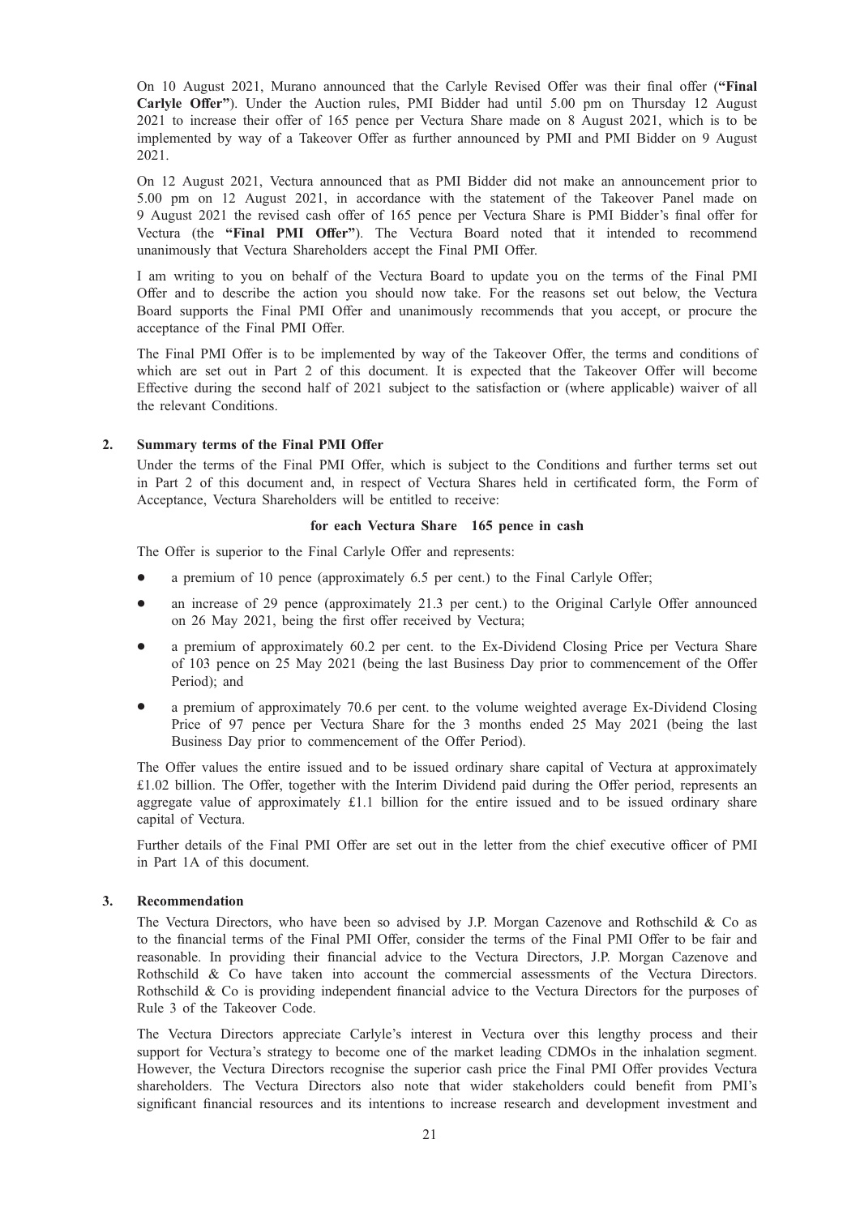On 10 August 2021, Murano announced that the Carlyle Revised Offer was their final offer (**"Final Carlyle Offer"**). Under the Auction rules, PMI Bidder had until 5.00 pm on Thursday 12 August 2021 to increase their offer of 165 pence per Vectura Share made on 8 August 2021, which is to be implemented by way of a Takeover Offer as further announced by PMI and PMI Bidder on 9 August 2021.

On 12 August 2021, Vectura announced that as PMI Bidder did not make an announcement prior to 5.00 pm on 12 August 2021, in accordance with the statement of the Takeover Panel made on 9 August 2021 the revised cash offer of 165 pence per Vectura Share is PMI Bidder's final offer for Vectura (the **"Final PMI Offer"**). The Vectura Board noted that it intended to recommend unanimously that Vectura Shareholders accept the Final PMI Offer.

I am writing to you on behalf of the Vectura Board to update you on the terms of the Final PMI Offer and to describe the action you should now take. For the reasons set out below, the Vectura Board supports the Final PMI Offer and unanimously recommends that you accept, or procure the acceptance of the Final PMI Offer.

The Final PMI Offer is to be implemented by way of the Takeover Offer, the terms and conditions of which are set out in Part 2 of this document. It is expected that the Takeover Offer will become Effective during the second half of 2021 subject to the satisfaction or (where applicable) waiver of all the relevant Conditions.

## 2. Summary terms of the Final PMI Offer

Under the terms of the Final PMI Offer, which is subject to the Conditions and further terms set out in Part 2 of this document and, in respect of Vectura Shares held in certificated form, the Form of Acceptance, Vectura Shareholders will be entitled to receive:

**for each Vectura Share 165 pence in cash**

The Offer is superior to the Final Carlyle Offer and represents:

- a premium of 10 pence (approximately 6.5 per cent.) to the Final Carlyle Offer;
- an increase of 29 pence (approximately 21.3 per cent.) to the Original Carlyle Offer announced on 26 May 2021, being the first offer received by Vectura;
- a premium of approximately 60.2 per cent. to the Ex-Dividend Closing Price per Vectura Share of 103 pence on 25 May 2021 (being the last Business Day prior to commencement of the Offer Period); and
- a premium of approximately 70.6 per cent. to the volume weighted average Ex-Dividend Closing Price of 97 pence per Vectura Share for the 3 months ended 25 May 2021 (being the last Business Day prior to commencement of the Offer Period).

The Offer values the entire issued and to be issued ordinary share capital of Vectura at approximately £1.02 billion. The Offer, together with the Interim Dividend paid during the Offer period, represents an aggregate value of approximately £1.1 billion for the entire issued and to be issued ordinary share capital of Vectura.

Further details of the Final PMI Offer are set out in the letter from the chief executive officer of PMI in Part 1A of this document.

## 3. Recommendation

The Vectura Directors, who have been so advised by J.P. Morgan Cazenove and Rothschild & Co as to the financial terms of the Final PMI Offer, consider the terms of the Final PMI Offer to be fair and reasonable. In providing their financial advice to the Vectura Directors, J.P. Morgan Cazenove and Rothschild & Co have taken into account the commercial assessments of the Vectura Directors. Rothschild & Co is providing independent financial advice to the Vectura Directors for the purposes of Rule 3 of the Takeover Code.

The Vectura Directors appreciate Carlyle's interest in Vectura over this lengthy process and their support for Vectura's strategy to become one of the market leading CDMOs in the inhalation segment. However, the Vectura Directors recognise the superior cash price the Final PMI Offer provides Vectura shareholders. The Vectura Directors also note that wider stakeholders could benefit from PMI's significant financial resources and its intentions to increase research and development investment and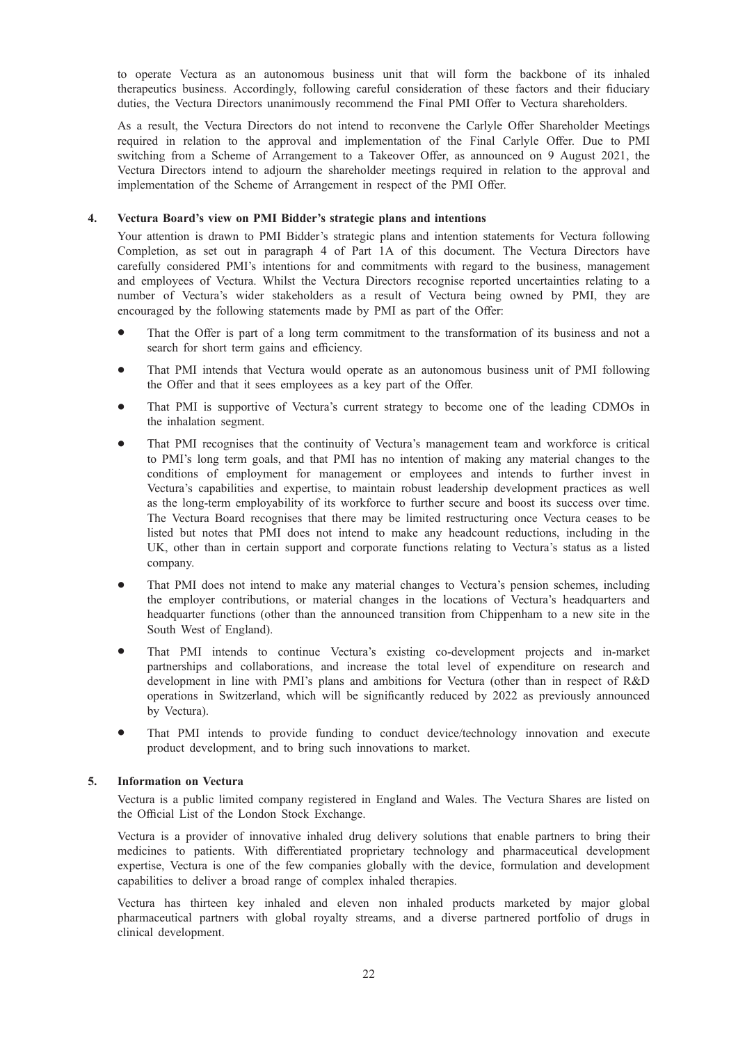to operate Vectura as an autonomous business unit that will form the backbone of its inhaled therapeutics business. Accordingly, following careful consideration of these factors and their fiduciary duties, the Vectura Directors unanimously recommend the Final PMI Offer to Vectura shareholders.

As a result, the Vectura Directors do not intend to reconvene the Carlyle Offer Shareholder Meetings required in relation to the approval and implementation of the Final Carlyle Offer. Due to PMI switching from a Scheme of Arrangement to a Takeover Offer, as announced on 9 August 2021, the Vectura Directors intend to adjourn the shareholder meetings required in relation to the approval and implementation of the Scheme of Arrangement in respect of the PMI Offer.

## 4. Vectura Board's view on PMI Bidder's strategic plans and intentions

Your attention is drawn to PMI Bidder's strategic plans and intention statements for Vectura following Completion, as set out in paragraph 4 of Part 1A of this document. The Vectura Directors have carefully considered PMI's intentions for and commitments with regard to the business, management and employees of Vectura. Whilst the Vectura Directors recognise reported uncertainties relating to a number of Vectura's wider stakeholders as a result of Vectura being owned by PMI, they are encouraged by the following statements made by PMI as part of the Offer:

- That the Offer is part of a long term commitment to the transformation of its business and not a search for short term gains and efficiency.
- That PMI intends that Vectura would operate as an autonomous business unit of PMI following the Offer and that it sees employees as a key part of the Offer.
- That PMI is supportive of Vectura's current strategy to become one of the leading CDMOs in the inhalation segment.
- That PMI recognises that the continuity of Vectura's management team and workforce is critical to PMI's long term goals, and that PMI has no intention of making any material changes to the conditions of employment for management or employees and intends to further invest in Vectura's capabilities and expertise, to maintain robust leadership development practices as well as the long-term employability of its workforce to further secure and boost its success over time. The Vectura Board recognises that there may be limited restructuring once Vectura ceases to be listed but notes that PMI does not intend to make any headcount reductions, including in the UK, other than in certain support and corporate functions relating to Vectura's status as a listed company.
- That PMI does not intend to make any material changes to Vectura's pension schemes, including the employer contributions, or material changes in the locations of Vectura's headquarters and headquarter functions (other than the announced transition from Chippenham to a new site in the South West of England).
- That PMI intends to continue Vectura's existing co-development projects and in-market partnerships and collaborations, and increase the total level of expenditure on research and development in line with PMI's plans and ambitions for Vectura (other than in respect of R&D operations in Switzerland, which will be significantly reduced by 2022 as previously announced by Vectura).
- That PMI intends to provide funding to conduct device/technology innovation and execute product development, and to bring such innovations to market.

## 5. Information on Vectura

Vectura is a public limited company registered in England and Wales. The Vectura Shares are listed on the Official List of the London Stock Exchange.

Vectura is a provider of innovative inhaled drug delivery solutions that enable partners to bring their medicines to patients. With differentiated proprietary technology and pharmaceutical development expertise, Vectura is one of the few companies globally with the device, formulation and development capabilities to deliver a broad range of complex inhaled therapies.

Vectura has thirteen key inhaled and eleven non inhaled products marketed by major global pharmaceutical partners with global royalty streams, and a diverse partnered portfolio of drugs in clinical development.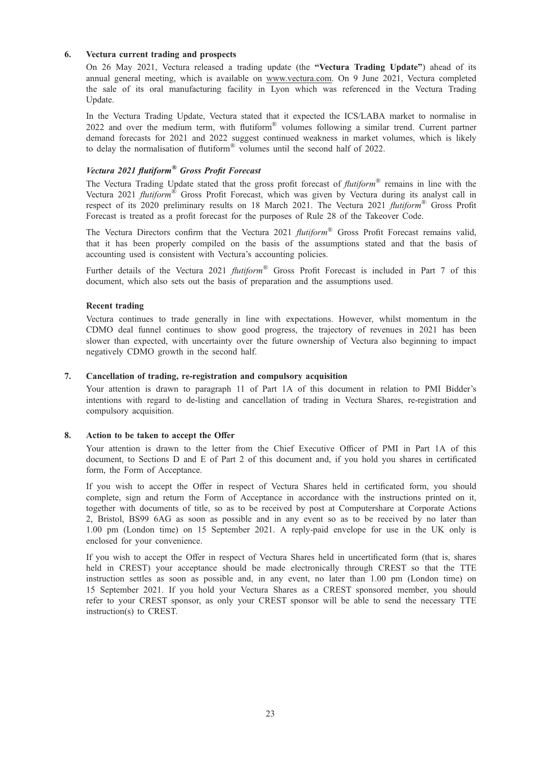## 6. Vectura current trading and prospects

On 26 May 2021, Vectura released a trading update (the **"Vectura Trading Update"**) ahead of its annual general meeting, which is available on www.vectura.com. On 9 June 2021, Vectura completed the sale of its oral manufacturing facility in Lyon which was referenced in the Vectura Trading Update.

In the Vectura Trading Update, Vectura stated that it expected the ICS/LABA market to normalise in 2022 and over the medium term, with flutiform® volumes following a similar trend. Current partner demand forecasts for 2021 and 2022 suggest continued weakness in market volumes, which is likely to delay the normalisation of flutiform® volumes until the second half of 2022.

### *Vectura 2021 flutiform® Gross Profit Forecast*

The Vectura Trading Update stated that the gross profit forecast of *flutiform*® remains in line with the Vectura 2021 *flutiform*® Gross Profit Forecast, which was given by Vectura during its analyst call in respect of its 2020 preliminary results on 18 March 2021. The Vectura 2021 *flutiform*® Gross Profit Forecast is treated as a profit forecast for the purposes of Rule 28 of the Takeover Code.

The Vectura Directors confirm that the Vectura 2021 *flutiform*® Gross Profit Forecast remains valid, that it has been properly compiled on the basis of the assumptions stated and that the basis of accounting used is consistent with Vectura's accounting policies.

Further details of the Vectura 2021 *flutiform*® Gross Profit Forecast is included in Part 7 of this document, which also sets out the basis of preparation and the assumptions used.

### Recent trading

Vectura continues to trade generally in line with expectations. However, whilst momentum in the CDMO deal funnel continues to show good progress, the trajectory of revenues in 2021 has been slower than expected, with uncertainty over the future ownership of Vectura also beginning to impact negatively CDMO growth in the second half.

## 7. Cancellation of trading, re-registration and compulsory acquisition

Your attention is drawn to paragraph 11 of Part 1A of this document in relation to PMI Bidder's intentions with regard to de-listing and cancellation of trading in Vectura Shares, re-registration and compulsory acquisition.

## 8. Action to be taken to accept the Offer

Your attention is drawn to the letter from the Chief Executive Officer of PMI in Part 1A of this document, to Sections D and E of Part 2 of this document and, if you hold you shares in certificated form, the Form of Acceptance.

If you wish to accept the Offer in respect of Vectura Shares held in certificated form, you should complete, sign and return the Form of Acceptance in accordance with the instructions printed on it, together with documents of title, so as to be received by post at Computershare at Corporate Actions 2, Bristol, BS99 6AG as soon as possible and in any event so as to be received by no later than 1.00 pm (London time) on 15 September 2021. A reply-paid envelope for use in the UK only is enclosed for your convenience.

If you wish to accept the Offer in respect of Vectura Shares held in uncertificated form (that is, shares held in CREST) your acceptance should be made electronically through CREST so that the TTE instruction settles as soon as possible and, in any event, no later than 1.00 pm (London time) on 15 September 2021. If you hold your Vectura Shares as a CREST sponsored member, you should refer to your CREST sponsor, as only your CREST sponsor will be able to send the necessary TTE instruction(s) to CREST.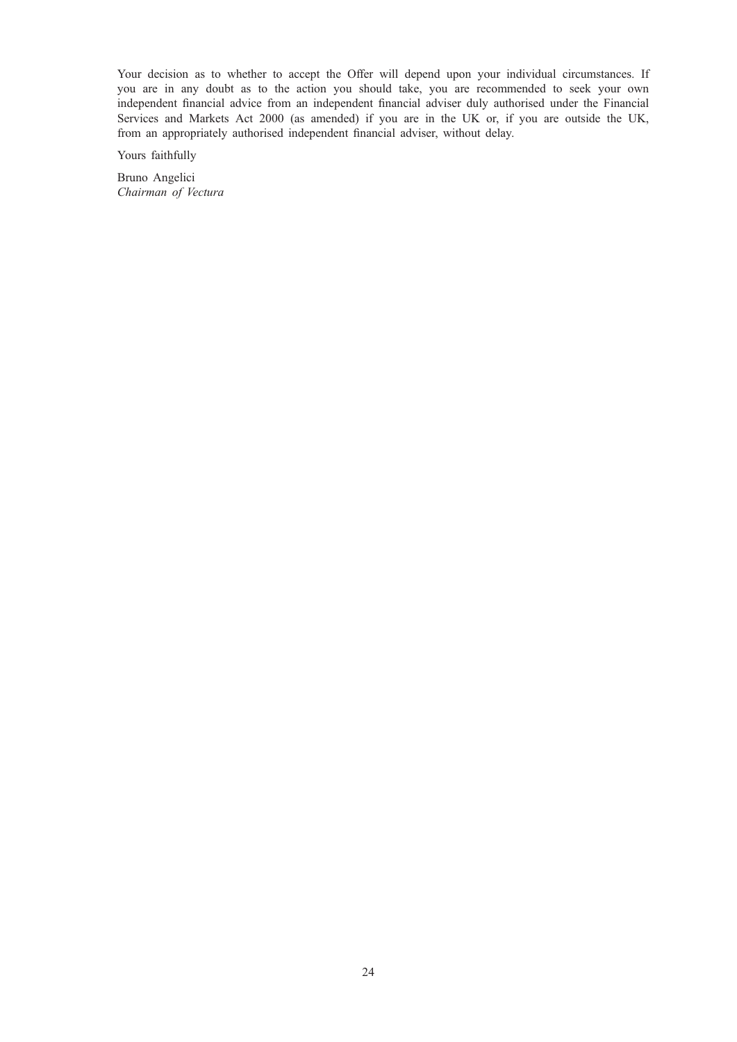Your decision as to whether to accept the Offer will depend upon your individual circumstances. If you are in any doubt as to the action you should take, you are recommended to seek your own independent financial advice from an independent financial adviser duly authorised under the Financial Services and Markets Act 2000 (as amended) if you are in the UK or, if you are outside the UK, from an appropriately authorised independent financial adviser, without delay.

Yours faithfully

Bruno Angelici
*Chairman of Vectura*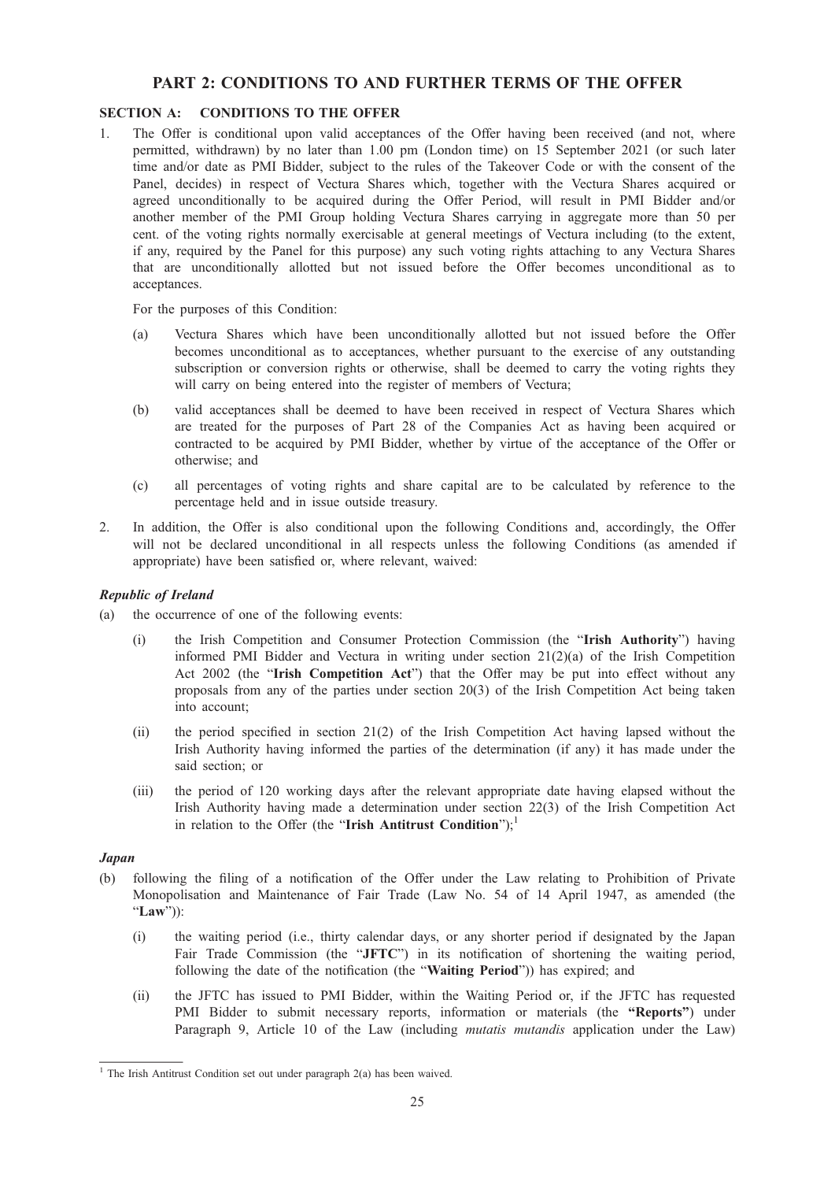## PART 2: CONDITIONS TO AND FURTHER TERMS OF THE OFFER

### SECTION A: CONDITIONS TO THE OFFER

1. The Offer is conditional upon valid acceptances of the Offer having been received (and not, where permitted, withdrawn) by no later than 1.00 pm (London time) on 15 September 2021 (or such later time and/or date as PMI Bidder, subject to the rules of the Takeover Code or with the consent of the Panel, decides) in respect of Vectura Shares which, together with the Vectura Shares acquired or agreed unconditionally to be acquired during the Offer Period, will result in PMI Bidder and/or another member of the PMI Group holding Vectura Shares carrying in aggregate more than 50 per cent. of the voting rights normally exercisable at general meetings of Vectura including (to the extent, if any, required by the Panel for this purpose) any such voting rights attaching to any Vectura Shares that are unconditionally allotted but not issued before the Offer becomes unconditional as to acceptances.

   For the purposes of this Condition:

   (a) Vectura Shares which have been unconditionally allotted but not issued before the Offer becomes unconditional as to acceptances, whether pursuant to the exercise of any outstanding subscription or conversion rights or otherwise, shall be deemed to carry the voting rights they will carry on being entered into the register of members of Vectura;

   (b) valid acceptances shall be deemed to have been received in respect of Vectura Shares which are treated for the purposes of Part 28 of the Companies Act as having been acquired or contracted to be acquired by PMI Bidder, whether by virtue of the acceptance of the Offer or otherwise; and

   (c) all percentages of voting rights and share capital are to be calculated by reference to the percentage held and in issue outside treasury.

2. In addition, the Offer is also conditional upon the following Conditions and, accordingly, the Offer will not be declared unconditional in all respects unless the following Conditions (as amended if appropriate) have been satisfied or, where relevant, waived:

***Republic of Ireland***

(a) the occurrence of one of the following events:

   (i) the Irish Competition and Consumer Protection Commission (the "**Irish Authority**") having informed PMI Bidder and Vectura in writing under section 21(2)(a) of the Irish Competition Act 2002 (the "**Irish Competition Act**") that the Offer may be put into effect without any proposals from any of the parties under section 20(3) of the Irish Competition Act being taken into account;

   (ii) the period specified in section 21(2) of the Irish Competition Act having lapsed without the Irish Authority having informed the parties of the determination (if any) it has made under the said section; or

   (iii) the period of 120 working days after the relevant appropriate date having elapsed without the Irish Authority having made a determination under section 22(3) of the Irish Competition Act in relation to the Offer (the "**Irish Antitrust Condition**");[1]

***Japan***

(b) following the filing of a notification of the Offer under the Law relating to Prohibition of Private Monopolisation and Maintenance of Fair Trade (Law No. 54 of 14 April 1947, as amended (the "**Law**")):

   (i) the waiting period (i.e., thirty calendar days, or any shorter period if designated by the Japan Fair Trade Commission (the "**JFTC**") in its notification of shortening the waiting period, following the date of the notification (the "**Waiting Period**")) has expired; and

   (ii) the JFTC has issued to PMI Bidder, within the Waiting Period or, if the JFTC has requested PMI Bidder to submit necessary reports, information or materials (the **"Reports"**) under Paragraph 9, Article 10 of the Law (including *mutatis mutandis* application under the Law)

[1] The Irish Antitrust Condition set out under paragraph 2(a) has been waived.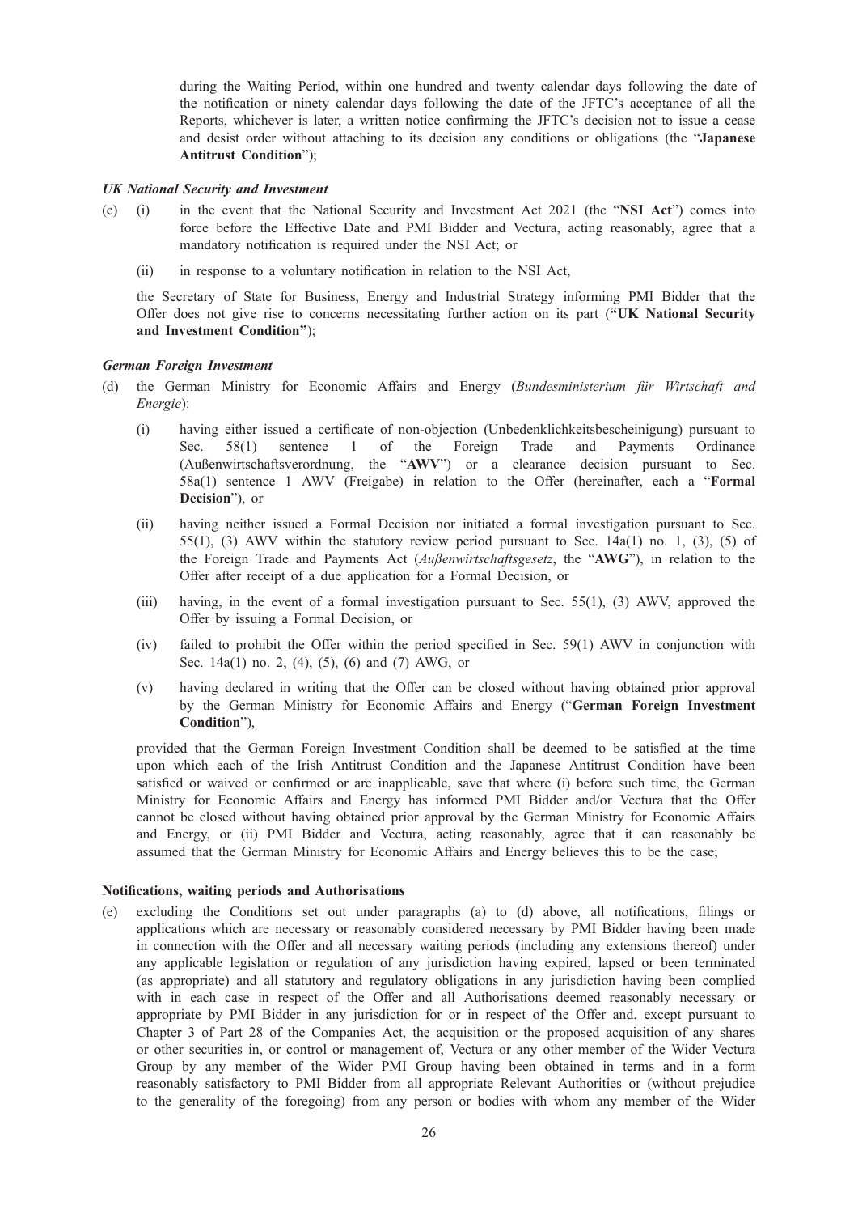during the Waiting Period, within one hundred and twenty calendar days following the date of the notification or ninety calendar days following the date of the JFTC's acceptance of all the Reports, whichever is later, a written notice confirming the JFTC's decision not to issue a cease and desist order without attaching to its decision any conditions or obligations (the "**Japanese Antitrust Condition**");

***UK National Security and Investment***

(c) (i) in the event that the National Security and Investment Act 2021 (the "**NSI Act**") comes into force before the Effective Date and PMI Bidder and Vectura, acting reasonably, agree that a mandatory notification is required under the NSI Act; or

(ii) in response to a voluntary notification in relation to the NSI Act,

the Secretary of State for Business, Energy and Industrial Strategy informing PMI Bidder that the Offer does not give rise to concerns necessitating further action on its part (**"UK National Security and Investment Condition"**);

***German Foreign Investment***

(d) the German Ministry for Economic Affairs and Energy (*Bundesministerium für Wirtschaft and Energie*):

(i) having either issued a certificate of non-objection (Unbedenklichkeitsbescheinigung) pursuant to Sec. 58(1) sentence 1 of the Foreign Trade and Payments Ordinance (Außenwirtschaftsverordnung, the "**AWV**") or a clearance decision pursuant to Sec. 58a(1) sentence 1 AWV (Freigabe) in relation to the Offer (hereinafter, each a "**Formal Decision**"), or

(ii) having neither issued a Formal Decision nor initiated a formal investigation pursuant to Sec. 55(1), (3) AWV within the statutory review period pursuant to Sec. 14a(1) no. 1, (3), (5) of the Foreign Trade and Payments Act (*Außenwirtschaftsgesetz*, the "**AWG**"), in relation to the Offer after receipt of a due application for a Formal Decision, or

(iii) having, in the event of a formal investigation pursuant to Sec. 55(1), (3) AWV, approved the Offer by issuing a Formal Decision, or

(iv) failed to prohibit the Offer within the period specified in Sec. 59(1) AWV in conjunction with Sec. 14a(1) no. 2, (4), (5), (6) and (7) AWG, or

(v) having declared in writing that the Offer can be closed without having obtained prior approval by the German Ministry for Economic Affairs and Energy ("**German Foreign Investment Condition**"),

provided that the German Foreign Investment Condition shall be deemed to be satisfied at the time upon which each of the Irish Antitrust Condition and the Japanese Antitrust Condition have been satisfied or waived or confirmed or are inapplicable, save that where (i) before such time, the German Ministry for Economic Affairs and Energy has informed PMI Bidder and/or Vectura that the Offer cannot be closed without having obtained prior approval by the German Ministry for Economic Affairs and Energy, or (ii) PMI Bidder and Vectura, acting reasonably, agree that it can reasonably be assumed that the German Ministry for Economic Affairs and Energy believes this to be the case;

**Notifications, waiting periods and Authorisations**

(e) excluding the Conditions set out under paragraphs (a) to (d) above, all notifications, filings or applications which are necessary or reasonably considered necessary by PMI Bidder having been made in connection with the Offer and all necessary waiting periods (including any extensions thereof) under any applicable legislation or regulation of any jurisdiction having expired, lapsed or been terminated (as appropriate) and all statutory and regulatory obligations in any jurisdiction having been complied with in each case in respect of the Offer and all Authorisations deemed reasonably necessary or appropriate by PMI Bidder in any jurisdiction for or in respect of the Offer and, except pursuant to Chapter 3 of Part 28 of the Companies Act, the acquisition or the proposed acquisition of any shares or other securities in, or control or management of, Vectura or any other member of the Wider Vectura Group by any member of the Wider PMI Group having been obtained in terms and in a form reasonably satisfactory to PMI Bidder from all appropriate Relevant Authorities or (without prejudice to the generality of the foregoing) from any person or bodies with whom any member of the Wider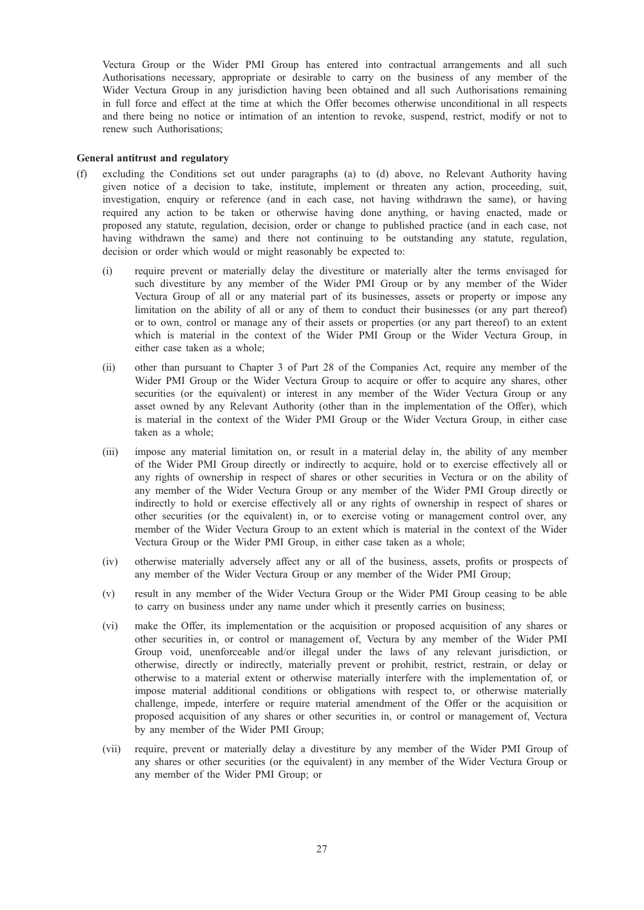Vectura Group or the Wider PMI Group has entered into contractual arrangements and all such Authorisations necessary, appropriate or desirable to carry on the business of any member of the Wider Vectura Group in any jurisdiction having been obtained and all such Authorisations remaining in full force and effect at the time at which the Offer becomes otherwise unconditional in all respects and there being no notice or intimation of an intention to revoke, suspend, restrict, modify or not to renew such Authorisations;

**General antitrust and regulatory**

(f) excluding the Conditions set out under paragraphs (a) to (d) above, no Relevant Authority having given notice of a decision to take, institute, implement or threaten any action, proceeding, suit, investigation, enquiry or reference (and in each case, not having withdrawn the same), or having required any action to be taken or otherwise having done anything, or having enacted, made or proposed any statute, regulation, decision, order or change to published practice (and in each case, not having withdrawn the same) and there not continuing to be outstanding any statute, regulation, decision or order which would or might reasonably be expected to:

  (i) require prevent or materially delay the divestiture or materially alter the terms envisaged for such divestiture by any member of the Wider PMI Group or by any member of the Wider Vectura Group of all or any material part of its businesses, assets or property or impose any limitation on the ability of all or any of them to conduct their businesses (or any part thereof) or to own, control or manage any of their assets or properties (or any part thereof) to an extent which is material in the context of the Wider PMI Group or the Wider Vectura Group, in either case taken as a whole;

  (ii) other than pursuant to Chapter 3 of Part 28 of the Companies Act, require any member of the Wider PMI Group or the Wider Vectura Group to acquire or offer to acquire any shares, other securities (or the equivalent) or interest in any member of the Wider Vectura Group or any asset owned by any Relevant Authority (other than in the implementation of the Offer), which is material in the context of the Wider PMI Group or the Wider Vectura Group, in either case taken as a whole;

  (iii) impose any material limitation on, or result in a material delay in, the ability of any member of the Wider PMI Group directly or indirectly to acquire, hold or to exercise effectively all or any rights of ownership in respect of shares or other securities in Vectura or on the ability of any member of the Wider Vectura Group or any member of the Wider PMI Group directly or indirectly to hold or exercise effectively all or any rights of ownership in respect of shares or other securities (or the equivalent) in, or to exercise voting or management control over, any member of the Wider Vectura Group to an extent which is material in the context of the Wider Vectura Group or the Wider PMI Group, in either case taken as a whole;

  (iv) otherwise materially adversely affect any or all of the business, assets, profits or prospects of any member of the Wider Vectura Group or any member of the Wider PMI Group;

  (v) result in any member of the Wider Vectura Group or the Wider PMI Group ceasing to be able to carry on business under any name under which it presently carries on business;

  (vi) make the Offer, its implementation or the acquisition or proposed acquisition of any shares or other securities in, or control or management of, Vectura by any member of the Wider PMI Group void, unenforceable and/or illegal under the laws of any relevant jurisdiction, or otherwise, directly or indirectly, materially prevent or prohibit, restrict, restrain, or delay or otherwise to a material extent or otherwise materially interfere with the implementation of, or impose material additional conditions or obligations with respect to, or otherwise materially challenge, impede, interfere or require material amendment of the Offer or the acquisition or proposed acquisition of any shares or other securities in, or control or management of, Vectura by any member of the Wider PMI Group;

  (vii) require, prevent or materially delay a divestiture by any member of the Wider PMI Group of any shares or other securities (or the equivalent) in any member of the Wider Vectura Group or any member of the Wider PMI Group; or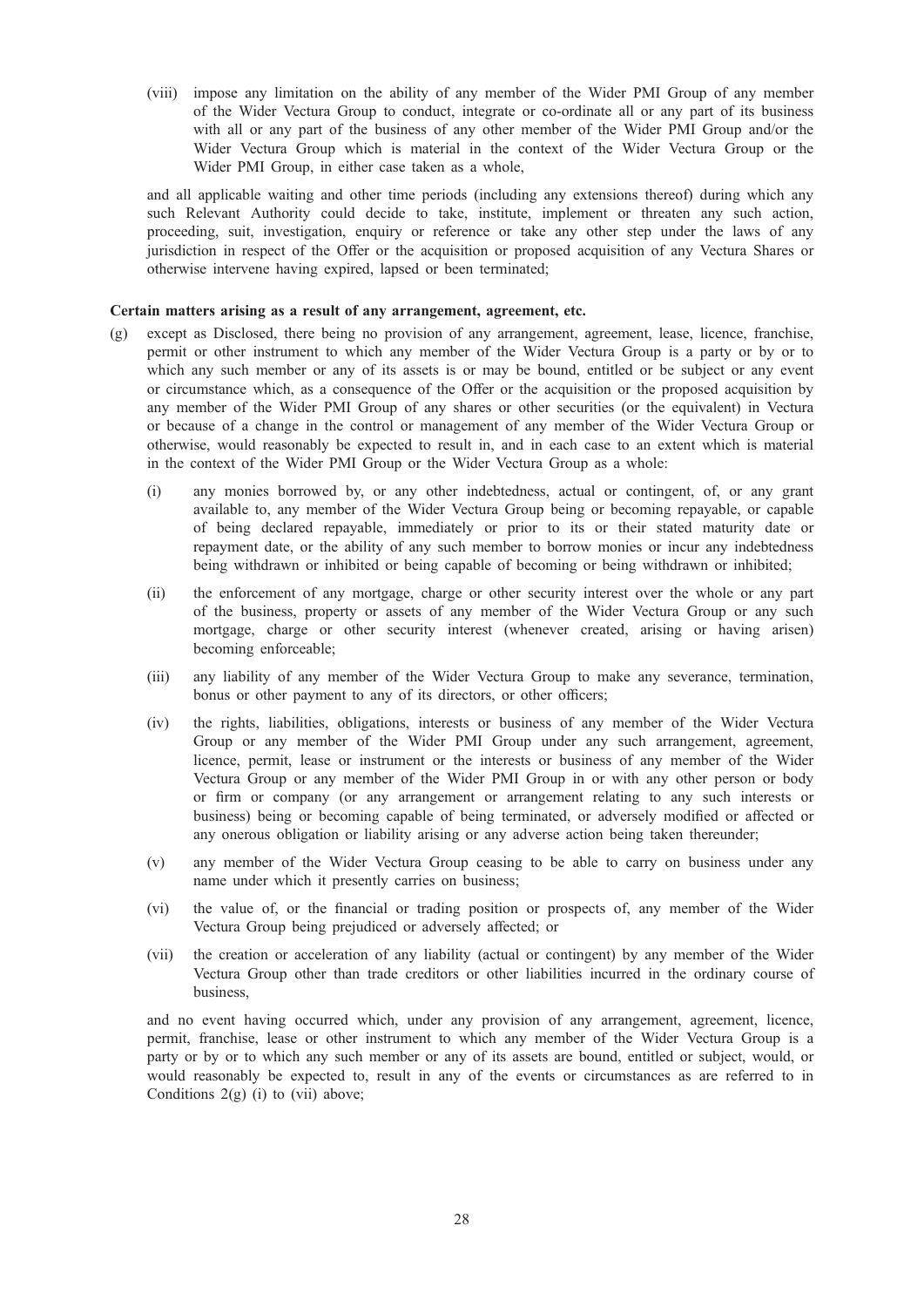(viii) impose any limitation on the ability of any member of the Wider PMI Group of any member of the Wider Vectura Group to conduct, integrate or co-ordinate all or any part of its business with all or any part of the business of any other member of the Wider PMI Group and/or the Wider Vectura Group which is material in the context of the Wider Vectura Group or the Wider PMI Group, in either case taken as a whole,

and all applicable waiting and other time periods (including any extensions thereof) during which any such Relevant Authority could decide to take, institute, implement or threaten any such action, proceeding, suit, investigation, enquiry or reference or take any other step under the laws of any jurisdiction in respect of the Offer or the acquisition or proposed acquisition of any Vectura Shares or otherwise intervene having expired, lapsed or been terminated;

**Certain matters arising as a result of any arrangement, agreement, etc.**

(g) except as Disclosed, there being no provision of any arrangement, agreement, lease, licence, franchise, permit or other instrument to which any member of the Wider Vectura Group is a party or by or to which any such member or any of its assets is or may be bound, entitled or be subject or any event or circumstance which, as a consequence of the Offer or the acquisition or the proposed acquisition by any member of the Wider PMI Group of any shares or other securities (or the equivalent) in Vectura or because of a change in the control or management of any member of the Wider Vectura Group or otherwise, would reasonably be expected to result in, and in each case to an extent which is material in the context of the Wider PMI Group or the Wider Vectura Group as a whole:

(i) any monies borrowed by, or any other indebtedness, actual or contingent, of, or any grant available to, any member of the Wider Vectura Group being or becoming repayable, or capable of being declared repayable, immediately or prior to its or their stated maturity date or repayment date, or the ability of any such member to borrow monies or incur any indebtedness being withdrawn or inhibited or being capable of becoming or being withdrawn or inhibited;

(ii) the enforcement of any mortgage, charge or other security interest over the whole or any part of the business, property or assets of any member of the Wider Vectura Group or any such mortgage, charge or other security interest (whenever created, arising or having arisen) becoming enforceable;

(iii) any liability of any member of the Wider Vectura Group to make any severance, termination, bonus or other payment to any of its directors, or other officers;

(iv) the rights, liabilities, obligations, interests or business of any member of the Wider Vectura Group or any member of the Wider PMI Group under any such arrangement, agreement, licence, permit, lease or instrument or the interests or business of any member of the Wider Vectura Group or any member of the Wider PMI Group in or with any other person or body or firm or company (or any arrangement or arrangement relating to any such interests or business) being or becoming capable of being terminated, or adversely modified or affected or any onerous obligation or liability arising or any adverse action being taken thereunder;

(v) any member of the Wider Vectura Group ceasing to be able to carry on business under any name under which it presently carries on business;

(vi) the value of, or the financial or trading position or prospects of, any member of the Wider Vectura Group being prejudiced or adversely affected; or

(vii) the creation or acceleration of any liability (actual or contingent) by any member of the Wider Vectura Group other than trade creditors or other liabilities incurred in the ordinary course of business,

and no event having occurred which, under any provision of any arrangement, agreement, licence, permit, franchise, lease or other instrument to which any member of the Wider Vectura Group is a party or by or to which any such member or any of its assets are bound, entitled or subject, would, or would reasonably be expected to, result in any of the events or circumstances as are referred to in Conditions 2(g) (i) to (vii) above;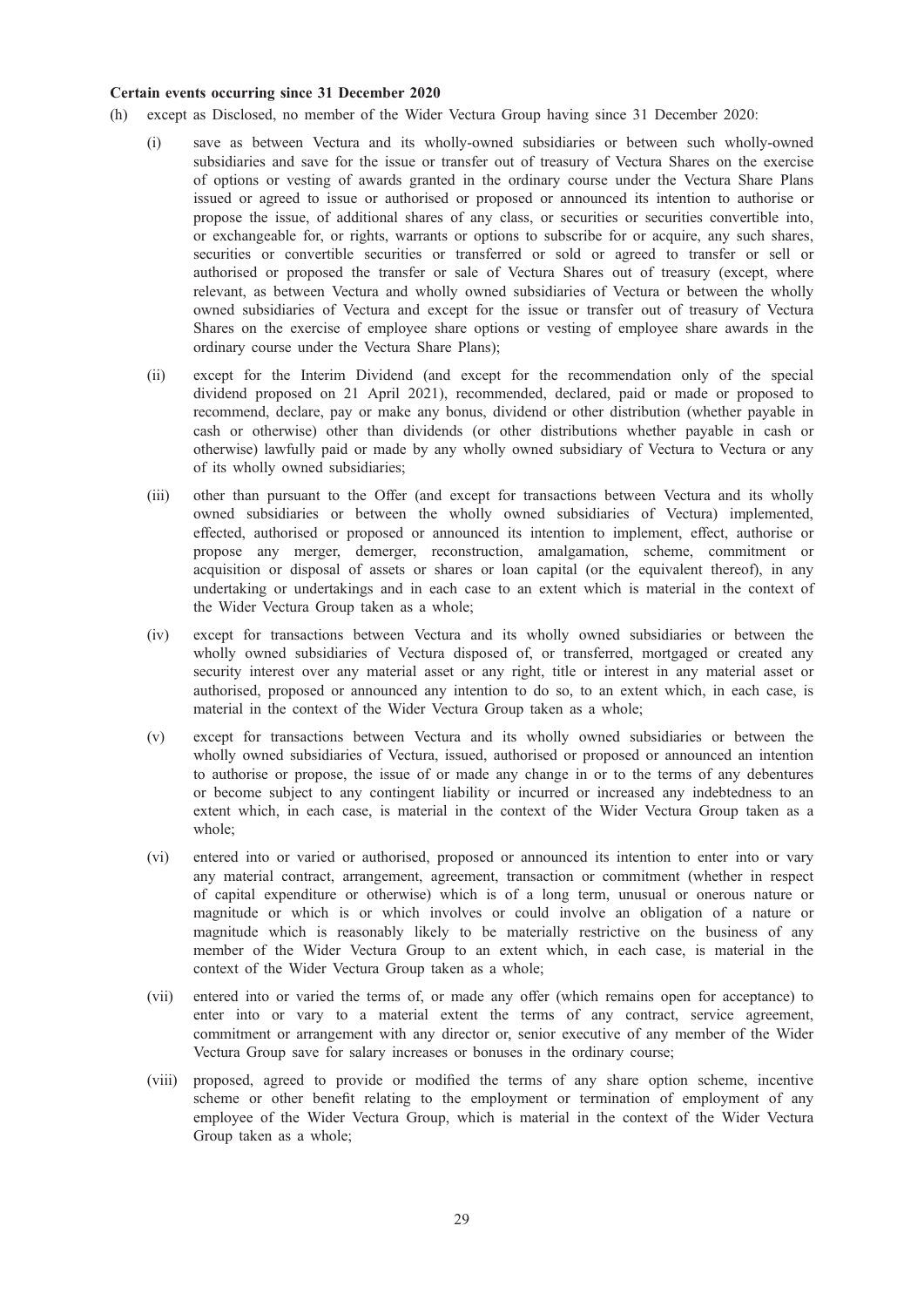**Certain events occurring since 31 December 2020**

(h) except as Disclosed, no member of the Wider Vectura Group having since 31 December 2020:

  (i) save as between Vectura and its wholly-owned subsidiaries or between such wholly-owned subsidiaries and save for the issue or transfer out of treasury of Vectura Shares on the exercise of options or vesting of awards granted in the ordinary course under the Vectura Share Plans issued or agreed to issue or authorised or proposed or announced its intention to authorise or propose the issue, of additional shares of any class, or securities or securities convertible into, or exchangeable for, or rights, warrants or options to subscribe for or acquire, any such shares, securities or convertible securities or transferred or sold or agreed to transfer or sell or authorised or proposed the transfer or sale of Vectura Shares out of treasury (except, where relevant, as between Vectura and wholly owned subsidiaries of Vectura or between the wholly owned subsidiaries of Vectura and except for the issue or transfer out of treasury of Vectura Shares on the exercise of employee share options or vesting of employee share awards in the ordinary course under the Vectura Share Plans);

  (ii) except for the Interim Dividend (and except for the recommendation only of the special dividend proposed on 21 April 2021), recommended, declared, paid or made or proposed to recommend, declare, pay or make any bonus, dividend or other distribution (whether payable in cash or otherwise) other than dividends (or other distributions whether payable in cash or otherwise) lawfully paid or made by any wholly owned subsidiary of Vectura to Vectura or any of its wholly owned subsidiaries;

  (iii) other than pursuant to the Offer (and except for transactions between Vectura and its wholly owned subsidiaries or between the wholly owned subsidiaries of Vectura) implemented, effected, authorised or proposed or announced its intention to implement, effect, authorise or propose any merger, demerger, reconstruction, amalgamation, scheme, commitment or acquisition or disposal of assets or shares or loan capital (or the equivalent thereof), in any undertaking or undertakings and in each case to an extent which is material in the context of the Wider Vectura Group taken as a whole;

  (iv) except for transactions between Vectura and its wholly owned subsidiaries or between the wholly owned subsidiaries of Vectura disposed of, or transferred, mortgaged or created any security interest over any material asset or any right, title or interest in any material asset or authorised, proposed or announced any intention to do so, to an extent which, in each case, is material in the context of the Wider Vectura Group taken as a whole;

  (v) except for transactions between Vectura and its wholly owned subsidiaries or between the wholly owned subsidiaries of Vectura, issued, authorised or proposed or announced an intention to authorise or propose, the issue of or made any change in or to the terms of any debentures or become subject to any contingent liability or incurred or increased any indebtedness to an extent which, in each case, is material in the context of the Wider Vectura Group taken as a whole;

  (vi) entered into or varied or authorised, proposed or announced its intention to enter into or vary any material contract, arrangement, agreement, transaction or commitment (whether in respect of capital expenditure or otherwise) which is of a long term, unusual or onerous nature or magnitude or which is or which involves or could involve an obligation of a nature or magnitude which is reasonably likely to be materially restrictive on the business of any member of the Wider Vectura Group to an extent which, in each case, is material in the context of the Wider Vectura Group taken as a whole;

  (vii) entered into or varied the terms of, or made any offer (which remains open for acceptance) to enter into or vary to a material extent the terms of any contract, service agreement, commitment or arrangement with any director or, senior executive of any member of the Wider Vectura Group save for salary increases or bonuses in the ordinary course;

  (viii) proposed, agreed to provide or modified the terms of any share option scheme, incentive scheme or other benefit relating to the employment or termination of employment of any employee of the Wider Vectura Group, which is material in the context of the Wider Vectura Group taken as a whole;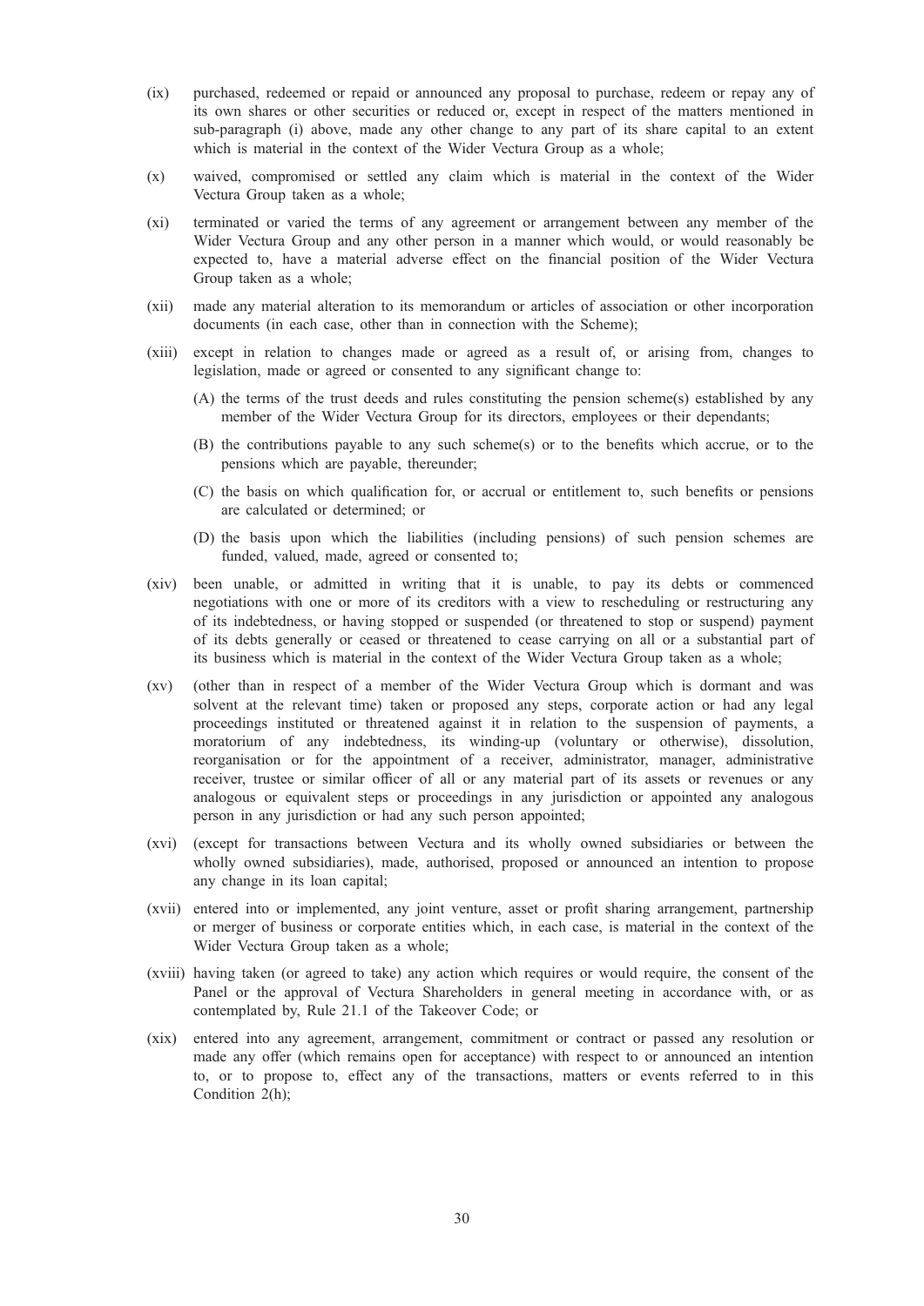(ix) purchased, redeemed or repaid or announced any proposal to purchase, redeem or repay any of its own shares or other securities or reduced or, except in respect of the matters mentioned in sub-paragraph (i) above, made any other change to any part of its share capital to an extent which is material in the context of the Wider Vectura Group as a whole;

(x) waived, compromised or settled any claim which is material in the context of the Wider Vectura Group taken as a whole;

(xi) terminated or varied the terms of any agreement or arrangement between any member of the Wider Vectura Group and any other person in a manner which would, or would reasonably be expected to, have a material adverse effect on the financial position of the Wider Vectura Group taken as a whole;

(xii) made any material alteration to its memorandum or articles of association or other incorporation documents (in each case, other than in connection with the Scheme);

(xiii) except in relation to changes made or agreed as a result of, or arising from, changes to legislation, made or agreed or consented to any significant change to:

  (A) the terms of the trust deeds and rules constituting the pension scheme(s) established by any member of the Wider Vectura Group for its directors, employees or their dependants;

  (B) the contributions payable to any such scheme(s) or to the benefits which accrue, or to the pensions which are payable, thereunder;

  (C) the basis on which qualification for, or accrual or entitlement to, such benefits or pensions are calculated or determined; or

  (D) the basis upon which the liabilities (including pensions) of such pension schemes are funded, valued, made, agreed or consented to;

(xiv) been unable, or admitted in writing that it is unable, to pay its debts or commenced negotiations with one or more of its creditors with a view to rescheduling or restructuring any of its indebtedness, or having stopped or suspended (or threatened to stop or suspend) payment of its debts generally or ceased or threatened to cease carrying on all or a substantial part of its business which is material in the context of the Wider Vectura Group taken as a whole;

(xv) (other than in respect of a member of the Wider Vectura Group which is dormant and was solvent at the relevant time) taken or proposed any steps, corporate action or had any legal proceedings instituted or threatened against it in relation to the suspension of payments, a moratorium of any indebtedness, its winding-up (voluntary or otherwise), dissolution, reorganisation or for the appointment of a receiver, administrator, manager, administrative receiver, trustee or similar officer of all or any material part of its assets or revenues or any analogous or equivalent steps or proceedings in any jurisdiction or appointed any analogous person in any jurisdiction or had any such person appointed;

(xvi) (except for transactions between Vectura and its wholly owned subsidiaries or between the wholly owned subsidiaries), made, authorised, proposed or announced an intention to propose any change in its loan capital;

(xvii) entered into or implemented, any joint venture, asset or profit sharing arrangement, partnership or merger of business or corporate entities which, in each case, is material in the context of the Wider Vectura Group taken as a whole;

(xviii) having taken (or agreed to take) any action which requires or would require, the consent of the Panel or the approval of Vectura Shareholders in general meeting in accordance with, or as contemplated by, Rule 21.1 of the Takeover Code; or

(xix) entered into any agreement, arrangement, commitment or contract or passed any resolution or made any offer (which remains open for acceptance) with respect to or announced an intention to, or to propose to, effect any of the transactions, matters or events referred to in this Condition 2(h);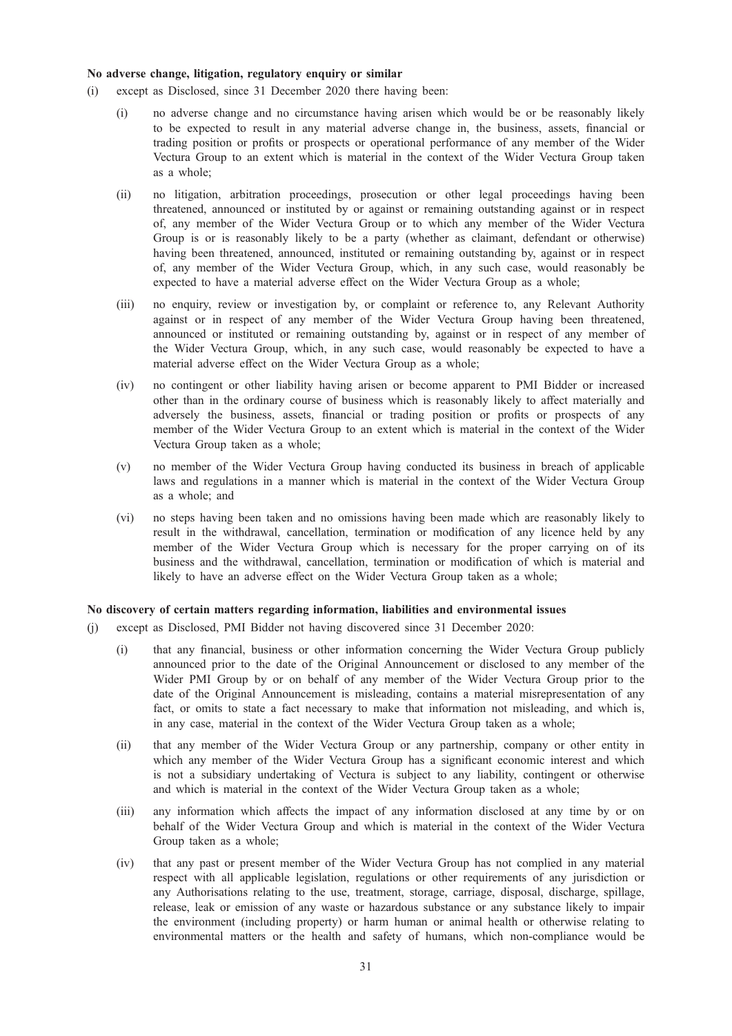**No adverse change, litigation, regulatory enquiry or similar**

(i) except as Disclosed, since 31 December 2020 there having been:

(i) no adverse change and no circumstance having arisen which would be or be reasonably likely to be expected to result in any material adverse change in, the business, assets, financial or trading position or profits or prospects or operational performance of any member of the Wider Vectura Group to an extent which is material in the context of the Wider Vectura Group taken as a whole;

(ii) no litigation, arbitration proceedings, prosecution or other legal proceedings having been threatened, announced or instituted by or against or remaining outstanding against or in respect of, any member of the Wider Vectura Group or to which any member of the Wider Vectura Group is or is reasonably likely to be a party (whether as claimant, defendant or otherwise) having been threatened, announced, instituted or remaining outstanding by, against or in respect of, any member of the Wider Vectura Group, which, in any such case, would reasonably be expected to have a material adverse effect on the Wider Vectura Group as a whole;

(iii) no enquiry, review or investigation by, or complaint or reference to, any Relevant Authority against or in respect of any member of the Wider Vectura Group having been threatened, announced or instituted or remaining outstanding by, against or in respect of any member of the Wider Vectura Group, which, in any such case, would reasonably be expected to have a material adverse effect on the Wider Vectura Group as a whole;

(iv) no contingent or other liability having arisen or become apparent to PMI Bidder or increased other than in the ordinary course of business which is reasonably likely to affect materially and adversely the business, assets, financial or trading position or profits or prospects of any member of the Wider Vectura Group to an extent which is material in the context of the Wider Vectura Group taken as a whole;

(v) no member of the Wider Vectura Group having conducted its business in breach of applicable laws and regulations in a manner which is material in the context of the Wider Vectura Group as a whole; and

(vi) no steps having been taken and no omissions having been made which are reasonably likely to result in the withdrawal, cancellation, termination or modification of any licence held by any member of the Wider Vectura Group which is necessary for the proper carrying on of its business and the withdrawal, cancellation, termination or modification of which is material and likely to have an adverse effect on the Wider Vectura Group taken as a whole;

**No discovery of certain matters regarding information, liabilities and environmental issues**

(j) except as Disclosed, PMI Bidder not having discovered since 31 December 2020:

(i) that any financial, business or other information concerning the Wider Vectura Group publicly announced prior to the date of the Original Announcement or disclosed to any member of the Wider PMI Group by or on behalf of any member of the Wider Vectura Group prior to the date of the Original Announcement is misleading, contains a material misrepresentation of any fact, or omits to state a fact necessary to make that information not misleading, and which is, in any case, material in the context of the Wider Vectura Group taken as a whole;

(ii) that any member of the Wider Vectura Group or any partnership, company or other entity in which any member of the Wider Vectura Group has a significant economic interest and which is not a subsidiary undertaking of Vectura is subject to any liability, contingent or otherwise and which is material in the context of the Wider Vectura Group taken as a whole;

(iii) any information which affects the impact of any information disclosed at any time by or on behalf of the Wider Vectura Group and which is material in the context of the Wider Vectura Group taken as a whole;

(iv) that any past or present member of the Wider Vectura Group has not complied in any material respect with all applicable legislation, regulations or other requirements of any jurisdiction or any Authorisations relating to the use, treatment, storage, carriage, disposal, discharge, spillage, release, leak or emission of any waste or hazardous substance or any substance likely to impair the environment (including property) or harm human or animal health or otherwise relating to environmental matters or the health and safety of humans, which non-compliance would be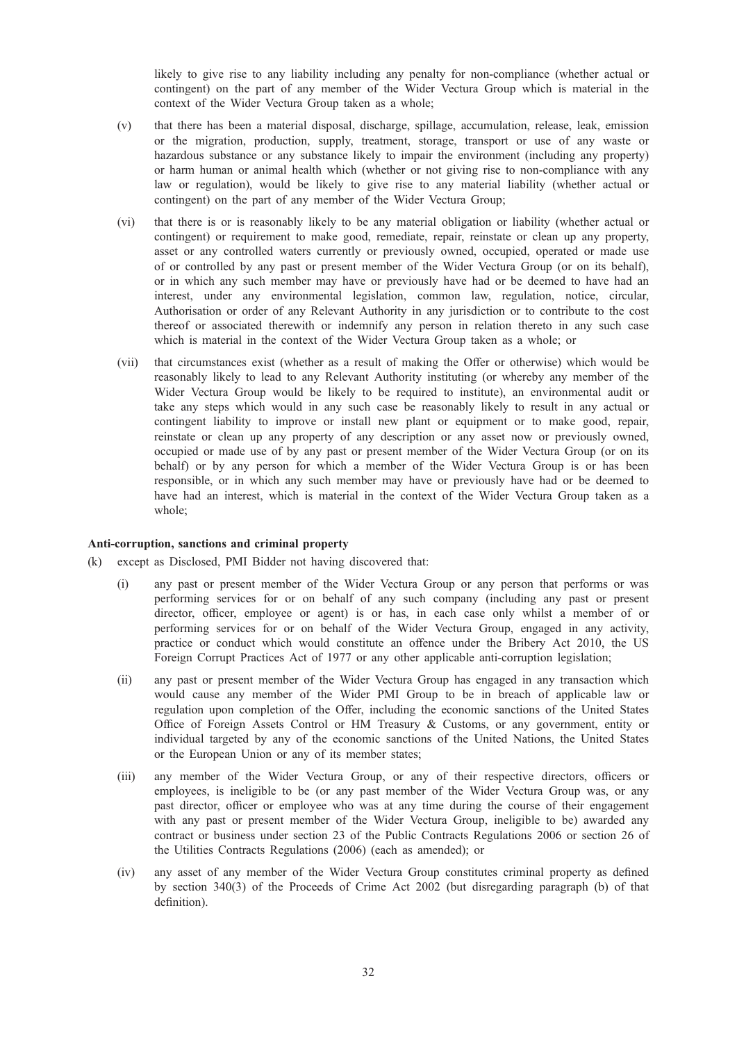likely to give rise to any liability including any penalty for non-compliance (whether actual or contingent) on the part of any member of the Wider Vectura Group which is material in the context of the Wider Vectura Group taken as a whole;

(v) that there has been a material disposal, discharge, spillage, accumulation, release, leak, emission or the migration, production, supply, treatment, storage, transport or use of any waste or hazardous substance or any substance likely to impair the environment (including any property) or harm human or animal health which (whether or not giving rise to non-compliance with any law or regulation), would be likely to give rise to any material liability (whether actual or contingent) on the part of any member of the Wider Vectura Group;

(vi) that there is or is reasonably likely to be any material obligation or liability (whether actual or contingent) or requirement to make good, remediate, repair, reinstate or clean up any property, asset or any controlled waters currently or previously owned, occupied, operated or made use of or controlled by any past or present member of the Wider Vectura Group (or on its behalf), or in which any such member may have or previously have had or be deemed to have had an interest, under any environmental legislation, common law, regulation, notice, circular, Authorisation or order of any Relevant Authority in any jurisdiction or to contribute to the cost thereof or associated therewith or indemnify any person in relation thereto in any such case which is material in the context of the Wider Vectura Group taken as a whole; or

(vii) that circumstances exist (whether as a result of making the Offer or otherwise) which would be reasonably likely to lead to any Relevant Authority instituting (or whereby any member of the Wider Vectura Group would be likely to be required to institute), an environmental audit or take any steps which would in any such case be reasonably likely to result in any actual or contingent liability to improve or install new plant or equipment or to make good, repair, reinstate or clean up any property of any description or any asset now or previously owned, occupied or made use of by any past or present member of the Wider Vectura Group (or on its behalf) or by any person for which a member of the Wider Vectura Group is or has been responsible, or in which any such member may have or previously have had or be deemed to have had an interest, which is material in the context of the Wider Vectura Group taken as a whole;

**Anti-corruption, sanctions and criminal property**

(k) except as Disclosed, PMI Bidder not having discovered that:

(i) any past or present member of the Wider Vectura Group or any person that performs or was performing services for or on behalf of any such company (including any past or present director, officer, employee or agent) is or has, in each case only whilst a member of or performing services for or on behalf of the Wider Vectura Group, engaged in any activity, practice or conduct which would constitute an offence under the Bribery Act 2010, the US Foreign Corrupt Practices Act of 1977 or any other applicable anti-corruption legislation;

(ii) any past or present member of the Wider Vectura Group has engaged in any transaction which would cause any member of the Wider PMI Group to be in breach of applicable law or regulation upon completion of the Offer, including the economic sanctions of the United States Office of Foreign Assets Control or HM Treasury & Customs, or any government, entity or individual targeted by any of the economic sanctions of the United Nations, the United States or the European Union or any of its member states;

(iii) any member of the Wider Vectura Group, or any of their respective directors, officers or employees, is ineligible to be (or any past member of the Wider Vectura Group was, or any past director, officer or employee who was at any time during the course of their engagement with any past or present member of the Wider Vectura Group, ineligible to be) awarded any contract or business under section 23 of the Public Contracts Regulations 2006 or section 26 of the Utilities Contracts Regulations (2006) (each as amended); or

(iv) any asset of any member of the Wider Vectura Group constitutes criminal property as defined by section 340(3) of the Proceeds of Crime Act 2002 (but disregarding paragraph (b) of that definition).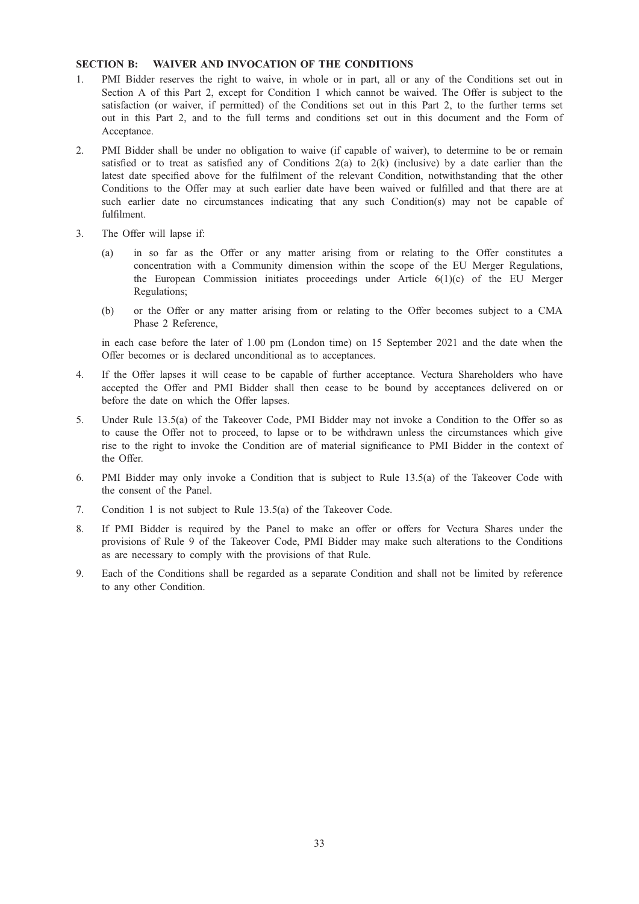### SECTION B: WAIVER AND INVOCATION OF THE CONDITIONS

1. PMI Bidder reserves the right to waive, in whole or in part, all or any of the Conditions set out in Section A of this Part 2, except for Condition 1 which cannot be waived. The Offer is subject to the satisfaction (or waiver, if permitted) of the Conditions set out in this Part 2, to the further terms set out in this Part 2, and to the full terms and conditions set out in this document and the Form of Acceptance.

2. PMI Bidder shall be under no obligation to waive (if capable of waiver), to determine to be or remain satisfied or to treat as satisfied any of Conditions 2(a) to 2(k) (inclusive) by a date earlier than the latest date specified above for the fulfilment of the relevant Condition, notwithstanding that the other Conditions to the Offer may at such earlier date have been waived or fulfilled and that there are at such earlier date no circumstances indicating that any such Condition(s) may not be capable of fulfilment.

3. The Offer will lapse if:

   (a) in so far as the Offer or any matter arising from or relating to the Offer constitutes a concentration with a Community dimension within the scope of the EU Merger Regulations, the European Commission initiates proceedings under Article 6(1)(c) of the EU Merger Regulations;

   (b) or the Offer or any matter arising from or relating to the Offer becomes subject to a CMA Phase 2 Reference,

   in each case before the later of 1.00 pm (London time) on 15 September 2021 and the date when the Offer becomes or is declared unconditional as to acceptances.

4. If the Offer lapses it will cease to be capable of further acceptance. Vectura Shareholders who have accepted the Offer and PMI Bidder shall then cease to be bound by acceptances delivered on or before the date on which the Offer lapses.

5. Under Rule 13.5(a) of the Takeover Code, PMI Bidder may not invoke a Condition to the Offer so as to cause the Offer not to proceed, to lapse or to be withdrawn unless the circumstances which give rise to the right to invoke the Condition are of material significance to PMI Bidder in the context of the Offer.

6. PMI Bidder may only invoke a Condition that is subject to Rule 13.5(a) of the Takeover Code with the consent of the Panel.

7. Condition 1 is not subject to Rule 13.5(a) of the Takeover Code.

8. If PMI Bidder is required by the Panel to make an offer or offers for Vectura Shares under the provisions of Rule 9 of the Takeover Code, PMI Bidder may make such alterations to the Conditions as are necessary to comply with the provisions of that Rule.

9. Each of the Conditions shall be regarded as a separate Condition and shall not be limited by reference to any other Condition.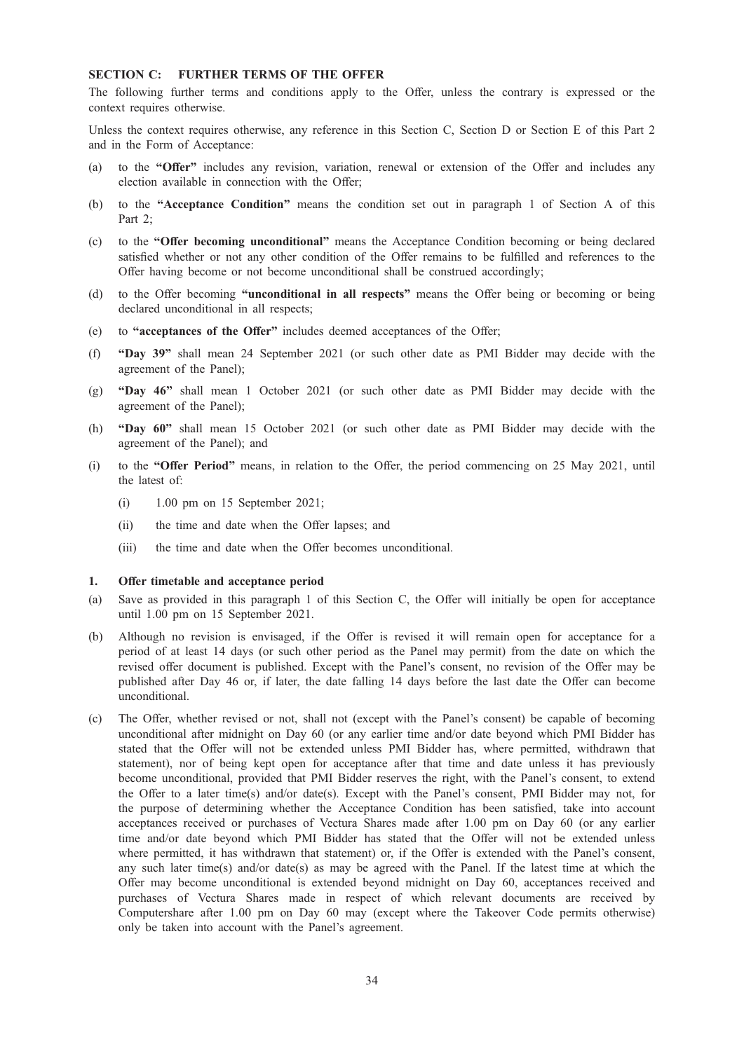## SECTION C: FURTHER TERMS OF THE OFFER

The following further terms and conditions apply to the Offer, unless the contrary is expressed or the context requires otherwise.

Unless the context requires otherwise, any reference in this Section C, Section D or Section E of this Part 2 and in the Form of Acceptance:

(a) to the **"Offer"** includes any revision, variation, renewal or extension of the Offer and includes any election available in connection with the Offer;

(b) to the **"Acceptance Condition"** means the condition set out in paragraph 1 of Section A of this Part 2;

(c) to the **"Offer becoming unconditional"** means the Acceptance Condition becoming or being declared satisfied whether or not any other condition of the Offer remains to be fulfilled and references to the Offer having become or not become unconditional shall be construed accordingly;

(d) to the Offer becoming **"unconditional in all respects"** means the Offer being or becoming or being declared unconditional in all respects;

(e) to **"acceptances of the Offer"** includes deemed acceptances of the Offer;

(f) **"Day 39"** shall mean 24 September 2021 (or such other date as PMI Bidder may decide with the agreement of the Panel);

(g) **"Day 46"** shall mean 1 October 2021 (or such other date as PMI Bidder may decide with the agreement of the Panel);

(h) **"Day 60"** shall mean 15 October 2021 (or such other date as PMI Bidder may decide with the agreement of the Panel); and

(i) to the **"Offer Period"** means, in relation to the Offer, the period commencing on 25 May 2021, until the latest of:

   (i) 1.00 pm on 15 September 2021;

   (ii) the time and date when the Offer lapses; and

   (iii) the time and date when the Offer becomes unconditional.

### 1. Offer timetable and acceptance period

(a) Save as provided in this paragraph 1 of this Section C, the Offer will initially be open for acceptance until 1.00 pm on 15 September 2021.

(b) Although no revision is envisaged, if the Offer is revised it will remain open for acceptance for a period of at least 14 days (or such other period as the Panel may permit) from the date on which the revised offer document is published. Except with the Panel's consent, no revision of the Offer may be published after Day 46 or, if later, the date falling 14 days before the last date the Offer can become unconditional.

(c) The Offer, whether revised or not, shall not (except with the Panel's consent) be capable of becoming unconditional after midnight on Day 60 (or any earlier time and/or date beyond which PMI Bidder has stated that the Offer will not be extended unless PMI Bidder has, where permitted, withdrawn that statement), nor of being kept open for acceptance after that time and date unless it has previously become unconditional, provided that PMI Bidder reserves the right, with the Panel's consent, to extend the Offer to a later time(s) and/or date(s). Except with the Panel's consent, PMI Bidder may not, for the purpose of determining whether the Acceptance Condition has been satisfied, take into account acceptances received or purchases of Vectura Shares made after 1.00 pm on Day 60 (or any earlier time and/or date beyond which PMI Bidder has stated that the Offer will not be extended unless where permitted, it has withdrawn that statement) or, if the Offer is extended with the Panel's consent, any such later time(s) and/or date(s) as may be agreed with the Panel. If the latest time at which the Offer may become unconditional is extended beyond midnight on Day 60, acceptances received and purchases of Vectura Shares made in respect of which relevant documents are received by Computershare after 1.00 pm on Day 60 may (except where the Takeover Code permits otherwise) only be taken into account with the Panel's agreement.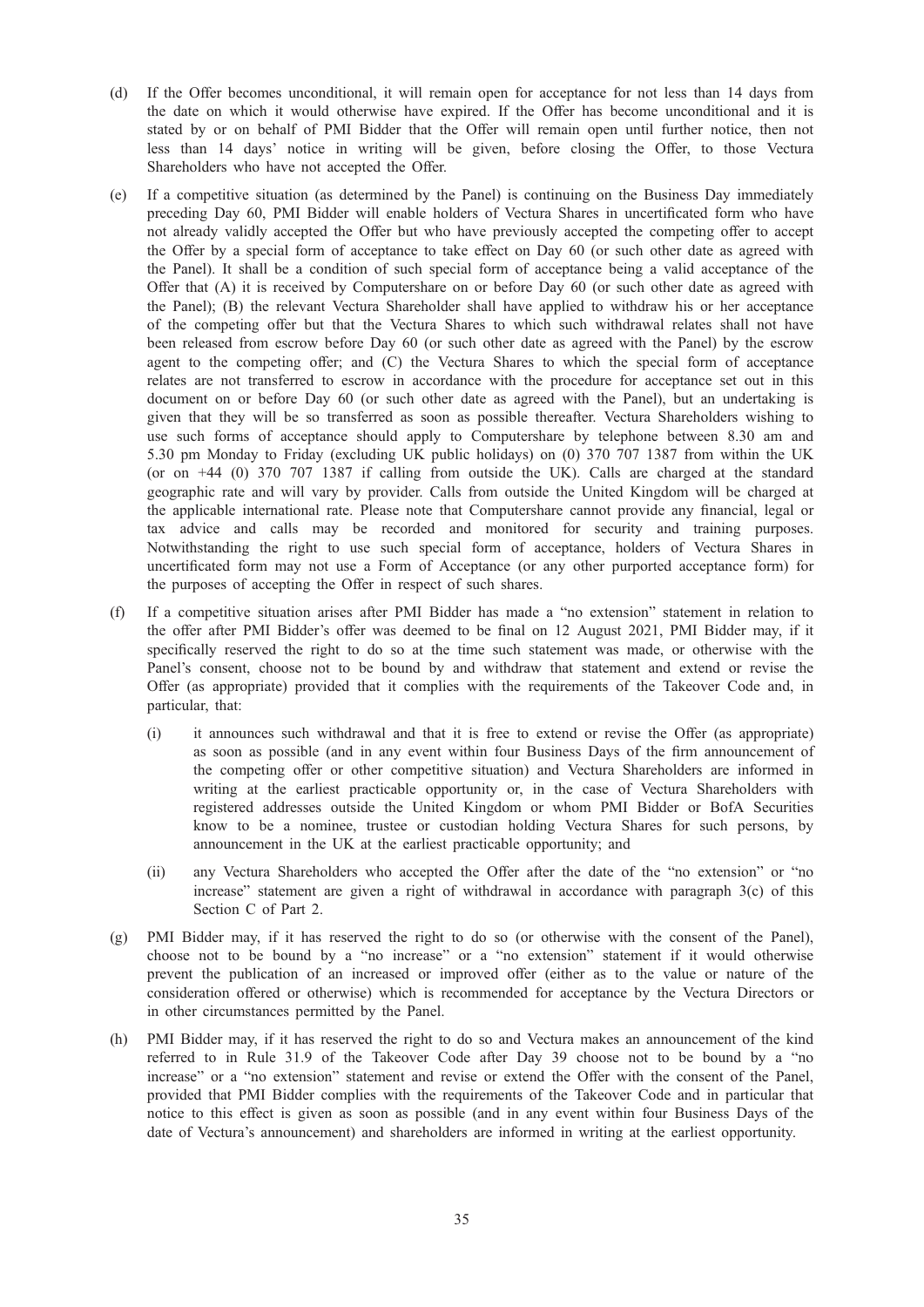(d) If the Offer becomes unconditional, it will remain open for acceptance for not less than 14 days from the date on which it would otherwise have expired. If the Offer has become unconditional and it is stated by or on behalf of PMI Bidder that the Offer will remain open until further notice, then not less than 14 days' notice in writing will be given, before closing the Offer, to those Vectura Shareholders who have not accepted the Offer.

(e) If a competitive situation (as determined by the Panel) is continuing on the Business Day immediately preceding Day 60, PMI Bidder will enable holders of Vectura Shares in uncertificated form who have not already validly accepted the Offer but who have previously accepted the competing offer to accept the Offer by a special form of acceptance to take effect on Day 60 (or such other date as agreed with the Panel). It shall be a condition of such special form of acceptance being a valid acceptance of the Offer that (A) it is received by Computershare on or before Day 60 (or such other date as agreed with the Panel); (B) the relevant Vectura Shareholder shall have applied to withdraw his or her acceptance of the competing offer but that the Vectura Shares to which such withdrawal relates shall not have been released from escrow before Day 60 (or such other date as agreed with the Panel) by the escrow agent to the competing offer; and (C) the Vectura Shares to which the special form of acceptance relates are not transferred to escrow in accordance with the procedure for acceptance set out in this document on or before Day 60 (or such other date as agreed with the Panel), but an undertaking is given that they will be so transferred as soon as possible thereafter. Vectura Shareholders wishing to use such forms of acceptance should apply to Computershare by telephone between 8.30 am and 5.30 pm Monday to Friday (excluding UK public holidays) on (0) 370 707 1387 from within the UK (or on +44 (0) 370 707 1387 if calling from outside the UK). Calls are charged at the standard geographic rate and will vary by provider. Calls from outside the United Kingdom will be charged at the applicable international rate. Please note that Computershare cannot provide any financial, legal or tax advice and calls may be recorded and monitored for security and training purposes. Notwithstanding the right to use such special form of acceptance, holders of Vectura Shares in uncertificated form may not use a Form of Acceptance (or any other purported acceptance form) for the purposes of accepting the Offer in respect of such shares.

(f) If a competitive situation arises after PMI Bidder has made a "no extension" statement in relation to the offer after PMI Bidder's offer was deemed to be final on 12 August 2021, PMI Bidder may, if it specifically reserved the right to do so at the time such statement was made, or otherwise with the Panel's consent, choose not to be bound by and withdraw that statement and extend or revise the Offer (as appropriate) provided that it complies with the requirements of the Takeover Code and, in particular, that:

  (i) it announces such withdrawal and that it is free to extend or revise the Offer (as appropriate) as soon as possible (and in any event within four Business Days of the firm announcement of the competing offer or other competitive situation) and Vectura Shareholders are informed in writing at the earliest practicable opportunity or, in the case of Vectura Shareholders with registered addresses outside the United Kingdom or whom PMI Bidder or BofA Securities know to be a nominee, trustee or custodian holding Vectura Shares for such persons, by announcement in the UK at the earliest practicable opportunity; and

  (ii) any Vectura Shareholders who accepted the Offer after the date of the "no extension" or "no increase" statement are given a right of withdrawal in accordance with paragraph 3(c) of this Section C of Part 2.

(g) PMI Bidder may, if it has reserved the right to do so (or otherwise with the consent of the Panel), choose not to be bound by a "no increase" or a "no extension" statement if it would otherwise prevent the publication of an increased or improved offer (either as to the value or nature of the consideration offered or otherwise) which is recommended for acceptance by the Vectura Directors or in other circumstances permitted by the Panel.

(h) PMI Bidder may, if it has reserved the right to do so and Vectura makes an announcement of the kind referred to in Rule 31.9 of the Takeover Code after Day 39 choose not to be bound by a "no increase" or a "no extension" statement and revise or extend the Offer with the consent of the Panel, provided that PMI Bidder complies with the requirements of the Takeover Code and in particular that notice to this effect is given as soon as possible (and in any event within four Business Days of the date of Vectura's announcement) and shareholders are informed in writing at the earliest opportunity.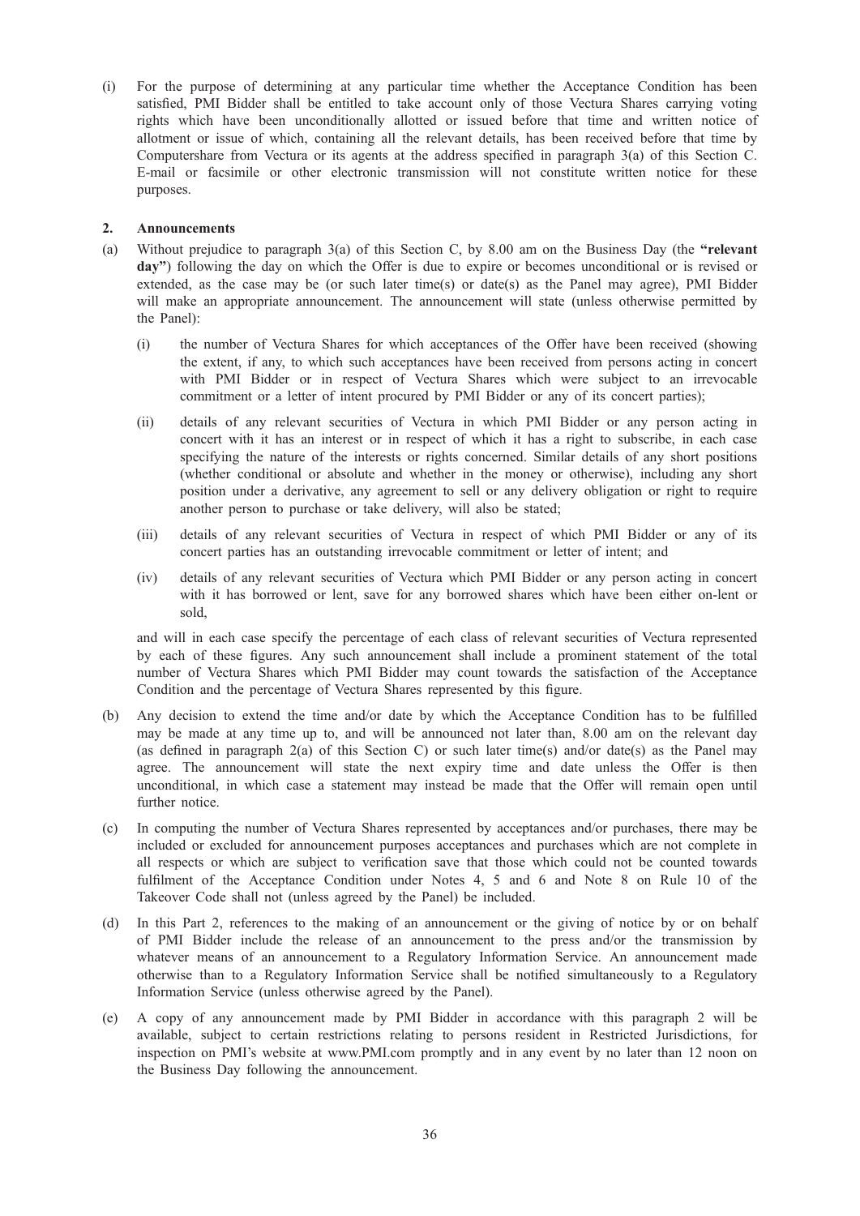(i) For the purpose of determining at any particular time whether the Acceptance Condition has been satisfied, PMI Bidder shall be entitled to take account only of those Vectura Shares carrying voting rights which have been unconditionally allotted or issued before that time and written notice of allotment or issue of which, containing all the relevant details, has been received before that time by Computershare from Vectura or its agents at the address specified in paragraph 3(a) of this Section C. E-mail or facsimile or other electronic transmission will not constitute written notice for these purposes.

**2. Announcements**

(a) Without prejudice to paragraph 3(a) of this Section C, by 8.00 am on the Business Day (the **"relevant day"**) following the day on which the Offer is due to expire or becomes unconditional or is revised or extended, as the case may be (or such later time(s) or date(s) as the Panel may agree), PMI Bidder will make an appropriate announcement. The announcement will state (unless otherwise permitted by the Panel):

   (i) the number of Vectura Shares for which acceptances of the Offer have been received (showing the extent, if any, to which such acceptances have been received from persons acting in concert with PMI Bidder or in respect of Vectura Shares which were subject to an irrevocable commitment or a letter of intent procured by PMI Bidder or any of its concert parties);

   (ii) details of any relevant securities of Vectura in which PMI Bidder or any person acting in concert with it has an interest or in respect of which it has a right to subscribe, in each case specifying the nature of the interests or rights concerned. Similar details of any short positions (whether conditional or absolute and whether in the money or otherwise), including any short position under a derivative, any agreement to sell or any delivery obligation or right to require another person to purchase or take delivery, will also be stated;

   (iii) details of any relevant securities of Vectura in respect of which PMI Bidder or any of its concert parties has an outstanding irrevocable commitment or letter of intent; and

   (iv) details of any relevant securities of Vectura which PMI Bidder or any person acting in concert with it has borrowed or lent, save for any borrowed shares which have been either on-lent or sold,

   and will in each case specify the percentage of each class of relevant securities of Vectura represented by each of these figures. Any such announcement shall include a prominent statement of the total number of Vectura Shares which PMI Bidder may count towards the satisfaction of the Acceptance Condition and the percentage of Vectura Shares represented by this figure.

(b) Any decision to extend the time and/or date by which the Acceptance Condition has to be fulfilled may be made at any time up to, and will be announced not later than, 8.00 am on the relevant day (as defined in paragraph 2(a) of this Section C) or such later time(s) and/or date(s) as the Panel may agree. The announcement will state the next expiry time and date unless the Offer is then unconditional, in which case a statement may instead be made that the Offer will remain open until further notice.

(c) In computing the number of Vectura Shares represented by acceptances and/or purchases, there may be included or excluded for announcement purposes acceptances and purchases which are not complete in all respects or which are subject to verification save that those which could not be counted towards fulfilment of the Acceptance Condition under Notes 4, 5 and 6 and Note 8 on Rule 10 of the Takeover Code shall not (unless agreed by the Panel) be included.

(d) In this Part 2, references to the making of an announcement or the giving of notice by or on behalf of PMI Bidder include the release of an announcement to the press and/or the transmission by whatever means of an announcement to a Regulatory Information Service. An announcement made otherwise than to a Regulatory Information Service shall be notified simultaneously to a Regulatory Information Service (unless otherwise agreed by the Panel).

(e) A copy of any announcement made by PMI Bidder in accordance with this paragraph 2 will be available, subject to certain restrictions relating to persons resident in Restricted Jurisdictions, for inspection on PMI's website at www.PMI.com promptly and in any event by no later than 12 noon on the Business Day following the announcement.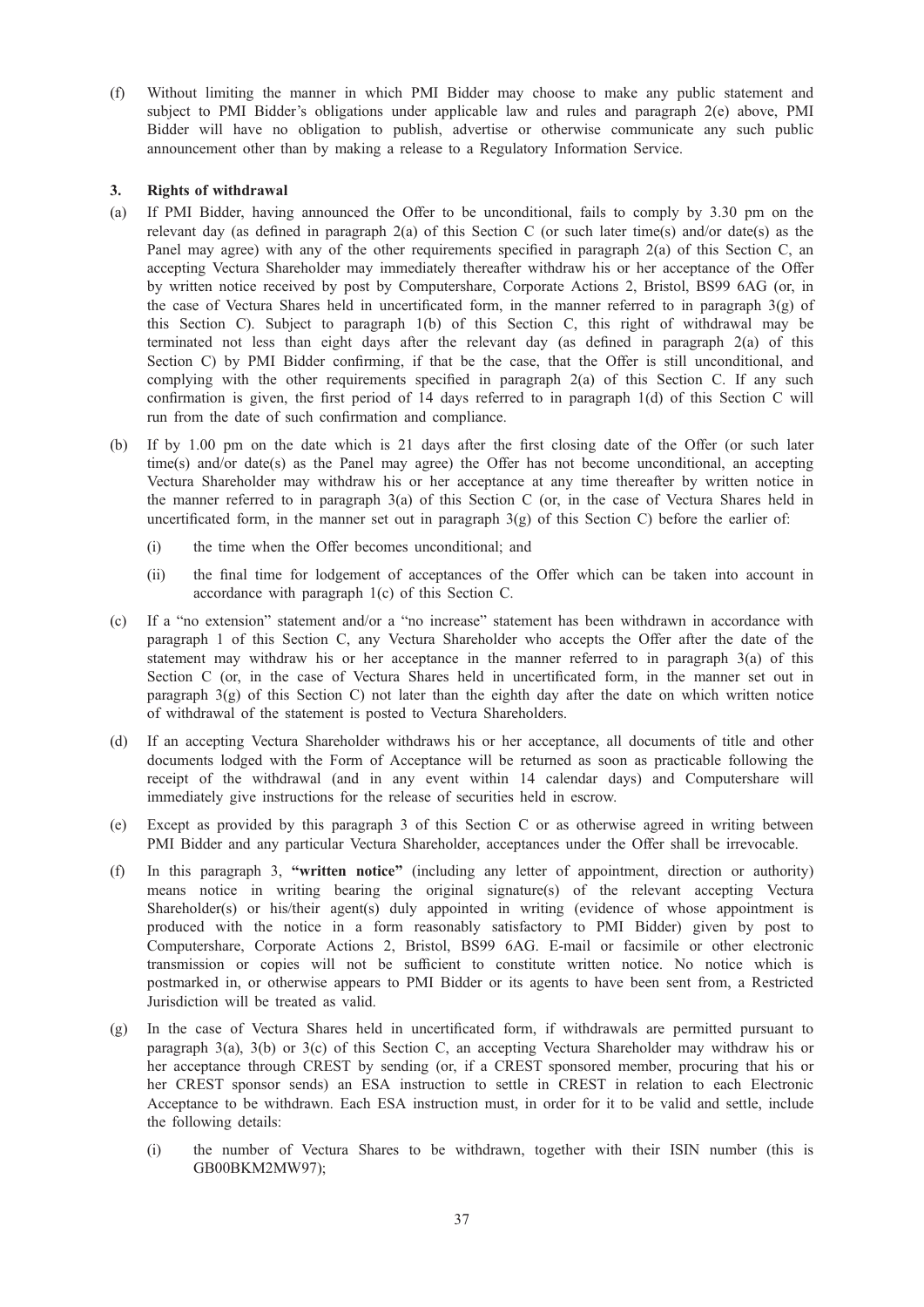(f) Without limiting the manner in which PMI Bidder may choose to make any public statement and subject to PMI Bidder's obligations under applicable law and rules and paragraph 2(e) above, PMI Bidder will have no obligation to publish, advertise or otherwise communicate any such public announcement other than by making a release to a Regulatory Information Service.

### 3. Rights of withdrawal

(a) If PMI Bidder, having announced the Offer to be unconditional, fails to comply by 3.30 pm on the relevant day (as defined in paragraph 2(a) of this Section C (or such later time(s) and/or date(s) as the Panel may agree) with any of the other requirements specified in paragraph 2(a) of this Section C, an accepting Vectura Shareholder may immediately thereafter withdraw his or her acceptance of the Offer by written notice received by post by Computershare, Corporate Actions 2, Bristol, BS99 6AG (or, in the case of Vectura Shares held in uncertificated form, in the manner referred to in paragraph 3(g) of this Section C). Subject to paragraph 1(b) of this Section C, this right of withdrawal may be terminated not less than eight days after the relevant day (as defined in paragraph 2(a) of this Section C) by PMI Bidder confirming, if that be the case, that the Offer is still unconditional, and complying with the other requirements specified in paragraph 2(a) of this Section C. If any such confirmation is given, the first period of 14 days referred to in paragraph 1(d) of this Section C will run from the date of such confirmation and compliance.

(b) If by 1.00 pm on the date which is 21 days after the first closing date of the Offer (or such later time(s) and/or date(s) as the Panel may agree) the Offer has not become unconditional, an accepting Vectura Shareholder may withdraw his or her acceptance at any time thereafter by written notice in the manner referred to in paragraph 3(a) of this Section C (or, in the case of Vectura Shares held in uncertificated form, in the manner set out in paragraph 3(g) of this Section C) before the earlier of:

   (i) the time when the Offer becomes unconditional; and

   (ii) the final time for lodgement of acceptances of the Offer which can be taken into account in accordance with paragraph 1(c) of this Section C.

(c) If a "no extension" statement and/or a "no increase" statement has been withdrawn in accordance with paragraph 1 of this Section C, any Vectura Shareholder who accepts the Offer after the date of the statement may withdraw his or her acceptance in the manner referred to in paragraph 3(a) of this Section C (or, in the case of Vectura Shares held in uncertificated form, in the manner set out in paragraph 3(g) of this Section C) not later than the eighth day after the date on which written notice of withdrawal of the statement is posted to Vectura Shareholders.

(d) If an accepting Vectura Shareholder withdraws his or her acceptance, all documents of title and other documents lodged with the Form of Acceptance will be returned as soon as practicable following the receipt of the withdrawal (and in any event within 14 calendar days) and Computershare will immediately give instructions for the release of securities held in escrow.

(e) Except as provided by this paragraph 3 of this Section C or as otherwise agreed in writing between PMI Bidder and any particular Vectura Shareholder, acceptances under the Offer shall be irrevocable.

(f) In this paragraph 3, **"written notice"** (including any letter of appointment, direction or authority) means notice in writing bearing the original signature(s) of the relevant accepting Vectura Shareholder(s) or his/their agent(s) duly appointed in writing (evidence of whose appointment is produced with the notice in a form reasonably satisfactory to PMI Bidder) given by post to Computershare, Corporate Actions 2, Bristol, BS99 6AG. E-mail or facsimile or other electronic transmission or copies will not be sufficient to constitute written notice. No notice which is postmarked in, or otherwise appears to PMI Bidder or its agents to have been sent from, a Restricted Jurisdiction will be treated as valid.

(g) In the case of Vectura Shares held in uncertificated form, if withdrawals are permitted pursuant to paragraph 3(a), 3(b) or 3(c) of this Section C, an accepting Vectura Shareholder may withdraw his or her acceptance through CREST by sending (or, if a CREST sponsored member, procuring that his or her CREST sponsor sends) an ESA instruction to settle in CREST in relation to each Electronic Acceptance to be withdrawn. Each ESA instruction must, in order for it to be valid and settle, include the following details:

   (i) the number of Vectura Shares to be withdrawn, together with their ISIN number (this is GB00BKM2MW97);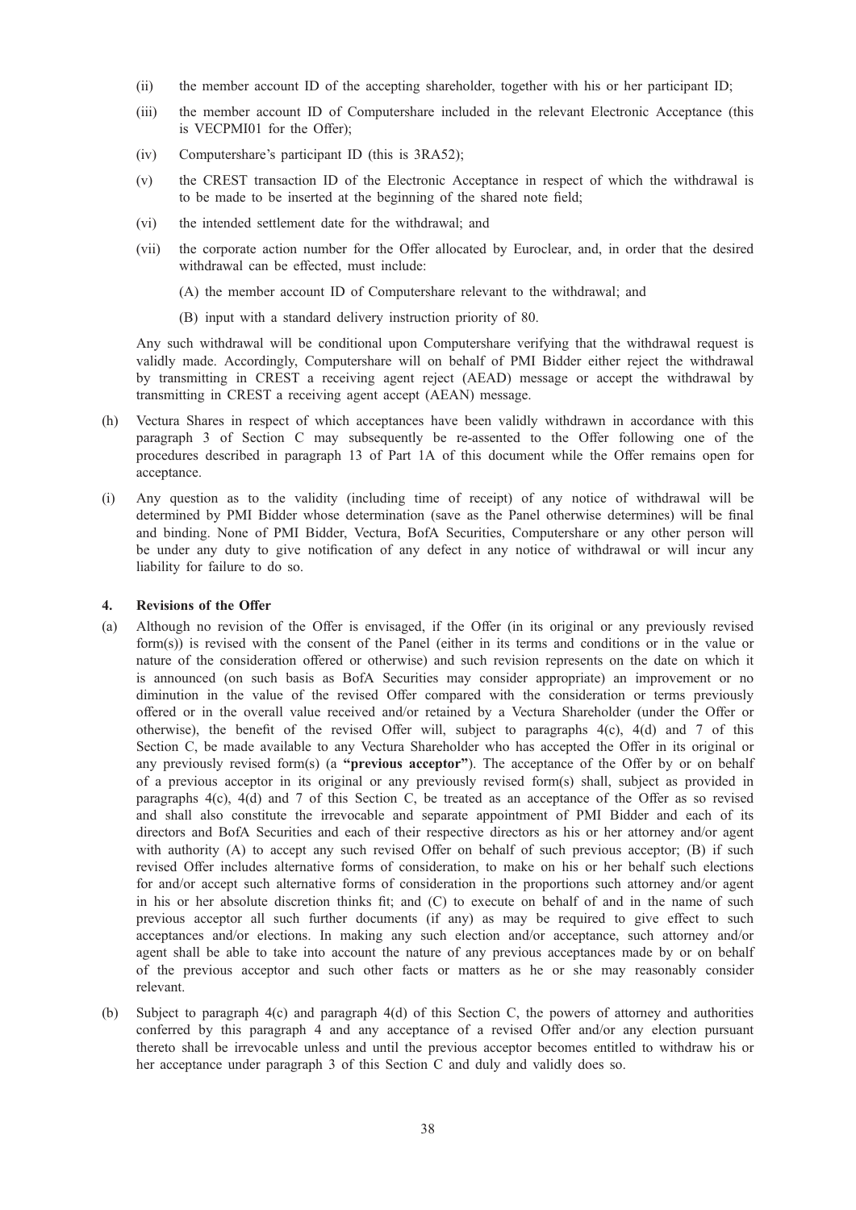(ii) the member account ID of the accepting shareholder, together with his or her participant ID;

(iii) the member account ID of Computershare included in the relevant Electronic Acceptance (this is VECPMI01 for the Offer);

(iv) Computershare's participant ID (this is 3RA52);

(v) the CREST transaction ID of the Electronic Acceptance in respect of which the withdrawal is to be made to be inserted at the beginning of the shared note field;

(vi) the intended settlement date for the withdrawal; and

(vii) the corporate action number for the Offer allocated by Euroclear, and, in order that the desired withdrawal can be effected, must include:

(A) the member account ID of Computershare relevant to the withdrawal; and

(B) input with a standard delivery instruction priority of 80.

Any such withdrawal will be conditional upon Computershare verifying that the withdrawal request is validly made. Accordingly, Computershare will on behalf of PMI Bidder either reject the withdrawal by transmitting in CREST a receiving agent reject (AEAD) message or accept the withdrawal by transmitting in CREST a receiving agent accept (AEAN) message.

(h) Vectura Shares in respect of which acceptances have been validly withdrawn in accordance with this paragraph 3 of Section C may subsequently be re-assented to the Offer following one of the procedures described in paragraph 13 of Part 1A of this document while the Offer remains open for acceptance.

(i) Any question as to the validity (including time of receipt) of any notice of withdrawal will be determined by PMI Bidder whose determination (save as the Panel otherwise determines) will be final and binding. None of PMI Bidder, Vectura, BofA Securities, Computershare or any other person will be under any duty to give notification of any defect in any notice of withdrawal or will incur any liability for failure to do so.

### 4. Revisions of the Offer

(a) Although no revision of the Offer is envisaged, if the Offer (in its original or any previously revised form(s)) is revised with the consent of the Panel (either in its terms and conditions or in the value or nature of the consideration offered or otherwise) and such revision represents on the date on which it is announced (on such basis as BofA Securities may consider appropriate) an improvement or no diminution in the value of the revised Offer compared with the consideration or terms previously offered or in the overall value received and/or retained by a Vectura Shareholder (under the Offer or otherwise), the benefit of the revised Offer will, subject to paragraphs 4(c), 4(d) and 7 of this Section C, be made available to any Vectura Shareholder who has accepted the Offer in its original or any previously revised form(s) (a **"previous acceptor"**). The acceptance of the Offer by or on behalf of a previous acceptor in its original or any previously revised form(s) shall, subject as provided in paragraphs 4(c), 4(d) and 7 of this Section C, be treated as an acceptance of the Offer as so revised and shall also constitute the irrevocable and separate appointment of PMI Bidder and each of its directors and BofA Securities and each of their respective directors as his or her attorney and/or agent with authority (A) to accept any such revised Offer on behalf of such previous acceptor; (B) if such revised Offer includes alternative forms of consideration, to make on his or her behalf such elections for and/or accept such alternative forms of consideration in the proportions such attorney and/or agent in his or her absolute discretion thinks fit; and (C) to execute on behalf of and in the name of such previous acceptor all such further documents (if any) as may be required to give effect to such acceptances and/or elections. In making any such election and/or acceptance, such attorney and/or agent shall be able to take into account the nature of any previous acceptances made by or on behalf of the previous acceptor and such other facts or matters as he or she may reasonably consider relevant.

(b) Subject to paragraph 4(c) and paragraph 4(d) of this Section C, the powers of attorney and authorities conferred by this paragraph 4 and any acceptance of a revised Offer and/or any election pursuant thereto shall be irrevocable unless and until the previous acceptor becomes entitled to withdraw his or her acceptance under paragraph 3 of this Section C and duly and validly does so.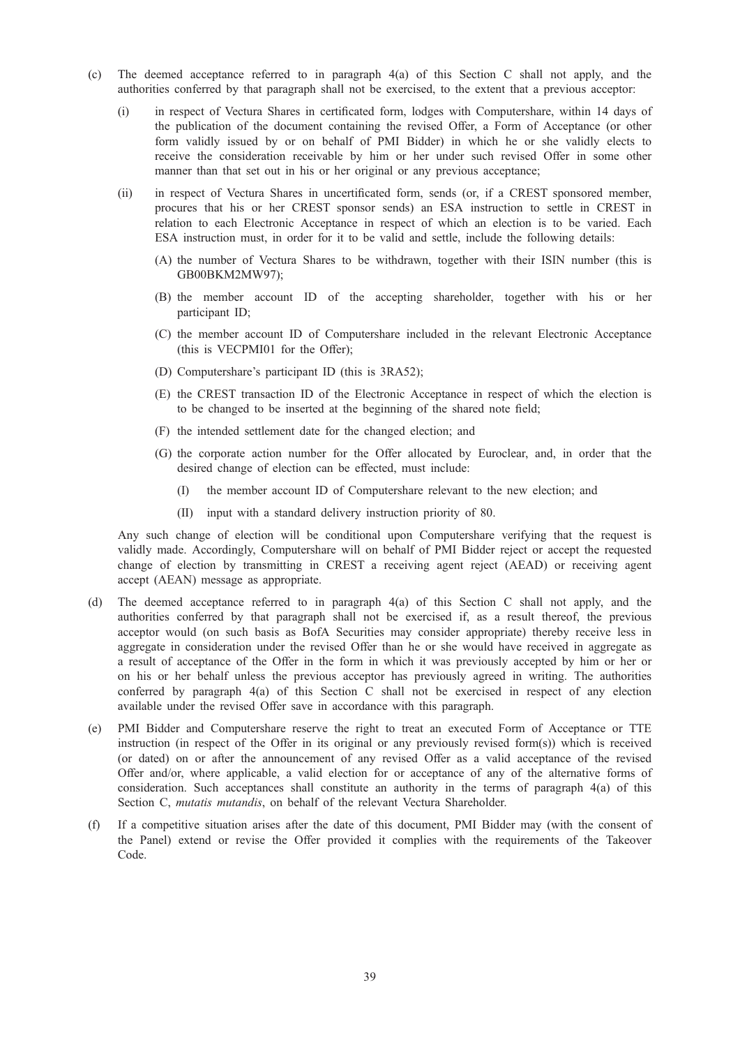(c) The deemed acceptance referred to in paragraph 4(a) of this Section C shall not apply, and the authorities conferred by that paragraph shall not be exercised, to the extent that a previous acceptor:

   (i) in respect of Vectura Shares in certificated form, lodges with Computershare, within 14 days of the publication of the document containing the revised Offer, a Form of Acceptance (or other form validly issued by or on behalf of PMI Bidder) in which he or she validly elects to receive the consideration receivable by him or her under such revised Offer in some other manner than that set out in his or her original or any previous acceptance;

   (ii) in respect of Vectura Shares in uncertificated form, sends (or, if a CREST sponsored member, procures that his or her CREST sponsor sends) an ESA instruction to settle in CREST in relation to each Electronic Acceptance in respect of which an election is to be varied. Each ESA instruction must, in order for it to be valid and settle, include the following details:

      (A) the number of Vectura Shares to be withdrawn, together with their ISIN number (this is GB00BKM2MW97);

      (B) the member account ID of the accepting shareholder, together with his or her participant ID;

      (C) the member account ID of Computershare included in the relevant Electronic Acceptance (this is VECPMI01 for the Offer);

      (D) Computershare's participant ID (this is 3RA52);

      (E) the CREST transaction ID of the Electronic Acceptance in respect of which the election is to be changed to be inserted at the beginning of the shared note field;

      (F) the intended settlement date for the changed election; and

      (G) the corporate action number for the Offer allocated by Euroclear, and, in order that the desired change of election can be effected, must include:

         (I) the member account ID of Computershare relevant to the new election; and

         (II) input with a standard delivery instruction priority of 80.

   Any such change of election will be conditional upon Computershare verifying that the request is validly made. Accordingly, Computershare will on behalf of PMI Bidder reject or accept the requested change of election by transmitting in CREST a receiving agent reject (AEAD) or receiving agent accept (AEAN) message as appropriate.

(d) The deemed acceptance referred to in paragraph 4(a) of this Section C shall not apply, and the authorities conferred by that paragraph shall not be exercised if, as a result thereof, the previous acceptor would (on such basis as BofA Securities may consider appropriate) thereby receive less in aggregate in consideration under the revised Offer than he or she would have received in aggregate as a result of acceptance of the Offer in the form in which it was previously accepted by him or her or on his or her behalf unless the previous acceptor has previously agreed in writing. The authorities conferred by paragraph 4(a) of this Section C shall not be exercised in respect of any election available under the revised Offer save in accordance with this paragraph.

(e) PMI Bidder and Computershare reserve the right to treat an executed Form of Acceptance or TTE instruction (in respect of the Offer in its original or any previously revised form(s)) which is received (or dated) on or after the announcement of any revised Offer as a valid acceptance of the revised Offer and/or, where applicable, a valid election for or acceptance of any of the alternative forms of consideration. Such acceptances shall constitute an authority in the terms of paragraph 4(a) of this Section C, *mutatis mutandis*, on behalf of the relevant Vectura Shareholder.

(f) If a competitive situation arises after the date of this document, PMI Bidder may (with the consent of the Panel) extend or revise the Offer provided it complies with the requirements of the Takeover Code.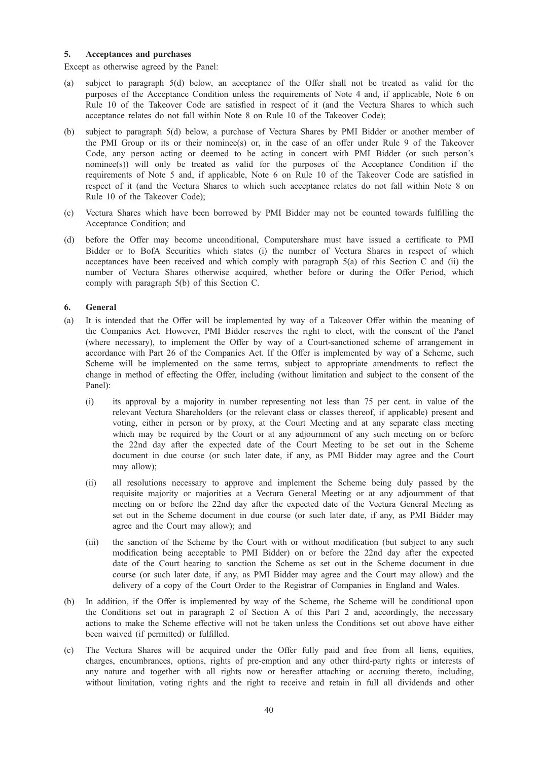### 5. Acceptances and purchases

Except as otherwise agreed by the Panel:

(a) subject to paragraph 5(d) below, an acceptance of the Offer shall not be treated as valid for the purposes of the Acceptance Condition unless the requirements of Note 4 and, if applicable, Note 6 on Rule 10 of the Takeover Code are satisfied in respect of it (and the Vectura Shares to which such acceptance relates do not fall within Note 8 on Rule 10 of the Takeover Code);

(b) subject to paragraph 5(d) below, a purchase of Vectura Shares by PMI Bidder or another member of the PMI Group or its or their nominee(s) or, in the case of an offer under Rule 9 of the Takeover Code, any person acting or deemed to be acting in concert with PMI Bidder (or such person's nominee(s)) will only be treated as valid for the purposes of the Acceptance Condition if the requirements of Note 5 and, if applicable, Note 6 on Rule 10 of the Takeover Code are satisfied in respect of it (and the Vectura Shares to which such acceptance relates do not fall within Note 8 on Rule 10 of the Takeover Code);

(c) Vectura Shares which have been borrowed by PMI Bidder may not be counted towards fulfilling the Acceptance Condition; and

(d) before the Offer may become unconditional, Computershare must have issued a certificate to PMI Bidder or to BofA Securities which states (i) the number of Vectura Shares in respect of which acceptances have been received and which comply with paragraph 5(a) of this Section C and (ii) the number of Vectura Shares otherwise acquired, whether before or during the Offer Period, which comply with paragraph 5(b) of this Section C.

### 6. General

(a) It is intended that the Offer will be implemented by way of a Takeover Offer within the meaning of the Companies Act. However, PMI Bidder reserves the right to elect, with the consent of the Panel (where necessary), to implement the Offer by way of a Court-sanctioned scheme of arrangement in accordance with Part 26 of the Companies Act. If the Offer is implemented by way of a Scheme, such Scheme will be implemented on the same terms, subject to appropriate amendments to reflect the change in method of effecting the Offer, including (without limitation and subject to the consent of the Panel):

   (i) its approval by a majority in number representing not less than 75 per cent. in value of the relevant Vectura Shareholders (or the relevant class or classes thereof, if applicable) present and voting, either in person or by proxy, at the Court Meeting and at any separate class meeting which may be required by the Court or at any adjournment of any such meeting on or before the 22nd day after the expected date of the Court Meeting to be set out in the Scheme document in due course (or such later date, if any, as PMI Bidder may agree and the Court may allow);

   (ii) all resolutions necessary to approve and implement the Scheme being duly passed by the requisite majority or majorities at a Vectura General Meeting or at any adjournment of that meeting on or before the 22nd day after the expected date of the Vectura General Meeting as set out in the Scheme document in due course (or such later date, if any, as PMI Bidder may agree and the Court may allow); and

   (iii) the sanction of the Scheme by the Court with or without modification (but subject to any such modification being acceptable to PMI Bidder) on or before the 22nd day after the expected date of the Court hearing to sanction the Scheme as set out in the Scheme document in due course (or such later date, if any, as PMI Bidder may agree and the Court may allow) and the delivery of a copy of the Court Order to the Registrar of Companies in England and Wales.

(b) In addition, if the Offer is implemented by way of the Scheme, the Scheme will be conditional upon the Conditions set out in paragraph 2 of Section A of this Part 2 and, accordingly, the necessary actions to make the Scheme effective will not be taken unless the Conditions set out above have either been waived (if permitted) or fulfilled.

(c) The Vectura Shares will be acquired under the Offer fully paid and free from all liens, equities, charges, encumbrances, options, rights of pre-emption and any other third-party rights or interests of any nature and together with all rights now or hereafter attaching or accruing thereto, including, without limitation, voting rights and the right to receive and retain in full all dividends and other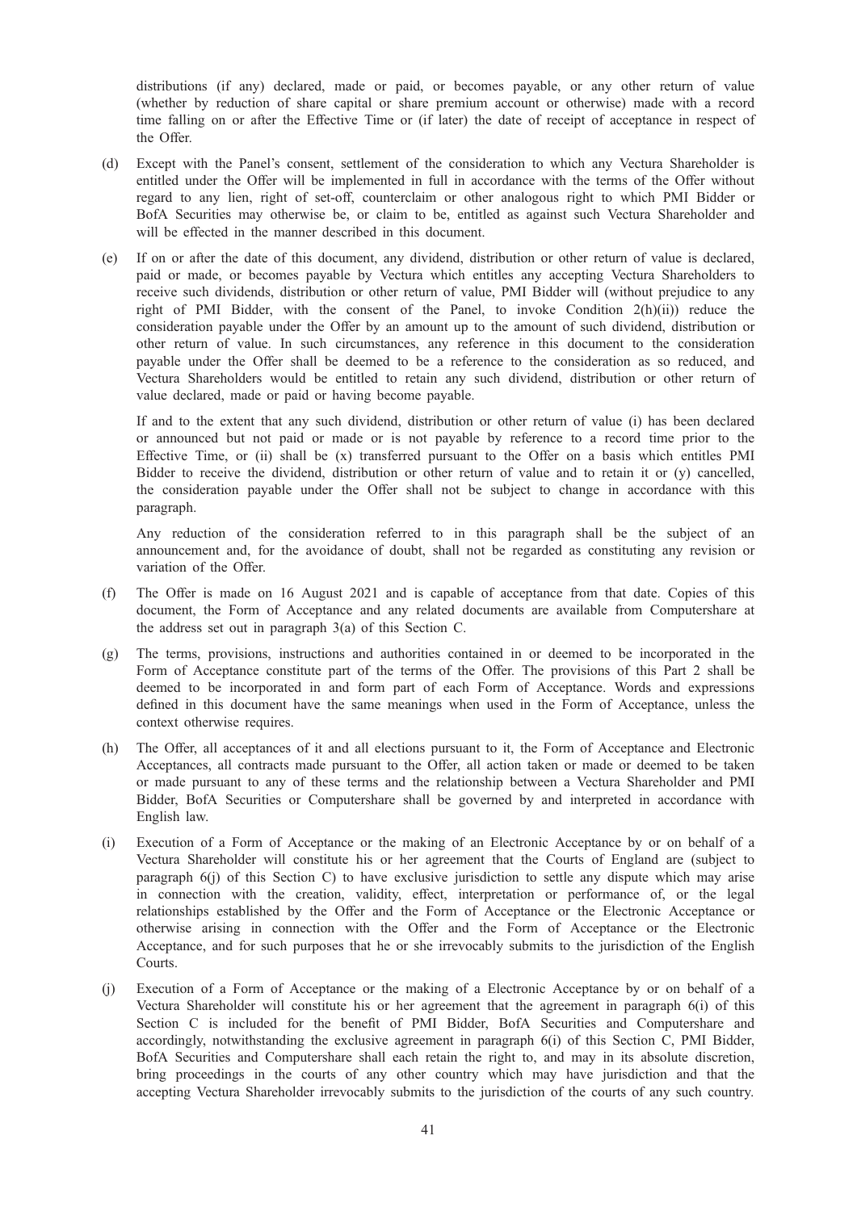distributions (if any) declared, made or paid, or becomes payable, or any other return of value (whether by reduction of share capital or share premium account or otherwise) made with a record time falling on or after the Effective Time or (if later) the date of receipt of acceptance in respect of the Offer.

(d) Except with the Panel's consent, settlement of the consideration to which any Vectura Shareholder is entitled under the Offer will be implemented in full in accordance with the terms of the Offer without regard to any lien, right of set-off, counterclaim or other analogous right to which PMI Bidder or BofA Securities may otherwise be, or claim to be, entitled as against such Vectura Shareholder and will be effected in the manner described in this document.

(e) If on or after the date of this document, any dividend, distribution or other return of value is declared, paid or made, or becomes payable by Vectura which entitles any accepting Vectura Shareholders to receive such dividends, distribution or other return of value, PMI Bidder will (without prejudice to any right of PMI Bidder, with the consent of the Panel, to invoke Condition 2(h)(ii)) reduce the consideration payable under the Offer by an amount up to the amount of such dividend, distribution or other return of value. In such circumstances, any reference in this document to the consideration payable under the Offer shall be deemed to be a reference to the consideration as so reduced, and Vectura Shareholders would be entitled to retain any such dividend, distribution or other return of value declared, made or paid or having become payable.

If and to the extent that any such dividend, distribution or other return of value (i) has been declared or announced but not paid or made or is not payable by reference to a record time prior to the Effective Time, or (ii) shall be (x) transferred pursuant to the Offer on a basis which entitles PMI Bidder to receive the dividend, distribution or other return of value and to retain it or (y) cancelled, the consideration payable under the Offer shall not be subject to change in accordance with this paragraph.

Any reduction of the consideration referred to in this paragraph shall be the subject of an announcement and, for the avoidance of doubt, shall not be regarded as constituting any revision or variation of the Offer.

(f) The Offer is made on 16 August 2021 and is capable of acceptance from that date. Copies of this document, the Form of Acceptance and any related documents are available from Computershare at the address set out in paragraph 3(a) of this Section C.

(g) The terms, provisions, instructions and authorities contained in or deemed to be incorporated in the Form of Acceptance constitute part of the terms of the Offer. The provisions of this Part 2 shall be deemed to be incorporated in and form part of each Form of Acceptance. Words and expressions defined in this document have the same meanings when used in the Form of Acceptance, unless the context otherwise requires.

(h) The Offer, all acceptances of it and all elections pursuant to it, the Form of Acceptance and Electronic Acceptances, all contracts made pursuant to the Offer, all action taken or made or deemed to be taken or made pursuant to any of these terms and the relationship between a Vectura Shareholder and PMI Bidder, BofA Securities or Computershare shall be governed by and interpreted in accordance with English law.

(i) Execution of a Form of Acceptance or the making of an Electronic Acceptance by or on behalf of a Vectura Shareholder will constitute his or her agreement that the Courts of England are (subject to paragraph 6(j) of this Section C) to have exclusive jurisdiction to settle any dispute which may arise in connection with the creation, validity, effect, interpretation or performance of, or the legal relationships established by the Offer and the Form of Acceptance or the Electronic Acceptance or otherwise arising in connection with the Offer and the Form of Acceptance or the Electronic Acceptance, and for such purposes that he or she irrevocably submits to the jurisdiction of the English Courts.

(j) Execution of a Form of Acceptance or the making of a Electronic Acceptance by or on behalf of a Vectura Shareholder will constitute his or her agreement that the agreement in paragraph 6(i) of this Section C is included for the benefit of PMI Bidder, BofA Securities and Computershare and accordingly, notwithstanding the exclusive agreement in paragraph 6(i) of this Section C, PMI Bidder, BofA Securities and Computershare shall each retain the right to, and may in its absolute discretion, bring proceedings in the courts of any other country which may have jurisdiction and that the accepting Vectura Shareholder irrevocably submits to the jurisdiction of the courts of any such country.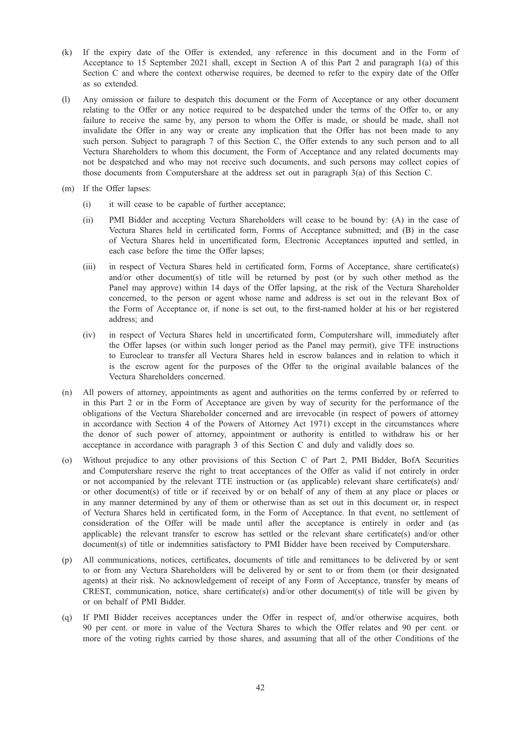(k) If the expiry date of the Offer is extended, any reference in this document and in the Form of Acceptance to 15 September 2021 shall, except in Section A of this Part 2 and paragraph 1(a) of this Section C and where the context otherwise requires, be deemed to refer to the expiry date of the Offer as so extended.

(l) Any omission or failure to despatch this document or the Form of Acceptance or any other document relating to the Offer or any notice required to be despatched under the terms of the Offer to, or any failure to receive the same by, any person to whom the Offer is made, or should be made, shall not invalidate the Offer in any way or create any implication that the Offer has not been made to any such person. Subject to paragraph 7 of this Section C, the Offer extends to any such person and to all Vectura Shareholders to whom this document, the Form of Acceptance and any related documents may not be despatched and who may not receive such documents, and such persons may collect copies of those documents from Computershare at the address set out in paragraph 3(a) of this Section C.

(m) If the Offer lapses:

   (i) it will cease to be capable of further acceptance;

   (ii) PMI Bidder and accepting Vectura Shareholders will cease to be bound by: (A) in the case of Vectura Shares held in certificated form, Forms of Acceptance submitted; and (B) in the case of Vectura Shares held in uncertificated form, Electronic Acceptances inputted and settled, in each case before the time the Offer lapses;

   (iii) in respect of Vectura Shares held in certificated form, Forms of Acceptance, share certificate(s) and/or other document(s) of title will be returned by post (or by such other method as the Panel may approve) within 14 days of the Offer lapsing, at the risk of the Vectura Shareholder concerned, to the person or agent whose name and address is set out in the relevant Box of the Form of Acceptance or, if none is set out, to the first-named holder at his or her registered address; and

   (iv) in respect of Vectura Shares held in uncertificated form, Computershare will, immediately after the Offer lapses (or within such longer period as the Panel may permit), give TFE instructions to Euroclear to transfer all Vectura Shares held in escrow balances and in relation to which it is the escrow agent for the purposes of the Offer to the original available balances of the Vectura Shareholders concerned.

(n) All powers of attorney, appointments as agent and authorities on the terms conferred by or referred to in this Part 2 or in the Form of Acceptance are given by way of security for the performance of the obligations of the Vectura Shareholder concerned and are irrevocable (in respect of powers of attorney in accordance with Section 4 of the Powers of Attorney Act 1971) except in the circumstances where the donor of such power of attorney, appointment or authority is entitled to withdraw his or her acceptance in accordance with paragraph 3 of this Section C and duly and validly does so.

(o) Without prejudice to any other provisions of this Section C of Part 2, PMI Bidder, BofA Securities and Computershare reserve the right to treat acceptances of the Offer as valid if not entirely in order or not accompanied by the relevant TTE instruction or (as applicable) relevant share certificate(s) and/or other document(s) of title or if received by or on behalf of any of them at any place or places or in any manner determined by any of them or otherwise than as set out in this document or, in respect of Vectura Shares held in certificated form, in the Form of Acceptance. In that event, no settlement of consideration of the Offer will be made until after the acceptance is entirely in order and (as applicable) the relevant transfer to escrow has settled or the relevant share certificate(s) and/or other document(s) of title or indemnities satisfactory to PMI Bidder have been received by Computershare.

(p) All communications, notices, certificates, documents of title and remittances to be delivered by or sent to or from any Vectura Shareholders will be delivered by or sent to or from them (or their designated agents) at their risk. No acknowledgement of receipt of any Form of Acceptance, transfer by means of CREST, communication, notice, share certificate(s) and/or other document(s) of title will be given by or on behalf of PMI Bidder.

(q) If PMI Bidder receives acceptances under the Offer in respect of, and/or otherwise acquires, both 90 per cent. or more in value of the Vectura Shares to which the Offer relates and 90 per cent. or more of the voting rights carried by those shares, and assuming that all of the other Conditions of the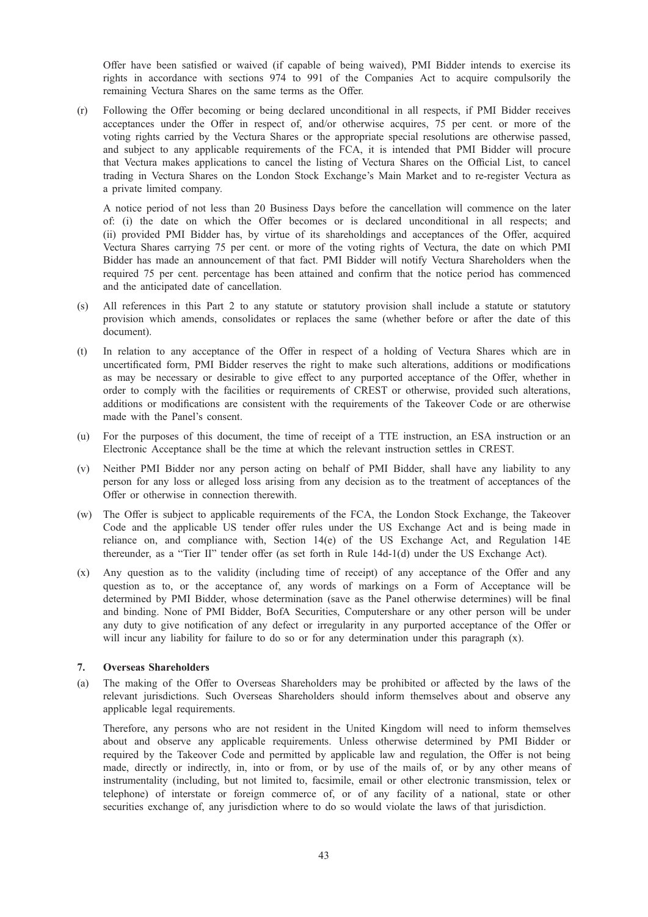Offer have been satisfied or waived (if capable of being waived), PMI Bidder intends to exercise its rights in accordance with sections 974 to 991 of the Companies Act to acquire compulsorily the remaining Vectura Shares on the same terms as the Offer.

(r) Following the Offer becoming or being declared unconditional in all respects, if PMI Bidder receives acceptances under the Offer in respect of, and/or otherwise acquires, 75 per cent. or more of the voting rights carried by the Vectura Shares or the appropriate special resolutions are otherwise passed, and subject to any applicable requirements of the FCA, it is intended that PMI Bidder will procure that Vectura makes applications to cancel the listing of Vectura Shares on the Official List, to cancel trading in Vectura Shares on the London Stock Exchange's Main Market and to re-register Vectura as a private limited company.

A notice period of not less than 20 Business Days before the cancellation will commence on the later of: (i) the date on which the Offer becomes or is declared unconditional in all respects; and (ii) provided PMI Bidder has, by virtue of its shareholdings and acceptances of the Offer, acquired Vectura Shares carrying 75 per cent. or more of the voting rights of Vectura, the date on which PMI Bidder has made an announcement of that fact. PMI Bidder will notify Vectura Shareholders when the required 75 per cent. percentage has been attained and confirm that the notice period has commenced and the anticipated date of cancellation.

(s) All references in this Part 2 to any statute or statutory provision shall include a statute or statutory provision which amends, consolidates or replaces the same (whether before or after the date of this document).

(t) In relation to any acceptance of the Offer in respect of a holding of Vectura Shares which are in uncertificated form, PMI Bidder reserves the right to make such alterations, additions or modifications as may be necessary or desirable to give effect to any purported acceptance of the Offer, whether in order to comply with the facilities or requirements of CREST or otherwise, provided such alterations, additions or modifications are consistent with the requirements of the Takeover Code or are otherwise made with the Panel's consent.

(u) For the purposes of this document, the time of receipt of a TTE instruction, an ESA instruction or an Electronic Acceptance shall be the time at which the relevant instruction settles in CREST.

(v) Neither PMI Bidder nor any person acting on behalf of PMI Bidder, shall have any liability to any person for any loss or alleged loss arising from any decision as to the treatment of acceptances of the Offer or otherwise in connection therewith.

(w) The Offer is subject to applicable requirements of the FCA, the London Stock Exchange, the Takeover Code and the applicable US tender offer rules under the US Exchange Act and is being made in reliance on, and compliance with, Section 14(e) of the US Exchange Act, and Regulation 14E thereunder, as a "Tier II" tender offer (as set forth in Rule 14d-1(d) under the US Exchange Act).

(x) Any question as to the validity (including time of receipt) of any acceptance of the Offer and any question as to, or the acceptance of, any words of markings on a Form of Acceptance will be determined by PMI Bidder, whose determination (save as the Panel otherwise determines) will be final and binding. None of PMI Bidder, BofA Securities, Computershare or any other person will be under any duty to give notification of any defect or irregularity in any purported acceptance of the Offer or will incur any liability for failure to do so or for any determination under this paragraph (x).

### 7. Overseas Shareholders

(a) The making of the Offer to Overseas Shareholders may be prohibited or affected by the laws of the relevant jurisdictions. Such Overseas Shareholders should inform themselves about and observe any applicable legal requirements.

Therefore, any persons who are not resident in the United Kingdom will need to inform themselves about and observe any applicable requirements. Unless otherwise determined by PMI Bidder or required by the Takeover Code and permitted by applicable law and regulation, the Offer is not being made, directly or indirectly, in, into or from, or by use of the mails of, or by any other means of instrumentality (including, but not limited to, facsimile, email or other electronic transmission, telex or telephone) of interstate or foreign commerce of, or of any facility of a national, state or other securities exchange of, any jurisdiction where to do so would violate the laws of that jurisdiction.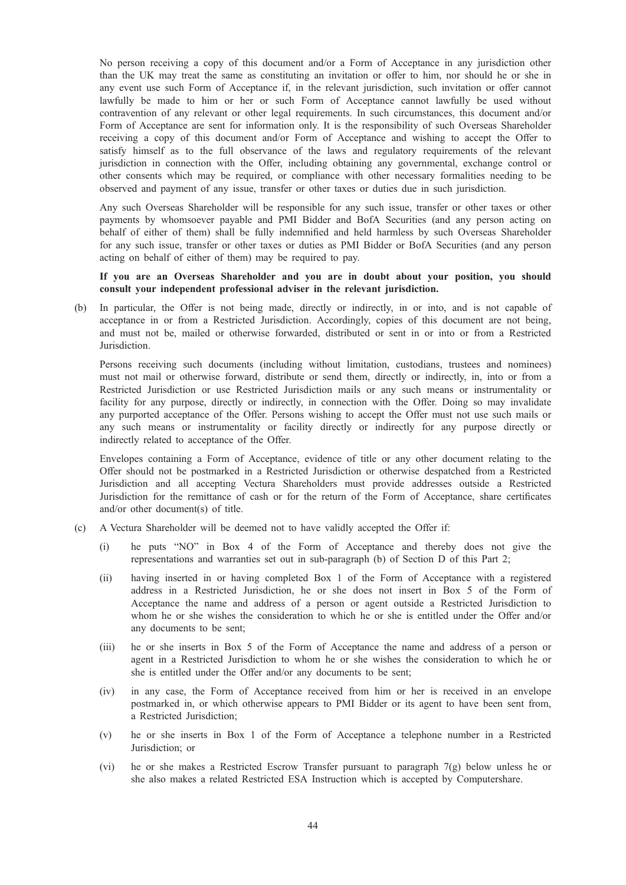No person receiving a copy of this document and/or a Form of Acceptance in any jurisdiction other than the UK may treat the same as constituting an invitation or offer to him, nor should he or she in any event use such Form of Acceptance if, in the relevant jurisdiction, such invitation or offer cannot lawfully be made to him or her or such Form of Acceptance cannot lawfully be used without contravention of any relevant or other legal requirements. In such circumstances, this document and/or Form of Acceptance are sent for information only. It is the responsibility of such Overseas Shareholder receiving a copy of this document and/or Form of Acceptance and wishing to accept the Offer to satisfy himself as to the full observance of the laws and regulatory requirements of the relevant jurisdiction in connection with the Offer, including obtaining any governmental, exchange control or other consents which may be required, or compliance with other necessary formalities needing to be observed and payment of any issue, transfer or other taxes or duties due in such jurisdiction.

Any such Overseas Shareholder will be responsible for any such issue, transfer or other taxes or other payments by whomsoever payable and PMI Bidder and BofA Securities (and any person acting on behalf of either of them) shall be fully indemnified and held harmless by such Overseas Shareholder for any such issue, transfer or other taxes or duties as PMI Bidder or BofA Securities (and any person acting on behalf of either of them) may be required to pay.

**If you are an Overseas Shareholder and you are in doubt about your position, you should consult your independent professional adviser in the relevant jurisdiction.**

(b) In particular, the Offer is not being made, directly or indirectly, in or into, and is not capable of acceptance in or from a Restricted Jurisdiction. Accordingly, copies of this document are not being, and must not be, mailed or otherwise forwarded, distributed or sent in or into or from a Restricted Jurisdiction.

Persons receiving such documents (including without limitation, custodians, trustees and nominees) must not mail or otherwise forward, distribute or send them, directly or indirectly, in, into or from a Restricted Jurisdiction or use Restricted Jurisdiction mails or any such means or instrumentality or facility for any purpose, directly or indirectly, in connection with the Offer. Doing so may invalidate any purported acceptance of the Offer. Persons wishing to accept the Offer must not use such mails or any such means or instrumentality or facility directly or indirectly for any purpose directly or indirectly related to acceptance of the Offer.

Envelopes containing a Form of Acceptance, evidence of title or any other document relating to the Offer should not be postmarked in a Restricted Jurisdiction or otherwise despatched from a Restricted Jurisdiction and all accepting Vectura Shareholders must provide addresses outside a Restricted Jurisdiction for the remittance of cash or for the return of the Form of Acceptance, share certificates and/or other document(s) of title.

(c) A Vectura Shareholder will be deemed not to have validly accepted the Offer if:

(i) he puts "NO" in Box 4 of the Form of Acceptance and thereby does not give the representations and warranties set out in sub-paragraph (b) of Section D of this Part 2;

(ii) having inserted in or having completed Box 1 of the Form of Acceptance with a registered address in a Restricted Jurisdiction, he or she does not insert in Box 5 of the Form of Acceptance the name and address of a person or agent outside a Restricted Jurisdiction to whom he or she wishes the consideration to which he or she is entitled under the Offer and/or any documents to be sent;

(iii) he or she inserts in Box 5 of the Form of Acceptance the name and address of a person or agent in a Restricted Jurisdiction to whom he or she wishes the consideration to which he or she is entitled under the Offer and/or any documents to be sent;

(iv) in any case, the Form of Acceptance received from him or her is received in an envelope postmarked in, or which otherwise appears to PMI Bidder or its agent to have been sent from, a Restricted Jurisdiction;

(v) he or she inserts in Box 1 of the Form of Acceptance a telephone number in a Restricted Jurisdiction; or

(vi) he or she makes a Restricted Escrow Transfer pursuant to paragraph 7(g) below unless he or she also makes a related Restricted ESA Instruction which is accepted by Computershare.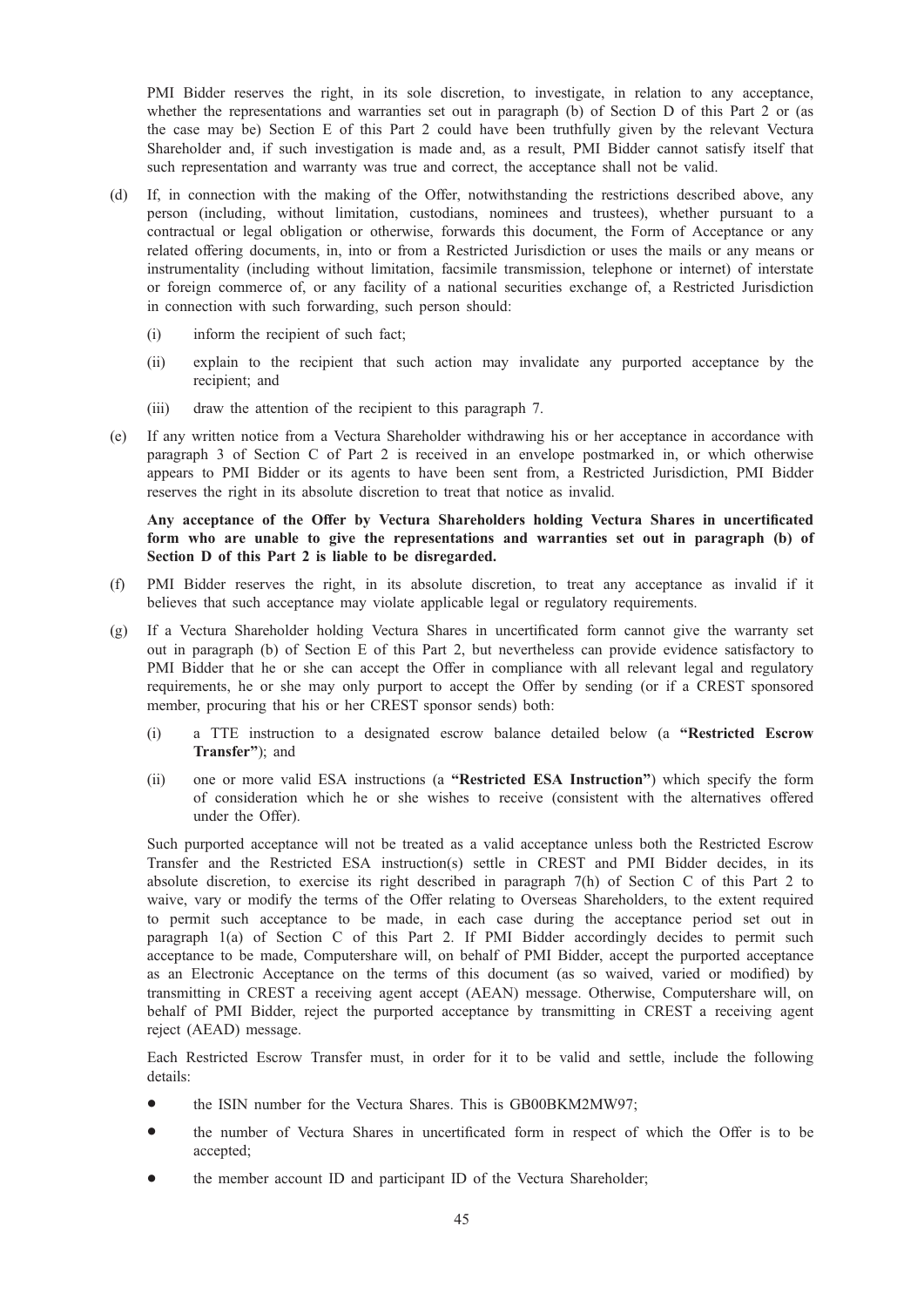PMI Bidder reserves the right, in its sole discretion, to investigate, in relation to any acceptance, whether the representations and warranties set out in paragraph (b) of Section D of this Part 2 or (as the case may be) Section E of this Part 2 could have been truthfully given by the relevant Vectura Shareholder and, if such investigation is made and, as a result, PMI Bidder cannot satisfy itself that such representation and warranty was true and correct, the acceptance shall not be valid.

(d) If, in connection with the making of the Offer, notwithstanding the restrictions described above, any person (including, without limitation, custodians, nominees and trustees), whether pursuant to a contractual or legal obligation or otherwise, forwards this document, the Form of Acceptance or any related offering documents, in, into or from a Restricted Jurisdiction or uses the mails or any means or instrumentality (including without limitation, facsimile transmission, telephone or internet) of interstate or foreign commerce of, or any facility of a national securities exchange of, a Restricted Jurisdiction in connection with such forwarding, such person should:

   (i) inform the recipient of such fact;

   (ii) explain to the recipient that such action may invalidate any purported acceptance by the recipient; and

   (iii) draw the attention of the recipient to this paragraph 7.

(e) If any written notice from a Vectura Shareholder withdrawing his or her acceptance in accordance with paragraph 3 of Section C of Part 2 is received in an envelope postmarked in, or which otherwise appears to PMI Bidder or its agents to have been sent from, a Restricted Jurisdiction, PMI Bidder reserves the right in its absolute discretion to treat that notice as invalid.

**Any acceptance of the Offer by Vectura Shareholders holding Vectura Shares in uncertificated form who are unable to give the representations and warranties set out in paragraph (b) of Section D of this Part 2 is liable to be disregarded.**

(f) PMI Bidder reserves the right, in its absolute discretion, to treat any acceptance as invalid if it believes that such acceptance may violate applicable legal or regulatory requirements.

(g) If a Vectura Shareholder holding Vectura Shares in uncertificated form cannot give the warranty set out in paragraph (b) of Section E of this Part 2, but nevertheless can provide evidence satisfactory to PMI Bidder that he or she can accept the Offer in compliance with all relevant legal and regulatory requirements, he or she may only purport to accept the Offer by sending (or if a CREST sponsored member, procuring that his or her CREST sponsor sends) both:

   (i) a TTE instruction to a designated escrow balance detailed below (a **"Restricted Escrow Transfer"**); and

   (ii) one or more valid ESA instructions (a **"Restricted ESA Instruction"**) which specify the form of consideration which he or she wishes to receive (consistent with the alternatives offered under the Offer).

Such purported acceptance will not be treated as a valid acceptance unless both the Restricted Escrow Transfer and the Restricted ESA instruction(s) settle in CREST and PMI Bidder decides, in its absolute discretion, to exercise its right described in paragraph 7(h) of Section C of this Part 2 to waive, vary or modify the terms of the Offer relating to Overseas Shareholders, to the extent required to permit such acceptance to be made, in each case during the acceptance period set out in paragraph 1(a) of Section C of this Part 2. If PMI Bidder accordingly decides to permit such acceptance to be made, Computershare will, on behalf of PMI Bidder, accept the purported acceptance as an Electronic Acceptance on the terms of this document (as so waived, varied or modified) by transmitting in CREST a receiving agent accept (AEAN) message. Otherwise, Computershare will, on behalf of PMI Bidder, reject the purported acceptance by transmitting in CREST a receiving agent reject (AEAD) message.

Each Restricted Escrow Transfer must, in order for it to be valid and settle, include the following details:

- the ISIN number for the Vectura Shares. This is GB00BKM2MW97;
- the number of Vectura Shares in uncertificated form in respect of which the Offer is to be accepted;
- the member account ID and participant ID of the Vectura Shareholder;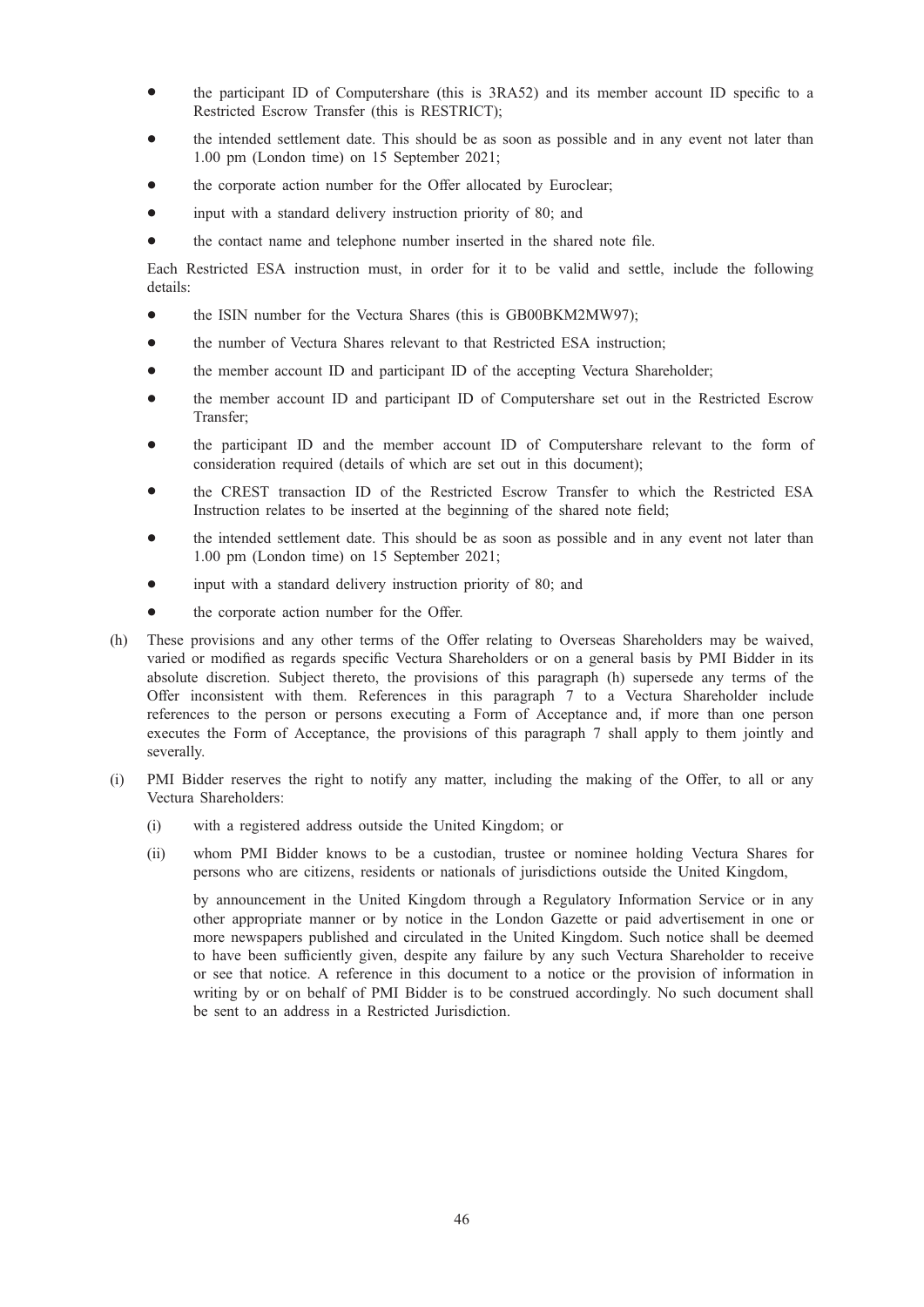- the participant ID of Computershare (this is 3RA52) and its member account ID specific to a Restricted Escrow Transfer (this is RESTRICT);
- the intended settlement date. This should be as soon as possible and in any event not later than 1.00 pm (London time) on 15 September 2021;
- the corporate action number for the Offer allocated by Euroclear;
- input with a standard delivery instruction priority of 80; and
- the contact name and telephone number inserted in the shared note file.

Each Restricted ESA instruction must, in order for it to be valid and settle, include the following details:

- the ISIN number for the Vectura Shares (this is GB00BKM2MW97);
- the number of Vectura Shares relevant to that Restricted ESA instruction;
- the member account ID and participant ID of the accepting Vectura Shareholder;
- the member account ID and participant ID of Computershare set out in the Restricted Escrow Transfer;
- the participant ID and the member account ID of Computershare relevant to the form of consideration required (details of which are set out in this document);
- the CREST transaction ID of the Restricted Escrow Transfer to which the Restricted ESA Instruction relates to be inserted at the beginning of the shared note field;
- the intended settlement date. This should be as soon as possible and in any event not later than 1.00 pm (London time) on 15 September 2021;
- input with a standard delivery instruction priority of 80; and
- the corporate action number for the Offer.

(h) These provisions and any other terms of the Offer relating to Overseas Shareholders may be waived, varied or modified as regards specific Vectura Shareholders or on a general basis by PMI Bidder in its absolute discretion. Subject thereto, the provisions of this paragraph (h) supersede any terms of the Offer inconsistent with them. References in this paragraph 7 to a Vectura Shareholder include references to the person or persons executing a Form of Acceptance and, if more than one person executes the Form of Acceptance, the provisions of this paragraph 7 shall apply to them jointly and severally.

(i) PMI Bidder reserves the right to notify any matter, including the making of the Offer, to all or any Vectura Shareholders:

(i) with a registered address outside the United Kingdom; or

(ii) whom PMI Bidder knows to be a custodian, trustee or nominee holding Vectura Shares for persons who are citizens, residents or nationals of jurisdictions outside the United Kingdom,

by announcement in the United Kingdom through a Regulatory Information Service or in any other appropriate manner or by notice in the London Gazette or paid advertisement in one or more newspapers published and circulated in the United Kingdom. Such notice shall be deemed to have been sufficiently given, despite any failure by any such Vectura Shareholder to receive or see that notice. A reference in this document to a notice or the provision of information in writing by or on behalf of PMI Bidder is to be construed accordingly. No such document shall be sent to an address in a Restricted Jurisdiction.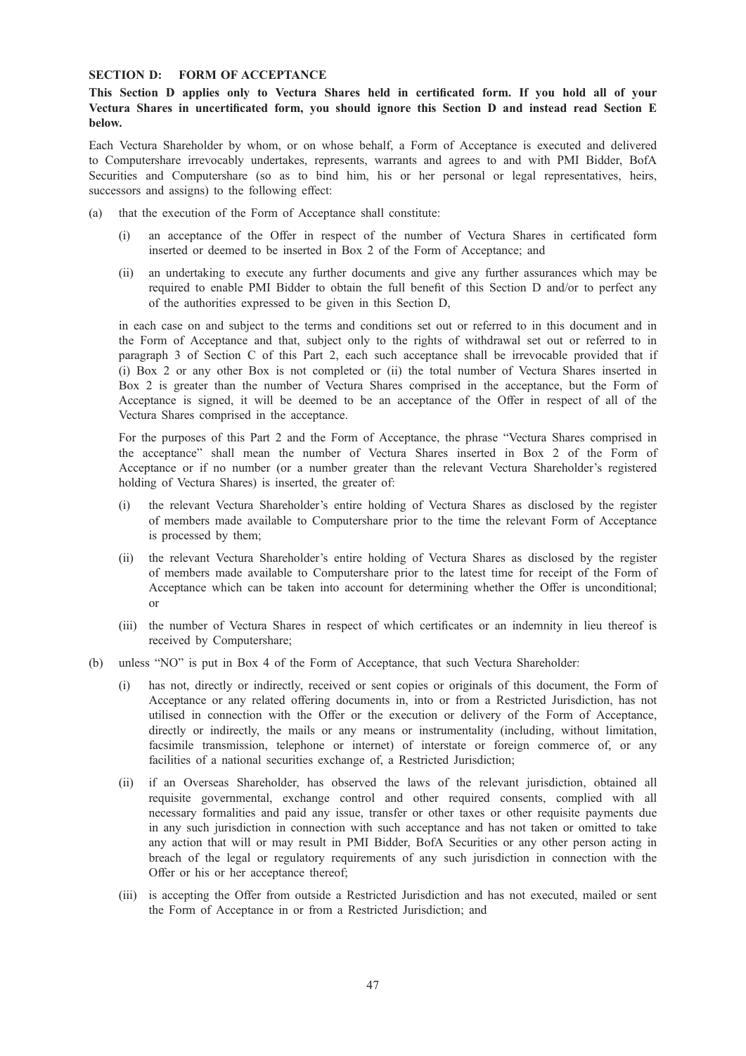**SECTION D: FORM OF ACCEPTANCE**

**This Section D applies only to Vectura Shares held in certificated form. If you hold all of your Vectura Shares in uncertificated form, you should ignore this Section D and instead read Section E below.**

Each Vectura Shareholder by whom, or on whose behalf, a Form of Acceptance is executed and delivered to Computershare irrevocably undertakes, represents, warrants and agrees to and with PMI Bidder, BofA Securities and Computershare (so as to bind him, his or her personal or legal representatives, heirs, successors and assigns) to the following effect:

(a) that the execution of the Form of Acceptance shall constitute:

   (i) an acceptance of the Offer in respect of the number of Vectura Shares in certificated form inserted or deemed to be inserted in Box 2 of the Form of Acceptance; and

   (ii) an undertaking to execute any further documents and give any further assurances which may be required to enable PMI Bidder to obtain the full benefit of this Section D and/or to perfect any of the authorities expressed to be given in this Section D,

   in each case on and subject to the terms and conditions set out or referred to in this document and in the Form of Acceptance and that, subject only to the rights of withdrawal set out or referred to in paragraph 3 of Section C of this Part 2, each such acceptance shall be irrevocable provided that if (i) Box 2 or any other Box is not completed or (ii) the total number of Vectura Shares inserted in Box 2 is greater than the number of Vectura Shares comprised in the acceptance, but the Form of Acceptance is signed, it will be deemed to be an acceptance of the Offer in respect of all of the Vectura Shares comprised in the acceptance.

   For the purposes of this Part 2 and the Form of Acceptance, the phrase "Vectura Shares comprised in the acceptance" shall mean the number of Vectura Shares inserted in Box 2 of the Form of Acceptance or if no number (or a number greater than the relevant Vectura Shareholder's registered holding of Vectura Shares) is inserted, the greater of:

   (i) the relevant Vectura Shareholder's entire holding of Vectura Shares as disclosed by the register of members made available to Computershare prior to the time the relevant Form of Acceptance is processed by them;

   (ii) the relevant Vectura Shareholder's entire holding of Vectura Shares as disclosed by the register of members made available to Computershare prior to the latest time for receipt of the Form of Acceptance which can be taken into account for determining whether the Offer is unconditional; or

   (iii) the number of Vectura Shares in respect of which certificates or an indemnity in lieu thereof is received by Computershare;

(b) unless "NO" is put in Box 4 of the Form of Acceptance, that such Vectura Shareholder:

   (i) has not, directly or indirectly, received or sent copies or originals of this document, the Form of Acceptance or any related offering documents in, into or from a Restricted Jurisdiction, has not utilised in connection with the Offer or the execution or delivery of the Form of Acceptance, directly or indirectly, the mails or any means or instrumentality (including, without limitation, facsimile transmission, telephone or internet) of interstate or foreign commerce of, or any facilities of a national securities exchange of, a Restricted Jurisdiction;

   (ii) if an Overseas Shareholder, has observed the laws of the relevant jurisdiction, obtained all requisite governmental, exchange control and other required consents, complied with all necessary formalities and paid any issue, transfer or other taxes or other requisite payments due in any such jurisdiction in connection with such acceptance and has not taken or omitted to take any action that will or may result in PMI Bidder, BofA Securities or any other person acting in breach of the legal or regulatory requirements of any such jurisdiction in connection with the Offer or his or her acceptance thereof;

   (iii) is accepting the Offer from outside a Restricted Jurisdiction and has not executed, mailed or sent the Form of Acceptance in or from a Restricted Jurisdiction; and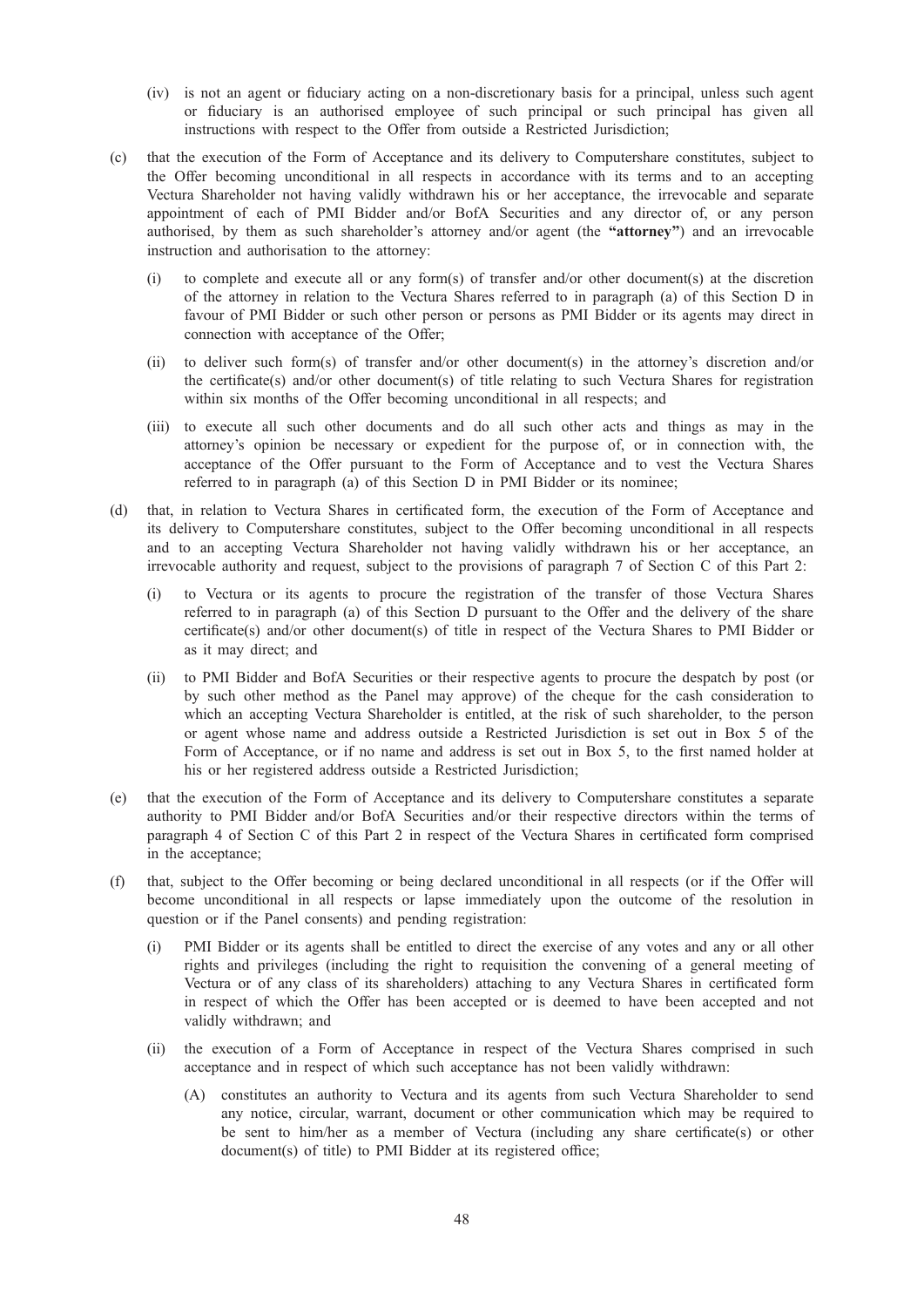(iv) is not an agent or fiduciary acting on a non-discretionary basis for a principal, unless such agent or fiduciary is an authorised employee of such principal or such principal has given all instructions with respect to the Offer from outside a Restricted Jurisdiction;

(c) that the execution of the Form of Acceptance and its delivery to Computershare constitutes, subject to the Offer becoming unconditional in all respects in accordance with its terms and to an accepting Vectura Shareholder not having validly withdrawn his or her acceptance, the irrevocable and separate appointment of each of PMI Bidder and/or BofA Securities and any director of, or any person authorised, by them as such shareholder's attorney and/or agent (the **"attorney"**) and an irrevocable instruction and authorisation to the attorney:

(i) to complete and execute all or any form(s) of transfer and/or other document(s) at the discretion of the attorney in relation to the Vectura Shares referred to in paragraph (a) of this Section D in favour of PMI Bidder or such other person or persons as PMI Bidder or its agents may direct in connection with acceptance of the Offer;

(ii) to deliver such form(s) of transfer and/or other document(s) in the attorney's discretion and/or the certificate(s) and/or other document(s) of title relating to such Vectura Shares for registration within six months of the Offer becoming unconditional in all respects; and

(iii) to execute all such other documents and do all such other acts and things as may in the attorney's opinion be necessary or expedient for the purpose of, or in connection with, the acceptance of the Offer pursuant to the Form of Acceptance and to vest the Vectura Shares referred to in paragraph (a) of this Section D in PMI Bidder or its nominee;

(d) that, in relation to Vectura Shares in certificated form, the execution of the Form of Acceptance and its delivery to Computershare constitutes, subject to the Offer becoming unconditional in all respects and to an accepting Vectura Shareholder not having validly withdrawn his or her acceptance, an irrevocable authority and request, subject to the provisions of paragraph 7 of Section C of this Part 2:

(i) to Vectura or its agents to procure the registration of the transfer of those Vectura Shares referred to in paragraph (a) of this Section D pursuant to the Offer and the delivery of the share certificate(s) and/or other document(s) of title in respect of the Vectura Shares to PMI Bidder or as it may direct; and

(ii) to PMI Bidder and BofA Securities or their respective agents to procure the despatch by post (or by such other method as the Panel may approve) of the cheque for the cash consideration to which an accepting Vectura Shareholder is entitled, at the risk of such shareholder, to the person or agent whose name and address outside a Restricted Jurisdiction is set out in Box 5 of the Form of Acceptance, or if no name and address is set out in Box 5, to the first named holder at his or her registered address outside a Restricted Jurisdiction;

(e) that the execution of the Form of Acceptance and its delivery to Computershare constitutes a separate authority to PMI Bidder and/or BofA Securities and/or their respective directors within the terms of paragraph 4 of Section C of this Part 2 in respect of the Vectura Shares in certificated form comprised in the acceptance;

(f) that, subject to the Offer becoming or being declared unconditional in all respects (or if the Offer will become unconditional in all respects or lapse immediately upon the outcome of the resolution in question or if the Panel consents) and pending registration:

(i) PMI Bidder or its agents shall be entitled to direct the exercise of any votes and any or all other rights and privileges (including the right to requisition the convening of a general meeting of Vectura or of any class of its shareholders) attaching to any Vectura Shares in certificated form in respect of which the Offer has been accepted or is deemed to have been accepted and not validly withdrawn; and

(ii) the execution of a Form of Acceptance in respect of the Vectura Shares comprised in such acceptance and in respect of which such acceptance has not been validly withdrawn:

(A) constitutes an authority to Vectura and its agents from such Vectura Shareholder to send any notice, circular, warrant, document or other communication which may be required to be sent to him/her as a member of Vectura (including any share certificate(s) or other document(s) of title) to PMI Bidder at its registered office;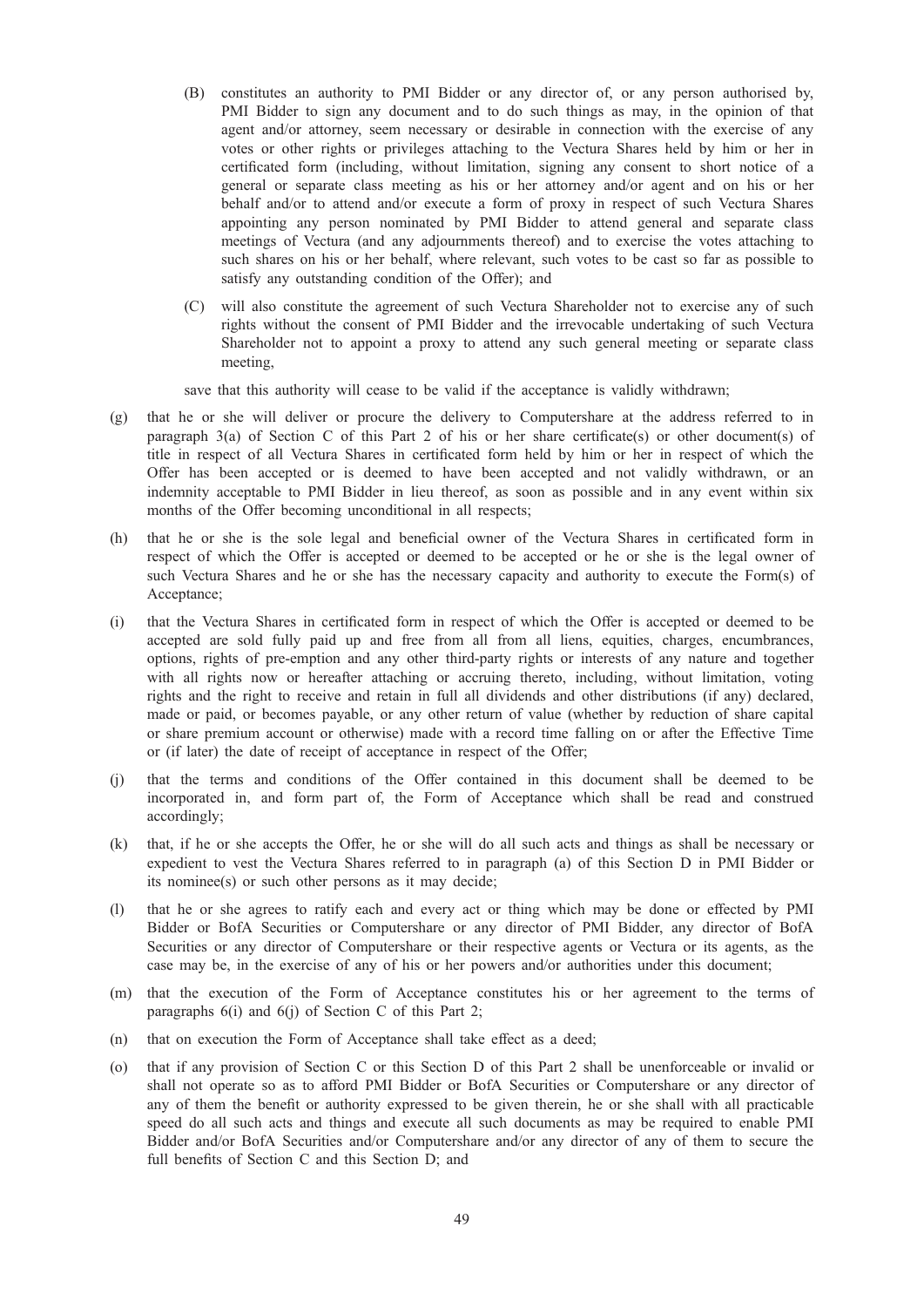(B) constitutes an authority to PMI Bidder or any director of, or any person authorised by, PMI Bidder to sign any document and to do such things as may, in the opinion of that agent and/or attorney, seem necessary or desirable in connection with the exercise of any votes or other rights or privileges attaching to the Vectura Shares held by him or her in certificated form (including, without limitation, signing any consent to short notice of a general or separate class meeting as his or her attorney and/or agent and on his or her behalf and/or to attend and/or execute a form of proxy in respect of such Vectura Shares appointing any person nominated by PMI Bidder to attend general and separate class meetings of Vectura (and any adjournments thereof) and to exercise the votes attaching to such shares on his or her behalf, where relevant, such votes to be cast so far as possible to satisfy any outstanding condition of the Offer); and

(C) will also constitute the agreement of such Vectura Shareholder not to exercise any of such rights without the consent of PMI Bidder and the irrevocable undertaking of such Vectura Shareholder not to appoint a proxy to attend any such general meeting or separate class meeting,

save that this authority will cease to be valid if the acceptance is validly withdrawn;

(g) that he or she will deliver or procure the delivery to Computershare at the address referred to in paragraph 3(a) of Section C of this Part 2 of his or her share certificate(s) or other document(s) of title in respect of all Vectura Shares in certificated form held by him or her in respect of which the Offer has been accepted or is deemed to have been accepted and not validly withdrawn, or an indemnity acceptable to PMI Bidder in lieu thereof, as soon as possible and in any event within six months of the Offer becoming unconditional in all respects;

(h) that he or she is the sole legal and beneficial owner of the Vectura Shares in certificated form in respect of which the Offer is accepted or deemed to be accepted or he or she is the legal owner of such Vectura Shares and he or she has the necessary capacity and authority to execute the Form(s) of Acceptance;

(i) that the Vectura Shares in certificated form in respect of which the Offer is accepted or deemed to be accepted are sold fully paid up and free from all from all liens, equities, charges, encumbrances, options, rights of pre-emption and any other third-party rights or interests of any nature and together with all rights now or hereafter attaching or accruing thereto, including, without limitation, voting rights and the right to receive and retain in full all dividends and other distributions (if any) declared, made or paid, or becomes payable, or any other return of value (whether by reduction of share capital or share premium account or otherwise) made with a record time falling on or after the Effective Time or (if later) the date of receipt of acceptance in respect of the Offer;

(j) that the terms and conditions of the Offer contained in this document shall be deemed to be incorporated in, and form part of, the Form of Acceptance which shall be read and construed accordingly;

(k) that, if he or she accepts the Offer, he or she will do all such acts and things as shall be necessary or expedient to vest the Vectura Shares referred to in paragraph (a) of this Section D in PMI Bidder or its nominee(s) or such other persons as it may decide;

(l) that he or she agrees to ratify each and every act or thing which may be done or effected by PMI Bidder or BofA Securities or Computershare or any director of PMI Bidder, any director of BofA Securities or any director of Computershare or their respective agents or Vectura or its agents, as the case may be, in the exercise of any of his or her powers and/or authorities under this document;

(m) that the execution of the Form of Acceptance constitutes his or her agreement to the terms of paragraphs 6(i) and 6(j) of Section C of this Part 2;

(n) that on execution the Form of Acceptance shall take effect as a deed;

(o) that if any provision of Section C or this Section D of this Part 2 shall be unenforceable or invalid or shall not operate so as to afford PMI Bidder or BofA Securities or Computershare or any director of any of them the benefit or authority expressed to be given therein, he or she shall with all practicable speed do all such acts and things and execute all such documents as may be required to enable PMI Bidder and/or BofA Securities and/or Computershare and/or any director of any of them to secure the full benefits of Section C and this Section D; and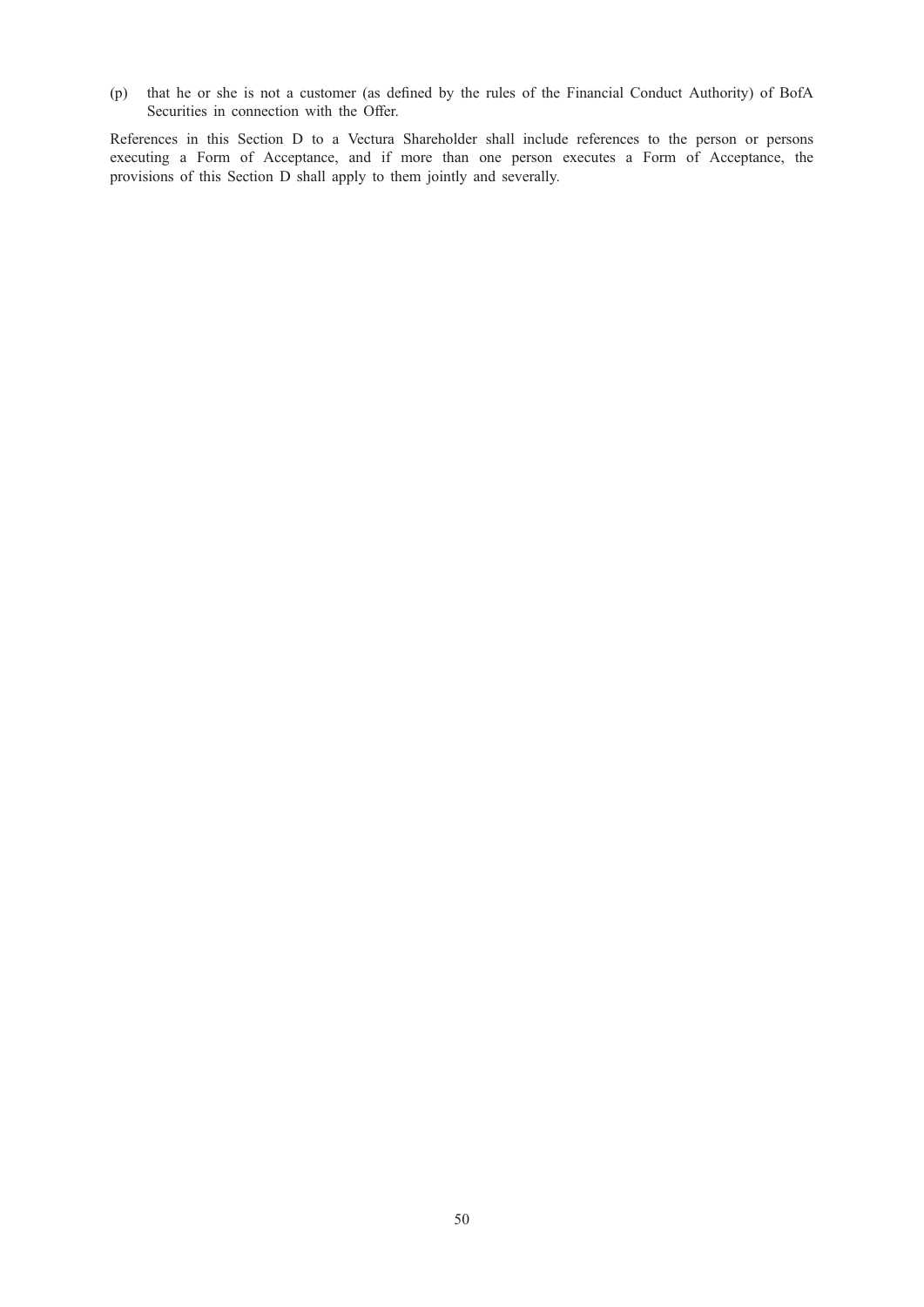(p) that he or she is not a customer (as defined by the rules of the Financial Conduct Authority) of BofA Securities in connection with the Offer.

References in this Section D to a Vectura Shareholder shall include references to the person or persons executing a Form of Acceptance, and if more than one person executes a Form of Acceptance, the provisions of this Section D shall apply to them jointly and severally.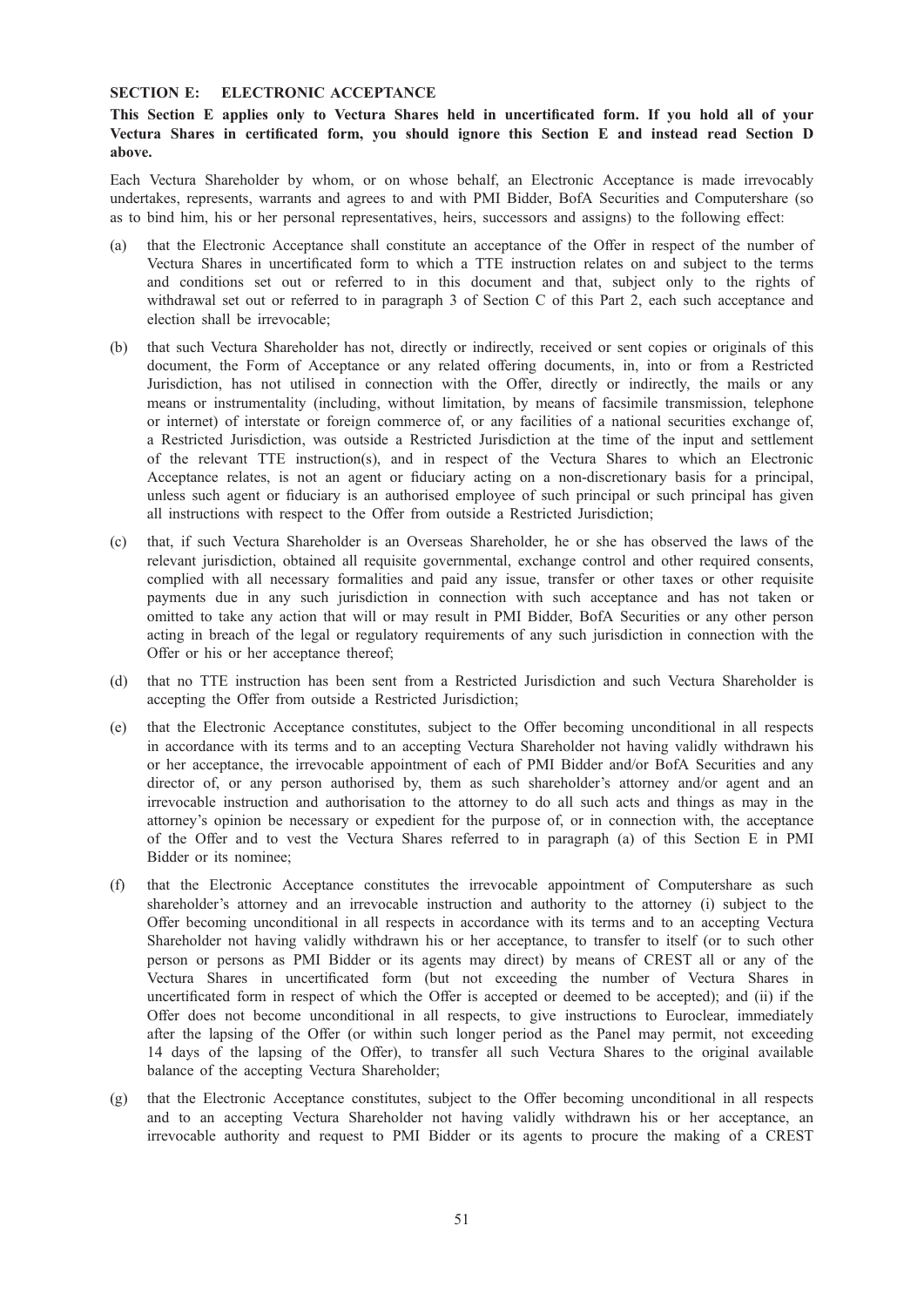## SECTION E: ELECTRONIC ACCEPTANCE

**This Section E applies only to Vectura Shares held in uncertificated form. If you hold all of your Vectura Shares in certificated form, you should ignore this Section E and instead read Section D above.**

Each Vectura Shareholder by whom, or on whose behalf, an Electronic Acceptance is made irrevocably undertakes, represents, warrants and agrees to and with PMI Bidder, BofA Securities and Computershare (so as to bind him, his or her personal representatives, heirs, successors and assigns) to the following effect:

(a) that the Electronic Acceptance shall constitute an acceptance of the Offer in respect of the number of Vectura Shares in uncertificated form to which a TTE instruction relates on and subject to the terms and conditions set out or referred to in this document and that, subject only to the rights of withdrawal set out or referred to in paragraph 3 of Section C of this Part 2, each such acceptance and election shall be irrevocable;

(b) that such Vectura Shareholder has not, directly or indirectly, received or sent copies or originals of this document, the Form of Acceptance or any related offering documents, in, into or from a Restricted Jurisdiction, has not utilised in connection with the Offer, directly or indirectly, the mails or any means or instrumentality (including, without limitation, by means of facsimile transmission, telephone or internet) of interstate or foreign commerce of, or any facilities of a national securities exchange of, a Restricted Jurisdiction, was outside a Restricted Jurisdiction at the time of the input and settlement of the relevant TTE instruction(s), and in respect of the Vectura Shares to which an Electronic Acceptance relates, is not an agent or fiduciary acting on a non-discretionary basis for a principal, unless such agent or fiduciary is an authorised employee of such principal or such principal has given all instructions with respect to the Offer from outside a Restricted Jurisdiction;

(c) that, if such Vectura Shareholder is an Overseas Shareholder, he or she has observed the laws of the relevant jurisdiction, obtained all requisite governmental, exchange control and other required consents, complied with all necessary formalities and paid any issue, transfer or other taxes or other requisite payments due in any such jurisdiction in connection with such acceptance and has not taken or omitted to take any action that will or may result in PMI Bidder, BofA Securities or any other person acting in breach of the legal or regulatory requirements of any such jurisdiction in connection with the Offer or his or her acceptance thereof;

(d) that no TTE instruction has been sent from a Restricted Jurisdiction and such Vectura Shareholder is accepting the Offer from outside a Restricted Jurisdiction;

(e) that the Electronic Acceptance constitutes, subject to the Offer becoming unconditional in all respects in accordance with its terms and to an accepting Vectura Shareholder not having validly withdrawn his or her acceptance, the irrevocable appointment of each of PMI Bidder and/or BofA Securities and any director of, or any person authorised by, them as such shareholder's attorney and/or agent and an irrevocable instruction and authorisation to the attorney to do all such acts and things as may in the attorney's opinion be necessary or expedient for the purpose of, or in connection with, the acceptance of the Offer and to vest the Vectura Shares referred to in paragraph (a) of this Section E in PMI Bidder or its nominee;

(f) that the Electronic Acceptance constitutes the irrevocable appointment of Computershare as such shareholder's attorney and an irrevocable instruction and authority to the attorney (i) subject to the Offer becoming unconditional in all respects in accordance with its terms and to an accepting Vectura Shareholder not having validly withdrawn his or her acceptance, to transfer to itself (or to such other person or persons as PMI Bidder or its agents may direct) by means of CREST all or any of the Vectura Shares in uncertificated form (but not exceeding the number of Vectura Shares in uncertificated form in respect of which the Offer is accepted or deemed to be accepted); and (ii) if the Offer does not become unconditional in all respects, to give instructions to Euroclear, immediately after the lapsing of the Offer (or within such longer period as the Panel may permit, not exceeding 14 days of the lapsing of the Offer), to transfer all such Vectura Shares to the original available balance of the accepting Vectura Shareholder;

(g) that the Electronic Acceptance constitutes, subject to the Offer becoming unconditional in all respects and to an accepting Vectura Shareholder not having validly withdrawn his or her acceptance, an irrevocable authority and request to PMI Bidder or its agents to procure the making of a CREST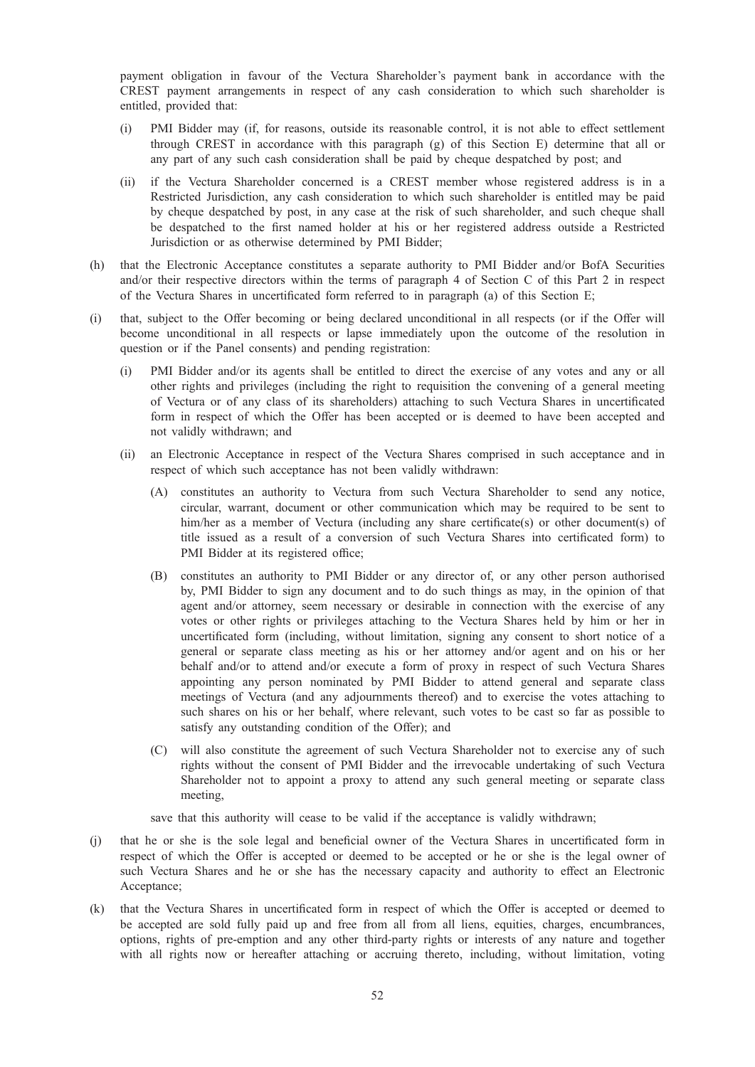payment obligation in favour of the Vectura Shareholder's payment bank in accordance with the CREST payment arrangements in respect of any cash consideration to which such shareholder is entitled, provided that:

(i) PMI Bidder may (if, for reasons, outside its reasonable control, it is not able to effect settlement through CREST in accordance with this paragraph (g) of this Section E) determine that all or any part of any such cash consideration shall be paid by cheque despatched by post; and

(ii) if the Vectura Shareholder concerned is a CREST member whose registered address is in a Restricted Jurisdiction, any cash consideration to which such shareholder is entitled may be paid by cheque despatched by post, in any case at the risk of such shareholder, and such cheque shall be despatched to the first named holder at his or her registered address outside a Restricted Jurisdiction or as otherwise determined by PMI Bidder;

(h) that the Electronic Acceptance constitutes a separate authority to PMI Bidder and/or BofA Securities and/or their respective directors within the terms of paragraph 4 of Section C of this Part 2 in respect of the Vectura Shares in uncertificated form referred to in paragraph (a) of this Section E;

(i) that, subject to the Offer becoming or being declared unconditional in all respects (or if the Offer will become unconditional in all respects or lapse immediately upon the outcome of the resolution in question or if the Panel consents) and pending registration:

(i) PMI Bidder and/or its agents shall be entitled to direct the exercise of any votes and any or all other rights and privileges (including the right to requisition the convening of a general meeting of Vectura or of any class of its shareholders) attaching to such Vectura Shares in uncertificated form in respect of which the Offer has been accepted or is deemed to have been accepted and not validly withdrawn; and

(ii) an Electronic Acceptance in respect of the Vectura Shares comprised in such acceptance and in respect of which such acceptance has not been validly withdrawn:

(A) constitutes an authority to Vectura from such Vectura Shareholder to send any notice, circular, warrant, document or other communication which may be required to be sent to him/her as a member of Vectura (including any share certificate(s) or other document(s) of title issued as a result of a conversion of such Vectura Shares into certificated form) to PMI Bidder at its registered office;

(B) constitutes an authority to PMI Bidder or any director of, or any other person authorised by, PMI Bidder to sign any document and to do such things as may, in the opinion of that agent and/or attorney, seem necessary or desirable in connection with the exercise of any votes or other rights or privileges attaching to the Vectura Shares held by him or her in uncertificated form (including, without limitation, signing any consent to short notice of a general or separate class meeting as his or her attorney and/or agent and on his or her behalf and/or to attend and/or execute a form of proxy in respect of such Vectura Shares appointing any person nominated by PMI Bidder to attend general and separate class meetings of Vectura (and any adjournments thereof) and to exercise the votes attaching to such shares on his or her behalf, where relevant, such votes to be cast so far as possible to satisfy any outstanding condition of the Offer); and

(C) will also constitute the agreement of such Vectura Shareholder not to exercise any of such rights without the consent of PMI Bidder and the irrevocable undertaking of such Vectura Shareholder not to appoint a proxy to attend any such general meeting or separate class meeting,

save that this authority will cease to be valid if the acceptance is validly withdrawn;

(j) that he or she is the sole legal and beneficial owner of the Vectura Shares in uncertificated form in respect of which the Offer is accepted or deemed to be accepted or he or she is the legal owner of such Vectura Shares and he or she has the necessary capacity and authority to effect an Electronic Acceptance;

(k) that the Vectura Shares in uncertificated form in respect of which the Offer is accepted or deemed to be accepted are sold fully paid up and free from all from all liens, equities, charges, encumbrances, options, rights of pre-emption and any other third-party rights or interests of any nature and together with all rights now or hereafter attaching or accruing thereto, including, without limitation, voting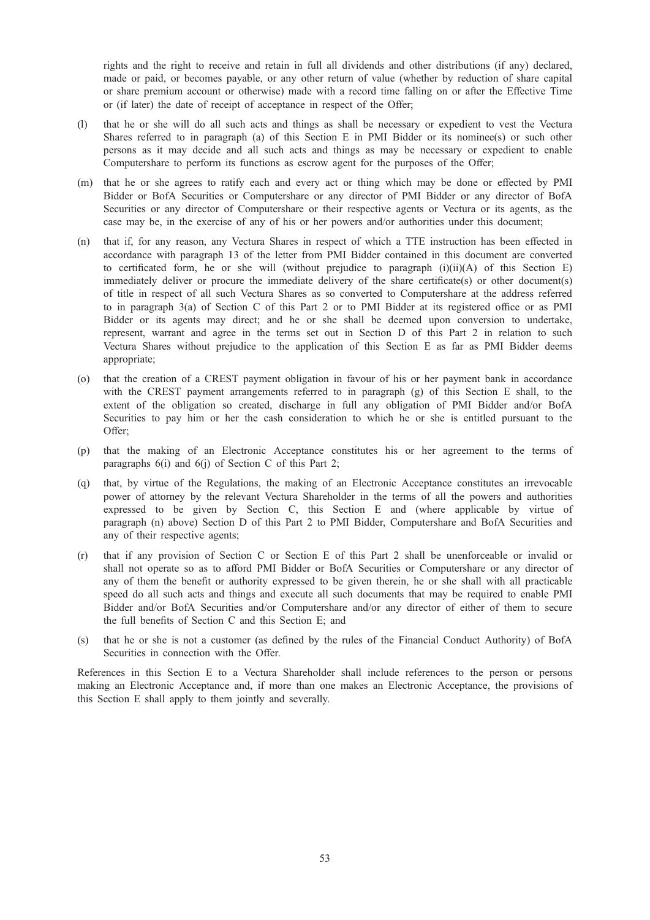rights and the right to receive and retain in full all dividends and other distributions (if any) declared, made or paid, or becomes payable, or any other return of value (whether by reduction of share capital or share premium account or otherwise) made with a record time falling on or after the Effective Time or (if later) the date of receipt of acceptance in respect of the Offer;

(l) that he or she will do all such acts and things as shall be necessary or expedient to vest the Vectura Shares referred to in paragraph (a) of this Section E in PMI Bidder or its nominee(s) or such other persons as it may decide and all such acts and things as may be necessary or expedient to enable Computershare to perform its functions as escrow agent for the purposes of the Offer;

(m) that he or she agrees to ratify each and every act or thing which may be done or effected by PMI Bidder or BofA Securities or Computershare or any director of PMI Bidder or any director of BofA Securities or any director of Computershare or their respective agents or Vectura or its agents, as the case may be, in the exercise of any of his or her powers and/or authorities under this document;

(n) that if, for any reason, any Vectura Shares in respect of which a TTE instruction has been effected in accordance with paragraph 13 of the letter from PMI Bidder contained in this document are converted to certificated form, he or she will (without prejudice to paragraph (i)(ii)(A) of this Section E) immediately deliver or procure the immediate delivery of the share certificate(s) or other document(s) of title in respect of all such Vectura Shares as so converted to Computershare at the address referred to in paragraph 3(a) of Section C of this Part 2 or to PMI Bidder at its registered office or as PMI Bidder or its agents may direct; and he or she shall be deemed upon conversion to undertake, represent, warrant and agree in the terms set out in Section D of this Part 2 in relation to such Vectura Shares without prejudice to the application of this Section E as far as PMI Bidder deems appropriate;

(o) that the creation of a CREST payment obligation in favour of his or her payment bank in accordance with the CREST payment arrangements referred to in paragraph (g) of this Section E shall, to the extent of the obligation so created, discharge in full any obligation of PMI Bidder and/or BofA Securities to pay him or her the cash consideration to which he or she is entitled pursuant to the Offer;

(p) that the making of an Electronic Acceptance constitutes his or her agreement to the terms of paragraphs 6(i) and 6(j) of Section C of this Part 2;

(q) that, by virtue of the Regulations, the making of an Electronic Acceptance constitutes an irrevocable power of attorney by the relevant Vectura Shareholder in the terms of all the powers and authorities expressed to be given by Section C, this Section E and (where applicable by virtue of paragraph (n) above) Section D of this Part 2 to PMI Bidder, Computershare and BofA Securities and any of their respective agents;

(r) that if any provision of Section C or Section E of this Part 2 shall be unenforceable or invalid or shall not operate so as to afford PMI Bidder or BofA Securities or Computershare or any director of any of them the benefit or authority expressed to be given therein, he or she shall with all practicable speed do all such acts and things and execute all such documents that may be required to enable PMI Bidder and/or BofA Securities and/or Computershare and/or any director of either of them to secure the full benefits of Section C and this Section E; and

(s) that he or she is not a customer (as defined by the rules of the Financial Conduct Authority) of BofA Securities in connection with the Offer.

References in this Section E to a Vectura Shareholder shall include references to the person or persons making an Electronic Acceptance and, if more than one makes an Electronic Acceptance, the provisions of this Section E shall apply to them jointly and severally.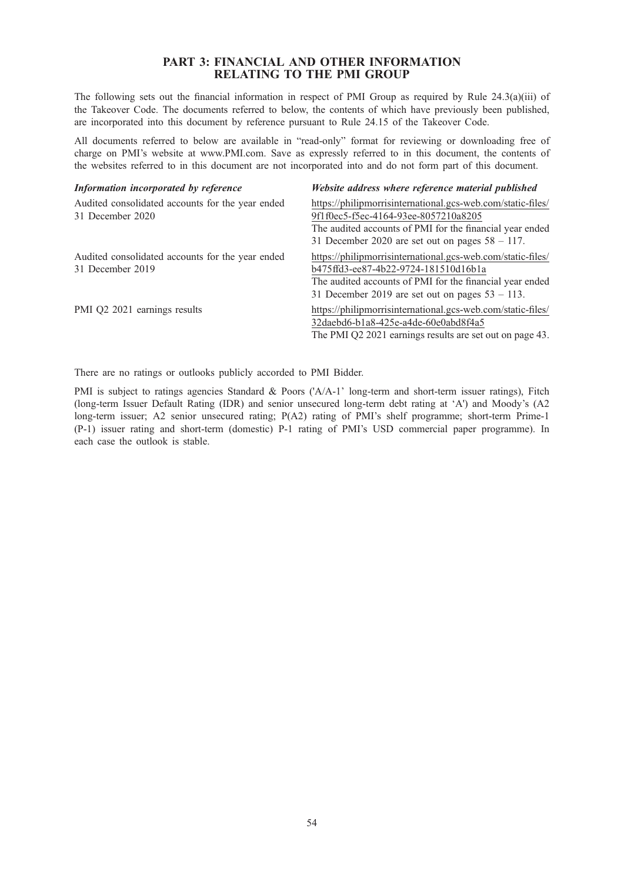# PART 3: FINANCIAL AND OTHER INFORMATION RELATING TO THE PMI GROUP

The following sets out the financial information in respect of PMI Group as required by Rule 24.3(a)(iii) of the Takeover Code. The documents referred to below, the contents of which have previously been published, are incorporated into this document by reference pursuant to Rule 24.15 of the Takeover Code.

All documents referred to below are available in "read-only" format for reviewing or downloading free of charge on PMI's website at www.PMI.com. Save as expressly referred to in this document, the contents of the websites referred to in this document are not incorporated into and do not form part of this document.

| *Information incorporated by reference* | *Website address where reference material published* |
|---|---|
| Audited consolidated accounts for the year ended 31 December 2020 | https://philipmorrisinternational.gcs-web.com/static-files/9f1f0ec5-f5ec-4164-93ee-8057210a8205 The audited accounts of PMI for the financial year ended 31 December 2020 are set out on pages 58 – 117. |
| Audited consolidated accounts for the year ended 31 December 2019 | https://philipmorrisinternational.gcs-web.com/static-files/b475ffd3-ee87-4b22-9724-181510d16b1a The audited accounts of PMI for the financial year ended 31 December 2019 are set out on pages 53 – 113. |
| PMI Q2 2021 earnings results | https://philipmorrisinternational.gcs-web.com/static-files/32daebd6-b1a8-425e-a4de-60e0abd8f4a5 The PMI Q2 2021 earnings results are set out on page 43. |

There are no ratings or outlooks publicly accorded to PMI Bidder.

PMI is subject to ratings agencies Standard & Poors ('A/A-1' long-term and short-term issuer ratings), Fitch (long-term Issuer Default Rating (IDR) and senior unsecured long-term debt rating at 'A') and Moody's (A2 long-term issuer; A2 senior unsecured rating; P(A2) rating of PMI's shelf programme; short-term Prime-1 (P-1) issuer rating and short-term (domestic) P-1 rating of PMI's USD commercial paper programme). In each case the outlook is stable.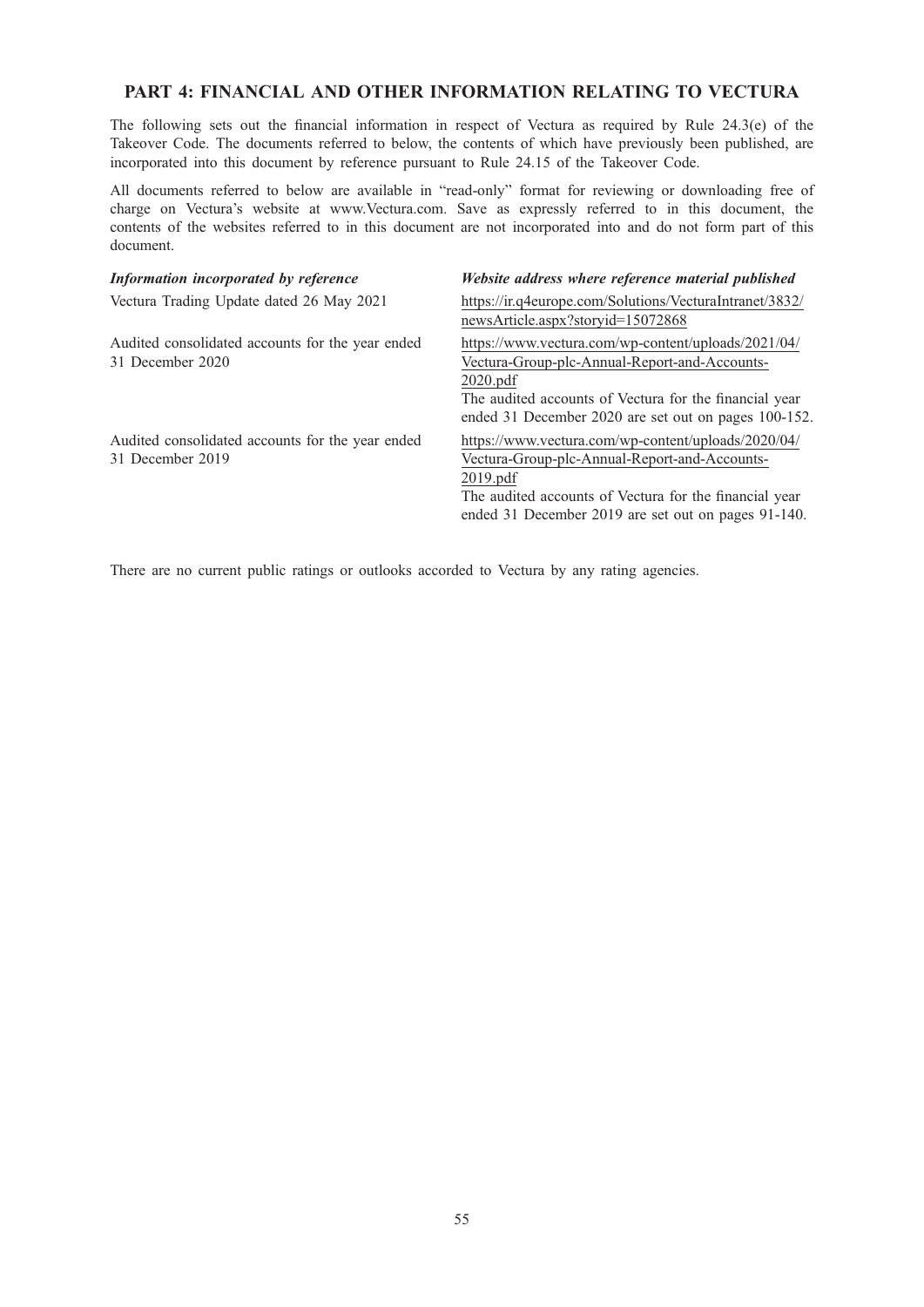## PART 4: FINANCIAL AND OTHER INFORMATION RELATING TO VECTURA

The following sets out the financial information in respect of Vectura as required by Rule 24.3(e) of the Takeover Code. The documents referred to below, the contents of which have previously been published, are incorporated into this document by reference pursuant to Rule 24.15 of the Takeover Code.

All documents referred to below are available in "read-only" format for reviewing or downloading free of charge on Vectura's website at www.Vectura.com. Save as expressly referred to in this document, the contents of the websites referred to in this document are not incorporated into and do not form part of this document.

| *Information incorporated by reference* | *Website address where reference material published* |
| --- | --- |
| Vectura Trading Update dated 26 May 2021 | https://ir.q4europe.com/Solutions/VecturaIntranet/3832/newsArticle.aspx?storyid=15072868 |
| Audited consolidated accounts for the year ended 31 December 2020 | https://www.vectura.com/wp-content/uploads/2021/04/Vectura-Group-plc-Annual-Report-and-Accounts-2020.pdf<br>The audited accounts of Vectura for the financial year ended 31 December 2020 are set out on pages 100-152. |
| Audited consolidated accounts for the year ended 31 December 2019 | https://www.vectura.com/wp-content/uploads/2020/04/Vectura-Group-plc-Annual-Report-and-Accounts-2019.pdf<br>The audited accounts of Vectura for the financial year ended 31 December 2019 are set out on pages 91-140. |

There are no current public ratings or outlooks accorded to Vectura by any rating agencies.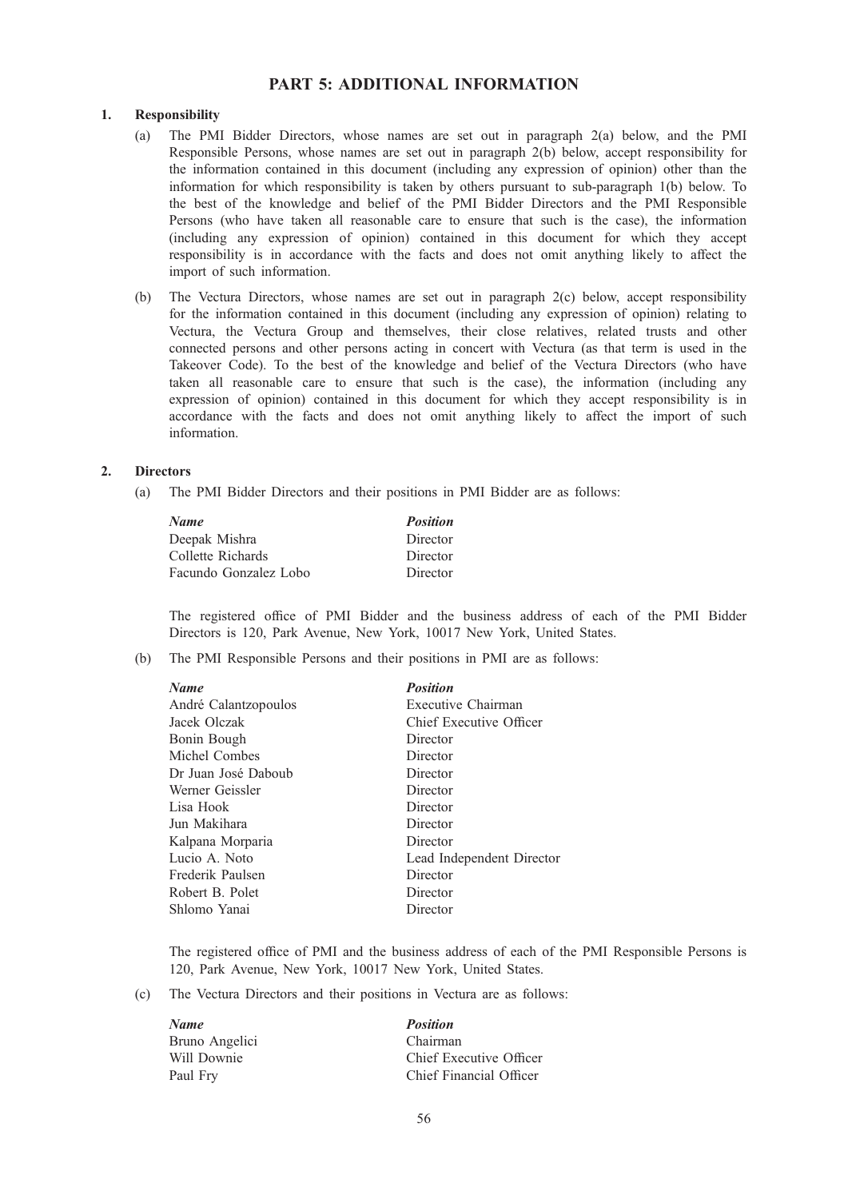# PART 5: ADDITIONAL INFORMATION

## 1. Responsibility

(a) The PMI Bidder Directors, whose names are set out in paragraph 2(a) below, and the PMI Responsible Persons, whose names are set out in paragraph 2(b) below, accept responsibility for the information contained in this document (including any expression of opinion) other than the information for which responsibility is taken by others pursuant to sub-paragraph 1(b) below. To the best of the knowledge and belief of the PMI Bidder Directors and the PMI Responsible Persons (who have taken all reasonable care to ensure that such is the case), the information (including any expression of opinion) contained in this document for which they accept responsibility is in accordance with the facts and does not omit anything likely to affect the import of such information.

(b) The Vectura Directors, whose names are set out in paragraph 2(c) below, accept responsibility for the information contained in this document (including any expression of opinion) relating to Vectura, the Vectura Group and themselves, their close relatives, related trusts and other connected persons and other persons acting in concert with Vectura (as that term is used in the Takeover Code). To the best of the knowledge and belief of the Vectura Directors (who have taken all reasonable care to ensure that such is the case), the information (including any expression of opinion) contained in this document for which they accept responsibility is in accordance with the facts and does not omit anything likely to affect the import of such information.

## 2. Directors

(a) The PMI Bidder Directors and their positions in PMI Bidder are as follows:

| *Name* | *Position* |
|---|---|
| Deepak Mishra | Director |
| Collette Richards | Director |
| Facundo Gonzalez Lobo | Director |

The registered office of PMI Bidder and the business address of each of the PMI Bidder Directors is 120, Park Avenue, New York, 10017 New York, United States.

(b) The PMI Responsible Persons and their positions in PMI are as follows:

| *Name* | *Position* |
|---|---|
| André Calantzopoulos | Executive Chairman |
| Jacek Olczak | Chief Executive Officer |
| Bonin Bough | Director |
| Michel Combes | Director |
| Dr Juan José Daboub | Director |
| Werner Geissler | Director |
| Lisa Hook | Director |
| Jun Makihara | Director |
| Kalpana Morparia | Director |
| Lucio A. Noto | Lead Independent Director |
| Frederik Paulsen | Director |
| Robert B. Polet | Director |
| Shlomo Yanai | Director |

The registered office of PMI and the business address of each of the PMI Responsible Persons is 120, Park Avenue, New York, 10017 New York, United States.

(c) The Vectura Directors and their positions in Vectura are as follows:

| *Name* | *Position* |
|---|---|
| Bruno Angelici | Chairman |
| Will Downie | Chief Executive Officer |
| Paul Fry | Chief Financial Officer |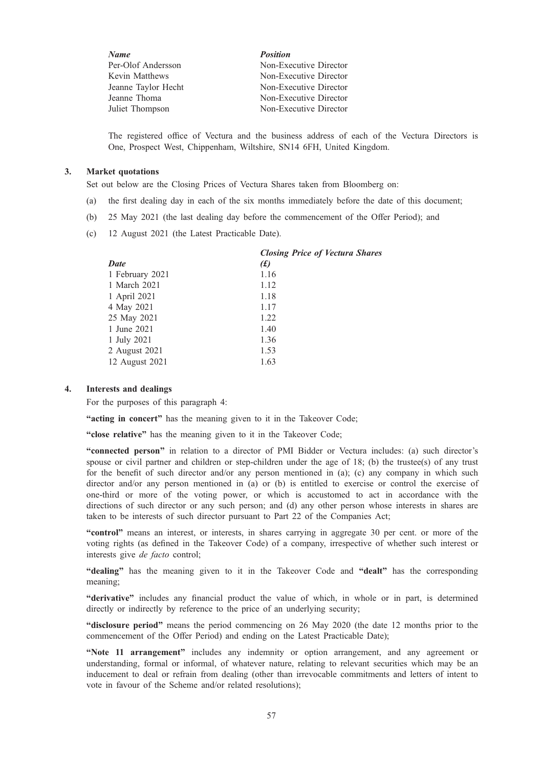| *Name* | *Position* |
|---|---|
| Per-Olof Andersson | Non-Executive Director |
| Kevin Matthews | Non-Executive Director |
| Jeanne Taylor Hecht | Non-Executive Director |
| Jeanne Thoma | Non-Executive Director |
| Juliet Thompson | Non-Executive Director |

The registered office of Vectura and the business address of each of the Vectura Directors is One, Prospect West, Chippenham, Wiltshire, SN14 6FH, United Kingdom.

## 3. Market quotations

Set out below are the Closing Prices of Vectura Shares taken from Bloomberg on:

(a) the first dealing day in each of the six months immediately before the date of this document;

(b) 25 May 2021 (the last dealing day before the commencement of the Offer Period); and

(c) 12 August 2021 (the Latest Practicable Date).

| *Date* | *Closing Price of Vectura Shares (£)* |
|---|---|
| 1 February 2021 | 1.16 |
| 1 March 2021 | 1.12 |
| 1 April 2021 | 1.18 |
| 4 May 2021 | 1.17 |
| 25 May 2021 | 1.22 |
| 1 June 2021 | 1.40 |
| 1 July 2021 | 1.36 |
| 2 August 2021 | 1.53 |
| 12 August 2021 | 1.63 |

## 4. Interests and dealings

For the purposes of this paragraph 4:

**"acting in concert"** has the meaning given to it in the Takeover Code;

**"close relative"** has the meaning given to it in the Takeover Code;

**"connected person"** in relation to a director of PMI Bidder or Vectura includes: (a) such director's spouse or civil partner and children or step-children under the age of 18; (b) the trustee(s) of any trust for the benefit of such director and/or any person mentioned in (a); (c) any company in which such director and/or any person mentioned in (a) or (b) is entitled to exercise or control the exercise of one-third or more of the voting power, or which is accustomed to act in accordance with the directions of such director or any such person; and (d) any other person whose interests in shares are taken to be interests of such director pursuant to Part 22 of the Companies Act;

**"control"** means an interest, or interests, in shares carrying in aggregate 30 per cent. or more of the voting rights (as defined in the Takeover Code) of a company, irrespective of whether such interest or interests give *de facto* control;

**"dealing"** has the meaning given to it in the Takeover Code and **"dealt"** has the corresponding meaning;

**"derivative"** includes any financial product the value of which, in whole or in part, is determined directly or indirectly by reference to the price of an underlying security;

**"disclosure period"** means the period commencing on 26 May 2020 (the date 12 months prior to the commencement of the Offer Period) and ending on the Latest Practicable Date);

**"Note 11 arrangement"** includes any indemnity or option arrangement, and any agreement or understanding, formal or informal, of whatever nature, relating to relevant securities which may be an inducement to deal or refrain from dealing (other than irrevocable commitments and letters of intent to vote in favour of the Scheme and/or related resolutions);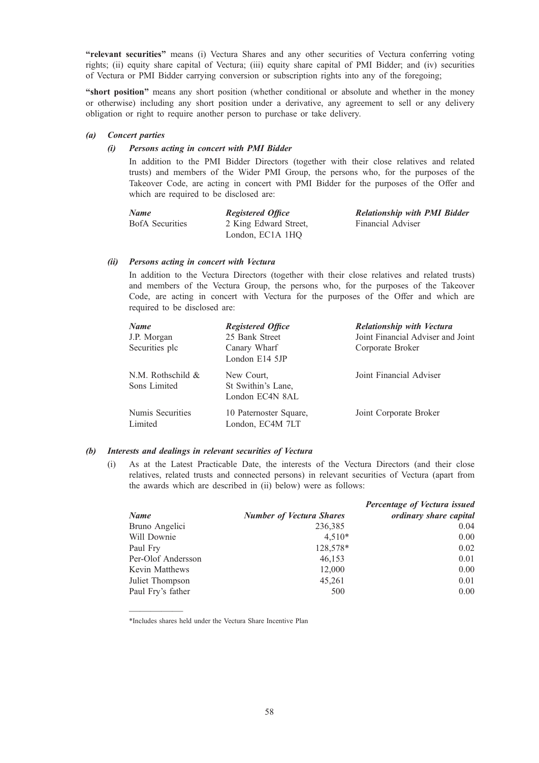**"relevant securities"** means (i) Vectura Shares and any other securities of Vectura conferring voting rights; (ii) equity share capital of Vectura; (iii) equity share capital of PMI Bidder; and (iv) securities of Vectura or PMI Bidder carrying conversion or subscription rights into any of the foregoing;

**"short position"** means any short position (whether conditional or absolute and whether in the money or otherwise) including any short position under a derivative, any agreement to sell or any delivery obligation or right to require another person to purchase or take delivery.

***(a) Concert parties***

***(i) Persons acting in concert with PMI Bidder***

In addition to the PMI Bidder Directors (together with their close relatives and related trusts) and members of the Wider PMI Group, the persons who, for the purposes of the Takeover Code, are acting in concert with PMI Bidder for the purposes of the Offer and which are required to be disclosed are:

| *Name* | *Registered Office* | *Relationship with PMI Bidder* |
|---|---|---|
| BofA Securities | 2 King Edward Street, London, EC1A 1HQ | Financial Adviser |

***(ii) Persons acting in concert with Vectura***

In addition to the Vectura Directors (together with their close relatives and related trusts) and members of the Vectura Group, the persons who, for the purposes of the Takeover Code, are acting in concert with Vectura for the purposes of the Offer and which are required to be disclosed are:

| *Name* | *Registered Office* | *Relationship with Vectura* |
|---|---|---|
| J.P. Morgan Securities plc | 25 Bank Street Canary Wharf London E14 5JP | Joint Financial Adviser and Joint Corporate Broker |
| N.M. Rothschild & Sons Limited | New Court, St Swithin's Lane, London EC4N 8AL | Joint Financial Adviser |
| Numis Securities Limited | 10 Paternoster Square, London, EC4M 7LT | Joint Corporate Broker |

***(b) Interests and dealings in relevant securities of Vectura***

(i) As at the Latest Practicable Date, the interests of the Vectura Directors (and their close relatives, related trusts and connected persons) in relevant securities of Vectura (apart from the awards which are described in (ii) below) were as follows:

| *Name* | *Number of Vectura Shares* | *Percentage of Vectura issued ordinary share capital* |
|---|---|---|
| Bruno Angelici | 236,385 | 0.04 |
| Will Downie | 4,510* | 0.00 |
| Paul Fry | 128,578* | 0.02 |
| Per-Olof Andersson | 46,153 | 0.01 |
| Kevin Matthews | 12,000 | 0.00 |
| Juliet Thompson | 45,261 | 0.01 |
| Paul Fry's father | 500 | 0.00 |

*Includes shares held under the Vectura Share Incentive Plan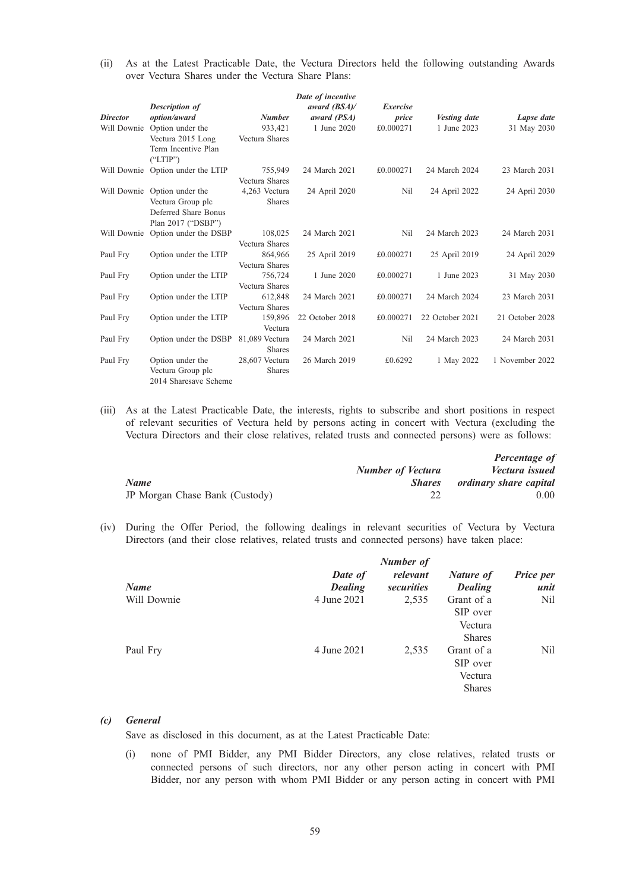(ii) As at the Latest Practicable Date, the Vectura Directors held the following outstanding Awards over Vectura Shares under the Vectura Share Plans:

| *Director* | *Description of option/award* | *Number* | *Date of incentive award (BSA)/ award (PSA)* | *Exercise price* | *Vesting date* | *Lapse date* |
|---|---|---|---|---|---|---|
| Will Downie | Option under the Vectura 2015 Long Term Incentive Plan ("LTIP") | 933,421 Vectura Shares | 1 June 2020 | £0.000271 | 1 June 2023 | 31 May 2030 |
| Will Downie | Option under the LTIP | 755,949 Vectura Shares | 24 March 2021 | £0.000271 | 24 March 2024 | 23 March 2031 |
| Will Downie | Option under the Vectura Group plc Deferred Share Bonus Plan 2017 ("DSBP") | 4,263 Vectura Shares | 24 April 2020 | Nil | 24 April 2022 | 24 April 2030 |
| Will Downie | Option under the DSBP | 108,025 Vectura Shares | 24 March 2021 | Nil | 24 March 2023 | 24 March 2031 |
| Paul Fry | Option under the LTIP | 864,966 Vectura Shares | 25 April 2019 | £0.000271 | 25 April 2019 | 24 April 2029 |
| Paul Fry | Option under the LTIP | 756,724 Vectura Shares | 1 June 2020 | £0.000271 | 1 June 2023 | 31 May 2030 |
| Paul Fry | Option under the LTIP | 612,848 Vectura Shares | 24 March 2021 | £0.000271 | 24 March 2024 | 23 March 2031 |
| Paul Fry | Option under the LTIP | 159,896 Vectura | 22 October 2018 | £0.000271 | 22 October 2021 | 21 October 2028 |
| Paul Fry | Option under the DSBP | 81,089 Vectura Shares | 24 March 2021 | Nil | 24 March 2023 | 24 March 2031 |
| Paul Fry | Option under the Vectura Group plc 2014 Sharesave Scheme | 28,607 Vectura Shares | 26 March 2019 | £0.6292 | 1 May 2022 | 1 November 2022 |

(iii) As at the Latest Practicable Date, the interests, rights to subscribe and short positions in respect of relevant securities of Vectura held by persons acting in concert with Vectura (excluding the Vectura Directors and their close relatives, related trusts and connected persons) were as follows:

| *Name* | *Number of Vectura Shares* | *Percentage of Vectura issued ordinary share capital* |
|---|---|---|
| JP Morgan Chase Bank (Custody) | 22 | 0.00 |

(iv) During the Offer Period, the following dealings in relevant securities of Vectura by Vectura Directors (and their close relatives, related trusts and connected persons) have taken place:

| *Name* | *Date of Dealing* | *Number of relevant securities* | *Nature of Dealing* | *Price per unit* |
|---|---|---|---|---|
| Will Downie | 4 June 2021 | 2,535 | Grant of a SIP over Vectura Shares | Nil |
| Paul Fry | 4 June 2021 | 2,535 | Grant of a SIP over Vectura Shares | Nil |

*(c) General*

Save as disclosed in this document, as at the Latest Practicable Date:

(i) none of PMI Bidder, any PMI Bidder Directors, any close relatives, related trusts or connected persons of such directors, nor any other person acting in concert with PMI Bidder, nor any person with whom PMI Bidder or any person acting in concert with PMI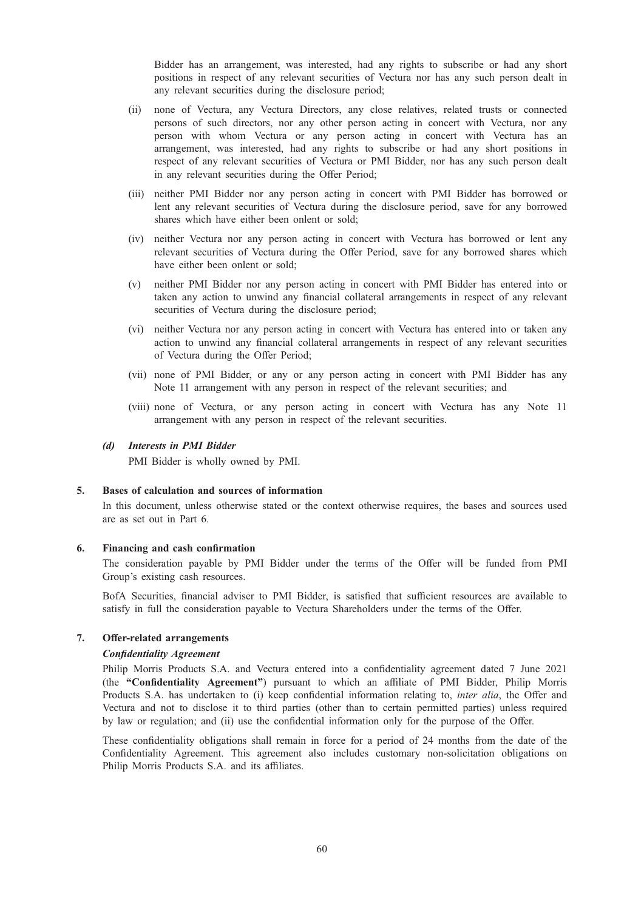Bidder has an arrangement, was interested, had any rights to subscribe or had any short positions in respect of any relevant securities of Vectura nor has any such person dealt in any relevant securities during the disclosure period;

(ii) none of Vectura, any Vectura Directors, any close relatives, related trusts or connected persons of such directors, nor any other person acting in concert with Vectura, nor any person with whom Vectura or any person acting in concert with Vectura has an arrangement, was interested, had any rights to subscribe or had any short positions in respect of any relevant securities of Vectura or PMI Bidder, nor has any such person dealt in any relevant securities during the Offer Period;

(iii) neither PMI Bidder nor any person acting in concert with PMI Bidder has borrowed or lent any relevant securities of Vectura during the disclosure period, save for any borrowed shares which have either been onlent or sold;

(iv) neither Vectura nor any person acting in concert with Vectura has borrowed or lent any relevant securities of Vectura during the Offer Period, save for any borrowed shares which have either been onlent or sold;

(v) neither PMI Bidder nor any person acting in concert with PMI Bidder has entered into or taken any action to unwind any financial collateral arrangements in respect of any relevant securities of Vectura during the disclosure period;

(vi) neither Vectura nor any person acting in concert with Vectura has entered into or taken any action to unwind any financial collateral arrangements in respect of any relevant securities of Vectura during the Offer Period;

(vii) none of PMI Bidder, or any or any person acting in concert with PMI Bidder has any Note 11 arrangement with any person in respect of the relevant securities; and

(viii) none of Vectura, or any person acting in concert with Vectura has any Note 11 arrangement with any person in respect of the relevant securities.

***(d) Interests in PMI Bidder***

PMI Bidder is wholly owned by PMI.

**5. Bases of calculation and sources of information**

In this document, unless otherwise stated or the context otherwise requires, the bases and sources used are as set out in Part 6.

**6. Financing and cash confirmation**

The consideration payable by PMI Bidder under the terms of the Offer will be funded from PMI Group's existing cash resources.

BofA Securities, financial adviser to PMI Bidder, is satisfied that sufficient resources are available to satisfy in full the consideration payable to Vectura Shareholders under the terms of the Offer.

**7. Offer-related arrangements**

***Confidentiality Agreement***

Philip Morris Products S.A. and Vectura entered into a confidentiality agreement dated 7 June 2021 (the **"Confidentiality Agreement"**) pursuant to which an affiliate of PMI Bidder, Philip Morris Products S.A. has undertaken to (i) keep confidential information relating to, *inter alia*, the Offer and Vectura and not to disclose it to third parties (other than to certain permitted parties) unless required by law or regulation; and (ii) use the confidential information only for the purpose of the Offer.

These confidentiality obligations shall remain in force for a period of 24 months from the date of the Confidentiality Agreement. This agreement also includes customary non-solicitation obligations on Philip Morris Products S.A. and its affiliates.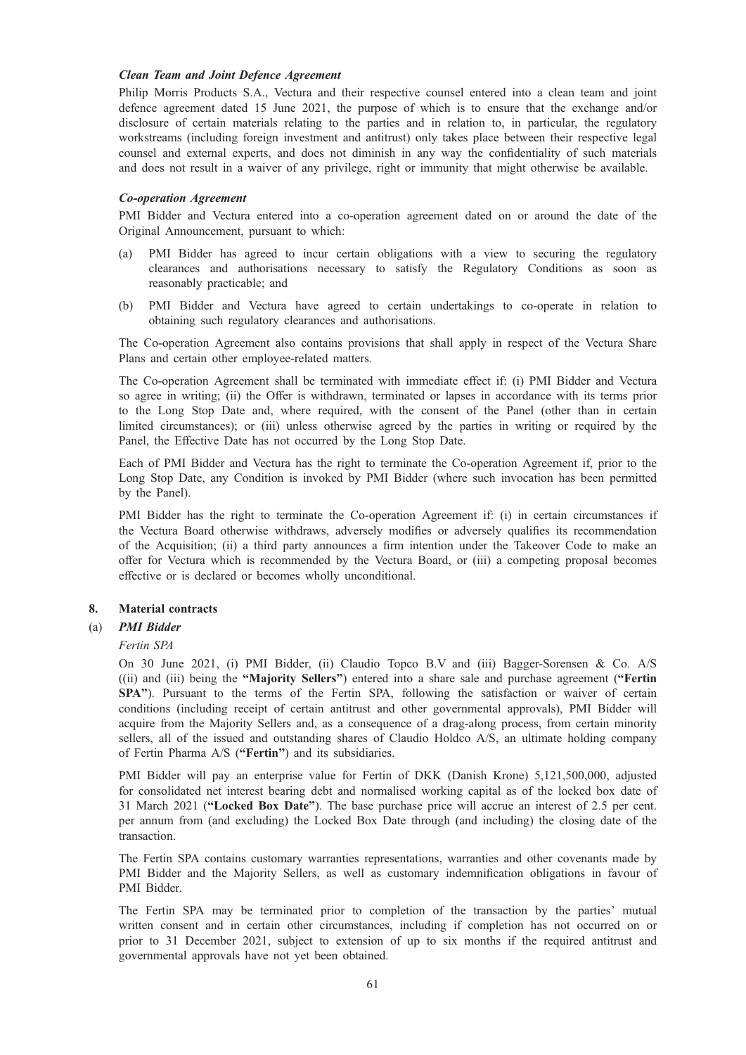***Clean Team and Joint Defence Agreement***

Philip Morris Products S.A., Vectura and their respective counsel entered into a clean team and joint defence agreement dated 15 June 2021, the purpose of which is to ensure that the exchange and/or disclosure of certain materials relating to the parties and in relation to, in particular, the regulatory workstreams (including foreign investment and antitrust) only takes place between their respective legal counsel and external experts, and does not diminish in any way the confidentiality of such materials and does not result in a waiver of any privilege, right or immunity that might otherwise be available.

***Co-operation Agreement***

PMI Bidder and Vectura entered into a co-operation agreement dated on or around the date of the Original Announcement, pursuant to which:

(a) PMI Bidder has agreed to incur certain obligations with a view to securing the regulatory clearances and authorisations necessary to satisfy the Regulatory Conditions as soon as reasonably practicable; and

(b) PMI Bidder and Vectura have agreed to certain undertakings to co-operate in relation to obtaining such regulatory clearances and authorisations.

The Co-operation Agreement also contains provisions that shall apply in respect of the Vectura Share Plans and certain other employee-related matters.

The Co-operation Agreement shall be terminated with immediate effect if: (i) PMI Bidder and Vectura so agree in writing; (ii) the Offer is withdrawn, terminated or lapses in accordance with its terms prior to the Long Stop Date and, where required, with the consent of the Panel (other than in certain limited circumstances); or (iii) unless otherwise agreed by the parties in writing or required by the Panel, the Effective Date has not occurred by the Long Stop Date.

Each of PMI Bidder and Vectura has the right to terminate the Co-operation Agreement if, prior to the Long Stop Date, any Condition is invoked by PMI Bidder (where such invocation has been permitted by the Panel).

PMI Bidder has the right to terminate the Co-operation Agreement if: (i) in certain circumstances if the Vectura Board otherwise withdraws, adversely modifies or adversely qualifies its recommendation of the Acquisition; (ii) a third party announces a firm intention under the Takeover Code to make an offer for Vectura which is recommended by the Vectura Board, or (iii) a competing proposal becomes effective or is declared or becomes wholly unconditional.

## 8. Material contracts

### (a) *PMI Bidder*

*Fertin SPA*

On 30 June 2021, (i) PMI Bidder, (ii) Claudio Topco B.V and (iii) Bagger-Sorensen & Co. A/S ((ii) and (iii) being the **"Majority Sellers"**) entered into a share sale and purchase agreement (**"Fertin SPA"**). Pursuant to the terms of the Fertin SPA, following the satisfaction or waiver of certain conditions (including receipt of certain antitrust and other governmental approvals), PMI Bidder will acquire from the Majority Sellers and, as a consequence of a drag-along process, from certain minority sellers, all of the issued and outstanding shares of Claudio Holdco A/S, an ultimate holding company of Fertin Pharma A/S (**"Fertin"**) and its subsidiaries.

PMI Bidder will pay an enterprise value for Fertin of DKK (Danish Krone) 5,121,500,000, adjusted for consolidated net interest bearing debt and normalised working capital as of the locked box date of 31 March 2021 (**"Locked Box Date"**). The base purchase price will accrue an interest of 2.5 per cent. per annum from (and excluding) the Locked Box Date through (and including) the closing date of the transaction.

The Fertin SPA contains customary warranties representations, warranties and other covenants made by PMI Bidder and the Majority Sellers, as well as customary indemnification obligations in favour of PMI Bidder.

The Fertin SPA may be terminated prior to completion of the transaction by the parties' mutual written consent and in certain other circumstances, including if completion has not occurred on or prior to 31 December 2021, subject to extension of up to six months if the required antitrust and governmental approvals have not yet been obtained.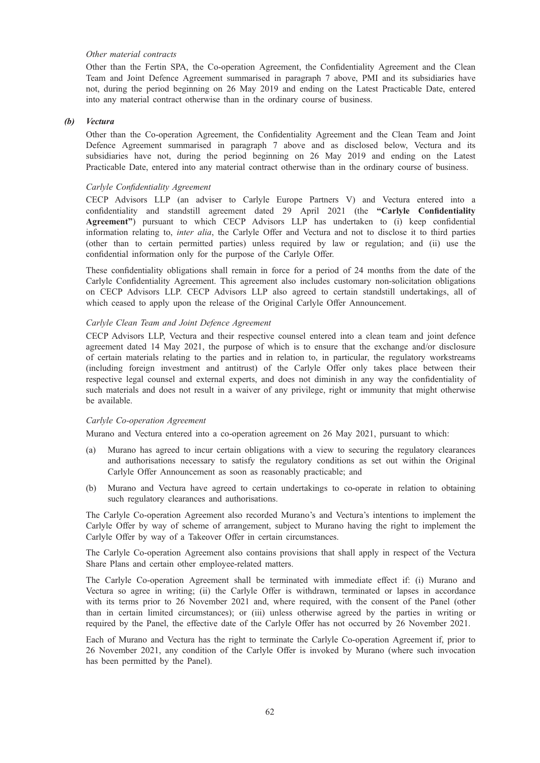*Other material contracts*

Other than the Fertin SPA, the Co-operation Agreement, the Confidentiality Agreement and the Clean Team and Joint Defence Agreement summarised in paragraph 7 above, PMI and its subsidiaries have not, during the period beginning on 26 May 2019 and ending on the Latest Practicable Date, entered into any material contract otherwise than in the ordinary course of business.

***(b) Vectura***

Other than the Co-operation Agreement, the Confidentiality Agreement and the Clean Team and Joint Defence Agreement summarised in paragraph 7 above and as disclosed below, Vectura and its subsidiaries have not, during the period beginning on 26 May 2019 and ending on the Latest Practicable Date, entered into any material contract otherwise than in the ordinary course of business.

*Carlyle Confidentiality Agreement*

CECP Advisors LLP (an adviser to Carlyle Europe Partners V) and Vectura entered into a confidentiality and standstill agreement dated 29 April 2021 (the **"Carlyle Confidentiality Agreement"**) pursuant to which CECP Advisors LLP has undertaken to (i) keep confidential information relating to, *inter alia*, the Carlyle Offer and Vectura and not to disclose it to third parties (other than to certain permitted parties) unless required by law or regulation; and (ii) use the confidential information only for the purpose of the Carlyle Offer.

These confidentiality obligations shall remain in force for a period of 24 months from the date of the Carlyle Confidentiality Agreement. This agreement also includes customary non-solicitation obligations on CECP Advisors LLP. CECP Advisors LLP also agreed to certain standstill undertakings, all of which ceased to apply upon the release of the Original Carlyle Offer Announcement.

*Carlyle Clean Team and Joint Defence Agreement*

CECP Advisors LLP, Vectura and their respective counsel entered into a clean team and joint defence agreement dated 14 May 2021, the purpose of which is to ensure that the exchange and/or disclosure of certain materials relating to the parties and in relation to, in particular, the regulatory workstreams (including foreign investment and antitrust) of the Carlyle Offer only takes place between their respective legal counsel and external experts, and does not diminish in any way the confidentiality of such materials and does not result in a waiver of any privilege, right or immunity that might otherwise be available.

*Carlyle Co-operation Agreement*

Murano and Vectura entered into a co-operation agreement on 26 May 2021, pursuant to which:

(a) Murano has agreed to incur certain obligations with a view to securing the regulatory clearances and authorisations necessary to satisfy the regulatory conditions as set out within the Original Carlyle Offer Announcement as soon as reasonably practicable; and

(b) Murano and Vectura have agreed to certain undertakings to co-operate in relation to obtaining such regulatory clearances and authorisations.

The Carlyle Co-operation Agreement also recorded Murano's and Vectura's intentions to implement the Carlyle Offer by way of scheme of arrangement, subject to Murano having the right to implement the Carlyle Offer by way of a Takeover Offer in certain circumstances.

The Carlyle Co-operation Agreement also contains provisions that shall apply in respect of the Vectura Share Plans and certain other employee-related matters.

The Carlyle Co-operation Agreement shall be terminated with immediate effect if: (i) Murano and Vectura so agree in writing; (ii) the Carlyle Offer is withdrawn, terminated or lapses in accordance with its terms prior to 26 November 2021 and, where required, with the consent of the Panel (other than in certain limited circumstances); or (iii) unless otherwise agreed by the parties in writing or required by the Panel, the effective date of the Carlyle Offer has not occurred by 26 November 2021.

Each of Murano and Vectura has the right to terminate the Carlyle Co-operation Agreement if, prior to 26 November 2021, any condition of the Carlyle Offer is invoked by Murano (where such invocation has been permitted by the Panel).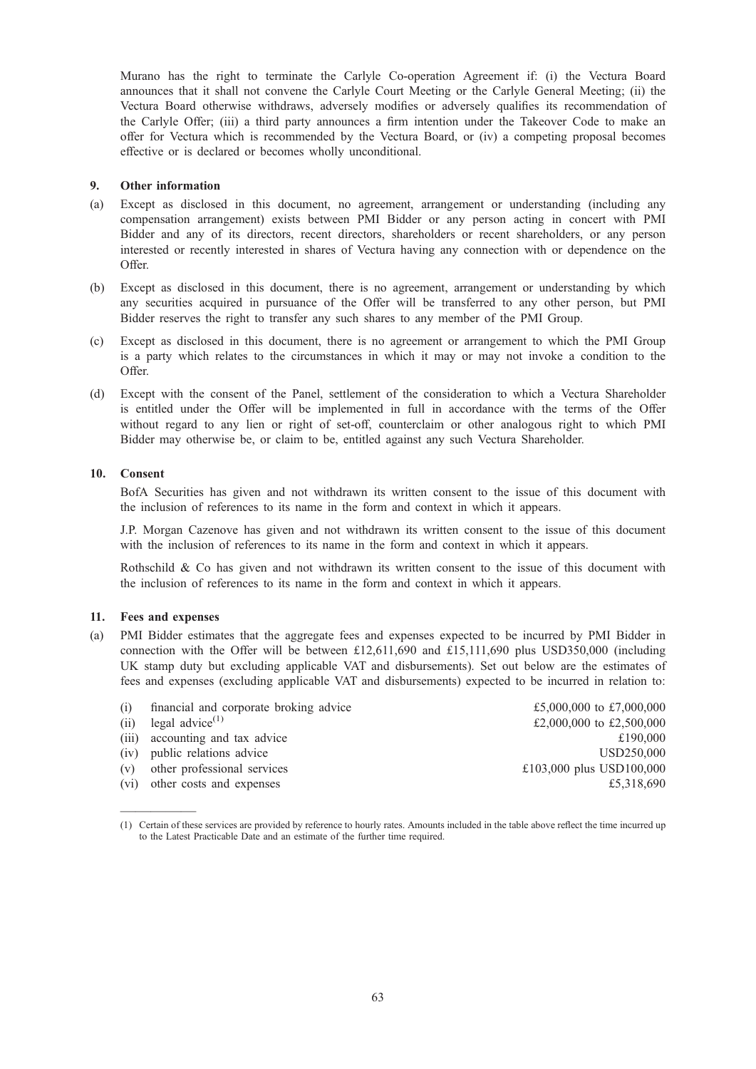Murano has the right to terminate the Carlyle Co-operation Agreement if: (i) the Vectura Board announces that it shall not convene the Carlyle Court Meeting or the Carlyle General Meeting; (ii) the Vectura Board otherwise withdraws, adversely modifies or adversely qualifies its recommendation of the Carlyle Offer; (iii) a third party announces a firm intention under the Takeover Code to make an offer for Vectura which is recommended by the Vectura Board, or (iv) a competing proposal becomes effective or is declared or becomes wholly unconditional.

## 9. Other information

(a) Except as disclosed in this document, no agreement, arrangement or understanding (including any compensation arrangement) exists between PMI Bidder or any person acting in concert with PMI Bidder and any of its directors, recent directors, shareholders or recent shareholders, or any person interested or recently interested in shares of Vectura having any connection with or dependence on the Offer.

(b) Except as disclosed in this document, there is no agreement, arrangement or understanding by which any securities acquired in pursuance of the Offer will be transferred to any other person, but PMI Bidder reserves the right to transfer any such shares to any member of the PMI Group.

(c) Except as disclosed in this document, there is no agreement or arrangement to which the PMI Group is a party which relates to the circumstances in which it may or may not invoke a condition to the Offer.

(d) Except with the consent of the Panel, settlement of the consideration to which a Vectura Shareholder is entitled under the Offer will be implemented in full in accordance with the terms of the Offer without regard to any lien or right of set-off, counterclaim or other analogous right to which PMI Bidder may otherwise be, or claim to be, entitled against any such Vectura Shareholder.

## 10. Consent

BofA Securities has given and not withdrawn its written consent to the issue of this document with the inclusion of references to its name in the form and context in which it appears.

J.P. Morgan Cazenove has given and not withdrawn its written consent to the issue of this document with the inclusion of references to its name in the form and context in which it appears.

Rothschild & Co has given and not withdrawn its written consent to the issue of this document with the inclusion of references to its name in the form and context in which it appears.

## 11. Fees and expenses

(a) PMI Bidder estimates that the aggregate fees and expenses expected to be incurred by PMI Bidder in connection with the Offer will be between £12,611,690 and £15,111,690 plus USD350,000 (including UK stamp duty but excluding applicable VAT and disbursements). Set out below are the estimates of fees and expenses (excluding applicable VAT and disbursements) expected to be incurred in relation to:

| | |
|---|---|
| (i) financial and corporate broking advice | £5,000,000 to £7,000,000 |
| (ii) legal advice[1] | £2,000,000 to £2,500,000 |
| (iii) accounting and tax advice | £190,000 |
| (iv) public relations advice | USD250,000 |
| (v) other professional services | £103,000 plus USD100,000 |
| (vi) other costs and expenses | £5,318,690 |

(1) Certain of these services are provided by reference to hourly rates. Amounts included in the table above reflect the time incurred up to the Latest Practicable Date and an estimate of the further time required.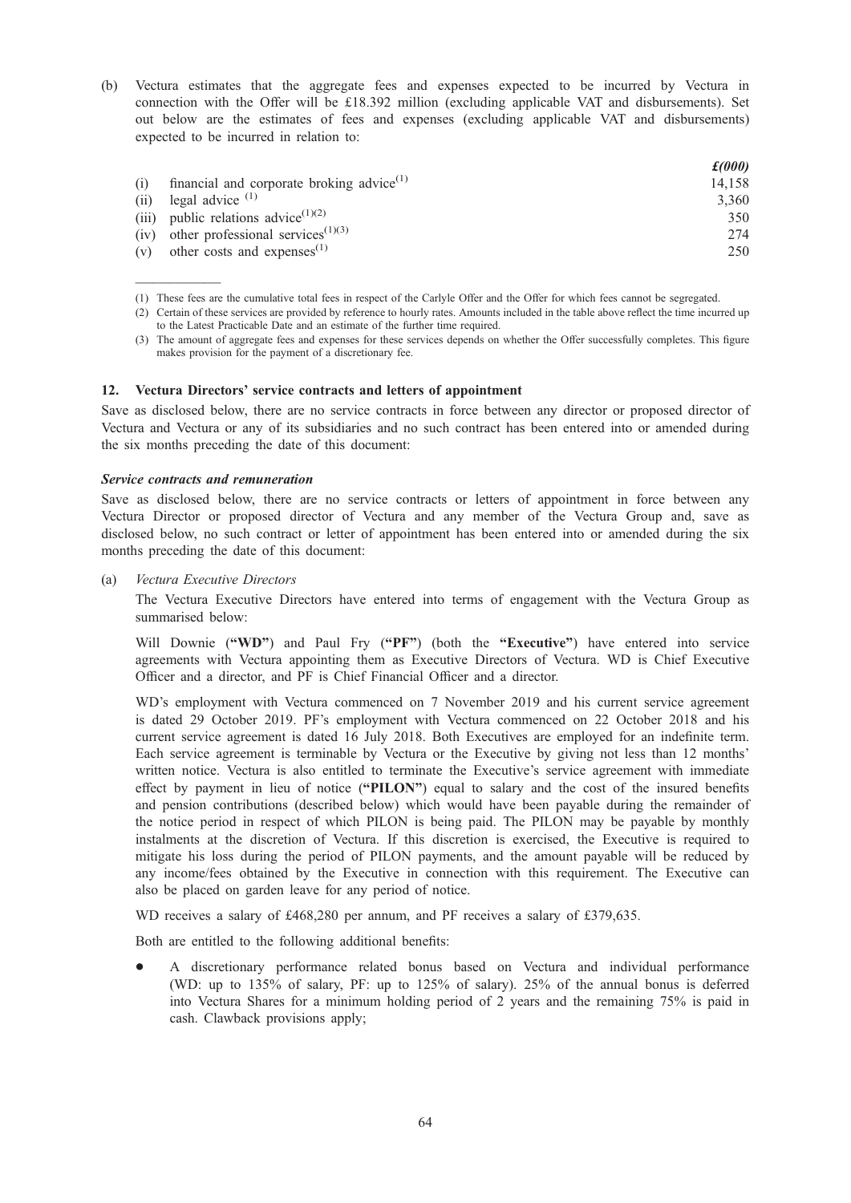(b) Vectura estimates that the aggregate fees and expenses expected to be incurred by Vectura in connection with the Offer will be £18.392 million (excluding applicable VAT and disbursements). Set out below are the estimates of fees and expenses (excluding applicable VAT and disbursements) expected to be incurred in relation to:

| | | *£(000)* |
|---|---|---|
| (i) | financial and corporate broking advice[(1)] | 14,158 |
| (ii) | legal advice [(1)] | 3,360 |
| (iii) | public relations advice[(1)(2)] | 350 |
| (iv) | other professional services[(1)(3)] | 274 |
| (v) | other costs and expenses[(1)] | 250 |

(1) These fees are the cumulative total fees in respect of the Carlyle Offer and the Offer for which fees cannot be segregated.

(2) Certain of these services are provided by reference to hourly rates. Amounts included in the table above reflect the time incurred up to the Latest Practicable Date and an estimate of the further time required.

(3) The amount of aggregate fees and expenses for these services depends on whether the Offer successfully completes. This figure makes provision for the payment of a discretionary fee.

## 12. Vectura Directors' service contracts and letters of appointment

Save as disclosed below, there are no service contracts in force between any director or proposed director of Vectura and Vectura or any of its subsidiaries and no such contract has been entered into or amended during the six months preceding the date of this document:

***Service contracts and remuneration***

Save as disclosed below, there are no service contracts or letters of appointment in force between any Vectura Director or proposed director of Vectura and any member of the Vectura Group and, save as disclosed below, no such contract or letter of appointment has been entered into or amended during the six months preceding the date of this document:

(a) *Vectura Executive Directors*

The Vectura Executive Directors have entered into terms of engagement with the Vectura Group as summarised below:

Will Downie (**"WD"**) and Paul Fry (**"PF"**) (both the **"Executive"**) have entered into service agreements with Vectura appointing them as Executive Directors of Vectura. WD is Chief Executive Officer and a director, and PF is Chief Financial Officer and a director.

WD's employment with Vectura commenced on 7 November 2019 and his current service agreement is dated 29 October 2019. PF's employment with Vectura commenced on 22 October 2018 and his current service agreement is dated 16 July 2018. Both Executives are employed for an indefinite term. Each service agreement is terminable by Vectura or the Executive by giving not less than 12 months' written notice. Vectura is also entitled to terminate the Executive's service agreement with immediate effect by payment in lieu of notice (**"PILON"**) equal to salary and the cost of the insured benefits and pension contributions (described below) which would have been payable during the remainder of the notice period in respect of which PILON is being paid. The PILON may be payable by monthly instalments at the discretion of Vectura. If this discretion is exercised, the Executive is required to mitigate his loss during the period of PILON payments, and the amount payable will be reduced by any income/fees obtained by the Executive in connection with this requirement. The Executive can also be placed on garden leave for any period of notice.

WD receives a salary of £468,280 per annum, and PF receives a salary of £379,635.

Both are entitled to the following additional benefits:

- A discretionary performance related bonus based on Vectura and individual performance (WD: up to 135% of salary, PF: up to 125% of salary). 25% of the annual bonus is deferred into Vectura Shares for a minimum holding period of 2 years and the remaining 75% is paid in cash. Clawback provisions apply;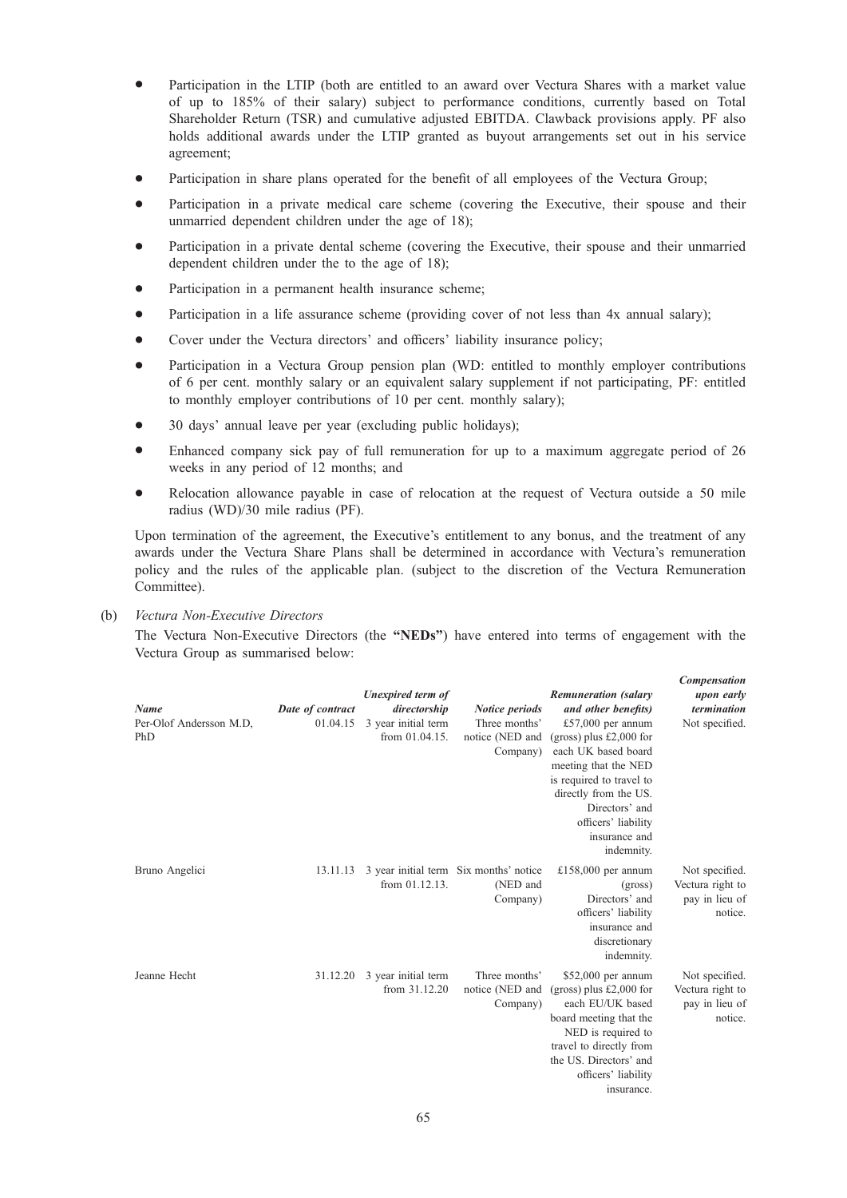- Participation in the LTIP (both are entitled to an award over Vectura Shares with a market value of up to 185% of their salary) subject to performance conditions, currently based on Total Shareholder Return (TSR) and cumulative adjusted EBITDA. Clawback provisions apply. PF also holds additional awards under the LTIP granted as buyout arrangements set out in his service agreement;
- Participation in share plans operated for the benefit of all employees of the Vectura Group;
- Participation in a private medical care scheme (covering the Executive, their spouse and their unmarried dependent children under the age of 18);
- Participation in a private dental scheme (covering the Executive, their spouse and their unmarried dependent children under the to the age of 18);
- Participation in a permanent health insurance scheme;
- Participation in a life assurance scheme (providing cover of not less than 4x annual salary);
- Cover under the Vectura directors' and officers' liability insurance policy;
- Participation in a Vectura Group pension plan (WD: entitled to monthly employer contributions of 6 per cent. monthly salary or an equivalent salary supplement if not participating, PF: entitled to monthly employer contributions of 10 per cent. monthly salary);
- 30 days' annual leave per year (excluding public holidays);
- Enhanced company sick pay of full remuneration for up to a maximum aggregate period of 26 weeks in any period of 12 months; and
- Relocation allowance payable in case of relocation at the request of Vectura outside a 50 mile radius (WD)/30 mile radius (PF).

Upon termination of the agreement, the Executive's entitlement to any bonus, and the treatment of any awards under the Vectura Share Plans shall be determined in accordance with Vectura's remuneration policy and the rules of the applicable plan. (subject to the discretion of the Vectura Remuneration Committee).

(b) *Vectura Non-Executive Directors*

The Vectura Non-Executive Directors (the **"NEDs"**) have entered into terms of engagement with the Vectura Group as summarised below:

| *Name* | *Date of contract* | *Unexpired term of directorship* | *Notice periods* | *Remuneration (salary and other benefits)* | *Compensation upon early termination* |
|---|---|---|---|---|---|
| Per-Olof Andersson M.D, PhD | 01.04.15 | 3 year initial term from 01.04.15. | Three months' notice (NED and Company) | £57,000 per annum (gross) plus £2,000 for each UK based board meeting that the NED is required to travel to directly from the US. Directors' and officers' liability insurance and indemnity. | Not specified. |
| Bruno Angelici | 13.11.13 | 3 year initial term from 01.12.13. | Six months' notice (NED and Company) | £158,000 per annum (gross) Directors' and officers' liability insurance and discretionary indemnity. | Not specified. Vectura right to pay in lieu of notice. |
| Jeanne Hecht | 31.12.20 | 3 year initial term from 31.12.20 | Three months' notice (NED and Company) | $52,000 per annum (gross) plus £2,000 for each EU/UK based board meeting that the NED is required to travel to directly from the US. Directors' and officers' liability insurance. | Not specified. Vectura right to pay in lieu of notice. |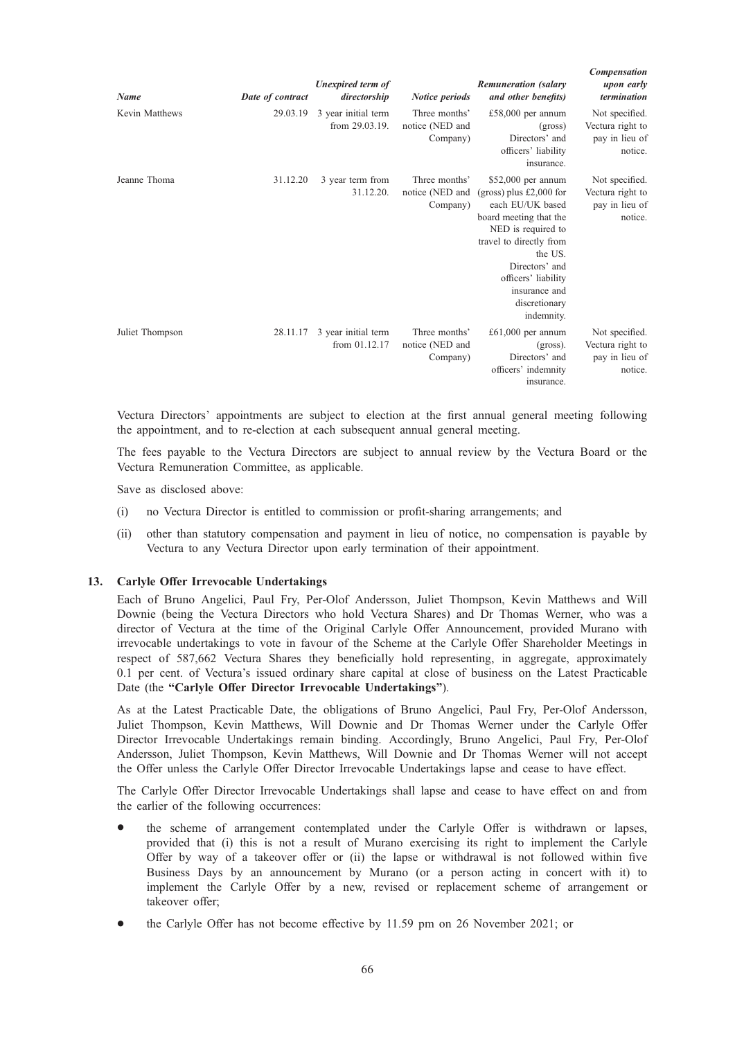| *Name* | *Date of contract* | *Unexpired term of directorship* | *Notice periods* | *Remuneration (salary and other benefits)* | *Compensation upon early termination* |
|---|---|---|---|---|---|
| Kevin Matthews | 29.03.19 | 3 year initial term from 29.03.19. | Three months' notice (NED and Company) | £58,000 per annum (gross) Directors' and officers' liability insurance. | Not specified. Vectura right to pay in lieu of notice. |
| Jeanne Thoma | 31.12.20 | 3 year term from 31.12.20. | Three months' notice (NED and Company) | $52,000 per annum (gross) plus £2,000 for each EU/UK based board meeting that the NED is required to travel to directly from the US. Directors' and officers' liability insurance and discretionary indemnity. | Not specified. Vectura right to pay in lieu of notice. |
| Juliet Thompson | 28.11.17 | 3 year initial term from 01.12.17 | Three months' notice (NED and Company) | £61,000 per annum (gross). Directors' and officers' indemnity insurance. | Not specified. Vectura right to pay in lieu of notice. |

Vectura Directors' appointments are subject to election at the first annual general meeting following the appointment, and to re-election at each subsequent annual general meeting.

The fees payable to the Vectura Directors are subject to annual review by the Vectura Board or the Vectura Remuneration Committee, as applicable.

Save as disclosed above:

(i) no Vectura Director is entitled to commission or profit-sharing arrangements; and

(ii) other than statutory compensation and payment in lieu of notice, no compensation is payable by Vectura to any Vectura Director upon early termination of their appointment.

## 13. Carlyle Offer Irrevocable Undertakings

Each of Bruno Angelici, Paul Fry, Per-Olof Andersson, Juliet Thompson, Kevin Matthews and Will Downie (being the Vectura Directors who hold Vectura Shares) and Dr Thomas Werner, who was a director of Vectura at the time of the Original Carlyle Offer Announcement, provided Murano with irrevocable undertakings to vote in favour of the Scheme at the Carlyle Offer Shareholder Meetings in respect of 587,662 Vectura Shares they beneficially hold representing, in aggregate, approximately 0.1 per cent. of Vectura's issued ordinary share capital at close of business on the Latest Practicable Date (the **"Carlyle Offer Director Irrevocable Undertakings"**).

As at the Latest Practicable Date, the obligations of Bruno Angelici, Paul Fry, Per-Olof Andersson, Juliet Thompson, Kevin Matthews, Will Downie and Dr Thomas Werner under the Carlyle Offer Director Irrevocable Undertakings remain binding. Accordingly, Bruno Angelici, Paul Fry, Per-Olof Andersson, Juliet Thompson, Kevin Matthews, Will Downie and Dr Thomas Werner will not accept the Offer unless the Carlyle Offer Director Irrevocable Undertakings lapse and cease to have effect.

The Carlyle Offer Director Irrevocable Undertakings shall lapse and cease to have effect on and from the earlier of the following occurrences:

- the scheme of arrangement contemplated under the Carlyle Offer is withdrawn or lapses, provided that (i) this is not a result of Murano exercising its right to implement the Carlyle Offer by way of a takeover offer or (ii) the lapse or withdrawal is not followed within five Business Days by an announcement by Murano (or a person acting in concert with it) to implement the Carlyle Offer by a new, revised or replacement scheme of arrangement or takeover offer;
- the Carlyle Offer has not become effective by 11.59 pm on 26 November 2021; or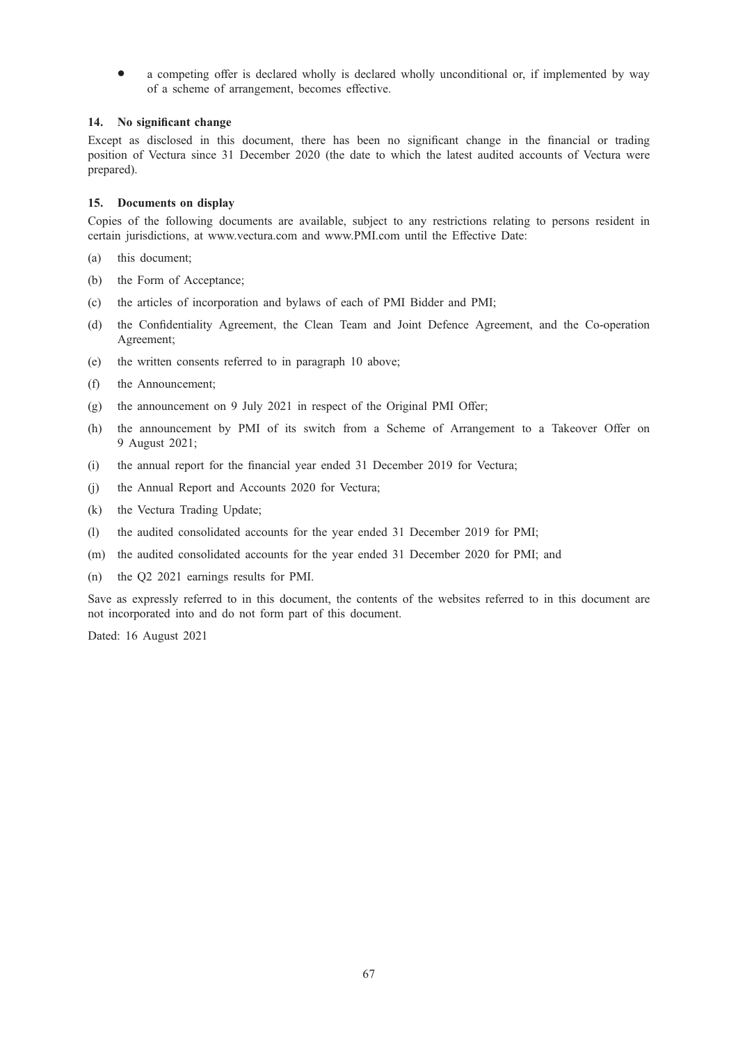- a competing offer is declared wholly is declared wholly unconditional or, if implemented by way of a scheme of arrangement, becomes effective.

### 14. No significant change

Except as disclosed in this document, there has been no significant change in the financial or trading position of Vectura since 31 December 2020 (the date to which the latest audited accounts of Vectura were prepared).

### 15. Documents on display

Copies of the following documents are available, subject to any restrictions relating to persons resident in certain jurisdictions, at www.vectura.com and www.PMI.com until the Effective Date:

(a) this document;

(b) the Form of Acceptance;

(c) the articles of incorporation and bylaws of each of PMI Bidder and PMI;

(d) the Confidentiality Agreement, the Clean Team and Joint Defence Agreement, and the Co-operation Agreement;

(e) the written consents referred to in paragraph 10 above;

(f) the Announcement;

(g) the announcement on 9 July 2021 in respect of the Original PMI Offer;

(h) the announcement by PMI of its switch from a Scheme of Arrangement to a Takeover Offer on 9 August 2021;

(i) the annual report for the financial year ended 31 December 2019 for Vectura;

(j) the Annual Report and Accounts 2020 for Vectura;

(k) the Vectura Trading Update;

(l) the audited consolidated accounts for the year ended 31 December 2019 for PMI;

(m) the audited consolidated accounts for the year ended 31 December 2020 for PMI; and

(n) the Q2 2021 earnings results for PMI.

Save as expressly referred to in this document, the contents of the websites referred to in this document are not incorporated into and do not form part of this document.

Dated: 16 August 2021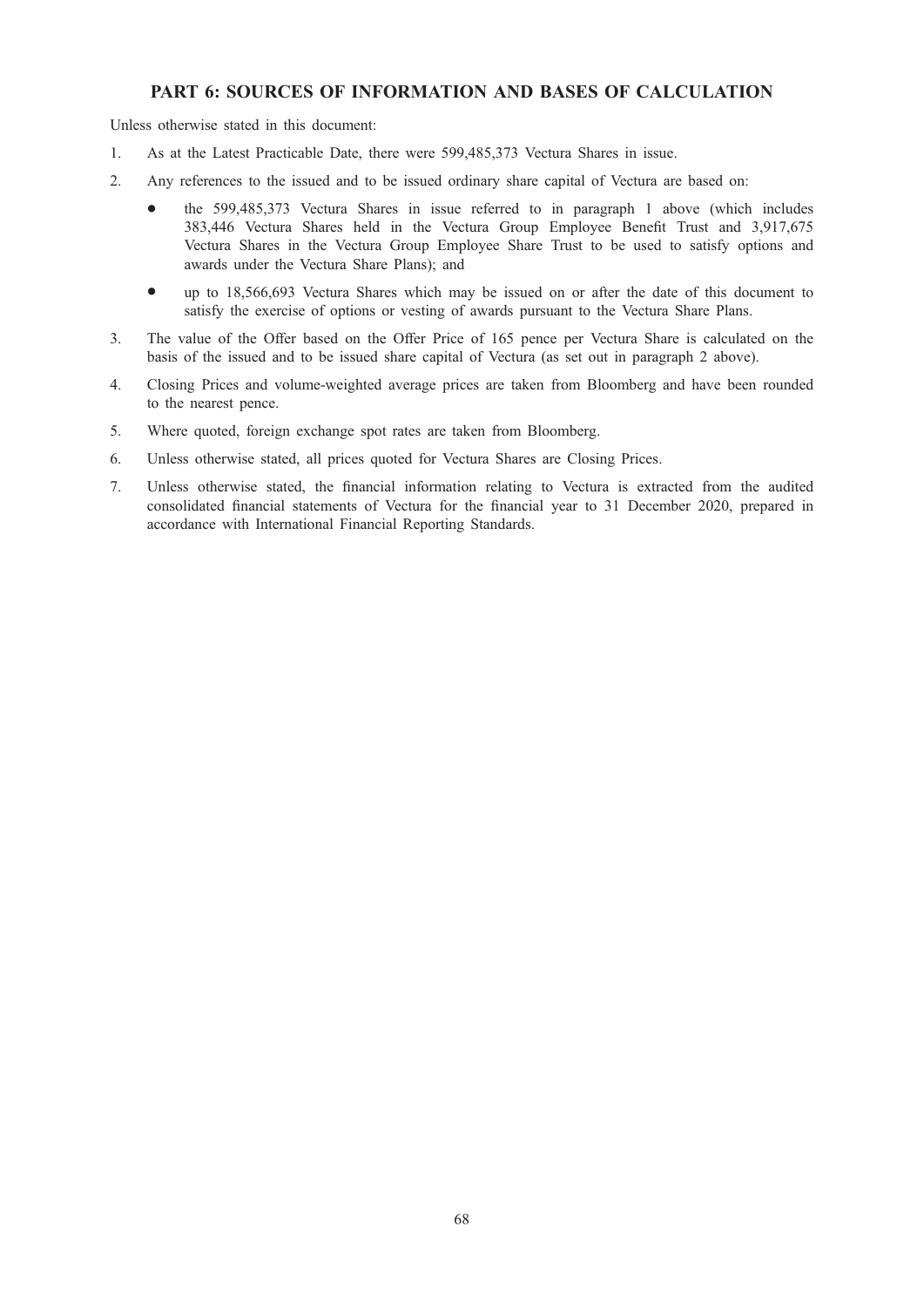## PART 6: SOURCES OF INFORMATION AND BASES OF CALCULATION

Unless otherwise stated in this document:

1. As at the Latest Practicable Date, there were 599,485,373 Vectura Shares in issue.
2. Any references to the issued and to be issued ordinary share capital of Vectura are based on:
   - the 599,485,373 Vectura Shares in issue referred to in paragraph 1 above (which includes 383,446 Vectura Shares held in the Vectura Group Employee Benefit Trust and 3,917,675 Vectura Shares in the Vectura Group Employee Share Trust to be used to satisfy options and awards under the Vectura Share Plans); and
   - up to 18,566,693 Vectura Shares which may be issued on or after the date of this document to satisfy the exercise of options or vesting of awards pursuant to the Vectura Share Plans.
3. The value of the Offer based on the Offer Price of 165 pence per Vectura Share is calculated on the basis of the issued and to be issued share capital of Vectura (as set out in paragraph 2 above).
4. Closing Prices and volume-weighted average prices are taken from Bloomberg and have been rounded to the nearest pence.
5. Where quoted, foreign exchange spot rates are taken from Bloomberg.
6. Unless otherwise stated, all prices quoted for Vectura Shares are Closing Prices.
7. Unless otherwise stated, the financial information relating to Vectura is extracted from the audited consolidated financial statements of Vectura for the financial year to 31 December 2020, prepared in accordance with International Financial Reporting Standards.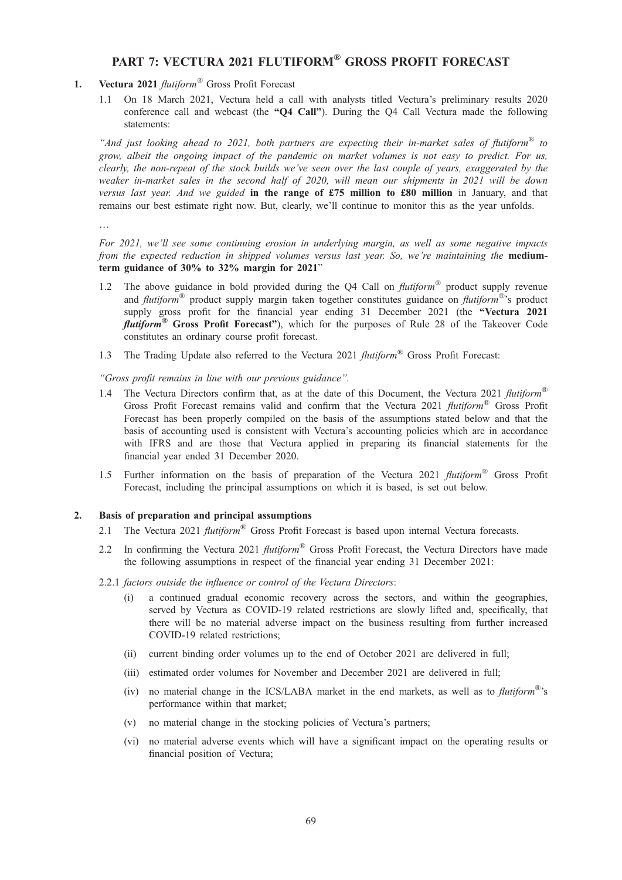# PART 7: VECTURA 2021 FLUTIFORM® GROSS PROFIT FORECAST

**1. Vectura 2021** ***flutiform®*** **Gross Profit Forecast**

1.1 On 18 March 2021, Vectura held a call with analysts titled Vectura's preliminary results 2020 conference call and webcast (the **"Q4 Call"**). During the Q4 Call Vectura made the following statements:

*"And just looking ahead to 2021, both partners are expecting their in-market sales of flutiform® to grow, albeit the ongoing impact of the pandemic on market volumes is not easy to predict. For us, clearly, the non-repeat of the stock builds we've seen over the last couple of years, exaggerated by the weaker in-market sales in the second half of 2020, will mean our shipments in 2021 will be down versus last year. And we guided* **in the range of £75 million to £80 million** *in January, and that remains our best estimate right now. But, clearly, we'll continue to monitor this as the year unfolds.*

…

*For 2021, we'll see some continuing erosion in underlying margin, as well as some negative impacts from the expected reduction in shipped volumes versus last year. So, we're maintaining the* **medium-term guidance of 30% to 32% margin for 2021**"

1.2 The above guidance in bold provided during the Q4 Call on *flutiform®* product supply revenue and *flutiform®* product supply margin taken together constitutes guidance on *flutiform®*'s product supply gross profit for the financial year ending 31 December 2021 (the **"Vectura 2021** ***flutiform®*** **Gross Profit Forecast"**), which for the purposes of Rule 28 of the Takeover Code constitutes an ordinary course profit forecast.

1.3 The Trading Update also referred to the Vectura 2021 *flutiform®* Gross Profit Forecast:

*"Gross profit remains in line with our previous guidance".*

1.4 The Vectura Directors confirm that, as at the date of this Document, the Vectura 2021 *flutiform®* Gross Profit Forecast remains valid and confirm that the Vectura 2021 *flutiform®* Gross Profit Forecast has been properly compiled on the basis of the assumptions stated below and that the basis of accounting used is consistent with Vectura's accounting policies which are in accordance with IFRS and are those that Vectura applied in preparing its financial statements for the financial year ended 31 December 2020.

1.5 Further information on the basis of preparation of the Vectura 2021 *flutiform®* Gross Profit Forecast, including the principal assumptions on which it is based, is set out below.

**2. Basis of preparation and principal assumptions**

2.1 The Vectura 2021 *flutiform®* Gross Profit Forecast is based upon internal Vectura forecasts.

2.2 In confirming the Vectura 2021 *flutiform®* Gross Profit Forecast, the Vectura Directors have made the following assumptions in respect of the financial year ending 31 December 2021:

2.2.1 *factors outside the influence or control of the Vectura Directors*:

(i) a continued gradual economic recovery across the sectors, and within the geographies, served by Vectura as COVID-19 related restrictions are slowly lifted and, specifically, that there will be no material adverse impact on the business resulting from further increased COVID-19 related restrictions;

(ii) current binding order volumes up to the end of October 2021 are delivered in full;

(iii) estimated order volumes for November and December 2021 are delivered in full;

(iv) no material change in the ICS/LABA market in the end markets, as well as to *flutiform®*'s performance within that market;

(v) no material change in the stocking policies of Vectura's partners;

(vi) no material adverse events which will have a significant impact on the operating results or financial position of Vectura;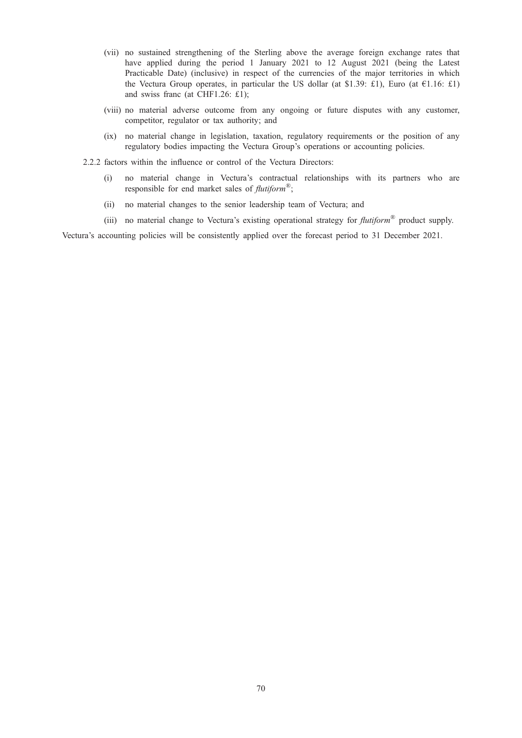(vii) no sustained strengthening of the Sterling above the average foreign exchange rates that have applied during the period 1 January 2021 to 12 August 2021 (being the Latest Practicable Date) (inclusive) in respect of the currencies of the major territories in which the Vectura Group operates, in particular the US dollar (at $1.39: £1), Euro (at €1.16: £1) and swiss franc (at CHF1.26: £1);

(viii) no material adverse outcome from any ongoing or future disputes with any customer, competitor, regulator or tax authority; and

(ix) no material change in legislation, taxation, regulatory requirements or the position of any regulatory bodies impacting the Vectura Group's operations or accounting policies.

2.2.2 factors within the influence or control of the Vectura Directors:

(i) no material change in Vectura's contractual relationships with its partners who are responsible for end market sales of *flutiform*®;

(ii) no material changes to the senior leadership team of Vectura; and

(iii) no material change to Vectura's existing operational strategy for *flutiform*® product supply.

Vectura's accounting policies will be consistently applied over the forecast period to 31 December 2021.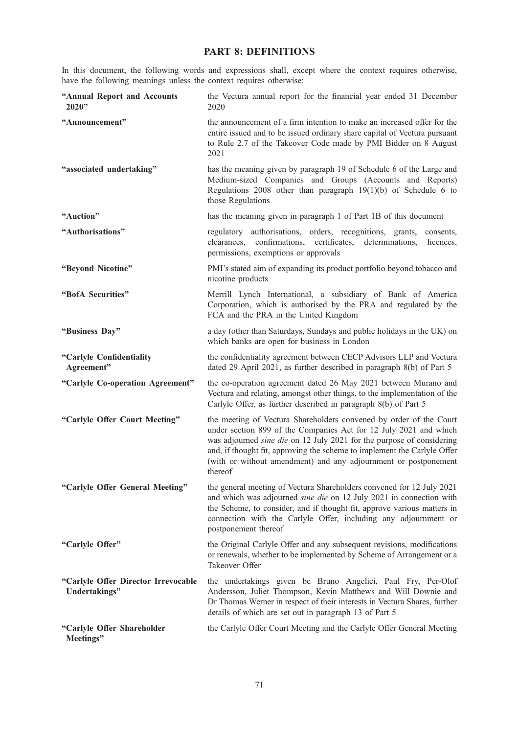## PART 8: DEFINITIONS

In this document, the following words and expressions shall, except where the context requires otherwise, have the following meanings unless the context requires otherwise:

| | |
|---|---|
| **"Annual Report and Accounts 2020"** | the Vectura annual report for the financial year ended 31 December 2020 |
| **"Announcement"** | the announcement of a firm intention to make an increased offer for the entire issued and to be issued ordinary share capital of Vectura pursuant to Rule 2.7 of the Takeover Code made by PMI Bidder on 8 August 2021 |
| **"associated undertaking"** | has the meaning given by paragraph 19 of Schedule 6 of the Large and Medium-sized Companies and Groups (Accounts and Reports) Regulations 2008 other than paragraph 19(1)(b) of Schedule 6 to those Regulations |
| **"Auction"** | has the meaning given in paragraph 1 of Part 1B of this document |
| **"Authorisations"** | regulatory authorisations, orders, recognitions, grants, consents, clearances, confirmations, certificates, determinations, licences, permissions, exemptions or approvals |
| **"Beyond Nicotine"** | PMI's stated aim of expanding its product portfolio beyond tobacco and nicotine products |
| **"BofA Securities"** | Merrill Lynch International, a subsidiary of Bank of America Corporation, which is authorised by the PRA and regulated by the FCA and the PRA in the United Kingdom |
| **"Business Day"** | a day (other than Saturdays, Sundays and public holidays in the UK) on which banks are open for business in London |
| **"Carlyle Confidentiality Agreement"** | the confidentiality agreement between CECP Advisors LLP and Vectura dated 29 April 2021, as further described in paragraph 8(b) of Part 5 |
| **"Carlyle Co-operation Agreement"** | the co-operation agreement dated 26 May 2021 between Murano and Vectura and relating, amongst other things, to the implementation of the Carlyle Offer, as further described in paragraph 8(b) of Part 5 |
| **"Carlyle Offer Court Meeting"** | the meeting of Vectura Shareholders convened by order of the Court under section 899 of the Companies Act for 12 July 2021 and which was adjourned *sine die* on 12 July 2021 for the purpose of considering and, if thought fit, approving the scheme to implement the Carlyle Offer (with or without amendment) and any adjournment or postponement thereof |
| **"Carlyle Offer General Meeting"** | the general meeting of Vectura Shareholders convened for 12 July 2021 and which was adjourned *sine die* on 12 July 2021 in connection with the Scheme, to consider, and if thought fit, approve various matters in connection with the Carlyle Offer, including any adjournment or postponement thereof |
| **"Carlyle Offer"** | the Original Carlyle Offer and any subsequent revisions, modifications or renewals, whether to be implemented by Scheme of Arrangement or a Takeover Offer |
| **"Carlyle Offer Director Irrevocable Undertakings"** | the undertakings given be Bruno Angelici, Paul Fry, Per-Olof Andersson, Juliet Thompson, Kevin Matthews and Will Downie and Dr Thomas Werner in respect of their interests in Vectura Shares, further details of which are set out in paragraph 13 of Part 5 |
| **"Carlyle Offer Shareholder Meetings"** | the Carlyle Offer Court Meeting and the Carlyle Offer General Meeting |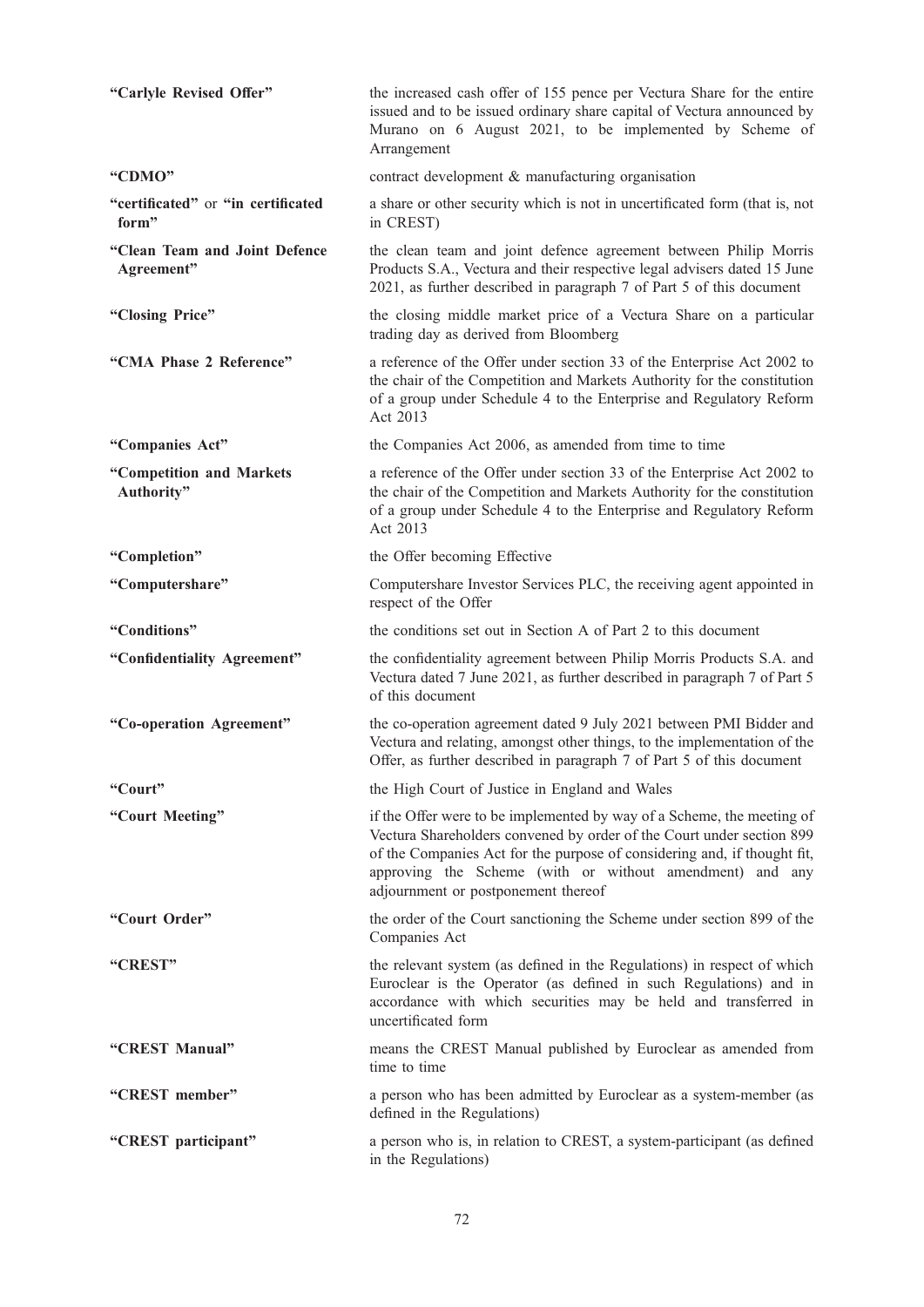| | |
|---|---|
| **"Carlyle Revised Offer"** | the increased cash offer of 155 pence per Vectura Share for the entire issued and to be issued ordinary share capital of Vectura announced by Murano on 6 August 2021, to be implemented by Scheme of Arrangement |
| **"CDMO"** | contract development & manufacturing organisation |
| **"certificated"** or **"in certificated form"** | a share or other security which is not in uncertificated form (that is, not in CREST) |
| **"Clean Team and Joint Defence Agreement"** | the clean team and joint defence agreement between Philip Morris Products S.A., Vectura and their respective legal advisers dated 15 June 2021, as further described in paragraph 7 of Part 5 of this document |
| **"Closing Price"** | the closing middle market price of a Vectura Share on a particular trading day as derived from Bloomberg |
| **"CMA Phase 2 Reference"** | a reference of the Offer under section 33 of the Enterprise Act 2002 to the chair of the Competition and Markets Authority for the constitution of a group under Schedule 4 to the Enterprise and Regulatory Reform Act 2013 |
| **"Companies Act"** | the Companies Act 2006, as amended from time to time |
| **"Competition and Markets Authority"** | a reference of the Offer under section 33 of the Enterprise Act 2002 to the chair of the Competition and Markets Authority for the constitution of a group under Schedule 4 to the Enterprise and Regulatory Reform Act 2013 |
| **"Completion"** | the Offer becoming Effective |
| **"Computershare"** | Computershare Investor Services PLC, the receiving agent appointed in respect of the Offer |
| **"Conditions"** | the conditions set out in Section A of Part 2 to this document |
| **"Confidentiality Agreement"** | the confidentiality agreement between Philip Morris Products S.A. and Vectura dated 7 June 2021, as further described in paragraph 7 of Part 5 of this document |
| **"Co-operation Agreement"** | the co-operation agreement dated 9 July 2021 between PMI Bidder and Vectura and relating, amongst other things, to the implementation of the Offer, as further described in paragraph 7 of Part 5 of this document |
| **"Court"** | the High Court of Justice in England and Wales |
| **"Court Meeting"** | if the Offer were to be implemented by way of a Scheme, the meeting of Vectura Shareholders convened by order of the Court under section 899 of the Companies Act for the purpose of considering and, if thought fit, approving the Scheme (with or without amendment) and any adjournment or postponement thereof |
| **"Court Order"** | the order of the Court sanctioning the Scheme under section 899 of the Companies Act |
| **"CREST"** | the relevant system (as defined in the Regulations) in respect of which Euroclear is the Operator (as defined in such Regulations) and in accordance with which securities may be held and transferred in uncertificated form |
| **"CREST Manual"** | means the CREST Manual published by Euroclear as amended from time to time |
| **"CREST member"** | a person who has been admitted by Euroclear as a system-member (as defined in the Regulations) |
| **"CREST participant"** | a person who is, in relation to CREST, a system-participant (as defined in the Regulations) |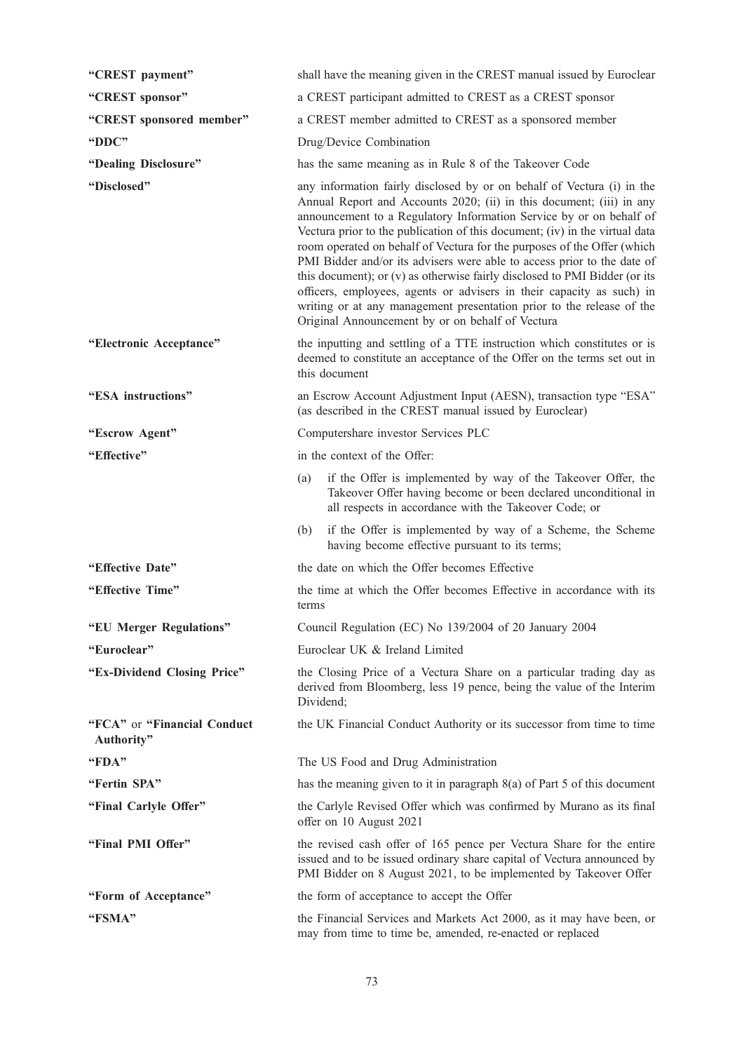| | |
|---|---|
| **"CREST payment"** | shall have the meaning given in the CREST manual issued by Euroclear |
| **"CREST sponsor"** | a CREST participant admitted to CREST as a CREST sponsor |
| **"CREST sponsored member"** | a CREST member admitted to CREST as a sponsored member |
| **"DDC"** | Drug/Device Combination |
| **"Dealing Disclosure"** | has the same meaning as in Rule 8 of the Takeover Code |
| **"Disclosed"** | any information fairly disclosed by or on behalf of Vectura (i) in the Annual Report and Accounts 2020; (ii) in this document; (iii) in any announcement to a Regulatory Information Service by or on behalf of Vectura prior to the publication of this document; (iv) in the virtual data room operated on behalf of Vectura for the purposes of the Offer (which PMI Bidder and/or its advisers were able to access prior to the date of this document); or (v) as otherwise fairly disclosed to PMI Bidder (or its officers, employees, agents or advisers in their capacity as such) in writing or at any management presentation prior to the release of the Original Announcement by or on behalf of Vectura |
| **"Electronic Acceptance"** | the inputting and settling of a TTE instruction which constitutes or is deemed to constitute an acceptance of the Offer on the terms set out in this document |
| **"ESA instructions"** | an Escrow Account Adjustment Input (AESN), transaction type "ESA" (as described in the CREST manual issued by Euroclear) |
| **"Escrow Agent"** | Computershare investor Services PLC |
| **"Effective"** | in the context of the Offer:<br>(a) if the Offer is implemented by way of the Takeover Offer, the Takeover Offer having become or been declared unconditional in all respects in accordance with the Takeover Code; or<br>(b) if the Offer is implemented by way of a Scheme, the Scheme having become effective pursuant to its terms; |
| **"Effective Date"** | the date on which the Offer becomes Effective |
| **"Effective Time"** | the time at which the Offer becomes Effective in accordance with its terms |
| **"EU Merger Regulations"** | Council Regulation (EC) No 139/2004 of 20 January 2004 |
| **"Euroclear"** | Euroclear UK & Ireland Limited |
| **"Ex-Dividend Closing Price"** | the Closing Price of a Vectura Share on a particular trading day as derived from Bloomberg, less 19 pence, being the value of the Interim Dividend; |
| **"FCA"** or **"Financial Conduct Authority"** | the UK Financial Conduct Authority or its successor from time to time |
| **"FDA"** | The US Food and Drug Administration |
| **"Fertin SPA"** | has the meaning given to it in paragraph 8(a) of Part 5 of this document |
| **"Final Carlyle Offer"** | the Carlyle Revised Offer which was confirmed by Murano as its final offer on 10 August 2021 |
| **"Final PMI Offer"** | the revised cash offer of 165 pence per Vectura Share for the entire issued and to be issued ordinary share capital of Vectura announced by PMI Bidder on 8 August 2021, to be implemented by Takeover Offer |
| **"Form of Acceptance"** | the form of acceptance to accept the Offer |
| **"FSMA"** | the Financial Services and Markets Act 2000, as it may have been, or may from time to time be, amended, re-enacted or replaced |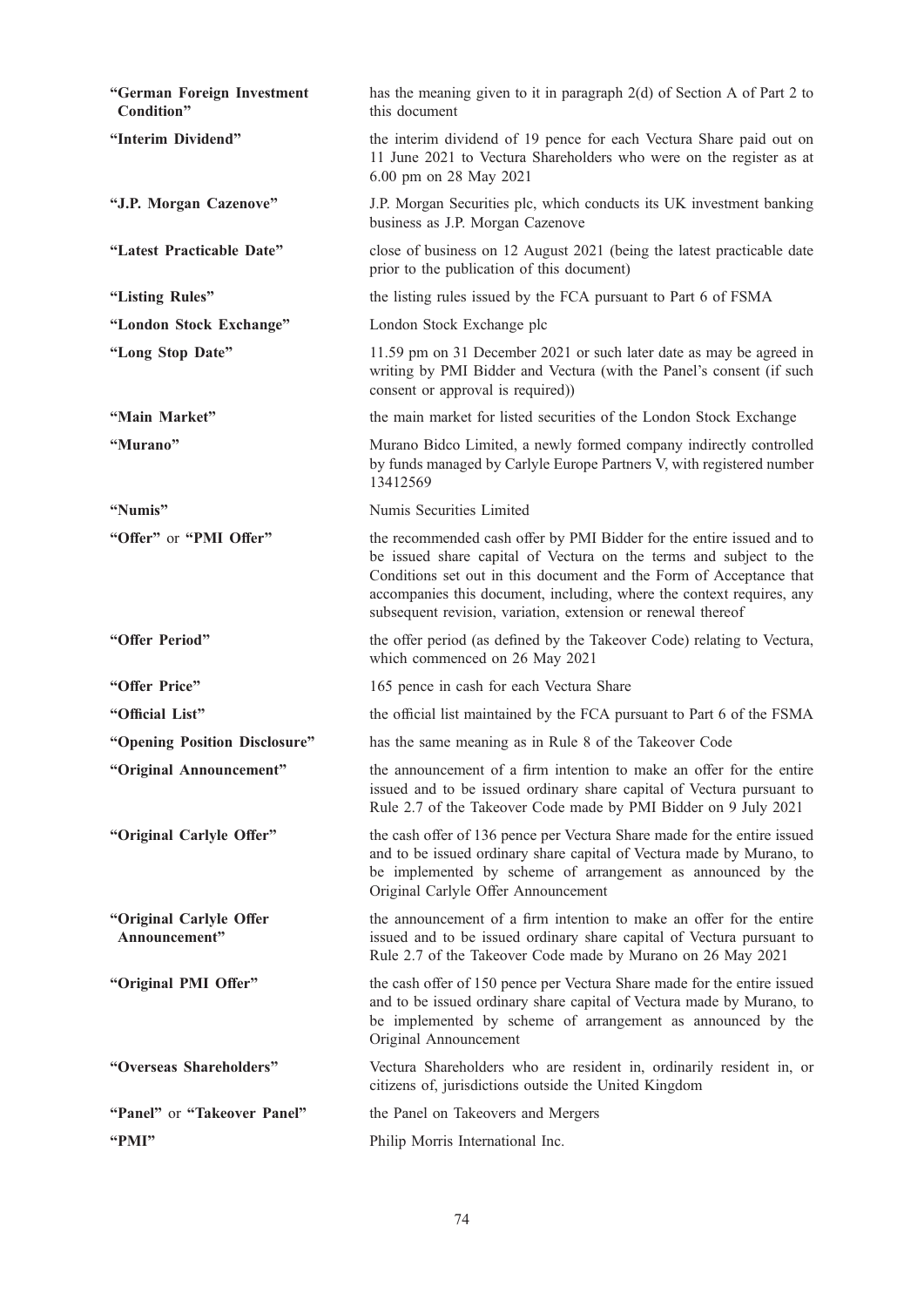| | |
|---|---|
| **"German Foreign Investment Condition"** | has the meaning given to it in paragraph 2(d) of Section A of Part 2 to this document |
| **"Interim Dividend"** | the interim dividend of 19 pence for each Vectura Share paid out on 11 June 2021 to Vectura Shareholders who were on the register as at 6.00 pm on 28 May 2021 |
| **"J.P. Morgan Cazenove"** | J.P. Morgan Securities plc, which conducts its UK investment banking business as J.P. Morgan Cazenove |
| **"Latest Practicable Date"** | close of business on 12 August 2021 (being the latest practicable date prior to the publication of this document) |
| **"Listing Rules"** | the listing rules issued by the FCA pursuant to Part 6 of FSMA |
| **"London Stock Exchange"** | London Stock Exchange plc |
| **"Long Stop Date"** | 11.59 pm on 31 December 2021 or such later date as may be agreed in writing by PMI Bidder and Vectura (with the Panel's consent (if such consent or approval is required)) |
| **"Main Market"** | the main market for listed securities of the London Stock Exchange |
| **"Murano"** | Murano Bidco Limited, a newly formed company indirectly controlled by funds managed by Carlyle Europe Partners V, with registered number 13412569 |
| **"Numis"** | Numis Securities Limited |
| **"Offer"** or **"PMI Offer"** | the recommended cash offer by PMI Bidder for the entire issued and to be issued share capital of Vectura on the terms and subject to the Conditions set out in this document and the Form of Acceptance that accompanies this document, including, where the context requires, any subsequent revision, variation, extension or renewal thereof |
| **"Offer Period"** | the offer period (as defined by the Takeover Code) relating to Vectura, which commenced on 26 May 2021 |
| **"Offer Price"** | 165 pence in cash for each Vectura Share |
| **"Official List"** | the official list maintained by the FCA pursuant to Part 6 of the FSMA |
| **"Opening Position Disclosure"** | has the same meaning as in Rule 8 of the Takeover Code |
| **"Original Announcement"** | the announcement of a firm intention to make an offer for the entire issued and to be issued ordinary share capital of Vectura pursuant to Rule 2.7 of the Takeover Code made by PMI Bidder on 9 July 2021 |
| **"Original Carlyle Offer"** | the cash offer of 136 pence per Vectura Share made for the entire issued and to be issued ordinary share capital of Vectura made by Murano, to be implemented by scheme of arrangement as announced by the Original Carlyle Offer Announcement |
| **"Original Carlyle Offer Announcement"** | the announcement of a firm intention to make an offer for the entire issued and to be issued ordinary share capital of Vectura pursuant to Rule 2.7 of the Takeover Code made by Murano on 26 May 2021 |
| **"Original PMI Offer"** | the cash offer of 150 pence per Vectura Share made for the entire issued and to be issued ordinary share capital of Vectura made by Murano, to be implemented by scheme of arrangement as announced by the Original Announcement |
| **"Overseas Shareholders"** | Vectura Shareholders who are resident in, ordinarily resident in, or citizens of, jurisdictions outside the United Kingdom |
| **"Panel"** or **"Takeover Panel"** | the Panel on Takeovers and Mergers |
| **"PMI"** | Philip Morris International Inc. |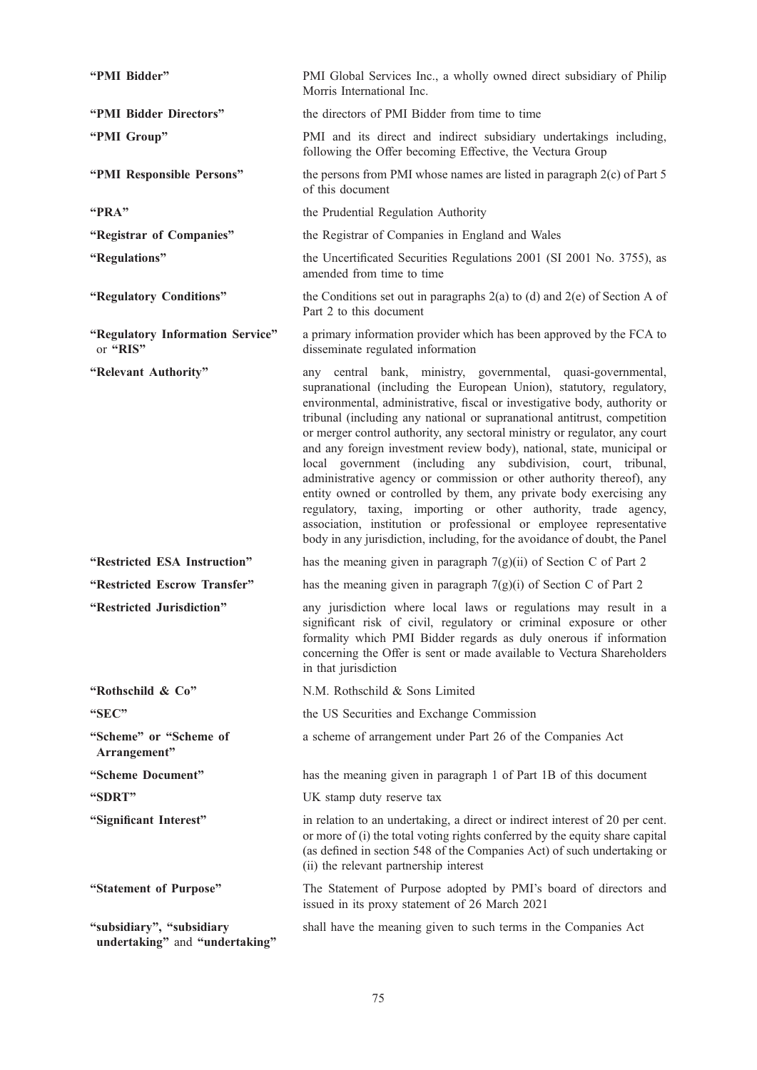| | |
|---|---|
| **"PMI Bidder"** | PMI Global Services Inc., a wholly owned direct subsidiary of Philip Morris International Inc. |
| **"PMI Bidder Directors"** | the directors of PMI Bidder from time to time |
| **"PMI Group"** | PMI and its direct and indirect subsidiary undertakings including, following the Offer becoming Effective, the Vectura Group |
| **"PMI Responsible Persons"** | the persons from PMI whose names are listed in paragraph 2(c) of Part 5 of this document |
| **"PRA"** | the Prudential Regulation Authority |
| **"Registrar of Companies"** | the Registrar of Companies in England and Wales |
| **"Regulations"** | the Uncertificated Securities Regulations 2001 (SI 2001 No. 3755), as amended from time to time |
| **"Regulatory Conditions"** | the Conditions set out in paragraphs 2(a) to (d) and 2(e) of Section A of Part 2 to this document |
| **"Regulatory Information Service"** or **"RIS"** | a primary information provider which has been approved by the FCA to disseminate regulated information |
| **"Relevant Authority"** | any central bank, ministry, governmental, quasi-governmental, supranational (including the European Union), statutory, regulatory, environmental, administrative, fiscal or investigative body, authority or tribunal (including any national or supranational antitrust, competition or merger control authority, any sectoral ministry or regulator, any court and any foreign investment review body), national, state, municipal or local government (including any subdivision, court, tribunal, administrative agency or commission or other authority thereof), any entity owned or controlled by them, any private body exercising any regulatory, taxing, importing or other authority, trade agency, association, institution or professional or employee representative body in any jurisdiction, including, for the avoidance of doubt, the Panel |
| **"Restricted ESA Instruction"** | has the meaning given in paragraph 7(g)(ii) of Section C of Part 2 |
| **"Restricted Escrow Transfer"** | has the meaning given in paragraph 7(g)(i) of Section C of Part 2 |
| **"Restricted Jurisdiction"** | any jurisdiction where local laws or regulations may result in a significant risk of civil, regulatory or criminal exposure or other formality which PMI Bidder regards as duly onerous if information concerning the Offer is sent or made available to Vectura Shareholders in that jurisdiction |
| **"Rothschild & Co"** | N.M. Rothschild & Sons Limited |
| **"SEC"** | the US Securities and Exchange Commission |
| **"Scheme"** or **"Scheme of Arrangement"** | a scheme of arrangement under Part 26 of the Companies Act |
| **"Scheme Document"** | has the meaning given in paragraph 1 of Part 1B of this document |
| **"SDRT"** | UK stamp duty reserve tax |
| **"Significant Interest"** | in relation to an undertaking, a direct or indirect interest of 20 per cent. or more of (i) the total voting rights conferred by the equity share capital (as defined in section 548 of the Companies Act) of such undertaking or (ii) the relevant partnership interest |
| **"Statement of Purpose"** | The Statement of Purpose adopted by PMI's board of directors and issued in its proxy statement of 26 March 2021 |
| **"subsidiary"**, **"subsidiary undertaking"** and **"undertaking"** | shall have the meaning given to such terms in the Companies Act |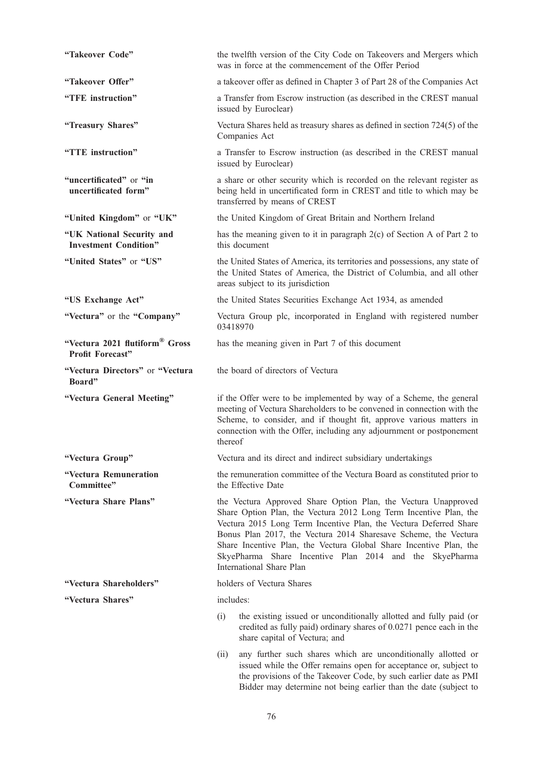| | |
|---|---|
| **"Takeover Code"** | the twelfth version of the City Code on Takeovers and Mergers which was in force at the commencement of the Offer Period |
| **"Takeover Offer"** | a takeover offer as defined in Chapter 3 of Part 28 of the Companies Act |
| **"TFE instruction"** | a Transfer from Escrow instruction (as described in the CREST manual issued by Euroclear) |
| **"Treasury Shares"** | Vectura Shares held as treasury shares as defined in section 724(5) of the Companies Act |
| **"TTE instruction"** | a Transfer to Escrow instruction (as described in the CREST manual issued by Euroclear) |
| **"uncertificated"** or **"in uncertificated form"** | a share or other security which is recorded on the relevant register as being held in uncertificated form in CREST and title to which may be transferred by means of CREST |
| **"United Kingdom"** or **"UK"** | the United Kingdom of Great Britain and Northern Ireland |
| **"UK National Security and Investment Condition"** | has the meaning given to it in paragraph 2(c) of Section A of Part 2 to this document |
| **"United States"** or **"US"** | the United States of America, its territories and possessions, any state of the United States of America, the District of Columbia, and all other areas subject to its jurisdiction |
| **"US Exchange Act"** | the United States Securities Exchange Act 1934, as amended |
| **"Vectura"** or the **"Company"** | Vectura Group plc, incorporated in England with registered number 03418970 |
| **"Vectura 2021 flutiform® Gross Profit Forecast"** | has the meaning given in Part 7 of this document |
| **"Vectura Directors"** or **"Vectura Board"** | the board of directors of Vectura |
| **"Vectura General Meeting"** | if the Offer were to be implemented by way of a Scheme, the general meeting of Vectura Shareholders to be convened in connection with the Scheme, to consider, and if thought fit, approve various matters in connection with the Offer, including any adjournment or postponement thereof |
| **"Vectura Group"** | Vectura and its direct and indirect subsidiary undertakings |
| **"Vectura Remuneration Committee"** | the remuneration committee of the Vectura Board as constituted prior to the Effective Date |
| **"Vectura Share Plans"** | the Vectura Approved Share Option Plan, the Vectura Unapproved Share Option Plan, the Vectura 2012 Long Term Incentive Plan, the Vectura 2015 Long Term Incentive Plan, the Vectura Deferred Share Bonus Plan 2017, the Vectura 2014 Sharesave Scheme, the Vectura Share Incentive Plan, the Vectura Global Share Incentive Plan, the SkyePharma Share Incentive Plan 2014 and the SkyePharma International Share Plan |
| **"Vectura Shareholders"** | holders of Vectura Shares |
| **"Vectura Shares"** | includes:<br>(i) the existing issued or unconditionally allotted and fully paid (or credited as fully paid) ordinary shares of 0.0271 pence each in the share capital of Vectura; and<br>(ii) any further such shares which are unconditionally allotted or issued while the Offer remains open for acceptance or, subject to the provisions of the Takeover Code, by such earlier date as PMI Bidder may determine not being earlier than the date (subject to |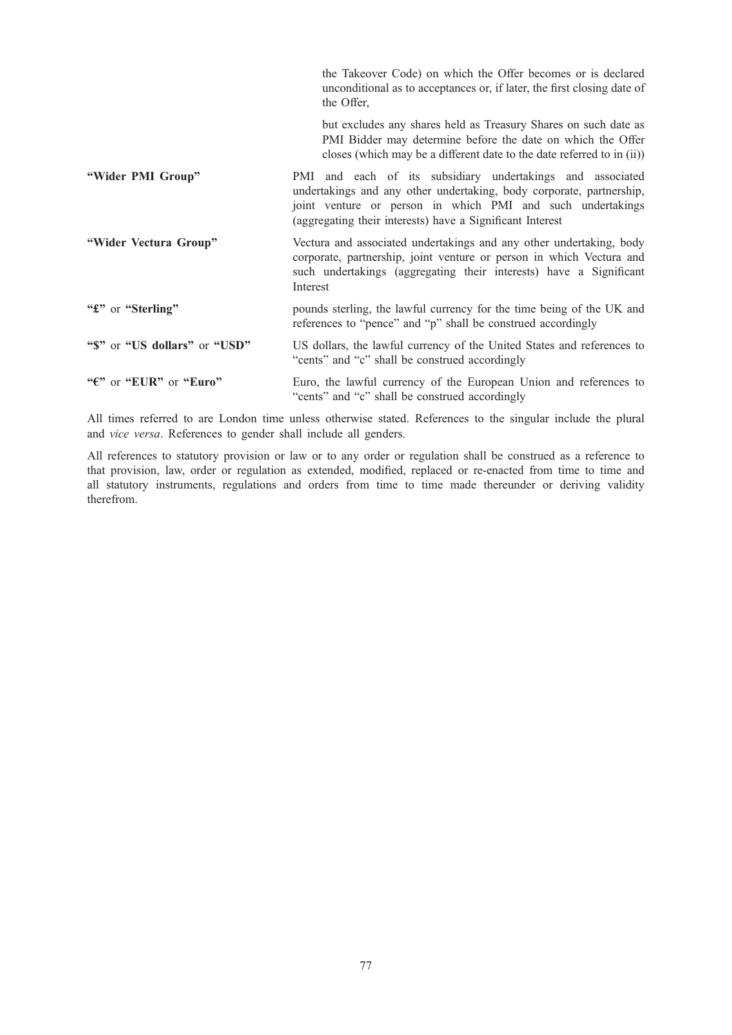| | |
|---|---|
| | the Takeover Code) on which the Offer becomes or is declared unconditional as to acceptances or, if later, the first closing date of the Offer,<br><br>but excludes any shares held as Treasury Shares on such date as PMI Bidder may determine before the date on which the Offer closes (which may be a different date to the date referred to in (ii)) |
| **"Wider PMI Group"** | PMI and each of its subsidiary undertakings and associated undertakings and any other undertaking, body corporate, partnership, joint venture or person in which PMI and such undertakings (aggregating their interests) have a Significant Interest |
| **"Wider Vectura Group"** | Vectura and associated undertakings and any other undertaking, body corporate, partnership, joint venture or person in which Vectura and such undertakings (aggregating their interests) have a Significant Interest |
| **"£"** or **"Sterling"** | pounds sterling, the lawful currency for the time being of the UK and references to "pence" and "p" shall be construed accordingly |
| **"$"** or **"US dollars"** or **"USD"** | US dollars, the lawful currency of the United States and references to "cents" and "c" shall be construed accordingly |
| **"€"** or **"EUR"** or **"Euro"** | Euro, the lawful currency of the European Union and references to "cents" and "c" shall be construed accordingly |

All times referred to are London time unless otherwise stated. References to the singular include the plural and *vice versa*. References to gender shall include all genders.

All references to statutory provision or law or to any order or regulation shall be construed as a reference to that provision, law, order or regulation as extended, modified, replaced or re-enacted from time to time and all statutory instruments, regulations and orders from time to time made thereunder or deriving validity therefrom.